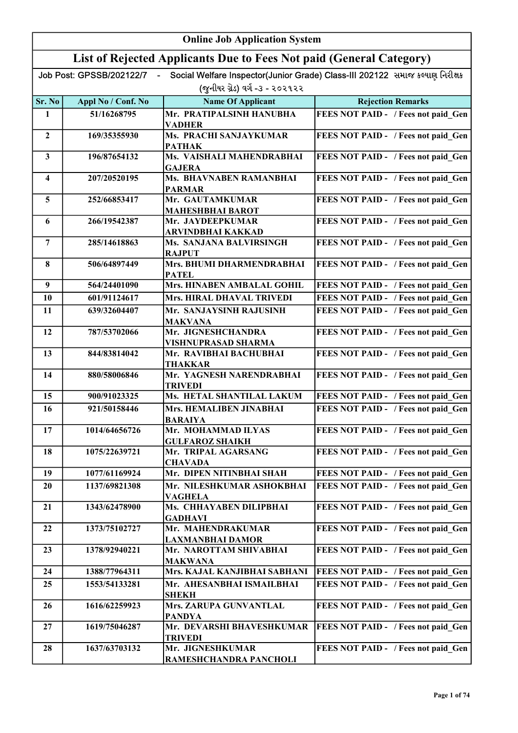## Online Job Application System

## List of Rejected Applicants Due to Fees Not paid (General Category)

Job Post: GPSSB/202122/7 - Social Welfare Inspector(Junior Grade) Class-III 202122 સમાજ કલ્યાણ નિરીક્ષક (જુનીયર ગ્રેડ) વર્ગ -૩ - ૨૦૨૧૨૨

| Sr. No | Appl No / Conf. No | Name Of Applicant | Rejection Remarks |
|---|---|---|---|
| 1 | 51/16268795 | Mr. PRATIPALSINH HANUBHA VADHER | FEES NOT PAID - / Fees not paid_Gen |
| 2 | 169/35355930 | Ms. PRACHI SANJAYKUMAR PATHAK | FEES NOT PAID - / Fees not paid_Gen |
| 3 | 196/87654132 | Ms. VAISHALI MAHENDRABHAI GAJERA | FEES NOT PAID - / Fees not paid_Gen |
| 4 | 207/20520195 | Ms. BHAVNABEN RAMANBHAI PARMAR | FEES NOT PAID - / Fees not paid_Gen |
| 5 | 252/66853417 | Mr. GAUTAMKUMAR MAHESHBHAI BAROT | FEES NOT PAID - / Fees not paid_Gen |
| 6 | 266/19542387 | Mr. JAYDEEPKUMAR ARVINDBHAI KAKKAD | FEES NOT PAID - / Fees not paid_Gen |
| 7 | 285/14618863 | Ms. SANJANA BALVIRSINGH RAJPUT | FEES NOT PAID - / Fees not paid_Gen |
| 8 | 506/64897449 | Mrs. BHUMI DHARMENDRABHAI PATEL | FEES NOT PAID - / Fees not paid_Gen |
| 9 | 564/24401090 | Mrs. HINABEN AMBALAL GOHIL | FEES NOT PAID - / Fees not paid_Gen |
| 10 | 601/91124617 | Mrs. HIRAL DHAVAL TRIVEDI | FEES NOT PAID - / Fees not paid_Gen |
| 11 | 639/32604407 | Mr. SANJAYSINH RAJUSINH MAKVANA | FEES NOT PAID - / Fees not paid_Gen |
| 12 | 787/53702066 | Mr. JIGNESHCHANDRA VISHNUPRASAD SHARMA | FEES NOT PAID - / Fees not paid_Gen |
| 13 | 844/83814042 | Mr. RAVIBHAI BACHUBHAI THAKKAR | FEES NOT PAID - / Fees not paid_Gen |
| 14 | 880/58006846 | Mr. YAGNESH NARENDRABHAI TRIVEDI | FEES NOT PAID - / Fees not paid_Gen |
| 15 | 900/91023325 | Ms. HETAL SHANTILAL LAKUM | FEES NOT PAID - / Fees not paid_Gen |
| 16 | 921/50158446 | Mrs. HEMALIBEN JINABHAI BARAIYA | FEES NOT PAID - / Fees not paid_Gen |
| 17 | 1014/64656726 | Mr. MOHAMMAD ILYAS GULFAROZ SHAIKH | FEES NOT PAID - / Fees not paid_Gen |
| 18 | 1075/22639721 | Mr. TRIPAL AGARSANG CHAVADA | FEES NOT PAID - / Fees not paid_Gen |
| 19 | 1077/61169924 | Mr. DIPEN NITINBHAI SHAH | FEES NOT PAID - / Fees not paid_Gen |
| 20 | 1137/69821308 | Mr. NILESHKUMAR ASHOKBHAI VAGHELA | FEES NOT PAID - / Fees not paid_Gen |
| 21 | 1343/62478900 | Ms. CHHAYABEN DILIPBHAI GADHAVI | FEES NOT PAID - / Fees not paid_Gen |
| 22 | 1373/75102727 | Mr. MAHENDRAKUMAR LAXMANBHAI DAMOR | FEES NOT PAID - / Fees not paid_Gen |
| 23 | 1378/92940221 | Mr. NAROTTAM SHIVABHAI MAKWANA | FEES NOT PAID - / Fees not paid_Gen |
| 24 | 1388/77964311 | Mrs. KAJAL KANJIBHAI SABHANI | FEES NOT PAID - / Fees not paid_Gen |
| 25 | 1553/54133281 | Mr. AHESANBHAI ISMAILBHAI SHEKH | FEES NOT PAID - / Fees not paid_Gen |
| 26 | 1616/62259923 | Mrs. ZARUPA GUNVANTLAL PANDYA | FEES NOT PAID - / Fees not paid_Gen |
| 27 | 1619/75046287 | Mr. DEVARSHI BHAVESHKUMAR TRIVEDI | FEES NOT PAID - / Fees not paid_Gen |
| 28 | 1637/63703132 | Mr. JIGNESHKUMAR RAMESHCHANDRA PANCHOLI | FEES NOT PAID - / Fees not paid_Gen |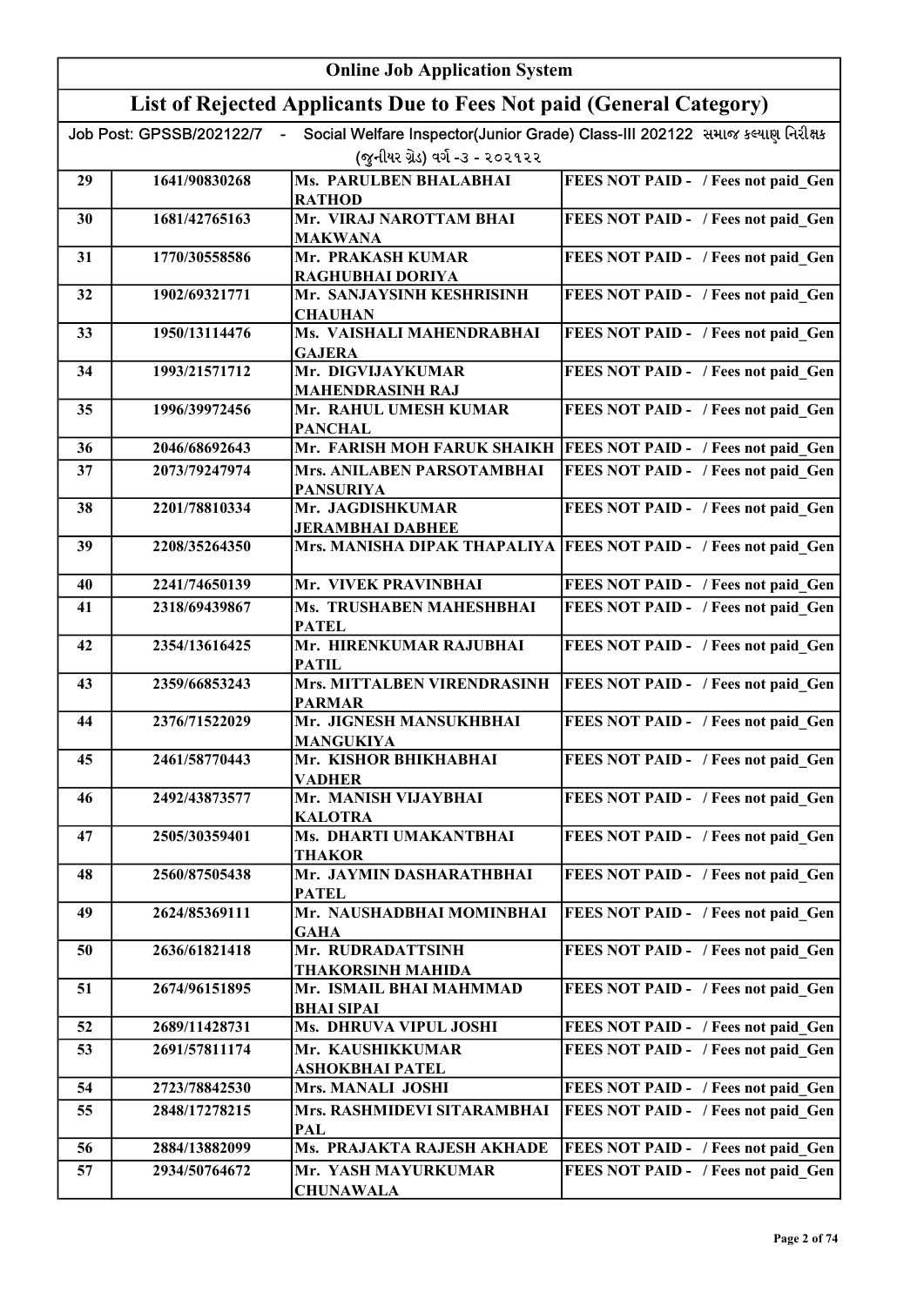# Online Job Application System

## List of Rejected Applicants Due to Fees Not paid (General Category)

Job Post: GPSSB/202122/7 - Social Welfare Inspector(Junior Grade) Class-III 202122 સમાજ કલ્યાણ નિરીક્ષક (જુનીયર ગ્રેડ) વર્ગ -૩ - ૨૦૨૧૨૨

| | | | |
|---|---|---|---|
| 29 | 1641/90830268 | Ms. PARULBEN BHALABHAI RATHOD | FEES NOT PAID - / Fees not paid_Gen |
| 30 | 1681/42765163 | Mr. VIRAJ NAROTTAM BHAI MAKWANA | FEES NOT PAID - / Fees not paid_Gen |
| 31 | 1770/30558586 | Mr. PRAKASH KUMAR RAGHUBHAI DORIYA | FEES NOT PAID - / Fees not paid_Gen |
| 32 | 1902/69321771 | Mr. SANJAYSINH KESHRISINH CHAUHAN | FEES NOT PAID - / Fees not paid_Gen |
| 33 | 1950/13114476 | Ms. VAISHALI MAHENDRABHAI GAJERA | FEES NOT PAID - / Fees not paid_Gen |
| 34 | 1993/21571712 | Mr. DIGVIJAYKUMAR MAHENDRASINH RAJ | FEES NOT PAID - / Fees not paid_Gen |
| 35 | 1996/39972456 | Mr. RAHUL UMESH KUMAR PANCHAL | FEES NOT PAID - / Fees not paid_Gen |
| 36 | 2046/68692643 | Mr. FARISH MOH FARUK SHAIKH | FEES NOT PAID - / Fees not paid_Gen |
| 37 | 2073/79247974 | Mrs. ANILABEN PARSOTAMBHAI PANSURIYA | FEES NOT PAID - / Fees not paid_Gen |
| 38 | 2201/78810334 | Mr. JAGDISHKUMAR JERAMBHAI DABHEE | FEES NOT PAID - / Fees not paid_Gen |
| 39 | 2208/35264350 | Mrs. MANISHA DIPAK THAPALIYA | FEES NOT PAID - / Fees not paid_Gen |
| 40 | 2241/74650139 | Mr. VIVEK PRAVINBHAI | FEES NOT PAID - / Fees not paid_Gen |
| 41 | 2318/69439867 | Ms. TRUSHABEN MAHESHBHAI PATEL | FEES NOT PAID - / Fees not paid_Gen |
| 42 | 2354/13616425 | Mr. HIRENKUMAR RAJUBHAI PATIL | FEES NOT PAID - / Fees not paid_Gen |
| 43 | 2359/66853243 | Mrs. MITTALBEN VIRENDRASINH PARMAR | FEES NOT PAID - / Fees not paid_Gen |
| 44 | 2376/71522029 | Mr. JIGNESH MANSUKHBHAI MANGUKIYA | FEES NOT PAID - / Fees not paid_Gen |
| 45 | 2461/58770443 | Mr. KISHOR BHIKHABHAI VADHER | FEES NOT PAID - / Fees not paid_Gen |
| 46 | 2492/43873577 | Mr. MANISH VIJAYBHAI KALOTRA | FEES NOT PAID - / Fees not paid_Gen |
| 47 | 2505/30359401 | Ms. DHARTI UMAKANTBHAI THAKOR | FEES NOT PAID - / Fees not paid_Gen |
| 48 | 2560/87505438 | Mr. JAYMIN DASHARATHBHAI PATEL | FEES NOT PAID - / Fees not paid_Gen |
| 49 | 2624/85369111 | Mr. NAUSHADBHAI MOMINBHAI GAHA | FEES NOT PAID - / Fees not paid_Gen |
| 50 | 2636/61821418 | Mr. RUDRADATTSINH THAKORSINH MAHIDA | FEES NOT PAID - / Fees not paid_Gen |
| 51 | 2674/96151895 | Mr. ISMAIL BHAI MAHMMAD BHAI SIPAI | FEES NOT PAID - / Fees not paid_Gen |
| 52 | 2689/11428731 | Ms. DHRUVA VIPUL JOSHI | FEES NOT PAID - / Fees not paid_Gen |
| 53 | 2691/57811174 | Mr. KAUSHIKKUMAR ASHOKBHAI PATEL | FEES NOT PAID - / Fees not paid_Gen |
| 54 | 2723/78842530 | Mrs. MANALI JOSHI | FEES NOT PAID - / Fees not paid_Gen |
| 55 | 2848/17278215 | Mrs. RASHMIDEVI SITARAMBHAI PAL | FEES NOT PAID - / Fees not paid_Gen |
| 56 | 2884/13882099 | Ms. PRAJAKTA RAJESH AKHADE | FEES NOT PAID - / Fees not paid_Gen |
| 57 | 2934/50764672 | Mr. YASH MAYURKUMAR CHUNAWALA | FEES NOT PAID - / Fees not paid_Gen |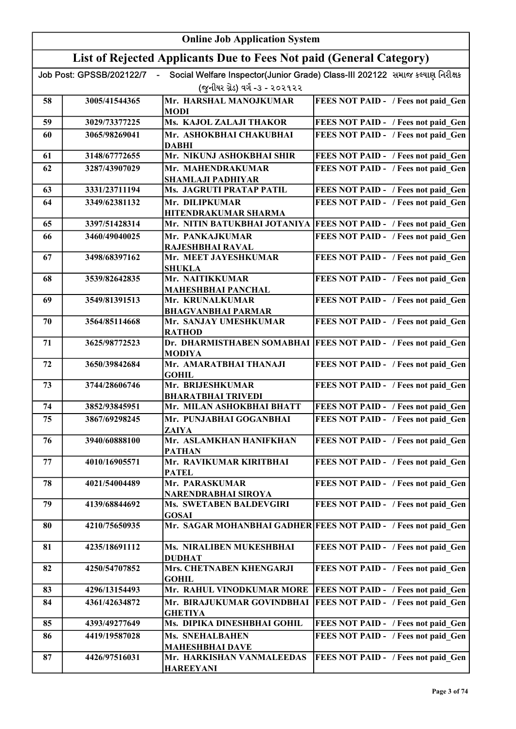| Online Job Application System | | | |
|---|---|---|---|
| List of Rejected Applicants Due to Fees Not paid (General Category) | | | |
| Job Post: GPSSB/202122/7 - Social Welfare Inspector(Junior Grade) Class-III 202122 સમાજ કલ્યાણ નિરીક્ષક (જુનીયર ગ્રેડ) વર્ગ -૩ - ૨૦૨૧૨૨ | | | |
| 58 | 3005/41544365 | Mr. HARSHAL MANOJKUMAR MODI | FEES NOT PAID - / Fees not paid_Gen |
| 59 | 3029/73377225 | Ms. KAJOL ZALAJI THAKOR | FEES NOT PAID - / Fees not paid_Gen |
| 60 | 3065/98269041 | Mr. ASHOKBHAI CHAKUBHAI DABHI | FEES NOT PAID - / Fees not paid_Gen |
| 61 | 3148/67772655 | Mr. NIKUNJ ASHOKBHAI SHIR | FEES NOT PAID - / Fees not paid_Gen |
| 62 | 3287/43907029 | Mr. MAHENDRAKUMAR SHAMLAJI PADHIYAR | FEES NOT PAID - / Fees not paid_Gen |
| 63 | 3331/23711194 | Ms. JAGRUTI PRATAP PATIL | FEES NOT PAID - / Fees not paid_Gen |
| 64 | 3349/62381132 | Mr. DILIPKUMAR HITENDRAKUMAR SHARMA | FEES NOT PAID - / Fees not paid_Gen |
| 65 | 3397/51428314 | Mr. NITIN BATUKBHAI JOTANIYA | FEES NOT PAID - / Fees not paid_Gen |
| 66 | 3460/49040025 | Mr. PANKAJKUMAR RAJESHBHAI RAVAL | FEES NOT PAID - / Fees not paid_Gen |
| 67 | 3498/68397162 | Mr. MEET JAYESHKUMAR SHUKLA | FEES NOT PAID - / Fees not paid_Gen |
| 68 | 3539/82642835 | Mr. NAITIKKUMAR MAHESHBHAI PANCHAL | FEES NOT PAID - / Fees not paid_Gen |
| 69 | 3549/81391513 | Mr. KRUNALKUMAR BHAGVANBHAI PARMAR | FEES NOT PAID - / Fees not paid_Gen |
| 70 | 3564/85114668 | Mr. SANJAY UMESHKUMAR RATHOD | FEES NOT PAID - / Fees not paid_Gen |
| 71 | 3625/98772523 | Dr. DHARMISTHABEN SOMABHAI MODIYA | FEES NOT PAID - / Fees not paid_Gen |
| 72 | 3650/39842684 | Mr. AMARATBHAI THANAJI GOHIL | FEES NOT PAID - / Fees not paid_Gen |
| 73 | 3744/28606746 | Mr. BRIJESHKUMAR BHARATBHAI TRIVEDI | FEES NOT PAID - / Fees not paid_Gen |
| 74 | 3852/93845951 | Mr. MILAN ASHOKBHAI BHATT | FEES NOT PAID - / Fees not paid_Gen |
| 75 | 3867/69298245 | Mr. PUNJABHAI GOGANBHAI ZAIYA | FEES NOT PAID - / Fees not paid_Gen |
| 76 | 3940/60888100 | Mr. ASLAMKHAN HANIFKHAN PATHAN | FEES NOT PAID - / Fees not paid_Gen |
| 77 | 4010/16905571 | Mr. RAVIKUMAR KIRITBHAI PATEL | FEES NOT PAID - / Fees not paid_Gen |
| 78 | 4021/54004489 | Mr. PARASKUMAR NARENDRABHAI SIROYA | FEES NOT PAID - / Fees not paid_Gen |
| 79 | 4139/68844692 | Ms. SWETABEN BALDEVGIRI GOSAI | FEES NOT PAID - / Fees not paid_Gen |
| 80 | 4210/75650935 | Mr. SAGAR MOHANBHAI GADHER | FEES NOT PAID - / Fees not paid_Gen |
| 81 | 4235/18691112 | Ms. NIRALIBEN MUKESHBHAI DUDHAT | FEES NOT PAID - / Fees not paid_Gen |
| 82 | 4250/54707852 | Mrs. CHETNABEN KHENGARJI GOHIL | FEES NOT PAID - / Fees not paid_Gen |
| 83 | 4296/13154493 | Mr. RAHUL VINODKUMAR MORE | FEES NOT PAID - / Fees not paid_Gen |
| 84 | 4361/42634872 | Mr. BIRAJUKUMAR GOVINDBHAI GHETIYA | FEES NOT PAID - / Fees not paid_Gen |
| 85 | 4393/49277649 | Ms. DIPIKA DINESHBHAI GOHIL | FEES NOT PAID - / Fees not paid_Gen |
| 86 | 4419/19587028 | Ms. SNEHALBAHEN MAHESHBHAI DAVE | FEES NOT PAID - / Fees not paid_Gen |
| 87 | 4426/97516031 | Mr. HARKISHAN VANMALEEDAS HAREEYANI | FEES NOT PAID - / Fees not paid_Gen |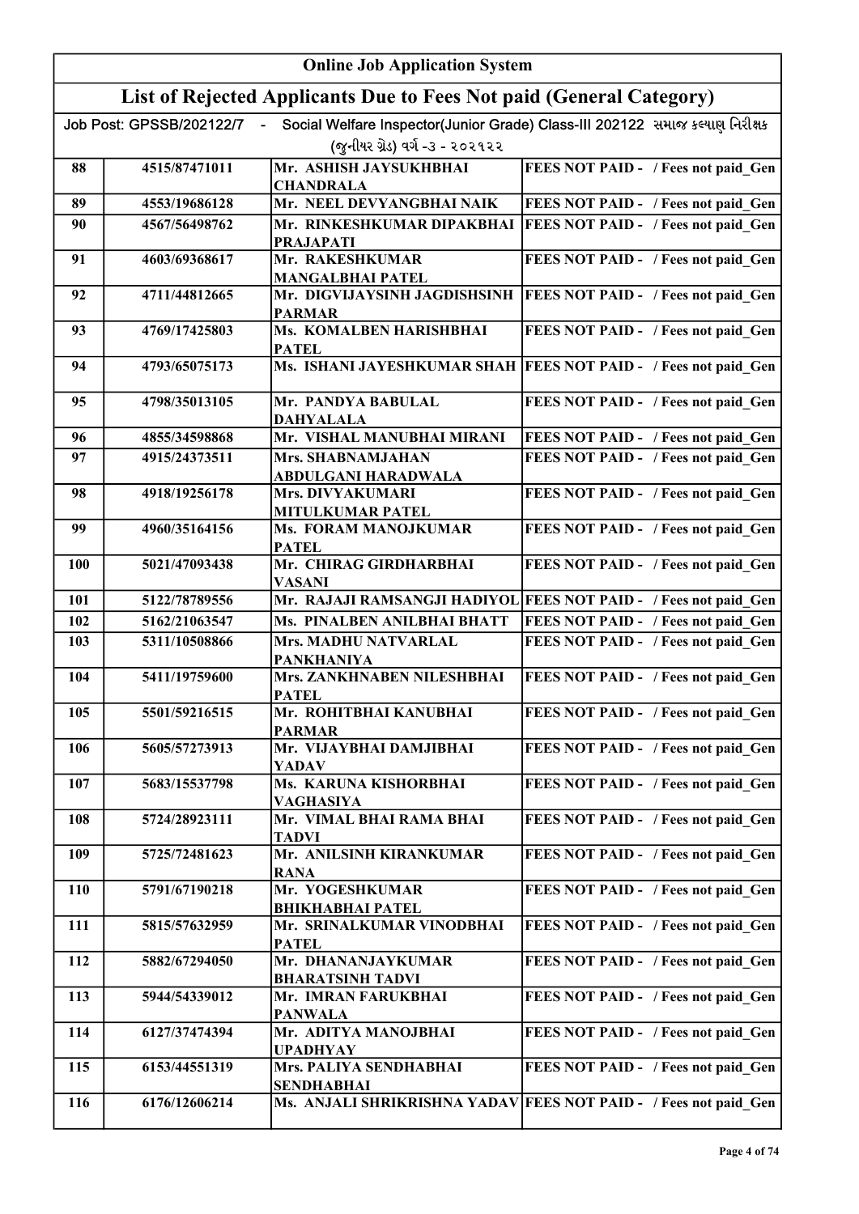# Online Job Application System

## List of Rejected Applicants Due to Fees Not paid (General Category)

Job Post: GPSSB/202122/7 - Social Welfare Inspector(Junior Grade) Class-III 202122 સમાજ કલ્યાણ નિરીક્ષક (જુનીયર ગ્રેડ) વર્ગ -૩ - ૨૦૨૧૨૨

| | | | |
|---|---|---|---|
| 88 | 4515/87471011 | Mr. ASHISH JAYSUKHBHAI CHANDRALA | FEES NOT PAID - / Fees not paid_Gen |
| 89 | 4553/19686128 | Mr. NEEL DEVYANGBHAI NAIK | FEES NOT PAID - / Fees not paid_Gen |
| 90 | 4567/56498762 | Mr. RINKESHKUMAR DIPAKBHAI PRAJAPATI | FEES NOT PAID - / Fees not paid_Gen |
| 91 | 4603/69368617 | Mr. RAKESHKUMAR MANGALBHAI PATEL | FEES NOT PAID - / Fees not paid_Gen |
| 92 | 4711/44812665 | Mr. DIGVIJAYSINH JAGDISHSINH PARMAR | FEES NOT PAID - / Fees not paid_Gen |
| 93 | 4769/17425803 | Ms. KOMALBEN HARISHBHAI PATEL | FEES NOT PAID - / Fees not paid_Gen |
| 94 | 4793/65075173 | Ms. ISHANI JAYESHKUMAR SHAH | FEES NOT PAID - / Fees not paid_Gen |
| 95 | 4798/35013105 | Mr. PANDYA BABULAL DAHYALALA | FEES NOT PAID - / Fees not paid_Gen |
| 96 | 4855/34598868 | Mr. VISHAL MANUBHAI MIRANI | FEES NOT PAID - / Fees not paid_Gen |
| 97 | 4915/24373511 | Mrs. SHABNAMJAHAN ABDULGANI HARADWALA | FEES NOT PAID - / Fees not paid_Gen |
| 98 | 4918/19256178 | Mrs. DIVYAKUMARI MITULKUMAR PATEL | FEES NOT PAID - / Fees not paid_Gen |
| 99 | 4960/35164156 | Ms. FORAM MANOJKUMAR PATEL | FEES NOT PAID - / Fees not paid_Gen |
| 100 | 5021/47093438 | Mr. CHIRAG GIRDHARBHAI VASANI | FEES NOT PAID - / Fees not paid_Gen |
| 101 | 5122/78789556 | Mr. RAJAJI RAMSANGJI HADIYOL | FEES NOT PAID - / Fees not paid_Gen |
| 102 | 5162/21063547 | Ms. PINALBEN ANILBHAI BHATT | FEES NOT PAID - / Fees not paid_Gen |
| 103 | 5311/10508866 | Mrs. MADHU NATVARLAL PANKHANIYA | FEES NOT PAID - / Fees not paid_Gen |
| 104 | 5411/19759600 | Mrs. ZANKHNABEN NILESHBHAI PATEL | FEES NOT PAID - / Fees not paid_Gen |
| 105 | 5501/59216515 | Mr. ROHITBHAI KANUBHAI PARMAR | FEES NOT PAID - / Fees not paid_Gen |
| 106 | 5605/57273913 | Mr. VIJAYBHAI DAMJIBHAI YADAV | FEES NOT PAID - / Fees not paid_Gen |
| 107 | 5683/15537798 | Ms. KARUNA KISHORBHAI VAGHASIYA | FEES NOT PAID - / Fees not paid_Gen |
| 108 | 5724/28923111 | Mr. VIMAL BHAI RAMA BHAI TADVI | FEES NOT PAID - / Fees not paid_Gen |
| 109 | 5725/72481623 | Mr. ANILSINH KIRANKUMAR RANA | FEES NOT PAID - / Fees not paid_Gen |
| 110 | 5791/67190218 | Mr. YOGESHKUMAR BHIKHABHAI PATEL | FEES NOT PAID - / Fees not paid_Gen |
| 111 | 5815/57632959 | Mr. SRINALKUMAR VINODBHAI PATEL | FEES NOT PAID - / Fees not paid_Gen |
| 112 | 5882/67294050 | Mr. DHANANJAYKUMAR BHARATSINH TADVI | FEES NOT PAID - / Fees not paid_Gen |
| 113 | 5944/54339012 | Mr. IMRAN FARUKBHAI PANWALA | FEES NOT PAID - / Fees not paid_Gen |
| 114 | 6127/37474394 | Mr. ADITYA MANOJBHAI UPADHYAY | FEES NOT PAID - / Fees not paid_Gen |
| 115 | 6153/44551319 | Mrs. PALIYA SENDHABHAI SENDHABHAI | FEES NOT PAID - / Fees not paid_Gen |
| 116 | 6176/12606214 | Ms. ANJALI SHRIKRISHNA YADAV | FEES NOT PAID - / Fees not paid_Gen |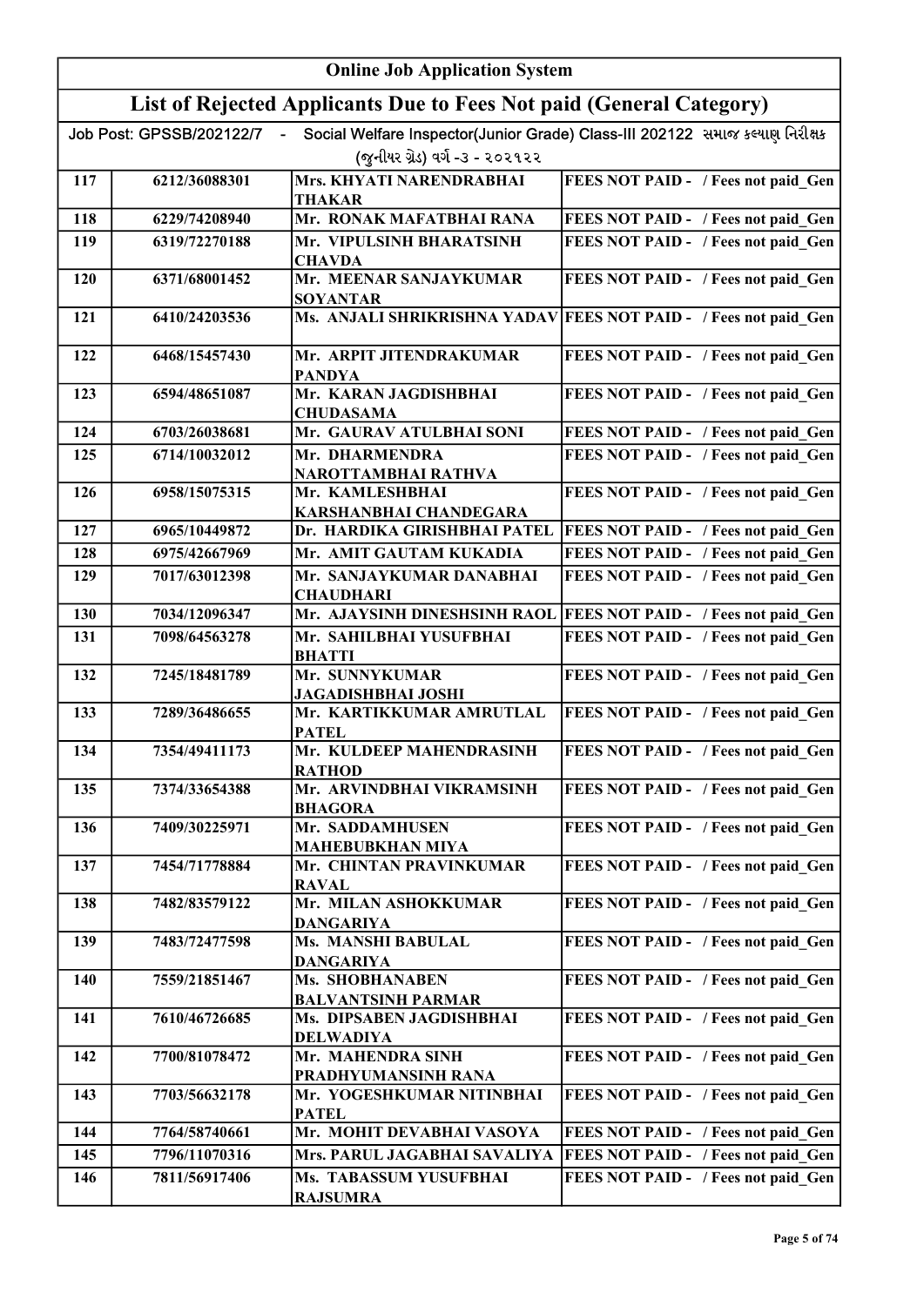# Online Job Application System

## List of Rejected Applicants Due to Fees Not paid (General Category)

Job Post: GPSSB/202122/7 - Social Welfare Inspector(Junior Grade) Class-III 202122 સમાજ કલ્યાણ નિરીક્ષક (જુનીયર ગ્રેડ) વર્ગ -૩ - ૨૦૨૧૨૨

| | | | |
|---|---|---|---|
| 117 | 6212/36088301 | Mrs. KHYATI NARENDRABHAI THAKAR | FEES NOT PAID - / Fees not paid_Gen |
| 118 | 6229/74208940 | Mr. RONAK MAFATBHAI RANA | FEES NOT PAID - / Fees not paid_Gen |
| 119 | 6319/72270188 | Mr. VIPULSINH BHARATSINH CHAVDA | FEES NOT PAID - / Fees not paid_Gen |
| 120 | 6371/68001452 | Mr. MEENAR SANJAYKUMAR SOYANTAR | FEES NOT PAID - / Fees not paid_Gen |
| 121 | 6410/24203536 | Ms. ANJALI SHRIKRISHNA YADAV | FEES NOT PAID - / Fees not paid_Gen |
| 122 | 6468/15457430 | Mr. ARPIT JITENDRAKUMAR PANDYA | FEES NOT PAID - / Fees not paid_Gen |
| 123 | 6594/48651087 | Mr. KARAN JAGDISHBHAI CHUDASAMA | FEES NOT PAID - / Fees not paid_Gen |
| 124 | 6703/26038681 | Mr. GAURAV ATULBHAI SONI | FEES NOT PAID - / Fees not paid_Gen |
| 125 | 6714/10032012 | Mr. DHARMENDRA NAROTTAMBHAI RATHVA | FEES NOT PAID - / Fees not paid_Gen |
| 126 | 6958/15075315 | Mr. KAMLESHBHAI KARSHANBHAI CHANDEGARA | FEES NOT PAID - / Fees not paid_Gen |
| 127 | 6965/10449872 | Dr. HARDIKA GIRISHBHAI PATEL | FEES NOT PAID - / Fees not paid_Gen |
| 128 | 6975/42667969 | Mr. AMIT GAUTAM KUKADIA | FEES NOT PAID - / Fees not paid_Gen |
| 129 | 7017/63012398 | Mr. SANJAYKUMAR DANABHAI CHAUDHARI | FEES NOT PAID - / Fees not paid_Gen |
| 130 | 7034/12096347 | Mr. AJAYSINH DINESHSINH RAOL | FEES NOT PAID - / Fees not paid_Gen |
| 131 | 7098/64563278 | Mr. SAHILBHAI YUSUFBHAI BHATTI | FEES NOT PAID - / Fees not paid_Gen |
| 132 | 7245/18481789 | Mr. SUNNYKUMAR JAGADISHBHAI JOSHI | FEES NOT PAID - / Fees not paid_Gen |
| 133 | 7289/36486655 | Mr. KARTIKKUMAR AMRUTLAL PATEL | FEES NOT PAID - / Fees not paid_Gen |
| 134 | 7354/49411173 | Mr. KULDEEP MAHENDRASINH RATHOD | FEES NOT PAID - / Fees not paid_Gen |
| 135 | 7374/33654388 | Mr. ARVINDBHAI VIKRAMSINH BHAGORA | FEES NOT PAID - / Fees not paid_Gen |
| 136 | 7409/30225971 | Mr. SADDAMHUSEN MAHEBUBKHAN MIYA | FEES NOT PAID - / Fees not paid_Gen |
| 137 | 7454/71778884 | Mr. CHINTAN PRAVINKUMAR RAVAL | FEES NOT PAID - / Fees not paid_Gen |
| 138 | 7482/83579122 | Mr. MILAN ASHOKKUMAR DANGARIYA | FEES NOT PAID - / Fees not paid_Gen |
| 139 | 7483/72477598 | Ms. MANSHI BABULAL DANGARIYA | FEES NOT PAID - / Fees not paid_Gen |
| 140 | 7559/21851467 | Ms. SHOBHANABEN BALVANTSINH PARMAR | FEES NOT PAID - / Fees not paid_Gen |
| 141 | 7610/46726685 | Ms. DIPSABEN JAGDISHBHAI DELWADIYA | FEES NOT PAID - / Fees not paid_Gen |
| 142 | 7700/81078472 | Mr. MAHENDRA SINH PRADHYUMANSINH RANA | FEES NOT PAID - / Fees not paid_Gen |
| 143 | 7703/56632178 | Mr. YOGESHKUMAR NITINBHAI PATEL | FEES NOT PAID - / Fees not paid_Gen |
| 144 | 7764/58740661 | Mr. MOHIT DEVABHAI VASOYA | FEES NOT PAID - / Fees not paid_Gen |
| 145 | 7796/11070316 | Mrs. PARUL JAGABHAI SAVALIYA | FEES NOT PAID - / Fees not paid_Gen |
| 146 | 7811/56917406 | Ms. TABASSUM YUSUFBHAI RAJSUMRA | FEES NOT PAID - / Fees not paid_Gen |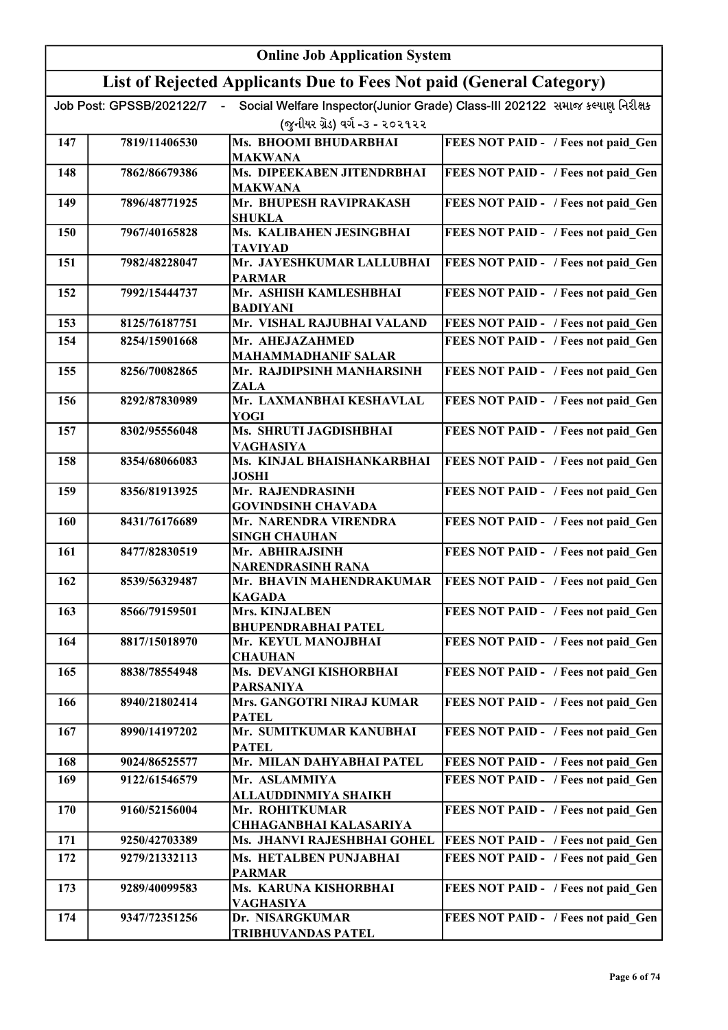# Online Job Application System

## List of Rejected Applicants Due to Fees Not paid (General Category)

Job Post: GPSSB/202122/7 - Social Welfare Inspector(Junior Grade) Class-III 202122 સમાજ કલ્યાણ નિરીક્ષક (જુનીયર ગ્રેડ) વર્ગ -૩ - ૨૦૨૧૨૨

| | | | |
|---|---|---|---|
| 147 | 7819/11406530 | Ms. BHOOMI BHUDARBHAI MAKWANA | FEES NOT PAID - / Fees not paid_Gen |
| 148 | 7862/86679386 | Ms. DIPEEKABEN JITENDRBHAI MAKWANA | FEES NOT PAID - / Fees not paid_Gen |
| 149 | 7896/48771925 | Mr. BHUPESH RAVIPRAKASH SHUKLA | FEES NOT PAID - / Fees not paid_Gen |
| 150 | 7967/40165828 | Ms. KALIBAHEN JESINGBHAI TAVIYAD | FEES NOT PAID - / Fees not paid_Gen |
| 151 | 7982/48228047 | Mr. JAYESHKUMAR LALLUBHAI PARMAR | FEES NOT PAID - / Fees not paid_Gen |
| 152 | 7992/15444737 | Mr. ASHISH KAMLESHBHAI BADIYANI | FEES NOT PAID - / Fees not paid_Gen |
| 153 | 8125/76187751 | Mr. VISHAL RAJUBHAI VALAND | FEES NOT PAID - / Fees not paid_Gen |
| 154 | 8254/15901668 | Mr. AHEJAZAHMED MAHAMMADHANIF SALAR | FEES NOT PAID - / Fees not paid_Gen |
| 155 | 8256/70082865 | Mr. RAJDIPSINH MANHARSINH ZALA | FEES NOT PAID - / Fees not paid_Gen |
| 156 | 8292/87830989 | Mr. LAXMANBHAI KESHAVLAL YOGI | FEES NOT PAID - / Fees not paid_Gen |
| 157 | 8302/95556048 | Ms. SHRUTI JAGDISHBHAI VAGHASIYA | FEES NOT PAID - / Fees not paid_Gen |
| 158 | 8354/68066083 | Ms. KINJAL BHAISHANKARBHAI JOSHI | FEES NOT PAID - / Fees not paid_Gen |
| 159 | 8356/81913925 | Mr. RAJENDRASINH GOVINDSINH CHAVADA | FEES NOT PAID - / Fees not paid_Gen |
| 160 | 8431/76176689 | Mr. NARENDRA VIRENDRA SINGH CHAUHAN | FEES NOT PAID - / Fees not paid_Gen |
| 161 | 8477/82830519 | Mr. ABHIRAJSINH NARENDRASINH RANA | FEES NOT PAID - / Fees not paid_Gen |
| 162 | 8539/56329487 | Mr. BHAVIN MAHENDRAKUMAR KAGADA | FEES NOT PAID - / Fees not paid_Gen |
| 163 | 8566/79159501 | Mrs. KINJALBEN BHUPENDRABHAI PATEL | FEES NOT PAID - / Fees not paid_Gen |
| 164 | 8817/15018970 | Mr. KEYUL MANOJBHAI CHAUHAN | FEES NOT PAID - / Fees not paid_Gen |
| 165 | 8838/78554948 | Ms. DEVANGI KISHORBHAI PARSANIYA | FEES NOT PAID - / Fees not paid_Gen |
| 166 | 8940/21802414 | Mrs. GANGOTRI NIRAJ KUMAR PATEL | FEES NOT PAID - / Fees not paid_Gen |
| 167 | 8990/14197202 | Mr. SUMITKUMAR KANUBHAI PATEL | FEES NOT PAID - / Fees not paid_Gen |
| 168 | 9024/86525577 | Mr. MILAN DAHYABHAI PATEL | FEES NOT PAID - / Fees not paid_Gen |
| 169 | 9122/61546579 | Mr. ASLAMMIYA ALLAUDDINMIYA SHAIKH | FEES NOT PAID - / Fees not paid_Gen |
| 170 | 9160/52156004 | Mr. ROHITKUMAR CHHAGANBHAI KALASARIYA | FEES NOT PAID - / Fees not paid_Gen |
| 171 | 9250/42703389 | Ms. JHANVI RAJESHBHAI GOHEL | FEES NOT PAID - / Fees not paid_Gen |
| 172 | 9279/21332113 | Ms. HETALBEN PUNJABHAI PARMAR | FEES NOT PAID - / Fees not paid_Gen |
| 173 | 9289/40099583 | Ms. KARUNA KISHORBHAI VAGHASIYA | FEES NOT PAID - / Fees not paid_Gen |
| 174 | 9347/72351256 | Dr. NISARGKUMAR TRIBHUVANDAS PATEL | FEES NOT PAID - / Fees not paid_Gen |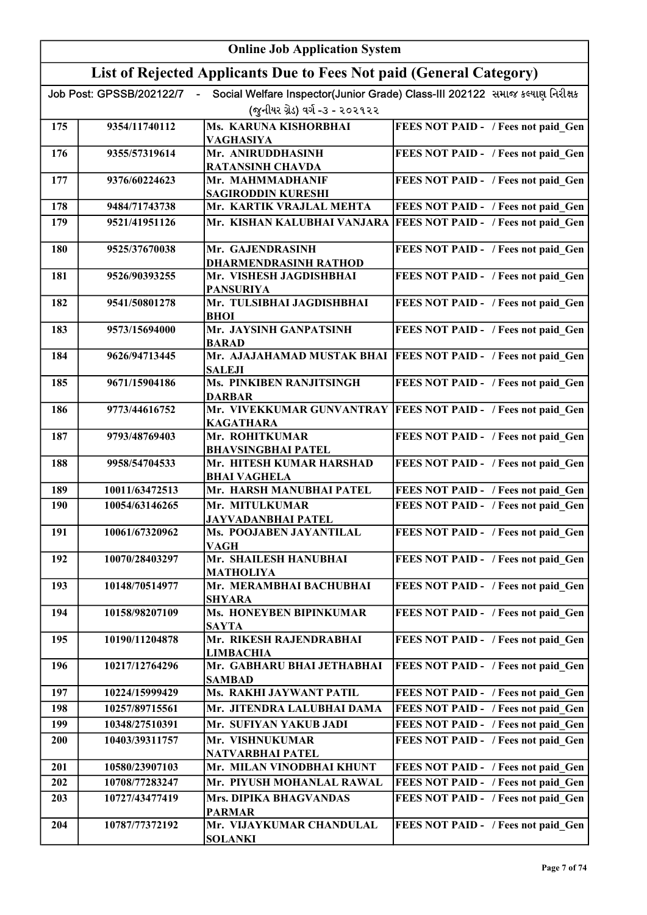| Online Job Application System | | | |
|---|---|---|---|
| List of Rejected Applicants Due to Fees Not paid (General Category) | | | |
| Job Post: GPSSB/202122/7 - Social Welfare Inspector(Junior Grade) Class-III 202122 સમાજ કલ્યાણ નિરીક્ષક (જુનીયર ગ્રેડ) વર્ગ -૩ - ૨૦૨૧૨૨ | | | |
| 175 | 9354/11740112 | Ms. KARUNA KISHORBHAI VAGHASIYA | FEES NOT PAID - / Fees not paid_Gen |
| 176 | 9355/57319614 | Mr. ANIRUDDHASINH RATANSINH CHAVDA | FEES NOT PAID - / Fees not paid_Gen |
| 177 | 9376/60224623 | Mr. MAHMMADHANIF SAGIRODDIN KURESHI | FEES NOT PAID - / Fees not paid_Gen |
| 178 | 9484/71743738 | Mr. KARTIK VRAJLAL MEHTA | FEES NOT PAID - / Fees not paid_Gen |
| 179 | 9521/41951126 | Mr. KISHAN KALUBHAI VANJARA | FEES NOT PAID - / Fees not paid_Gen |
| 180 | 9525/37670038 | Mr. GAJENDRASINH DHARMENDRASINH RATHOD | FEES NOT PAID - / Fees not paid_Gen |
| 181 | 9526/90393255 | Mr. VISHESH JAGDISHBHAI PANSURIYA | FEES NOT PAID - / Fees not paid_Gen |
| 182 | 9541/50801278 | Mr. TULSIBHAI JAGDISHBHAI BHOI | FEES NOT PAID - / Fees not paid_Gen |
| 183 | 9573/15694000 | Mr. JAYSINH GANPATSINH BARAD | FEES NOT PAID - / Fees not paid_Gen |
| 184 | 9626/94713445 | Mr. AJAJAHAMAD MUSTAK BHAI SALEJI | FEES NOT PAID - / Fees not paid_Gen |
| 185 | 9671/15904186 | Ms. PINKIBEN RANJITSINGH DARBAR | FEES NOT PAID - / Fees not paid_Gen |
| 186 | 9773/44616752 | Mr. VIVEKKUMAR GUNVANTRAY KAGATHARA | FEES NOT PAID - / Fees not paid_Gen |
| 187 | 9793/48769403 | Mr. ROHITKUMAR BHAVSINGBHAI PATEL | FEES NOT PAID - / Fees not paid_Gen |
| 188 | 9958/54704533 | Mr. HITESH KUMAR HARSHAD BHAI VAGHELA | FEES NOT PAID - / Fees not paid_Gen |
| 189 | 10011/63472513 | Mr. HARSH MANUBHAI PATEL | FEES NOT PAID - / Fees not paid_Gen |
| 190 | 10054/63146265 | Mr. MITULKUMAR JAYVADANBHAI PATEL | FEES NOT PAID - / Fees not paid_Gen |
| 191 | 10061/67320962 | Ms. POOJABEN JAYANTILAL VAGH | FEES NOT PAID - / Fees not paid_Gen |
| 192 | 10070/28403297 | Mr. SHAILESH HANUBHAI MATHOLIYA | FEES NOT PAID - / Fees not paid_Gen |
| 193 | 10148/70514977 | Mr. MERAMBHAI BACHUBHAI SHYARA | FEES NOT PAID - / Fees not paid_Gen |
| 194 | 10158/98207109 | Ms. HONEYBEN BIPINKUMAR SAYTA | FEES NOT PAID - / Fees not paid_Gen |
| 195 | 10190/11204878 | Mr. RIKESH RAJENDRABHAI LIMBACHIA | FEES NOT PAID - / Fees not paid_Gen |
| 196 | 10217/12764296 | Mr. GABHARU BHAI JETHABHAI SAMBAD | FEES NOT PAID - / Fees not paid_Gen |
| 197 | 10224/15999429 | Ms. RAKHI JAYWANT PATIL | FEES NOT PAID - / Fees not paid_Gen |
| 198 | 10257/89715561 | Mr. JITENDRA LALUBHAI DAMA | FEES NOT PAID - / Fees not paid_Gen |
| 199 | 10348/27510391 | Mr. SUFIYAN YAKUB JADI | FEES NOT PAID - / Fees not paid_Gen |
| 200 | 10403/39311757 | Mr. VISHNUKUMAR NATVARBHAI PATEL | FEES NOT PAID - / Fees not paid_Gen |
| 201 | 10580/23907103 | Mr. MILAN VINODBHAI KHUNT | FEES NOT PAID - / Fees not paid_Gen |
| 202 | 10708/77283247 | Mr. PIYUSH MOHANLAL RAWAL | FEES NOT PAID - / Fees not paid_Gen |
| 203 | 10727/43477419 | Mrs. DIPIKA BHAGVANDAS PARMAR | FEES NOT PAID - / Fees not paid_Gen |
| 204 | 10787/77372192 | Mr. VIJAYKUMAR CHANDULAL SOLANKI | FEES NOT PAID - / Fees not paid_Gen |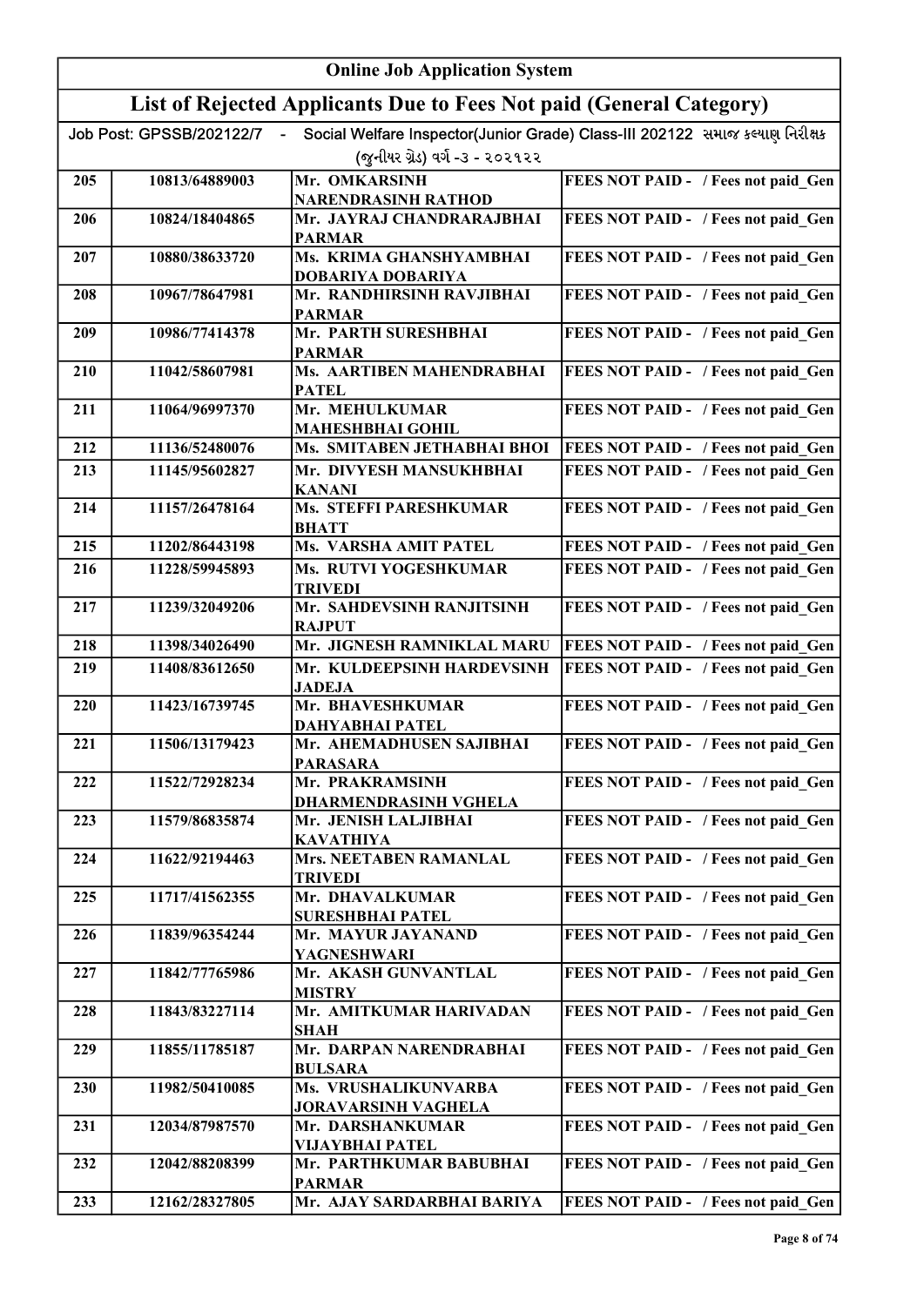# Online Job Application System

## List of Rejected Applicants Due to Fees Not paid (General Category)

Job Post: GPSSB/202122/7 - Social Welfare Inspector(Junior Grade) Class-III 202122 સમાજ કલ્યાણ નિરીક્ષક (જુનીયર ગ્રેડ) વર્ગ -૩ - ૨૦૨૧૨૨

| | | | |
|---|---|---|---|
| 205 | 10813/64889003 | Mr. OMKARSINH NARENDRASINH RATHOD | FEES NOT PAID - / Fees not paid_Gen |
| 206 | 10824/18404865 | Mr. JAYRAJ CHANDRARAJBHAI PARMAR | FEES NOT PAID - / Fees not paid_Gen |
| 207 | 10880/38633720 | Ms. KRIMA GHANSHYAMBHAI DOBARIYA DOBARIYA | FEES NOT PAID - / Fees not paid_Gen |
| 208 | 10967/78647981 | Mr. RANDHIRSINH RAVJIBHAI PARMAR | FEES NOT PAID - / Fees not paid_Gen |
| 209 | 10986/77414378 | Mr. PARTH SURESHBHAI PARMAR | FEES NOT PAID - / Fees not paid_Gen |
| 210 | 11042/58607981 | Ms. AARTIBEN MAHENDRABHAI PATEL | FEES NOT PAID - / Fees not paid_Gen |
| 211 | 11064/96997370 | Mr. MEHULKUMAR MAHESHBHAI GOHIL | FEES NOT PAID - / Fees not paid_Gen |
| 212 | 11136/52480076 | Ms. SMITABEN JETHABHAI BHOI | FEES NOT PAID - / Fees not paid_Gen |
| 213 | 11145/95602827 | Mr. DIVYESH MANSUKHBHAI KANANI | FEES NOT PAID - / Fees not paid_Gen |
| 214 | 11157/26478164 | Ms. STEFFI PARESHKUMAR BHATT | FEES NOT PAID - / Fees not paid_Gen |
| 215 | 11202/86443198 | Ms. VARSHA AMIT PATEL | FEES NOT PAID - / Fees not paid_Gen |
| 216 | 11228/59945893 | Ms. RUTVI YOGESHKUMAR TRIVEDI | FEES NOT PAID - / Fees not paid_Gen |
| 217 | 11239/32049206 | Mr. SAHDEVSINH RANJITSINH RAJPUT | FEES NOT PAID - / Fees not paid_Gen |
| 218 | 11398/34026490 | Mr. JIGNESH RAMNIKLAL MARU | FEES NOT PAID - / Fees not paid_Gen |
| 219 | 11408/83612650 | Mr. KULDEEPSINH HARDEVSINH JADEJA | FEES NOT PAID - / Fees not paid_Gen |
| 220 | 11423/16739745 | Mr. BHAVESHKUMAR DAHYABHAI PATEL | FEES NOT PAID - / Fees not paid_Gen |
| 221 | 11506/13179423 | Mr. AHEMADHUSEN SAJIBHAI PARASARA | FEES NOT PAID - / Fees not paid_Gen |
| 222 | 11522/72928234 | Mr. PRAKRAMSINH DHARMENDRASINH VGHELA | FEES NOT PAID - / Fees not paid_Gen |
| 223 | 11579/86835874 | Mr. JENISH LALJIBHAI KAVATHIYA | FEES NOT PAID - / Fees not paid_Gen |
| 224 | 11622/92194463 | Mrs. NEETABEN RAMANLAL TRIVEDI | FEES NOT PAID - / Fees not paid_Gen |
| 225 | 11717/41562355 | Mr. DHAVALKUMAR SURESHBHAI PATEL | FEES NOT PAID - / Fees not paid_Gen |
| 226 | 11839/96354244 | Mr. MAYUR JAYANAND YAGNESHWARI | FEES NOT PAID - / Fees not paid_Gen |
| 227 | 11842/77765986 | Mr. AKASH GUNVANTLAL MISTRY | FEES NOT PAID - / Fees not paid_Gen |
| 228 | 11843/83227114 | Mr. AMITKUMAR HARIVADAN SHAH | FEES NOT PAID - / Fees not paid_Gen |
| 229 | 11855/11785187 | Mr. DARPAN NARENDRABHAI BULSARA | FEES NOT PAID - / Fees not paid_Gen |
| 230 | 11982/50410085 | Ms. VRUSHALIKUNVARBA JORAVARSINH VAGHELA | FEES NOT PAID - / Fees not paid_Gen |
| 231 | 12034/87987570 | Mr. DARSHANKUMAR VIJAYBHAI PATEL | FEES NOT PAID - / Fees not paid_Gen |
| 232 | 12042/88208399 | Mr. PARTHKUMAR BABUBHAI PARMAR | FEES NOT PAID - / Fees not paid_Gen |
| 233 | 12162/28327805 | Mr. AJAY SARDARBHAI BARIYA | FEES NOT PAID - / Fees not paid_Gen |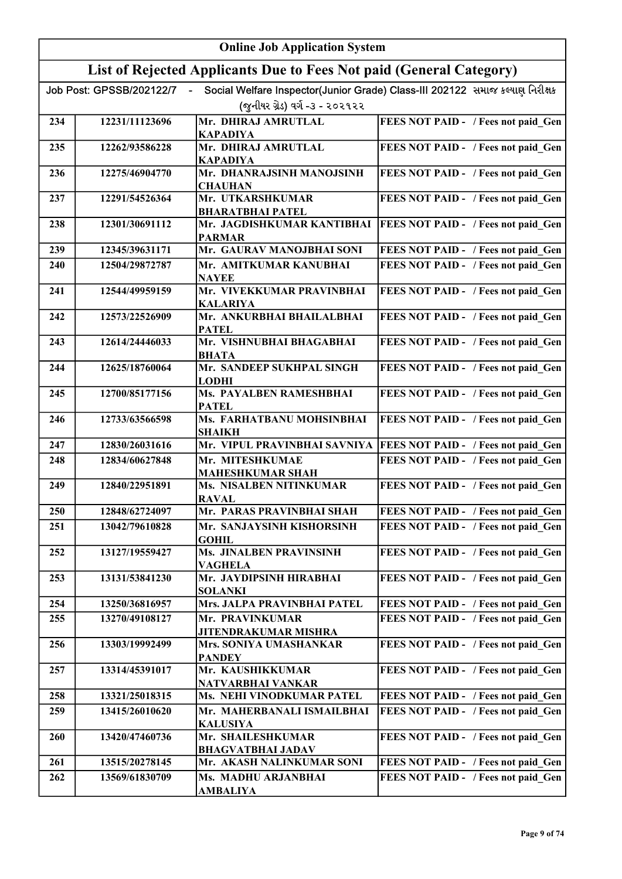# Online Job Application System

## List of Rejected Applicants Due to Fees Not paid (General Category)

Job Post: GPSSB/202122/7 - Social Welfare Inspector(Junior Grade) Class-III 202122 સમાજ કલ્યાણ નિરીક્ષક (જુનીયર ગ્રેડ) વર્ગ -૩ - ૨૦૨૧૨૨

| | | | |
|---|---|---|---|
| 234 | 12231/11123696 | Mr. DHIRAJ AMRUTLAL KAPADIYA | FEES NOT PAID - / Fees not paid_Gen |
| 235 | 12262/93586228 | Mr. DHIRAJ AMRUTLAL KAPADIYA | FEES NOT PAID - / Fees not paid_Gen |
| 236 | 12275/46904770 | Mr. DHANRAJSINH MANOJSINH CHAUHAN | FEES NOT PAID - / Fees not paid_Gen |
| 237 | 12291/54526364 | Mr. UTKARSHKUMAR BHARATBHAI PATEL | FEES NOT PAID - / Fees not paid_Gen |
| 238 | 12301/30691112 | Mr. JAGDISHKUMAR KANTIBHAI PARMAR | FEES NOT PAID - / Fees not paid_Gen |
| 239 | 12345/39631171 | Mr. GAURAV MANOJBHAI SONI | FEES NOT PAID - / Fees not paid_Gen |
| 240 | 12504/29872787 | Mr. AMITKUMAR KANUBHAI NAYEE | FEES NOT PAID - / Fees not paid_Gen |
| 241 | 12544/49959159 | Mr. VIVEKKUMAR PRAVINBHAI KALARIYA | FEES NOT PAID - / Fees not paid_Gen |
| 242 | 12573/22526909 | Mr. ANKURBHAI BHAILALBHAI PATEL | FEES NOT PAID - / Fees not paid_Gen |
| 243 | 12614/24446033 | Mr. VISHNUBHAI BHAGABHAI BHATA | FEES NOT PAID - / Fees not paid_Gen |
| 244 | 12625/18760064 | Mr. SANDEEP SUKHPAL SINGH LODHI | FEES NOT PAID - / Fees not paid_Gen |
| 245 | 12700/85177156 | Ms. PAYALBEN RAMESHBHAI PATEL | FEES NOT PAID - / Fees not paid_Gen |
| 246 | 12733/63566598 | Ms. FARHATBANU MOHSINBHAI SHAIKH | FEES NOT PAID - / Fees not paid_Gen |
| 247 | 12830/26031616 | Mr. VIPUL PRAVINBHAI SAVNIYA | FEES NOT PAID - / Fees not paid_Gen |
| 248 | 12834/60627848 | Mr. MITESHKUMAE MAHESHKUMAR SHAH | FEES NOT PAID - / Fees not paid_Gen |
| 249 | 12840/22951891 | Ms. NISALBEN NITINKUMAR RAVAL | FEES NOT PAID - / Fees not paid_Gen |
| 250 | 12848/62724097 | Mr. PARAS PRAVINBHAI SHAH | FEES NOT PAID - / Fees not paid_Gen |
| 251 | 13042/79610828 | Mr. SANJAYSINH KISHORSINH GOHIL | FEES NOT PAID - / Fees not paid_Gen |
| 252 | 13127/19559427 | Ms. JINALBEN PRAVINSINH VAGHELA | FEES NOT PAID - / Fees not paid_Gen |
| 253 | 13131/53841230 | Mr. JAYDIPSINH HIRABHAI SOLANKI | FEES NOT PAID - / Fees not paid_Gen |
| 254 | 13250/36816957 | Mrs. JALPA PRAVINBHAI PATEL | FEES NOT PAID - / Fees not paid_Gen |
| 255 | 13270/49108127 | Mr. PRAVINKUMAR JITENDRAKUMAR MISHRA | FEES NOT PAID - / Fees not paid_Gen |
| 256 | 13303/19992499 | Mrs. SONIYA UMASHANKAR PANDEY | FEES NOT PAID - / Fees not paid_Gen |
| 257 | 13314/45391017 | Mr. KAUSHIKKUMAR NATVARBHAI VANKAR | FEES NOT PAID - / Fees not paid_Gen |
| 258 | 13321/25018315 | Ms. NEHI VINODKUMAR PATEL | FEES NOT PAID - / Fees not paid_Gen |
| 259 | 13415/26010620 | Mr. MAHERBANALI ISMAILBHAI KALUSIYA | FEES NOT PAID - / Fees not paid_Gen |
| 260 | 13420/47460736 | Mr. SHAILESHKUMAR BHAGVATBHAI JADAV | FEES NOT PAID - / Fees not paid_Gen |
| 261 | 13515/20278145 | Mr. AKASH NALINKUMAR SONI | FEES NOT PAID - / Fees not paid_Gen |
| 262 | 13569/61830709 | Ms. MADHU ARJANBHAI AMBALIYA | FEES NOT PAID - / Fees not paid_Gen |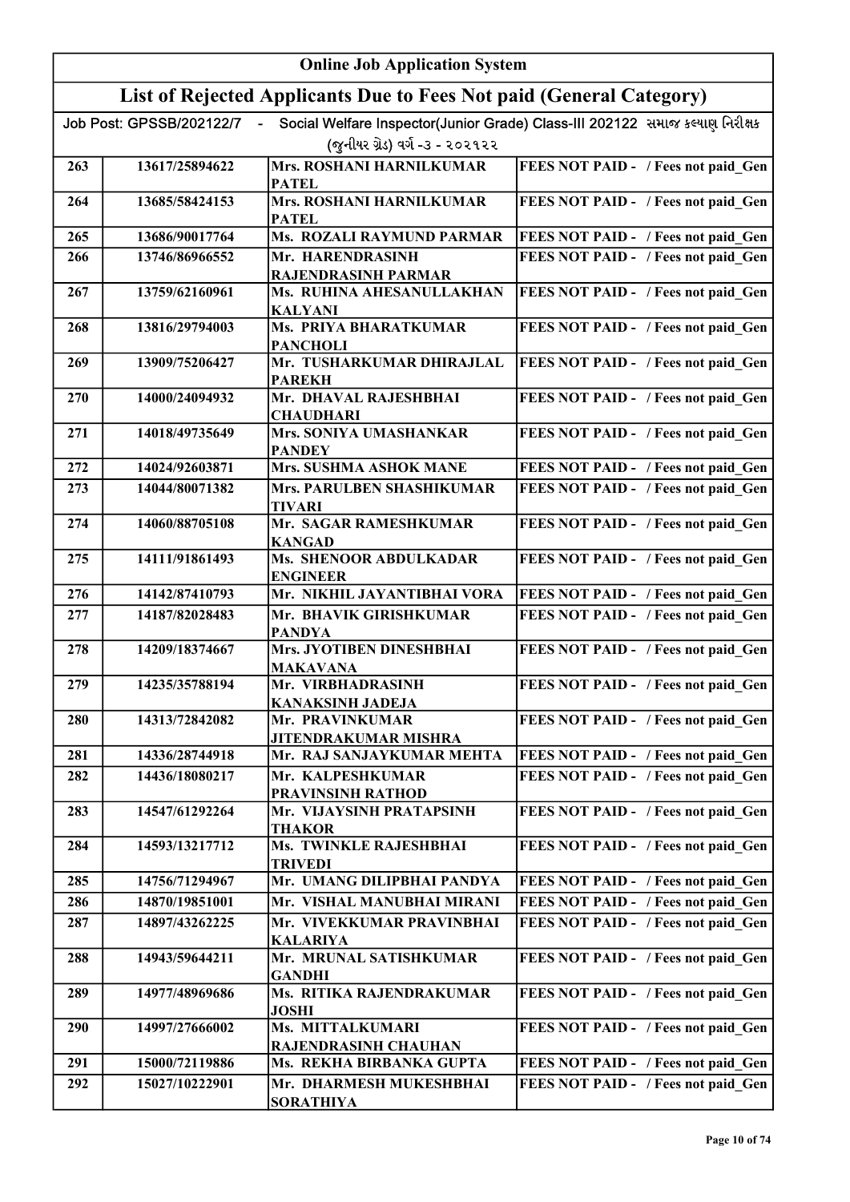# Online Job Application System

## List of Rejected Applicants Due to Fees Not paid (General Category)

Job Post: GPSSB/202122/7 - Social Welfare Inspector(Junior Grade) Class-III 202122 સમાજ કલ્યાણ નિરીક્ષક (જુનીયર ગ્રેડ) વર્ગ -૩ - ૨૦૨૧૨૨

| | | | |
|---|---|---|---|
| 263 | 13617/25894622 | Mrs. ROSHANI HARNILKUMAR PATEL | FEES NOT PAID - / Fees not paid_Gen |
| 264 | 13685/58424153 | Mrs. ROSHANI HARNILKUMAR PATEL | FEES NOT PAID - / Fees not paid_Gen |
| 265 | 13686/90017764 | Ms. ROZALI RAYMUND PARMAR | FEES NOT PAID - / Fees not paid_Gen |
| 266 | 13746/86966552 | Mr. HARENDRASINH RAJENDRASINH PARMAR | FEES NOT PAID - / Fees not paid_Gen |
| 267 | 13759/62160961 | Ms. RUHINA AHESANULLAKHAN KALYANI | FEES NOT PAID - / Fees not paid_Gen |
| 268 | 13816/29794003 | Ms. PRIYA BHARATKUMAR PANCHOLI | FEES NOT PAID - / Fees not paid_Gen |
| 269 | 13909/75206427 | Mr. TUSHARKUMAR DHIRAJLAL PAREKH | FEES NOT PAID - / Fees not paid_Gen |
| 270 | 14000/24094932 | Mr. DHAVAL RAJESHBHAI CHAUDHARI | FEES NOT PAID - / Fees not paid_Gen |
| 271 | 14018/49735649 | Mrs. SONIYA UMASHANKAR PANDEY | FEES NOT PAID - / Fees not paid_Gen |
| 272 | 14024/92603871 | Mrs. SUSHMA ASHOK MANE | FEES NOT PAID - / Fees not paid_Gen |
| 273 | 14044/80071382 | Mrs. PARULBEN SHASHIKUMAR TIVARI | FEES NOT PAID - / Fees not paid_Gen |
| 274 | 14060/88705108 | Mr. SAGAR RAMESHKUMAR KANGAD | FEES NOT PAID - / Fees not paid_Gen |
| 275 | 14111/91861493 | Ms. SHENOOR ABDULKADAR ENGINEER | FEES NOT PAID - / Fees not paid_Gen |
| 276 | 14142/87410793 | Mr. NIKHIL JAYANTIBHAI VORA | FEES NOT PAID - / Fees not paid_Gen |
| 277 | 14187/82028483 | Mr. BHAVIK GIRISHKUMAR PANDYA | FEES NOT PAID - / Fees not paid_Gen |
| 278 | 14209/18374667 | Mrs. JYOTIBEN DINESHBHAI MAKAVANA | FEES NOT PAID - / Fees not paid_Gen |
| 279 | 14235/35788194 | Mr. VIRBHADRASINH KANAKSINH JADEJA | FEES NOT PAID - / Fees not paid_Gen |
| 280 | 14313/72842082 | Mr. PRAVINKUMAR JITENDRAKUMAR MISHRA | FEES NOT PAID - / Fees not paid_Gen |
| 281 | 14336/28744918 | Mr. RAJ SANJAYKUMAR MEHTA | FEES NOT PAID - / Fees not paid_Gen |
| 282 | 14436/18080217 | Mr. KALPESHKUMAR PRAVINSINH RATHOD | FEES NOT PAID - / Fees not paid_Gen |
| 283 | 14547/61292264 | Mr. VIJAYSINH PRATAPSINH THAKOR | FEES NOT PAID - / Fees not paid_Gen |
| 284 | 14593/13217712 | Ms. TWINKLE RAJESHBHAI TRIVEDI | FEES NOT PAID - / Fees not paid_Gen |
| 285 | 14756/71294967 | Mr. UMANG DILIPBHAI PANDYA | FEES NOT PAID - / Fees not paid_Gen |
| 286 | 14870/19851001 | Mr. VISHAL MANUBHAI MIRANI | FEES NOT PAID - / Fees not paid_Gen |
| 287 | 14897/43262225 | Mr. VIVEKKUMAR PRAVINBHAI KALARIYA | FEES NOT PAID - / Fees not paid_Gen |
| 288 | 14943/59644211 | Mr. MRUNAL SATISHKUMAR GANDHI | FEES NOT PAID - / Fees not paid_Gen |
| 289 | 14977/48969686 | Ms. RITIKA RAJENDRAKUMAR JOSHI | FEES NOT PAID - / Fees not paid_Gen |
| 290 | 14997/27666002 | Ms. MITTALKUMARI RAJENDRASINH CHAUHAN | FEES NOT PAID - / Fees not paid_Gen |
| 291 | 15000/72119886 | Ms. REKHA BIRBANKA GUPTA | FEES NOT PAID - / Fees not paid_Gen |
| 292 | 15027/10222901 | Mr. DHARMESH MUKESHBHAI SORATHIYA | FEES NOT PAID - / Fees not paid_Gen |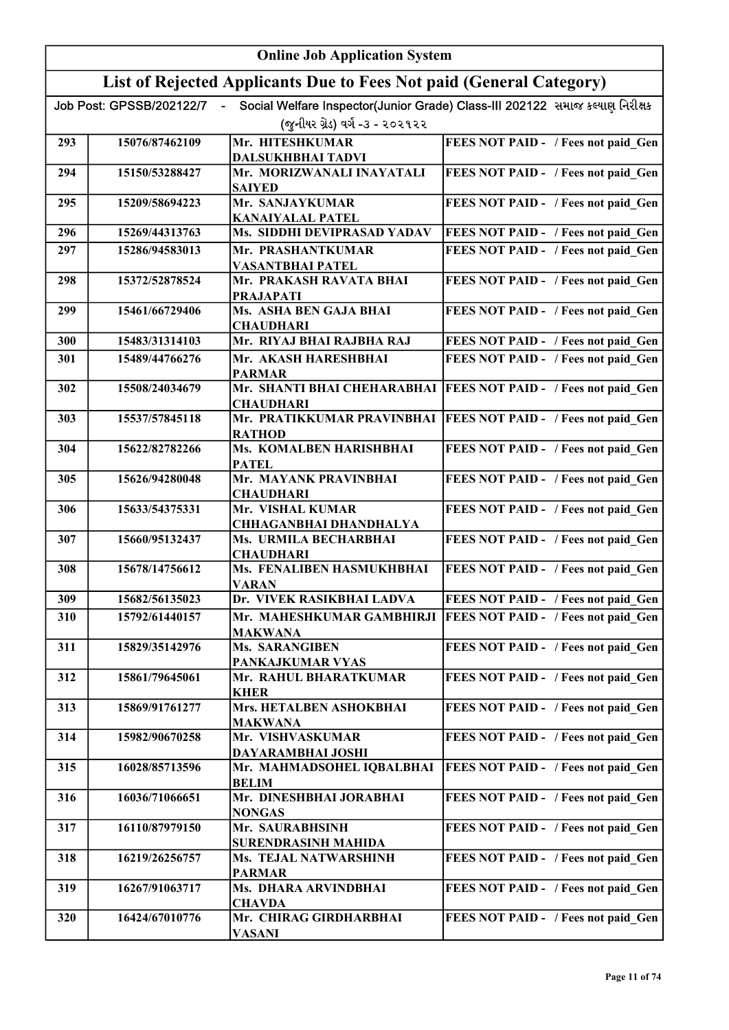## Online Job Application System

## List of Rejected Applicants Due to Fees Not paid (General Category)

Job Post: GPSSB/202122/7 - Social Welfare Inspector(Junior Grade) Class-III 202122 સમાજ કલ્યાણ નિરીક્ષક (જુનીયર ગ્રેડ) વર્ગ -૩ - ૨૦૨૧૨૨

| | | | |
|---|---|---|---|
| 293 | 15076/87462109 | Mr. HITESHKUMAR DALSUKHBHAI TADVI | FEES NOT PAID - / Fees not paid_Gen |
| 294 | 15150/53288427 | Mr. MORIZWANALI INAYATALI SAIYED | FEES NOT PAID - / Fees not paid_Gen |
| 295 | 15209/58694223 | Mr. SANJAYKUMAR KANAIYALAL PATEL | FEES NOT PAID - / Fees not paid_Gen |
| 296 | 15269/44313763 | Ms. SIDDHI DEVIPRASAD YADAV | FEES NOT PAID - / Fees not paid_Gen |
| 297 | 15286/94583013 | Mr. PRASHANTKUMAR VASANTBHAI PATEL | FEES NOT PAID - / Fees not paid_Gen |
| 298 | 15372/52878524 | Mr. PRAKASH RAVATA BHAI PRAJAPATI | FEES NOT PAID - / Fees not paid_Gen |
| 299 | 15461/66729406 | Ms. ASHA BEN GAJA BHAI CHAUDHARI | FEES NOT PAID - / Fees not paid_Gen |
| 300 | 15483/31314103 | Mr. RIYAJ BHAI RAJBHA RAJ | FEES NOT PAID - / Fees not paid_Gen |
| 301 | 15489/44766276 | Mr. AKASH HARESHBHAI PARMAR | FEES NOT PAID - / Fees not paid_Gen |
| 302 | 15508/24034679 | Mr. SHANTI BHAI CHEHARABHAI CHAUDHARI | FEES NOT PAID - / Fees not paid_Gen |
| 303 | 15537/57845118 | Mr. PRATIKKUMAR PRAVINBHAI RATHOD | FEES NOT PAID - / Fees not paid_Gen |
| 304 | 15622/82782266 | Ms. KOMALBEN HARISHBHAI PATEL | FEES NOT PAID - / Fees not paid_Gen |
| 305 | 15626/94280048 | Mr. MAYANK PRAVINBHAI CHAUDHARI | FEES NOT PAID - / Fees not paid_Gen |
| 306 | 15633/54375331 | Mr. VISHAL KUMAR CHHAGANBHAI DHANDHALYA | FEES NOT PAID - / Fees not paid_Gen |
| 307 | 15660/95132437 | Ms. URMILA BECHARBHAI CHAUDHARI | FEES NOT PAID - / Fees not paid_Gen |
| 308 | 15678/14756612 | Ms. FENALIBEN HASMUKHBHAI VARAN | FEES NOT PAID - / Fees not paid_Gen |
| 309 | 15682/56135023 | Dr. VIVEK RASIKBHAI LADVA | FEES NOT PAID - / Fees not paid_Gen |
| 310 | 15792/61440157 | Mr. MAHESHKUMAR GAMBHIRJI MAKWANA | FEES NOT PAID - / Fees not paid_Gen |
| 311 | 15829/35142976 | Ms. SARANGIBEN PANKAJKUMAR VYAS | FEES NOT PAID - / Fees not paid_Gen |
| 312 | 15861/79645061 | Mr. RAHUL BHARATKUMAR KHER | FEES NOT PAID - / Fees not paid_Gen |
| 313 | 15869/91761277 | Mrs. HETALBEN ASHOKBHAI MAKWANA | FEES NOT PAID - / Fees not paid_Gen |
| 314 | 15982/90670258 | Mr. VISHVASKUMAR DAYARAMBHAI JOSHI | FEES NOT PAID - / Fees not paid_Gen |
| 315 | 16028/85713596 | Mr. MAHMADSOHEL IQBALBHAI BELIM | FEES NOT PAID - / Fees not paid_Gen |
| 316 | 16036/71066651 | Mr. DINESHBHAI JORABHAI NONGAS | FEES NOT PAID - / Fees not paid_Gen |
| 317 | 16110/87979150 | Mr. SAURABHSINH SURENDRASINH MAHIDA | FEES NOT PAID - / Fees not paid_Gen |
| 318 | 16219/26256757 | Ms. TEJAL NATWARSHINH PARMAR | FEES NOT PAID - / Fees not paid_Gen |
| 319 | 16267/91063717 | Ms. DHARA ARVINDBHAI CHAVDA | FEES NOT PAID - / Fees not paid_Gen |
| 320 | 16424/67010776 | Mr. CHIRAG GIRDHARBHAI VASANI | FEES NOT PAID - / Fees not paid_Gen |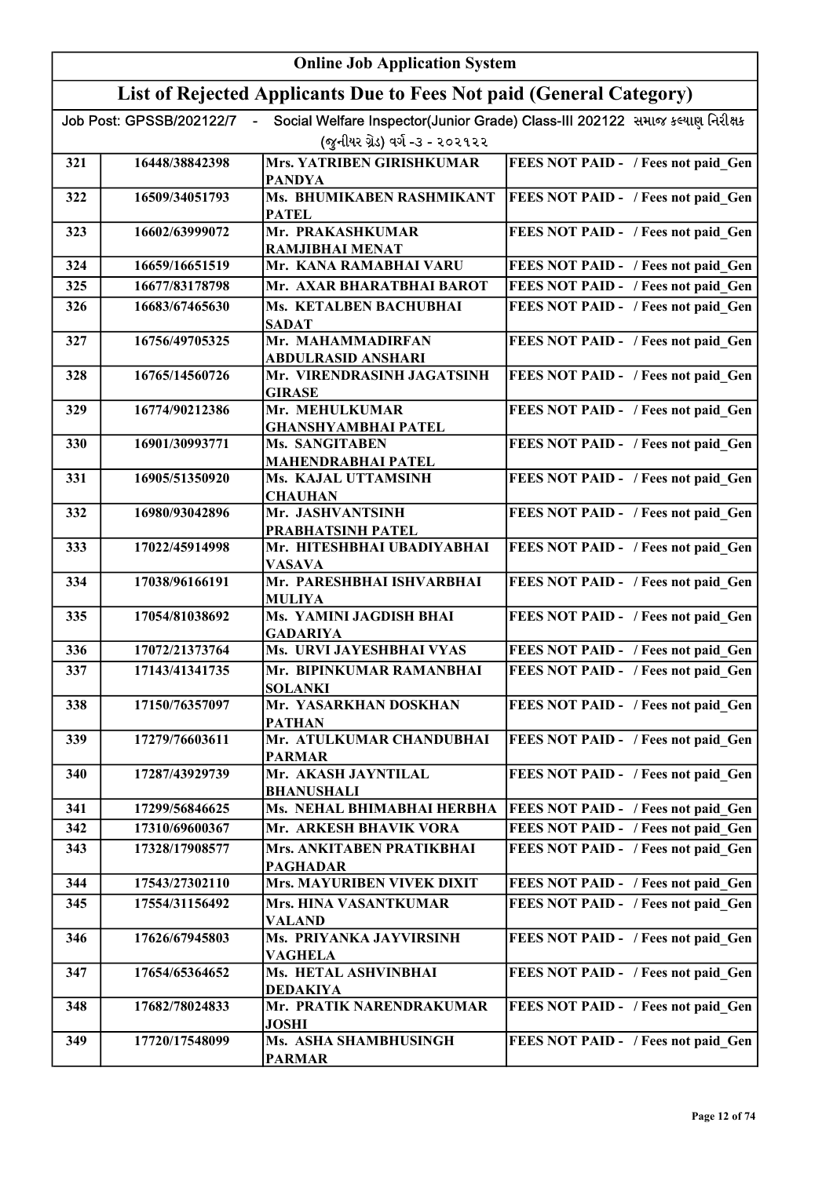# Online Job Application System

## List of Rejected Applicants Due to Fees Not paid (General Category)

Job Post: GPSSB/202122/7 - Social Welfare Inspector(Junior Grade) Class-III 202122 સમાજ કલ્યાણ નિરીક્ષક (જુનીયર ગ્રેડ) વર્ગ -૩ - ૨૦૨૧૨૨

| | | | |
|---|---|---|---|
| 321 | 16448/38842398 | Mrs. YATRIBEN GIRISHKUMAR PANDYA | FEES NOT PAID - / Fees not paid_Gen |
| 322 | 16509/34051793 | Ms. BHUMIKABEN RASHMIKANT PATEL | FEES NOT PAID - / Fees not paid_Gen |
| 323 | 16602/63999072 | Mr. PRAKASHKUMAR RAMJIBHAI MENAT | FEES NOT PAID - / Fees not paid_Gen |
| 324 | 16659/16651519 | Mr. KANA RAMABHAI VARU | FEES NOT PAID - / Fees not paid_Gen |
| 325 | 16677/83178798 | Mr. AXAR BHARATBHAI BAROT | FEES NOT PAID - / Fees not paid_Gen |
| 326 | 16683/67465630 | Ms. KETALBEN BACHUBHAI SADAT | FEES NOT PAID - / Fees not paid_Gen |
| 327 | 16756/49705325 | Mr. MAHAMMADIRFAN ABDULRASID ANSHARI | FEES NOT PAID - / Fees not paid_Gen |
| 328 | 16765/14560726 | Mr. VIRENDRASINH JAGATSINH GIRASE | FEES NOT PAID - / Fees not paid_Gen |
| 329 | 16774/90212386 | Mr. MEHULKUMAR GHANSHYAMBHAI PATEL | FEES NOT PAID - / Fees not paid_Gen |
| 330 | 16901/30993771 | Ms. SANGITABEN MAHENDRABHAI PATEL | FEES NOT PAID - / Fees not paid_Gen |
| 331 | 16905/51350920 | Ms. KAJAL UTTAMSINH CHAUHAN | FEES NOT PAID - / Fees not paid_Gen |
| 332 | 16980/93042896 | Mr. JASHVANTSINH PRABHATSINH PATEL | FEES NOT PAID - / Fees not paid_Gen |
| 333 | 17022/45914998 | Mr. HITESHBHAI UBADIYABHAI VASAVA | FEES NOT PAID - / Fees not paid_Gen |
| 334 | 17038/96166191 | Mr. PARESHBHAI ISHVARBHAI MULIYA | FEES NOT PAID - / Fees not paid_Gen |
| 335 | 17054/81038692 | Ms. YAMINI JAGDISH BHAI GADARIYA | FEES NOT PAID - / Fees not paid_Gen |
| 336 | 17072/21373764 | Ms. URVI JAYESHBHAI VYAS | FEES NOT PAID - / Fees not paid_Gen |
| 337 | 17143/41341735 | Mr. BIPINKUMAR RAMANBHAI SOLANKI | FEES NOT PAID - / Fees not paid_Gen |
| 338 | 17150/76357097 | Mr. YASARKHAN DOSKHAN PATHAN | FEES NOT PAID - / Fees not paid_Gen |
| 339 | 17279/76603611 | Mr. ATULKUMAR CHANDUBHAI PARMAR | FEES NOT PAID - / Fees not paid_Gen |
| 340 | 17287/43929739 | Mr. AKASH JAYNTILAL BHANUSHALI | FEES NOT PAID - / Fees not paid_Gen |
| 341 | 17299/56846625 | Ms. NEHAL BHIMABHAI HERBHA | FEES NOT PAID - / Fees not paid_Gen |
| 342 | 17310/69600367 | Mr. ARKESH BHAVIK VORA | FEES NOT PAID - / Fees not paid_Gen |
| 343 | 17328/17908577 | Mrs. ANKITABEN PRATIKBHAI PAGHADAR | FEES NOT PAID - / Fees not paid_Gen |
| 344 | 17543/27302110 | Mrs. MAYURIBEN VIVEK DIXIT | FEES NOT PAID - / Fees not paid_Gen |
| 345 | 17554/31156492 | Mrs. HINA VASANTKUMAR VALAND | FEES NOT PAID - / Fees not paid_Gen |
| 346 | 17626/67945803 | Ms. PRIYANKA JAYVIRSINH VAGHELA | FEES NOT PAID - / Fees not paid_Gen |
| 347 | 17654/65364652 | Ms. HETAL ASHVINBHAI DEDAKIYA | FEES NOT PAID - / Fees not paid_Gen |
| 348 | 17682/78024833 | Mr. PRATIK NARENDRAKUMAR JOSHI | FEES NOT PAID - / Fees not paid_Gen |
| 349 | 17720/17548099 | Ms. ASHA SHAMBHUSINGH PARMAR | FEES NOT PAID - / Fees not paid_Gen |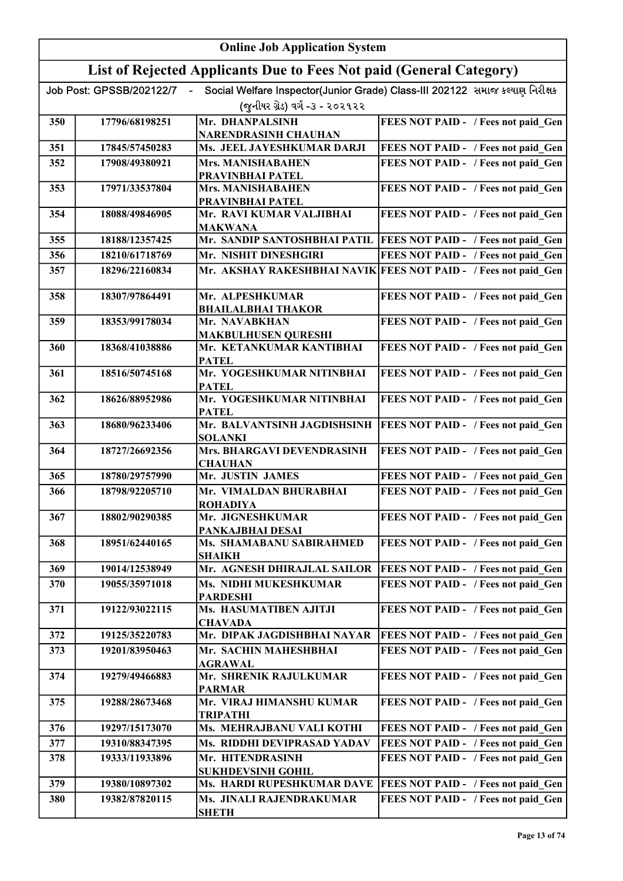# Online Job Application System

## List of Rejected Applicants Due to Fees Not paid (General Category)

Job Post: GPSSB/202122/7 - Social Welfare Inspector(Junior Grade) Class-III 202122 સમાજ કલ્યાણ નિરીક્ષક (જુનીયર ગ્રેડ) વર્ગ -૩ - ૨૦૨૧૨૨

| | | | |
|---|---|---|---|
| 350 | 17796/68198251 | Mr. DHANPALSINH NARENDRASINH CHAUHAN | FEES NOT PAID - / Fees not paid_Gen |
| 351 | 17845/57450283 | Ms. JEEL JAYESHKUMAR DARJI | FEES NOT PAID - / Fees not paid_Gen |
| 352 | 17908/49380921 | Mrs. MANISHABAHEN PRAVINBHAI PATEL | FEES NOT PAID - / Fees not paid_Gen |
| 353 | 17971/33537804 | Mrs. MANISHABAHEN PRAVINBHAI PATEL | FEES NOT PAID - / Fees not paid_Gen |
| 354 | 18088/49846905 | Mr. RAVI KUMAR VALJIBHAI MAKWANA | FEES NOT PAID - / Fees not paid_Gen |
| 355 | 18188/12357425 | Mr. SANDIP SANTOSHBHAI PATIL | FEES NOT PAID - / Fees not paid_Gen |
| 356 | 18210/61718769 | Mr. NISHIT DINESHGIRI | FEES NOT PAID - / Fees not paid_Gen |
| 357 | 18296/22160834 | Mr. AKSHAY RAKESHBHAI NAVIK | FEES NOT PAID - / Fees not paid_Gen |
| 358 | 18307/97864491 | Mr. ALPESHKUMAR BHAILALBHAI THAKOR | FEES NOT PAID - / Fees not paid_Gen |
| 359 | 18353/99178034 | Mr. NAVABKHAN MAKBULHUSEN QURESHI | FEES NOT PAID - / Fees not paid_Gen |
| 360 | 18368/41038886 | Mr. KETANKUMAR KANTIBHAI PATEL | FEES NOT PAID - / Fees not paid_Gen |
| 361 | 18516/50745168 | Mr. YOGESHKUMAR NITINBHAI PATEL | FEES NOT PAID - / Fees not paid_Gen |
| 362 | 18626/88952986 | Mr. YOGESHKUMAR NITINBHAI PATEL | FEES NOT PAID - / Fees not paid_Gen |
| 363 | 18680/96233406 | Mr. BALVANTSINH JAGDISHSINH SOLANKI | FEES NOT PAID - / Fees not paid_Gen |
| 364 | 18727/26692356 | Mrs. BHARGAVI DEVENDRASINH CHAUHAN | FEES NOT PAID - / Fees not paid_Gen |
| 365 | 18780/29757990 | Mr. JUSTIN JAMES | FEES NOT PAID - / Fees not paid_Gen |
| 366 | 18798/92205710 | Mr. VIMALDAN BHURABHAI ROHADIYA | FEES NOT PAID - / Fees not paid_Gen |
| 367 | 18802/90290385 | Mr. JIGNESHKUMAR PANKAJBHAI DESAI | FEES NOT PAID - / Fees not paid_Gen |
| 368 | 18951/62440165 | Ms. SHAMABANU SABIRAHMED SHAIKH | FEES NOT PAID - / Fees not paid_Gen |
| 369 | 19014/12538949 | Mr. AGNESH DHIRAJLAL SAILOR | FEES NOT PAID - / Fees not paid_Gen |
| 370 | 19055/35971018 | Ms. NIDHI MUKESHKUMAR PARDESHI | FEES NOT PAID - / Fees not paid_Gen |
| 371 | 19122/93022115 | Ms. HASUMATIBEN AJITJI CHAVADA | FEES NOT PAID - / Fees not paid_Gen |
| 372 | 19125/35220783 | Mr. DIPAK JAGDISHBHAI NAYAR | FEES NOT PAID - / Fees not paid_Gen |
| 373 | 19201/83950463 | Mr. SACHIN MAHESHBHAI AGRAWAL | FEES NOT PAID - / Fees not paid_Gen |
| 374 | 19279/49466883 | Mr. SHRENIK RAJULKUMAR PARMAR | FEES NOT PAID - / Fees not paid_Gen |
| 375 | 19288/28673468 | Mr. VIRAJ HIMANSHU KUMAR TRIPATHI | FEES NOT PAID - / Fees not paid_Gen |
| 376 | 19297/15173070 | Ms. MEHRAJBANU VALI KOTHI | FEES NOT PAID - / Fees not paid_Gen |
| 377 | 19310/88347395 | Ms. RIDDHI DEVIPRASAD YADAV | FEES NOT PAID - / Fees not paid_Gen |
| 378 | 19333/11933896 | Mr. HITENDRASINH SUKHDEVSINH GOHIL | FEES NOT PAID - / Fees not paid_Gen |
| 379 | 19380/10897302 | Ms. HARDI RUPESHKUMAR DAVE | FEES NOT PAID - / Fees not paid_Gen |
| 380 | 19382/87820115 | Ms. JINALI RAJENDRAKUMAR SHETH | FEES NOT PAID - / Fees not paid_Gen |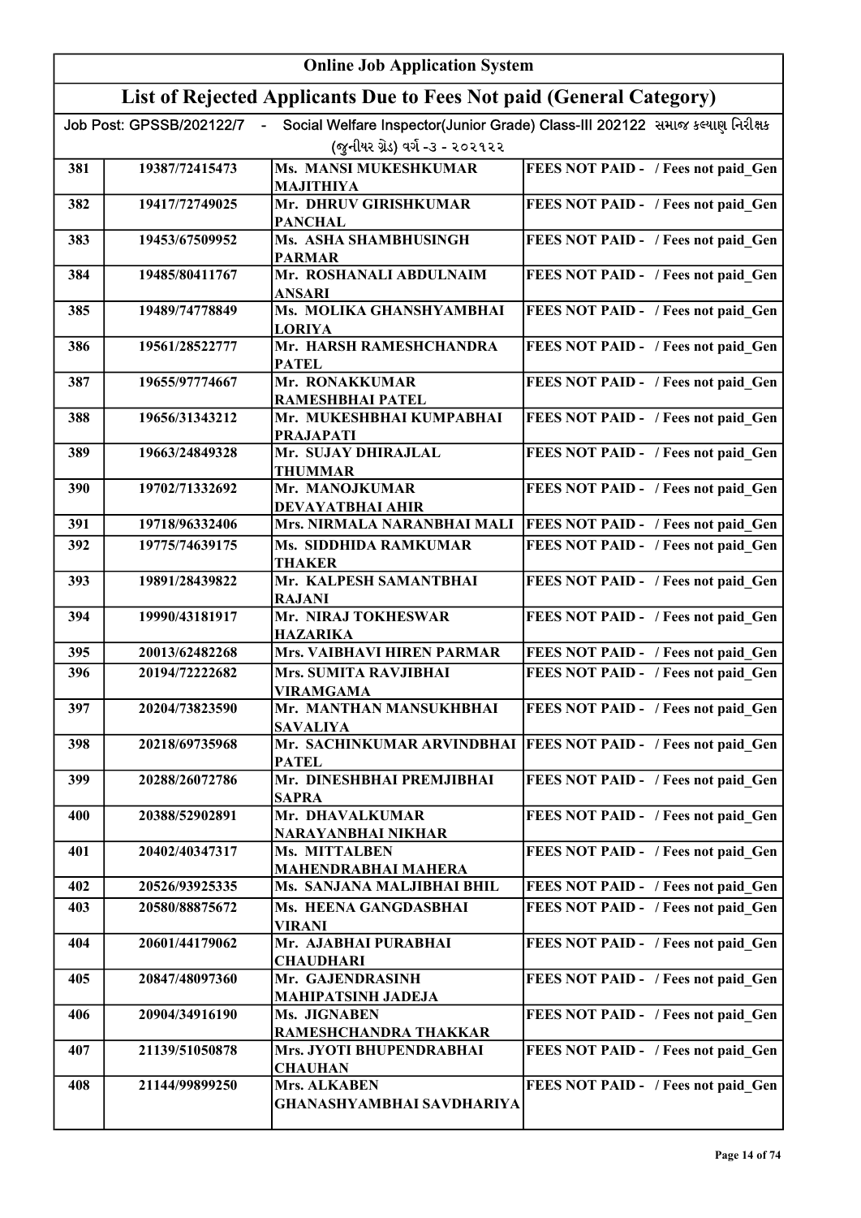| Online Job Application System | | | |
|---|---|---|---|
| List of Rejected Applicants Due to Fees Not paid (General Category) | | | |
| Job Post: GPSSB/202122/7 - Social Welfare Inspector(Junior Grade) Class-III 202122 સમાજ કલ્યાણ નિરીક્ષક (જુનીયર ગ્રેડ) વર્ગ -૩ - ૨૦૨૧૨૨ | | | |
| 381 | 19387/72415473 | Ms. MANSI MUKESHKUMAR MAJITHIYA | FEES NOT PAID - / Fees not paid_Gen |
| 382 | 19417/72749025 | Mr. DHRUV GIRISHKUMAR PANCHAL | FEES NOT PAID - / Fees not paid_Gen |
| 383 | 19453/67509952 | Ms. ASHA SHAMBHUSINGH PARMAR | FEES NOT PAID - / Fees not paid_Gen |
| 384 | 19485/80411767 | Mr. ROSHANALI ABDULNAIM ANSARI | FEES NOT PAID - / Fees not paid_Gen |
| 385 | 19489/74778849 | Ms. MOLIKA GHANSHYAMBHAI LORIYA | FEES NOT PAID - / Fees not paid_Gen |
| 386 | 19561/28522777 | Mr. HARSH RAMESHCHANDRA PATEL | FEES NOT PAID - / Fees not paid_Gen |
| 387 | 19655/97774667 | Mr. RONAKKUMAR RAMESHBHAI PATEL | FEES NOT PAID - / Fees not paid_Gen |
| 388 | 19656/31343212 | Mr. MUKESHBHAI KUMPABHAI PRAJAPATI | FEES NOT PAID - / Fees not paid_Gen |
| 389 | 19663/24849328 | Mr. SUJAY DHIRAJLAL THUMMAR | FEES NOT PAID - / Fees not paid_Gen |
| 390 | 19702/71332692 | Mr. MANOJKUMAR DEVAYATBHAI AHIR | FEES NOT PAID - / Fees not paid_Gen |
| 391 | 19718/96332406 | Mrs. NIRMALA NARANBHAI MALI | FEES NOT PAID - / Fees not paid_Gen |
| 392 | 19775/74639175 | Ms. SIDDHIDA RAMKUMAR THAKER | FEES NOT PAID - / Fees not paid_Gen |
| 393 | 19891/28439822 | Mr. KALPESH SAMANTBHAI RAJANI | FEES NOT PAID - / Fees not paid_Gen |
| 394 | 19990/43181917 | Mr. NIRAJ TOKHESWAR HAZARIKA | FEES NOT PAID - / Fees not paid_Gen |
| 395 | 20013/62482268 | Mrs. VAIBHAVI HIREN PARMAR | FEES NOT PAID - / Fees not paid_Gen |
| 396 | 20194/72222682 | Mrs. SUMITA RAVJIBHAI VIRAMGAMA | FEES NOT PAID - / Fees not paid_Gen |
| 397 | 20204/73823590 | Mr. MANTHAN MANSUKHBHAI SAVALIYA | FEES NOT PAID - / Fees not paid_Gen |
| 398 | 20218/69735968 | Mr. SACHINKUMAR ARVINDBHAI PATEL | FEES NOT PAID - / Fees not paid_Gen |
| 399 | 20288/26072786 | Mr. DINESHBHAI PREMJIBHAI SAPRA | FEES NOT PAID - / Fees not paid_Gen |
| 400 | 20388/52902891 | Mr. DHAVALKUMAR NARAYANBHAI NIKHAR | FEES NOT PAID - / Fees not paid_Gen |
| 401 | 20402/40347317 | Ms. MITTALBEN MAHENDRABHAI MAHERA | FEES NOT PAID - / Fees not paid_Gen |
| 402 | 20526/93925335 | Ms. SANJANA MALJIBHAI BHIL | FEES NOT PAID - / Fees not paid_Gen |
| 403 | 20580/88875672 | Ms. HEENA GANGDASBHAI VIRANI | FEES NOT PAID - / Fees not paid_Gen |
| 404 | 20601/44179062 | Mr. AJABHAI PURABHAI CHAUDHARI | FEES NOT PAID - / Fees not paid_Gen |
| 405 | 20847/48097360 | Mr. GAJENDRASINH MAHIPATSINH JADEJA | FEES NOT PAID - / Fees not paid_Gen |
| 406 | 20904/34916190 | Ms. JIGNABEN RAMESHCHANDRA THAKKAR | FEES NOT PAID - / Fees not paid_Gen |
| 407 | 21139/51050878 | Mrs. JYOTI BHUPENDRABHAI CHAUHAN | FEES NOT PAID - / Fees not paid_Gen |
| 408 | 21144/99899250 | Mrs. ALKABEN GHANASHYAMBHAI SAVDHARIYA | FEES NOT PAID - / Fees not paid_Gen |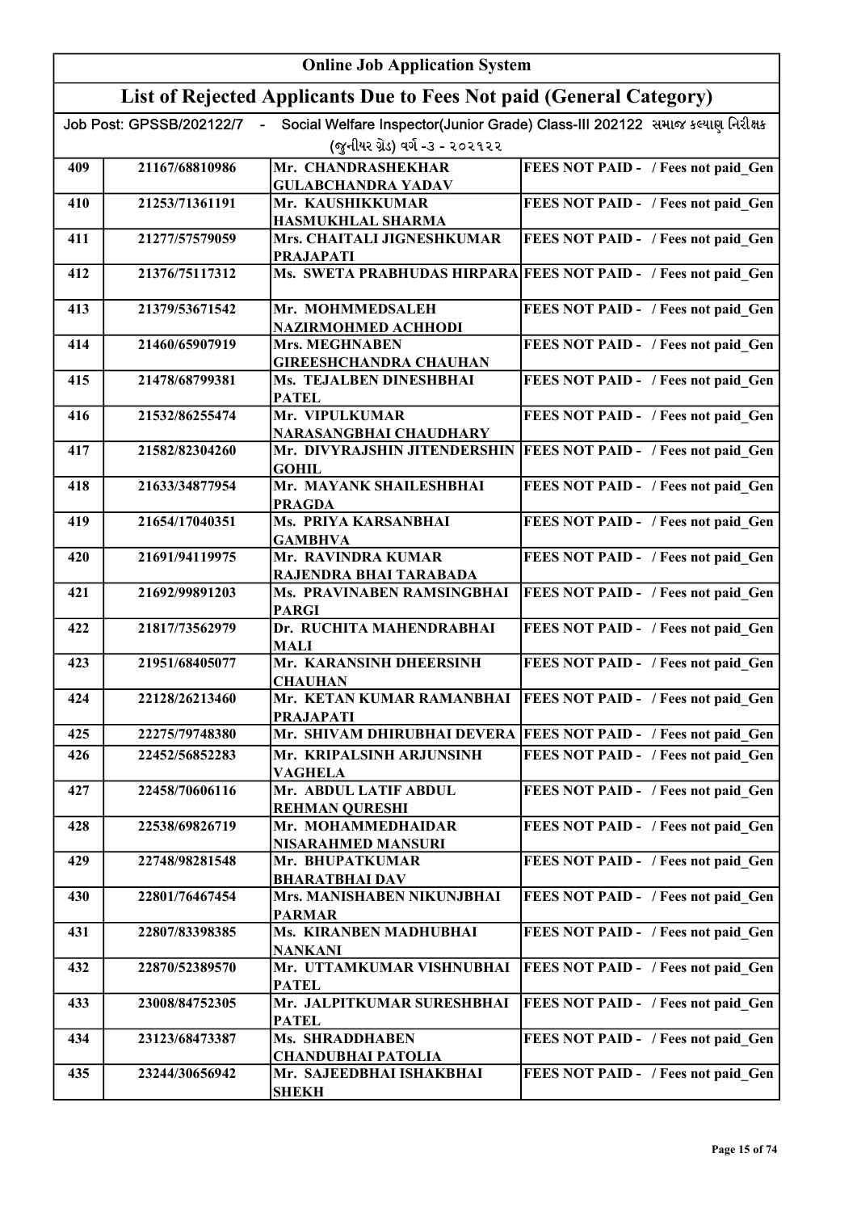# Online Job Application System

## List of Rejected Applicants Due to Fees Not paid (General Category)

Job Post: GPSSB/202122/7 - Social Welfare Inspector(Junior Grade) Class-III 202122 સમાજ કલ્યાણ નિરીક્ષક (જુનીયર ગ્રેડ) વર્ગ -૩ - ૨૦૨૧૨૨

| | | | |
|---|---|---|---|
| 409 | 21167/68810986 | Mr. CHANDRASHEKHAR GULABCHANDRA YADAV | FEES NOT PAID - / Fees not paid_Gen |
| 410 | 21253/71361191 | Mr. KAUSHIKKUMAR HASMUKHLAL SHARMA | FEES NOT PAID - / Fees not paid_Gen |
| 411 | 21277/57579059 | Mrs. CHAITALI JIGNESHKUMAR PRAJAPATI | FEES NOT PAID - / Fees not paid_Gen |
| 412 | 21376/75117312 | Ms. SWETA PRABHUDAS HIRPARA | FEES NOT PAID - / Fees not paid_Gen |
| 413 | 21379/53671542 | Mr. MOHMMEDSALEH NAZIRMOHMED ACHHODI | FEES NOT PAID - / Fees not paid_Gen |
| 414 | 21460/65907919 | Mrs. MEGHNABEN GIREESHCHANDRA CHAUHAN | FEES NOT PAID - / Fees not paid_Gen |
| 415 | 21478/68799381 | Ms. TEJALBEN DINESHBHAI PATEL | FEES NOT PAID - / Fees not paid_Gen |
| 416 | 21532/86255474 | Mr. VIPULKUMAR NARASANGBHAI CHAUDHARY | FEES NOT PAID - / Fees not paid_Gen |
| 417 | 21582/82304260 | Mr. DIVYRAJSHIN JITENDERSHIN GOHIL | FEES NOT PAID - / Fees not paid_Gen |
| 418 | 21633/34877954 | Mr. MAYANK SHAILESHBHAI PRAGDA | FEES NOT PAID - / Fees not paid_Gen |
| 419 | 21654/17040351 | Ms. PRIYA KARSANBHAI GAMBHVA | FEES NOT PAID - / Fees not paid_Gen |
| 420 | 21691/94119975 | Mr. RAVINDRA KUMAR RAJENDRA BHAI TARABADA | FEES NOT PAID - / Fees not paid_Gen |
| 421 | 21692/99891203 | Ms. PRAVINABEN RAMSINGBHAI PARGI | FEES NOT PAID - / Fees not paid_Gen |
| 422 | 21817/73562979 | Dr. RUCHITA MAHENDRABHAI MALI | FEES NOT PAID - / Fees not paid_Gen |
| 423 | 21951/68405077 | Mr. KARANSINH DHEERSINH CHAUHAN | FEES NOT PAID - / Fees not paid_Gen |
| 424 | 22128/26213460 | Mr. KETAN KUMAR RAMANBHAI PRAJAPATI | FEES NOT PAID - / Fees not paid_Gen |
| 425 | 22275/79748380 | Mr. SHIVAM DHIRUBHAI DEVERA | FEES NOT PAID - / Fees not paid_Gen |
| 426 | 22452/56852283 | Mr. KRIPALSINH ARJUNSINH VAGHELA | FEES NOT PAID - / Fees not paid_Gen |
| 427 | 22458/70606116 | Mr. ABDUL LATIF ABDUL REHMAN QURESHI | FEES NOT PAID - / Fees not paid_Gen |
| 428 | 22538/69826719 | Mr. MOHAMMEDHAIDAR NISARAHMED MANSURI | FEES NOT PAID - / Fees not paid_Gen |
| 429 | 22748/98281548 | Mr. BHUPATKUMAR BHARATBHAI DAV | FEES NOT PAID - / Fees not paid_Gen |
| 430 | 22801/76467454 | Mrs. MANISHABEN NIKUNJBHAI PARMAR | FEES NOT PAID - / Fees not paid_Gen |
| 431 | 22807/83398385 | Ms. KIRANBEN MADHUBHAI NANKANI | FEES NOT PAID - / Fees not paid_Gen |
| 432 | 22870/52389570 | Mr. UTTAMKUMAR VISHNUBHAI PATEL | FEES NOT PAID - / Fees not paid_Gen |
| 433 | 23008/84752305 | Mr. JALPITKUMAR SURESHBHAI PATEL | FEES NOT PAID - / Fees not paid_Gen |
| 434 | 23123/68473387 | Ms. SHRADDHABEN CHANDUBHAI PATOLIA | FEES NOT PAID - / Fees not paid_Gen |
| 435 | 23244/30656942 | Mr. SAJEEDBHAI ISHAKBHAI SHEKH | FEES NOT PAID - / Fees not paid_Gen |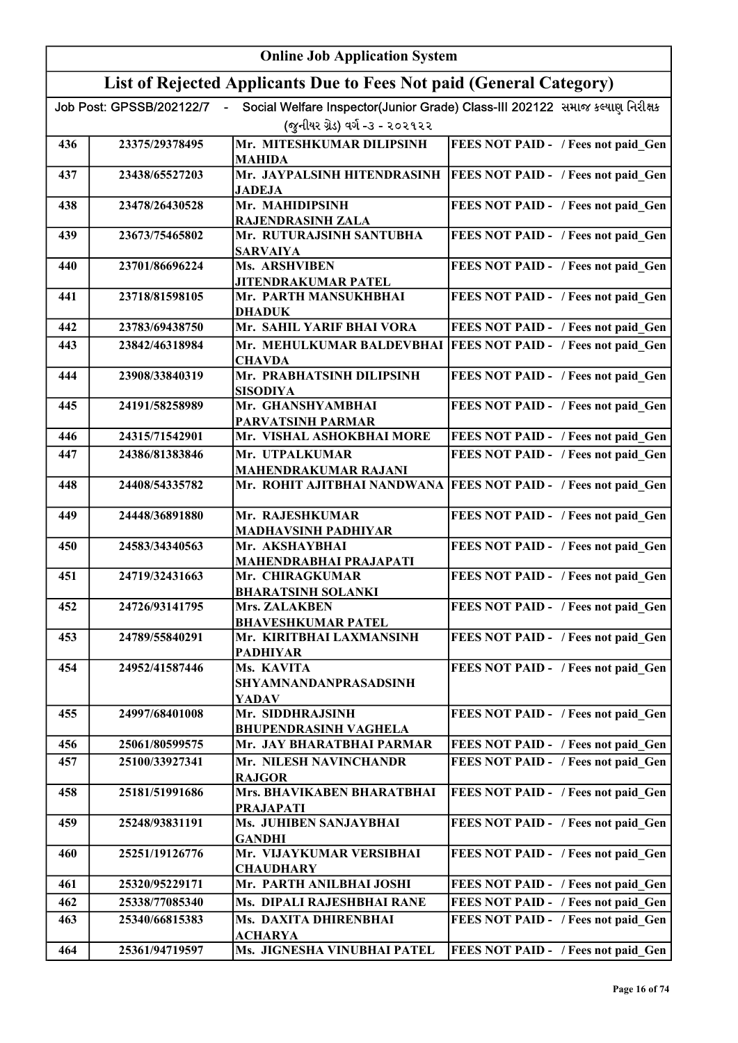# Online Job Application System

## List of Rejected Applicants Due to Fees Not paid (General Category)

Job Post: GPSSB/202122/7 - Social Welfare Inspector(Junior Grade) Class-III 202122 સમાજ કલ્યાણ નિરીક્ષક (જુનીયર ગ્રેડ) વર્ગ -૩ - ૨૦૨૧૨૨

| | | | |
|---|---|---|---|
| 436 | 23375/29378495 | Mr. MITESHKUMAR DILIPSINH MAHIDA | FEES NOT PAID - / Fees not paid_Gen |
| 437 | 23438/65527203 | Mr. JAYPALSINH HITENDRASINH JADEJA | FEES NOT PAID - / Fees not paid_Gen |
| 438 | 23478/26430528 | Mr. MAHIDIPSINH RAJENDRASINH ZALA | FEES NOT PAID - / Fees not paid_Gen |
| 439 | 23673/75465802 | Mr. RUTURAJSINH SANTUBHA SARVAIYA | FEES NOT PAID - / Fees not paid_Gen |
| 440 | 23701/86696224 | Ms. ARSHVIBEN JITENDRAKUMAR PATEL | FEES NOT PAID - / Fees not paid_Gen |
| 441 | 23718/81598105 | Mr. PARTH MANSUKHBHAI DHADUK | FEES NOT PAID - / Fees not paid_Gen |
| 442 | 23783/69438750 | Mr. SAHIL YARIF BHAI VORA | FEES NOT PAID - / Fees not paid_Gen |
| 443 | 23842/46318984 | Mr. MEHULKUMAR BALDEVBHAI CHAVDA | FEES NOT PAID - / Fees not paid_Gen |
| 444 | 23908/33840319 | Mr. PRABHATSINH DILIPSINH SISODIYA | FEES NOT PAID - / Fees not paid_Gen |
| 445 | 24191/58258989 | Mr. GHANSHYAMBHAI PARVATSINH PARMAR | FEES NOT PAID - / Fees not paid_Gen |
| 446 | 24315/71542901 | Mr. VISHAL ASHOKBHAI MORE | FEES NOT PAID - / Fees not paid_Gen |
| 447 | 24386/81383846 | Mr. UTPALKUMAR MAHENDRAKUMAR RAJANI | FEES NOT PAID - / Fees not paid_Gen |
| 448 | 24408/54335782 | Mr. ROHIT AJITBHAI NANDWANA | FEES NOT PAID - / Fees not paid_Gen |
| 449 | 24448/36891880 | Mr. RAJESHKUMAR MADHAVSINH PADHIYAR | FEES NOT PAID - / Fees not paid_Gen |
| 450 | 24583/34340563 | Mr. AKSHAYBHAI MAHENDRABHAI PRAJAPATI | FEES NOT PAID - / Fees not paid_Gen |
| 451 | 24719/32431663 | Mr. CHIRAGKUMAR BHARATSINH SOLANKI | FEES NOT PAID - / Fees not paid_Gen |
| 452 | 24726/93141795 | Mrs. ZALAKBEN BHAVESHKUMAR PATEL | FEES NOT PAID - / Fees not paid_Gen |
| 453 | 24789/55840291 | Mr. KIRITBHAI LAXMANSINH PADHIYAR | FEES NOT PAID - / Fees not paid_Gen |
| 454 | 24952/41587446 | Ms. KAVITA SHYAMNANDANPRASADSINH YADAV | FEES NOT PAID - / Fees not paid_Gen |
| 455 | 24997/68401008 | Mr. SIDDHRAJSINH BHUPENDRASINH VAGHELA | FEES NOT PAID - / Fees not paid_Gen |
| 456 | 25061/80599575 | Mr. JAY BHARATBHAI PARMAR | FEES NOT PAID - / Fees not paid_Gen |
| 457 | 25100/33927341 | Mr. NILESH NAVINCHANDR RAJGOR | FEES NOT PAID - / Fees not paid_Gen |
| 458 | 25181/51991686 | Mrs. BHAVIKABEN BHARATBHAI PRAJAPATI | FEES NOT PAID - / Fees not paid_Gen |
| 459 | 25248/93831191 | Ms. JUHIBEN SANJAYBHAI GANDHI | FEES NOT PAID - / Fees not paid_Gen |
| 460 | 25251/19126776 | Mr. VIJAYKUMAR VERSIBHAI CHAUDHARY | FEES NOT PAID - / Fees not paid_Gen |
| 461 | 25320/95229171 | Mr. PARTH ANILBHAI JOSHI | FEES NOT PAID - / Fees not paid_Gen |
| 462 | 25338/77085340 | Ms. DIPALI RAJESHBHAI RANE | FEES NOT PAID - / Fees not paid_Gen |
| 463 | 25340/66815383 | Ms. DAXITA DHIRENBHAI ACHARYA | FEES NOT PAID - / Fees not paid_Gen |
| 464 | 25361/94719597 | Ms. JIGNESHA VINUBHAI PATEL | FEES NOT PAID - / Fees not paid_Gen |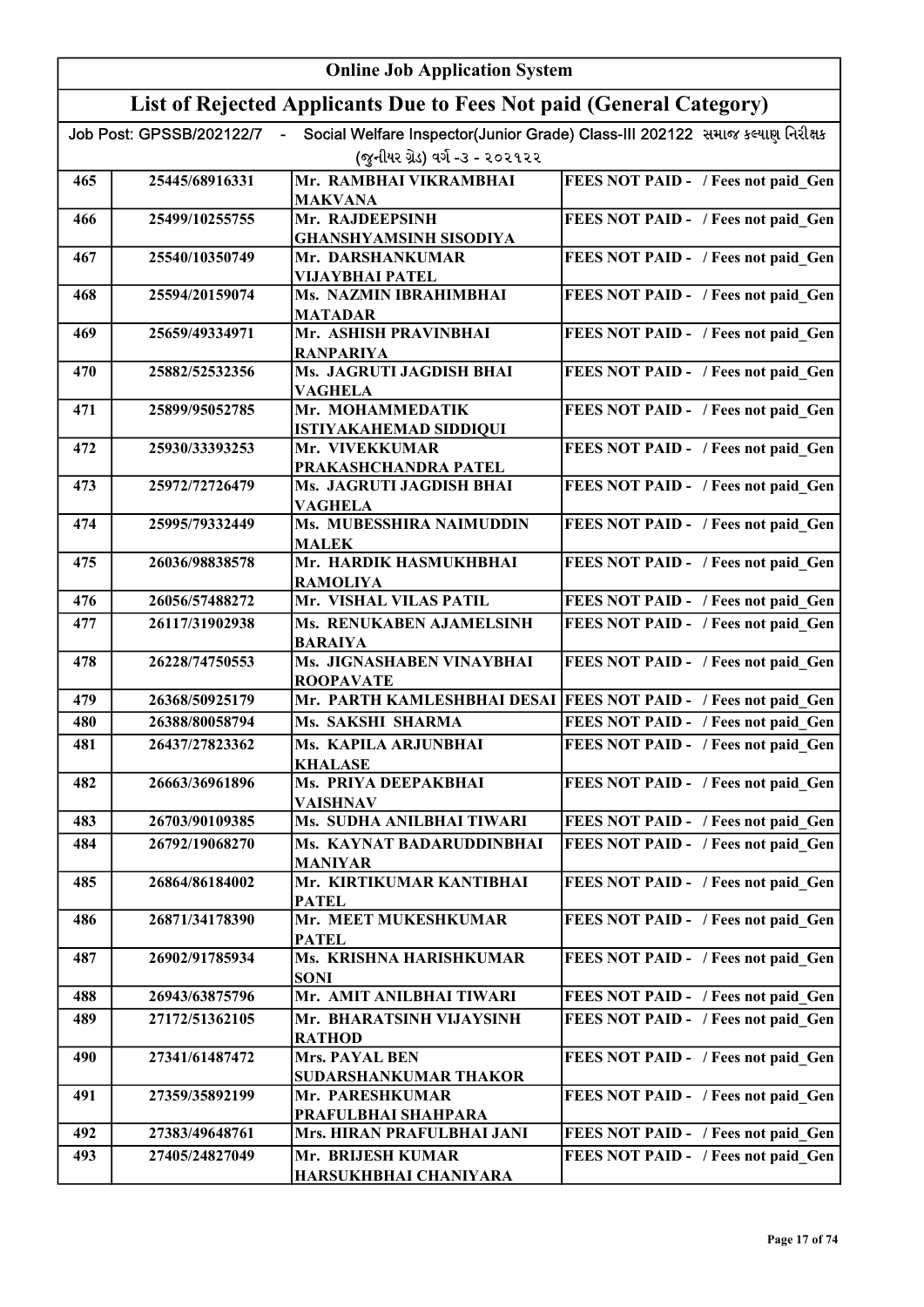# Online Job Application System

## List of Rejected Applicants Due to Fees Not paid (General Category)

Job Post: GPSSB/202122/7 - Social Welfare Inspector(Junior Grade) Class-III 202122 સમાજ કલ્યાણ નિરીક્ષક (જુનીયર ગ્રેડ) વર્ગ -૩ - ૨૦૨૧૨૨

| | | | |
|---|---|---|---|
| 465 | 25445/68916331 | Mr. RAMBHAI VIKRAMBHAI MAKVANA | FEES NOT PAID - / Fees not paid_Gen |
| 466 | 25499/10255755 | Mr. RAJDEEPSINH GHANSHYAMSINH SISODIYA | FEES NOT PAID - / Fees not paid_Gen |
| 467 | 25540/10350749 | Mr. DARSHANKUMAR VIJAYBHAI PATEL | FEES NOT PAID - / Fees not paid_Gen |
| 468 | 25594/20159074 | Ms. NAZMIN IBRAHIMBHAI MATADAR | FEES NOT PAID - / Fees not paid_Gen |
| 469 | 25659/49334971 | Mr. ASHISH PRAVINBHAI RANPARIYA | FEES NOT PAID - / Fees not paid_Gen |
| 470 | 25882/52532356 | Ms. JAGRUTI JAGDISH BHAI VAGHELA | FEES NOT PAID - / Fees not paid_Gen |
| 471 | 25899/95052785 | Mr. MOHAMMEDATIK ISTIYAKAHEMAD SIDDIQUI | FEES NOT PAID - / Fees not paid_Gen |
| 472 | 25930/33393253 | Mr. VIVEKKUMAR PRAKASHCHANDRA PATEL | FEES NOT PAID - / Fees not paid_Gen |
| 473 | 25972/72726479 | Ms. JAGRUTI JAGDISH BHAI VAGHELA | FEES NOT PAID - / Fees not paid_Gen |
| 474 | 25995/79332449 | Ms. MUBESSHIRA NAIMUDDIN MALEK | FEES NOT PAID - / Fees not paid_Gen |
| 475 | 26036/98838578 | Mr. HARDIK HASMUKHBHAI RAMOLIYA | FEES NOT PAID - / Fees not paid_Gen |
| 476 | 26056/57488272 | Mr. VISHAL VILAS PATIL | FEES NOT PAID - / Fees not paid_Gen |
| 477 | 26117/31902938 | Ms. RENUKABEN AJAMELSINH BARAIYA | FEES NOT PAID - / Fees not paid_Gen |
| 478 | 26228/74750553 | Ms. JIGNASHABEN VINAYBHAI ROOPAVATE | FEES NOT PAID - / Fees not paid_Gen |
| 479 | 26368/50925179 | Mr. PARTH KAMLESHBHAI DESAI | FEES NOT PAID - / Fees not paid_Gen |
| 480 | 26388/80058794 | Ms. SAKSHI SHARMA | FEES NOT PAID - / Fees not paid_Gen |
| 481 | 26437/27823362 | Ms. KAPILA ARJUNBHAI KHALASE | FEES NOT PAID - / Fees not paid_Gen |
| 482 | 26663/36961896 | Ms. PRIYA DEEPAKBHAI VAISHNAV | FEES NOT PAID - / Fees not paid_Gen |
| 483 | 26703/90109385 | Ms. SUDHA ANILBHAI TIWARI | FEES NOT PAID - / Fees not paid_Gen |
| 484 | 26792/19068270 | Ms. KAYNAT BADARUDDINBHAI MANIYAR | FEES NOT PAID - / Fees not paid_Gen |
| 485 | 26864/86184002 | Mr. KIRTIKUMAR KANTIBHAI PATEL | FEES NOT PAID - / Fees not paid_Gen |
| 486 | 26871/34178390 | Mr. MEET MUKESHKUMAR PATEL | FEES NOT PAID - / Fees not paid_Gen |
| 487 | 26902/91785934 | Ms. KRISHNA HARISHKUMAR SONI | FEES NOT PAID - / Fees not paid_Gen |
| 488 | 26943/63875796 | Mr. AMIT ANILBHAI TIWARI | FEES NOT PAID - / Fees not paid_Gen |
| 489 | 27172/51362105 | Mr. BHARATSINH VIJAYSINH RATHOD | FEES NOT PAID - / Fees not paid_Gen |
| 490 | 27341/61487472 | Mrs. PAYAL BEN SUDARSHANKUMAR THAKOR | FEES NOT PAID - / Fees not paid_Gen |
| 491 | 27359/35892199 | Mr. PARESHKUMAR PRAFULBHAI SHAHPARA | FEES NOT PAID - / Fees not paid_Gen |
| 492 | 27383/49648761 | Mrs. HIRAN PRAFULBHAI JANI | FEES NOT PAID - / Fees not paid_Gen |
| 493 | 27405/24827049 | Mr. BRIJESH KUMAR HARSUKHBHAI CHANIYARA | FEES NOT PAID - / Fees not paid_Gen |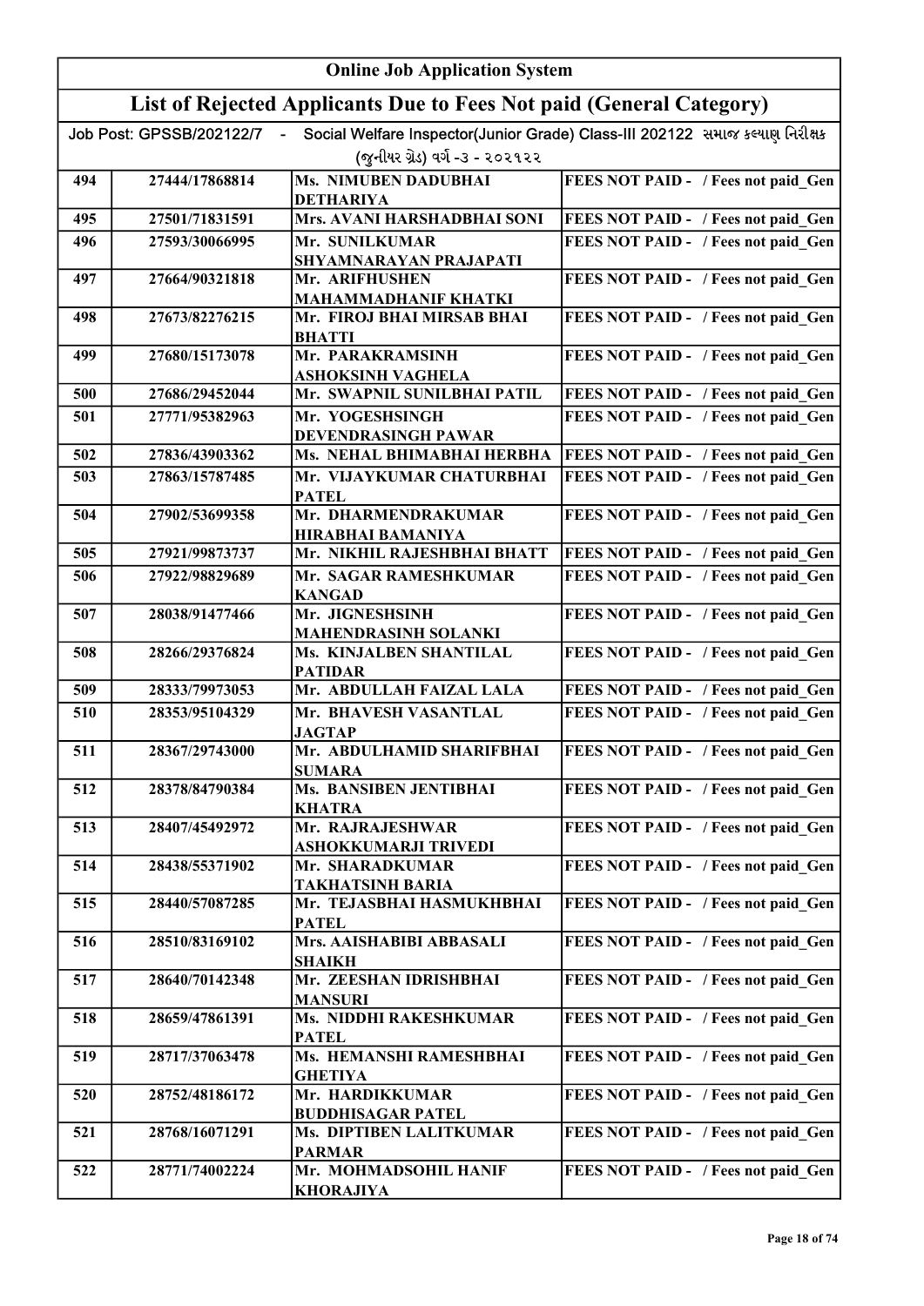# Online Job Application System

## List of Rejected Applicants Due to Fees Not paid (General Category)

Job Post: GPSSB/202122/7 - Social Welfare Inspector(Junior Grade) Class-III 202122 સમાજ કલ્યાણ નિરીક્ષક (જુનીયર ગ્રેડ) વર્ગ -૩ - ૨૦૨૧૨૨

| | | | |
|---|---|---|---|
| 494 | 27444/17868814 | Ms. NIMUBEN DADUBHAI DETHARIYA | FEES NOT PAID - / Fees not paid_Gen |
| 495 | 27501/71831591 | Mrs. AVANI HARSHADBHAI SONI | FEES NOT PAID - / Fees not paid_Gen |
| 496 | 27593/30066995 | Mr. SUNILKUMAR SHYAMNARAYAN PRAJAPATI | FEES NOT PAID - / Fees not paid_Gen |
| 497 | 27664/90321818 | Mr. ARIFHUSHEN MAHAMMADHANIF KHATKI | FEES NOT PAID - / Fees not paid_Gen |
| 498 | 27673/82276215 | Mr. FIROJ BHAI MIRSAB BHAI BHATTI | FEES NOT PAID - / Fees not paid_Gen |
| 499 | 27680/15173078 | Mr. PARAKRAMSINH ASHOKSINH VAGHELA | FEES NOT PAID - / Fees not paid_Gen |
| 500 | 27686/29452044 | Mr. SWAPNIL SUNILBHAI PATIL | FEES NOT PAID - / Fees not paid_Gen |
| 501 | 27771/95382963 | Mr. YOGESHSINGH DEVENDRASINGH PAWAR | FEES NOT PAID - / Fees not paid_Gen |
| 502 | 27836/43903362 | Ms. NEHAL BHIMABHAI HERBHA | FEES NOT PAID - / Fees not paid_Gen |
| 503 | 27863/15787485 | Mr. VIJAYKUMAR CHATURBHAI PATEL | FEES NOT PAID - / Fees not paid_Gen |
| 504 | 27902/53699358 | Mr. DHARMENDRAKUMAR HIRABHAI BAMANIYA | FEES NOT PAID - / Fees not paid_Gen |
| 505 | 27921/99873737 | Mr. NIKHIL RAJESHBHAI BHATT | FEES NOT PAID - / Fees not paid_Gen |
| 506 | 27922/98829689 | Mr. SAGAR RAMESHKUMAR KANGAD | FEES NOT PAID - / Fees not paid_Gen |
| 507 | 28038/91477466 | Mr. JIGNESHSINH MAHENDRASINH SOLANKI | FEES NOT PAID - / Fees not paid_Gen |
| 508 | 28266/29376824 | Ms. KINJALBEN SHANTILAL PATIDAR | FEES NOT PAID - / Fees not paid_Gen |
| 509 | 28333/79973053 | Mr. ABDULLAH FAIZAL LALA | FEES NOT PAID - / Fees not paid_Gen |
| 510 | 28353/95104329 | Mr. BHAVESH VASANTLAL JAGTAP | FEES NOT PAID - / Fees not paid_Gen |
| 511 | 28367/29743000 | Mr. ABDULHAMID SHARIFBHAI SUMARA | FEES NOT PAID - / Fees not paid_Gen |
| 512 | 28378/84790384 | Ms. BANSIBEN JENTIBHAI KHATRA | FEES NOT PAID - / Fees not paid_Gen |
| 513 | 28407/45492972 | Mr. RAJRAJESHWAR ASHOKKUMARJI TRIVEDI | FEES NOT PAID - / Fees not paid_Gen |
| 514 | 28438/55371902 | Mr. SHARADKUMAR TAKHATSINH BARIA | FEES NOT PAID - / Fees not paid_Gen |
| 515 | 28440/57087285 | Mr. TEJASBHAI HASMUKHBHAI PATEL | FEES NOT PAID - / Fees not paid_Gen |
| 516 | 28510/83169102 | Mrs. AAISHABIBI ABBASALI SHAIKH | FEES NOT PAID - / Fees not paid_Gen |
| 517 | 28640/70142348 | Mr. ZEESHAN IDRISHBHAI MANSURI | FEES NOT PAID - / Fees not paid_Gen |
| 518 | 28659/47861391 | Ms. NIDDHI RAKESHKUMAR PATEL | FEES NOT PAID - / Fees not paid_Gen |
| 519 | 28717/37063478 | Ms. HEMANSHI RAMESHBHAI GHETIYA | FEES NOT PAID - / Fees not paid_Gen |
| 520 | 28752/48186172 | Mr. HARDIKKUMAR BUDDHISAGAR PATEL | FEES NOT PAID - / Fees not paid_Gen |
| 521 | 28768/16071291 | Ms. DIPTIBEN LALITKUMAR PARMAR | FEES NOT PAID - / Fees not paid_Gen |
| 522 | 28771/74002224 | Mr. MOHMADSOHIL HANIF KHORAJIYA | FEES NOT PAID - / Fees not paid_Gen |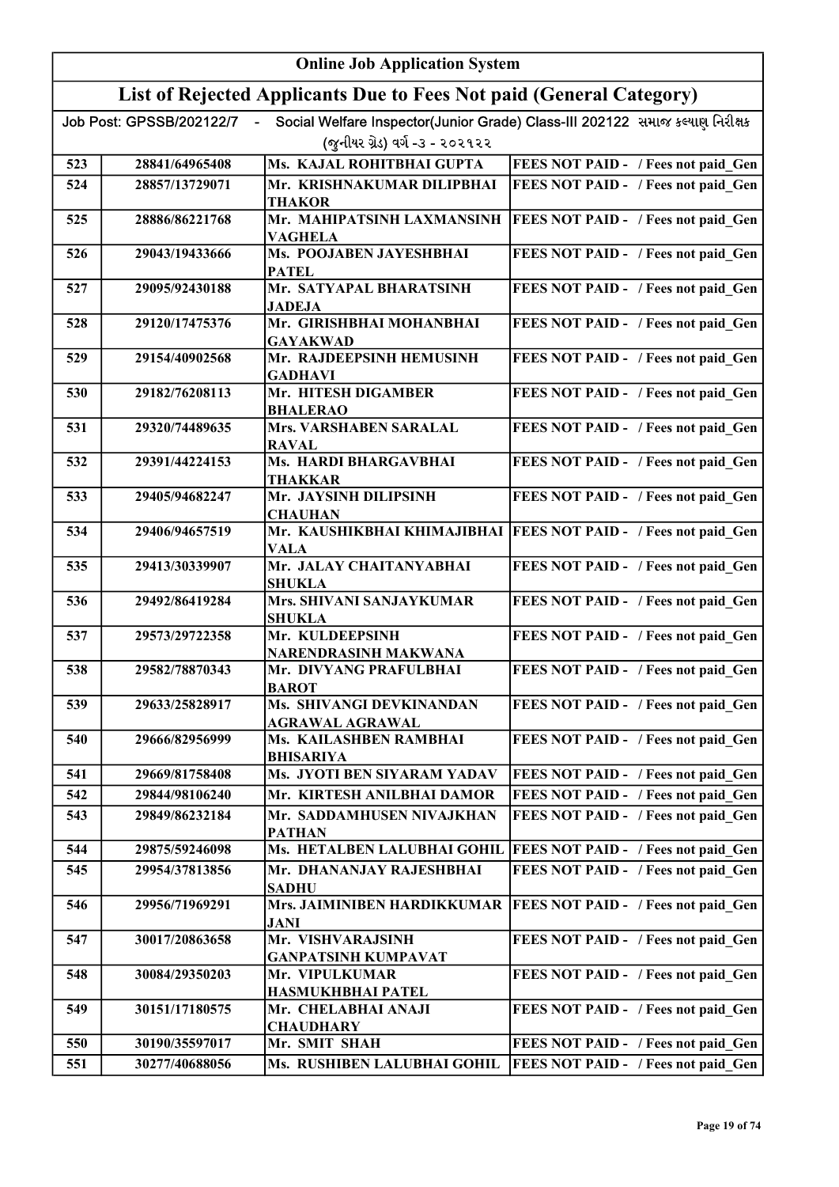# Online Job Application System

## List of Rejected Applicants Due to Fees Not paid (General Category)

Job Post: GPSSB/202122/7 - Social Welfare Inspector(Junior Grade) Class-III 202122 સમાજ કલ્યાણ નિરીક્ષક (જુનીયર ગ્રેડ) વર્ગ -૩ - ૨૦૨૧૨૨

| | | | |
|---|---|---|---|
| 523 | 28841/64965408 | Ms. KAJAL ROHITBHAI GUPTA | FEES NOT PAID - / Fees not paid_Gen |
| 524 | 28857/13729071 | Mr. KRISHNAKUMAR DILIPBHAI THAKOR | FEES NOT PAID - / Fees not paid_Gen |
| 525 | 28886/86221768 | Mr. MAHIPATSINH LAXMANSINH VAGHELA | FEES NOT PAID - / Fees not paid_Gen |
| 526 | 29043/19433666 | Ms. POOJABEN JAYESHBHAI PATEL | FEES NOT PAID - / Fees not paid_Gen |
| 527 | 29095/92430188 | Mr. SATYAPAL BHARATSINH JADEJA | FEES NOT PAID - / Fees not paid_Gen |
| 528 | 29120/17475376 | Mr. GIRISHBHAI MOHANBHAI GAYAKWAD | FEES NOT PAID - / Fees not paid_Gen |
| 529 | 29154/40902568 | Mr. RAJDEEPSINH HEMUSINH GADHAVI | FEES NOT PAID - / Fees not paid_Gen |
| 530 | 29182/76208113 | Mr. HITESH DIGAMBER BHALERAO | FEES NOT PAID - / Fees not paid_Gen |
| 531 | 29320/74489635 | Mrs. VARSHABEN SARALAL RAVAL | FEES NOT PAID - / Fees not paid_Gen |
| 532 | 29391/44224153 | Ms. HARDI BHARGAVBHAI THAKKAR | FEES NOT PAID - / Fees not paid_Gen |
| 533 | 29405/94682247 | Mr. JAYSINH DILIPSINH CHAUHAN | FEES NOT PAID - / Fees not paid_Gen |
| 534 | 29406/94657519 | Mr. KAUSHIKBHAI KHIMAJIBHAI VALA | FEES NOT PAID - / Fees not paid_Gen |
| 535 | 29413/30339907 | Mr. JALAY CHAITANYABHAI SHUKLA | FEES NOT PAID - / Fees not paid_Gen |
| 536 | 29492/86419284 | Mrs. SHIVANI SANJAYKUMAR SHUKLA | FEES NOT PAID - / Fees not paid_Gen |
| 537 | 29573/29722358 | Mr. KULDEEPSINH NARENDRASINH MAKWANA | FEES NOT PAID - / Fees not paid_Gen |
| 538 | 29582/78870343 | Mr. DIVYANG PRAFULBHAI BAROT | FEES NOT PAID - / Fees not paid_Gen |
| 539 | 29633/25828917 | Ms. SHIVANGI DEVKINANDAN AGRAWAL AGRAWAL | FEES NOT PAID - / Fees not paid_Gen |
| 540 | 29666/82956999 | Ms. KAILASHBEN RAMBHAI BHISARIYA | FEES NOT PAID - / Fees not paid_Gen |
| 541 | 29669/81758408 | Ms. JYOTI BEN SIYARAM YADAV | FEES NOT PAID - / Fees not paid_Gen |
| 542 | 29844/98106240 | Mr. KIRTESH ANILBHAI DAMOR | FEES NOT PAID - / Fees not paid_Gen |
| 543 | 29849/86232184 | Mr. SADDAMHUSEN NIVAJKHAN PATHAN | FEES NOT PAID - / Fees not paid_Gen |
| 544 | 29875/59246098 | Ms. HETALBEN LALUBHAI GOHIL | FEES NOT PAID - / Fees not paid_Gen |
| 545 | 29954/37813856 | Mr. DHANANJAY RAJESHBHAI SADHU | FEES NOT PAID - / Fees not paid_Gen |
| 546 | 29956/71969291 | Mrs. JAIMINIBEN HARDIKKUMAR JANI | FEES NOT PAID - / Fees not paid_Gen |
| 547 | 30017/20863658 | Mr. VISHVARAJSINH GANPATSINH KUMPAVAT | FEES NOT PAID - / Fees not paid_Gen |
| 548 | 30084/29350203 | Mr. VIPULKUMAR HASMUKHBHAI PATEL | FEES NOT PAID - / Fees not paid_Gen |
| 549 | 30151/17180575 | Mr. CHELABHAI ANAJI CHAUDHARY | FEES NOT PAID - / Fees not paid_Gen |
| 550 | 30190/35597017 | Mr. SMIT SHAH | FEES NOT PAID - / Fees not paid_Gen |
| 551 | 30277/40688056 | Ms. RUSHIBEN LALUBHAI GOHIL | FEES NOT PAID - / Fees not paid_Gen |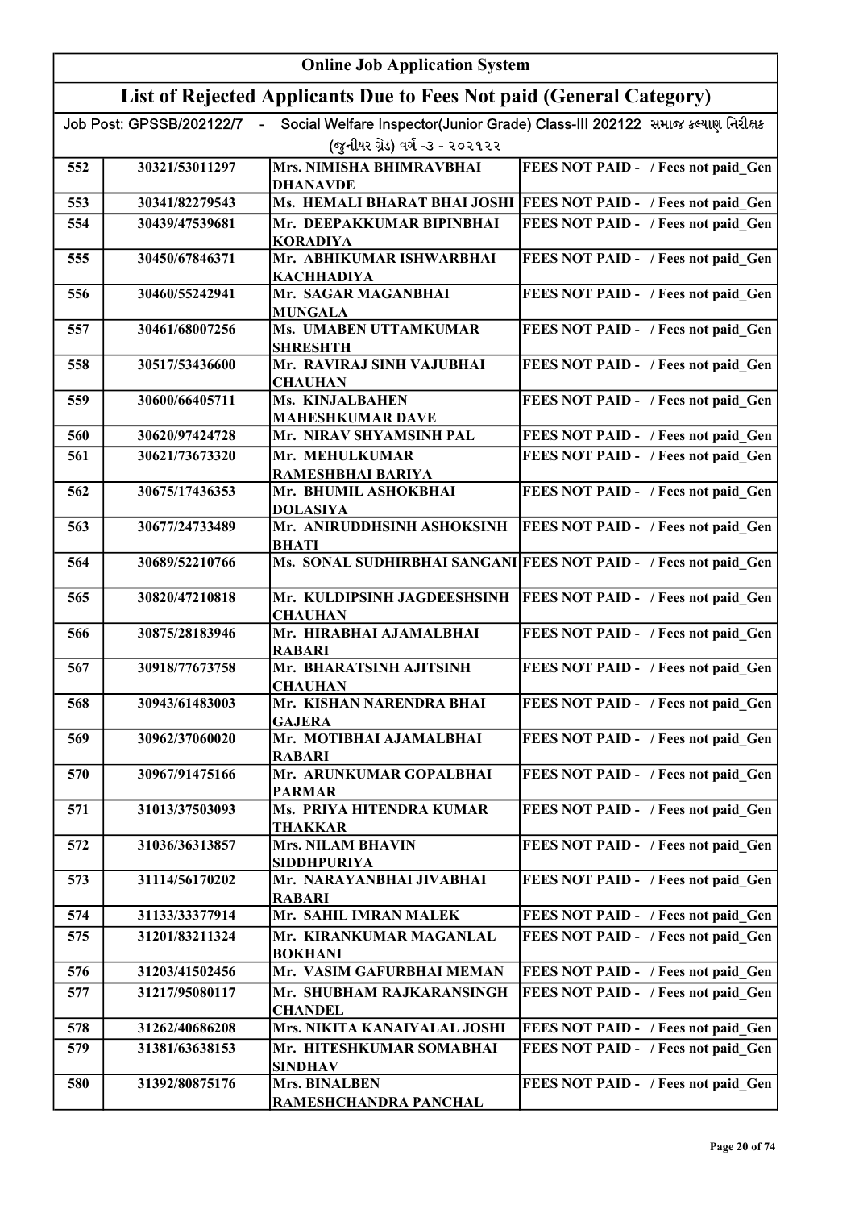# Online Job Application System

## List of Rejected Applicants Due to Fees Not paid (General Category)

Job Post: GPSSB/202122/7 - Social Welfare Inspector(Junior Grade) Class-III 202122 સમાજ કલ્યાણ નિરીક્ષક (જુનીયર ગ્રેડ) વર્ગ -૩ - ૨૦૨૧૨૨

| | | | |
|---|---|---|---|
| 552 | 30321/53011297 | Mrs. NIMISHA BHIMRAVBHAI DHANAVDE | FEES NOT PAID - / Fees not paid_Gen |
| 553 | 30341/82279543 | Ms. HEMALI BHARAT BHAI JOSHI | FEES NOT PAID - / Fees not paid_Gen |
| 554 | 30439/47539681 | Mr. DEEPAKKUMAR BIPINBHAI KORADIYA | FEES NOT PAID - / Fees not paid_Gen |
| 555 | 30450/67846371 | Mr. ABHIKUMAR ISHWARBHAI KACHHADIYA | FEES NOT PAID - / Fees not paid_Gen |
| 556 | 30460/55242941 | Mr. SAGAR MAGANBHAI MUNGALA | FEES NOT PAID - / Fees not paid_Gen |
| 557 | 30461/68007256 | Ms. UMABEN UTTAMKUMAR SHRESHTH | FEES NOT PAID - / Fees not paid_Gen |
| 558 | 30517/53436600 | Mr. RAVIRAJ SINH VAJUBHAI CHAUHAN | FEES NOT PAID - / Fees not paid_Gen |
| 559 | 30600/66405711 | Ms. KINJALBAHEN MAHESHKUMAR DAVE | FEES NOT PAID - / Fees not paid_Gen |
| 560 | 30620/97424728 | Mr. NIRAV SHYAMSINH PAL | FEES NOT PAID - / Fees not paid_Gen |
| 561 | 30621/73673320 | Mr. MEHULKUMAR RAMESHBHAI BARIYA | FEES NOT PAID - / Fees not paid_Gen |
| 562 | 30675/17436353 | Mr. BHUMIL ASHOKBHAI DOLASIYA | FEES NOT PAID - / Fees not paid_Gen |
| 563 | 30677/24733489 | Mr. ANIRUDDHSINH ASHOKSINH BHATI | FEES NOT PAID - / Fees not paid_Gen |
| 564 | 30689/52210766 | Ms. SONAL SUDHIRBHAI SANGANI | FEES NOT PAID - / Fees not paid_Gen |
| 565 | 30820/47210818 | Mr. KULDIPSINH JAGDEESHSINH CHAUHAN | FEES NOT PAID - / Fees not paid_Gen |
| 566 | 30875/28183946 | Mr. HIRABHAI AJAMALBHAI RABARI | FEES NOT PAID - / Fees not paid_Gen |
| 567 | 30918/77673758 | Mr. BHARATSINH AJITSINH CHAUHAN | FEES NOT PAID - / Fees not paid_Gen |
| 568 | 30943/61483003 | Mr. KISHAN NARENDRA BHAI GAJERA | FEES NOT PAID - / Fees not paid_Gen |
| 569 | 30962/37060020 | Mr. MOTIBHAI AJAMALBHAI RABARI | FEES NOT PAID - / Fees not paid_Gen |
| 570 | 30967/91475166 | Mr. ARUNKUMAR GOPALBHAI PARMAR | FEES NOT PAID - / Fees not paid_Gen |
| 571 | 31013/37503093 | Ms. PRIYA HITENDRA KUMAR THAKKAR | FEES NOT PAID - / Fees not paid_Gen |
| 572 | 31036/36313857 | Mrs. NILAM BHAVIN SIDDHPURIYA | FEES NOT PAID - / Fees not paid_Gen |
| 573 | 31114/56170202 | Mr. NARAYANBHAI JIVABHAI RABARI | FEES NOT PAID - / Fees not paid_Gen |
| 574 | 31133/33377914 | Mr. SAHIL IMRAN MALEK | FEES NOT PAID - / Fees not paid_Gen |
| 575 | 31201/83211324 | Mr. KIRANKUMAR MAGANLAL BOKHANI | FEES NOT PAID - / Fees not paid_Gen |
| 576 | 31203/41502456 | Mr. VASIM GAFURBHAI MEMAN | FEES NOT PAID - / Fees not paid_Gen |
| 577 | 31217/95080117 | Mr. SHUBHAM RAJKARANSINGH CHANDEL | FEES NOT PAID - / Fees not paid_Gen |
| 578 | 31262/40686208 | Mrs. NIKITA KANAIYALAL JOSHI | FEES NOT PAID - / Fees not paid_Gen |
| 579 | 31381/63638153 | Mr. HITESHKUMAR SOMABHAI SINDHAV | FEES NOT PAID - / Fees not paid_Gen |
| 580 | 31392/80875176 | Mrs. BINALBEN RAMESHCHANDRA PANCHAL | FEES NOT PAID - / Fees not paid_Gen |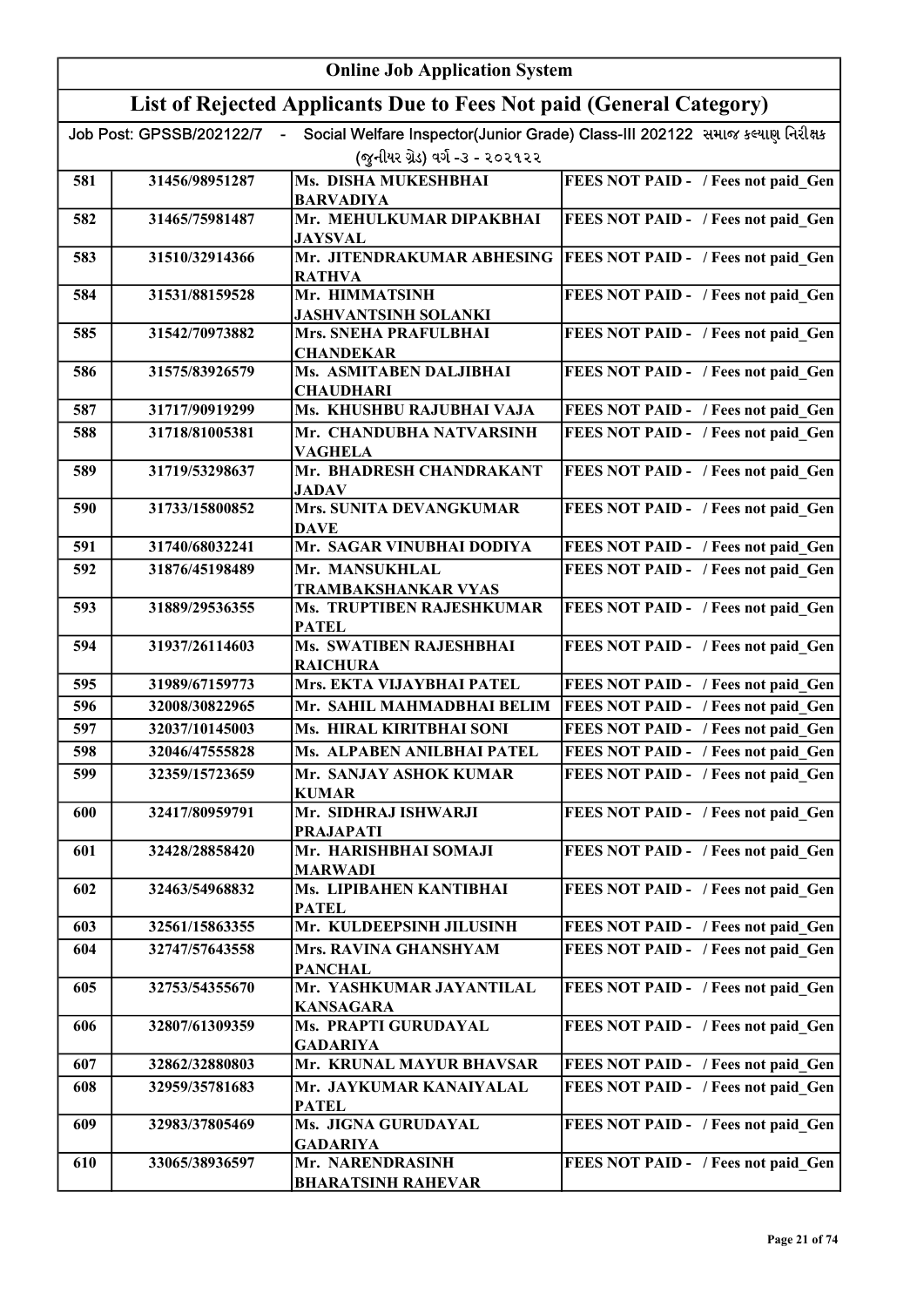# Online Job Application System

## List of Rejected Applicants Due to Fees Not paid (General Category)

Job Post: GPSSB/202122/7 - Social Welfare Inspector(Junior Grade) Class-III 202122 સમાજ કલ્યાણ નિરીક્ષક (જુનીયર ગ્રેડ) વર્ગ -૩ - ૨૦૨૧૨૨

| | | | |
|---|---|---|---|
| 581 | 31456/98951287 | Ms. DISHA MUKESHBHAI BARVADIYA | FEES NOT PAID - / Fees not paid_Gen |
| 582 | 31465/75981487 | Mr. MEHULKUMAR DIPAKBHAI JAYSVAL | FEES NOT PAID - / Fees not paid_Gen |
| 583 | 31510/32914366 | Mr. JITENDRAKUMAR ABHESING RATHVA | FEES NOT PAID - / Fees not paid_Gen |
| 584 | 31531/88159528 | Mr. HIMMATSINH JASHVANTSINH SOLANKI | FEES NOT PAID - / Fees not paid_Gen |
| 585 | 31542/70973882 | Mrs. SNEHA PRAFULBHAI CHANDEKAR | FEES NOT PAID - / Fees not paid_Gen |
| 586 | 31575/83926579 | Ms. ASMITABEN DALJIBHAI CHAUDHARI | FEES NOT PAID - / Fees not paid_Gen |
| 587 | 31717/90919299 | Ms. KHUSHBU RAJUBHAI VAJA | FEES NOT PAID - / Fees not paid_Gen |
| 588 | 31718/81005381 | Mr. CHANDUBHA NATVARSINH VAGHELA | FEES NOT PAID - / Fees not paid_Gen |
| 589 | 31719/53298637 | Mr. BHADRESH CHANDRAKANT JADAV | FEES NOT PAID - / Fees not paid_Gen |
| 590 | 31733/15800852 | Mrs. SUNITA DEVANGKUMAR DAVE | FEES NOT PAID - / Fees not paid_Gen |
| 591 | 31740/68032241 | Mr. SAGAR VINUBHAI DODIYA | FEES NOT PAID - / Fees not paid_Gen |
| 592 | 31876/45198489 | Mr. MANSUKHLAL TRAMBAKSHANKAR VYAS | FEES NOT PAID - / Fees not paid_Gen |
| 593 | 31889/29536355 | Ms. TRUPTIBEN RAJESHKUMAR PATEL | FEES NOT PAID - / Fees not paid_Gen |
| 594 | 31937/26114603 | Ms. SWATIBEN RAJESHBHAI RAICHURA | FEES NOT PAID - / Fees not paid_Gen |
| 595 | 31989/67159773 | Mrs. EKTA VIJAYBHAI PATEL | FEES NOT PAID - / Fees not paid_Gen |
| 596 | 32008/30822965 | Mr. SAHIL MAHMADBHAI BELIM | FEES NOT PAID - / Fees not paid_Gen |
| 597 | 32037/10145003 | Ms. HIRAL KIRITBHAI SONI | FEES NOT PAID - / Fees not paid_Gen |
| 598 | 32046/47555828 | Ms. ALPABEN ANILBHAI PATEL | FEES NOT PAID - / Fees not paid_Gen |
| 599 | 32359/15723659 | Mr. SANJAY ASHOK KUMAR KUMAR | FEES NOT PAID - / Fees not paid_Gen |
| 600 | 32417/80959791 | Mr. SIDHRAJ ISHWARJI PRAJAPATI | FEES NOT PAID - / Fees not paid_Gen |
| 601 | 32428/28858420 | Mr. HARISHBHAI SOMAJI MARWADI | FEES NOT PAID - / Fees not paid_Gen |
| 602 | 32463/54968832 | Ms. LIPIBAHEN KANTIBHAI PATEL | FEES NOT PAID - / Fees not paid_Gen |
| 603 | 32561/15863355 | Mr. KULDEEPSINH JILUSINH | FEES NOT PAID - / Fees not paid_Gen |
| 604 | 32747/57643558 | Mrs. RAVINA GHANSHYAM PANCHAL | FEES NOT PAID - / Fees not paid_Gen |
| 605 | 32753/54355670 | Mr. YASHKUMAR JAYANTILAL KANSAGARA | FEES NOT PAID - / Fees not paid_Gen |
| 606 | 32807/61309359 | Ms. PRAPTI GURUDAYAL GADARIYA | FEES NOT PAID - / Fees not paid_Gen |
| 607 | 32862/32880803 | Mr. KRUNAL MAYUR BHAVSAR | FEES NOT PAID - / Fees not paid_Gen |
| 608 | 32959/35781683 | Mr. JAYKUMAR KANAIYALAL PATEL | FEES NOT PAID - / Fees not paid_Gen |
| 609 | 32983/37805469 | Ms. JIGNA GURUDAYAL GADARIYA | FEES NOT PAID - / Fees not paid_Gen |
| 610 | 33065/38936597 | Mr. NARENDRASINH BHARATSINH RAHEVAR | FEES NOT PAID - / Fees not paid_Gen |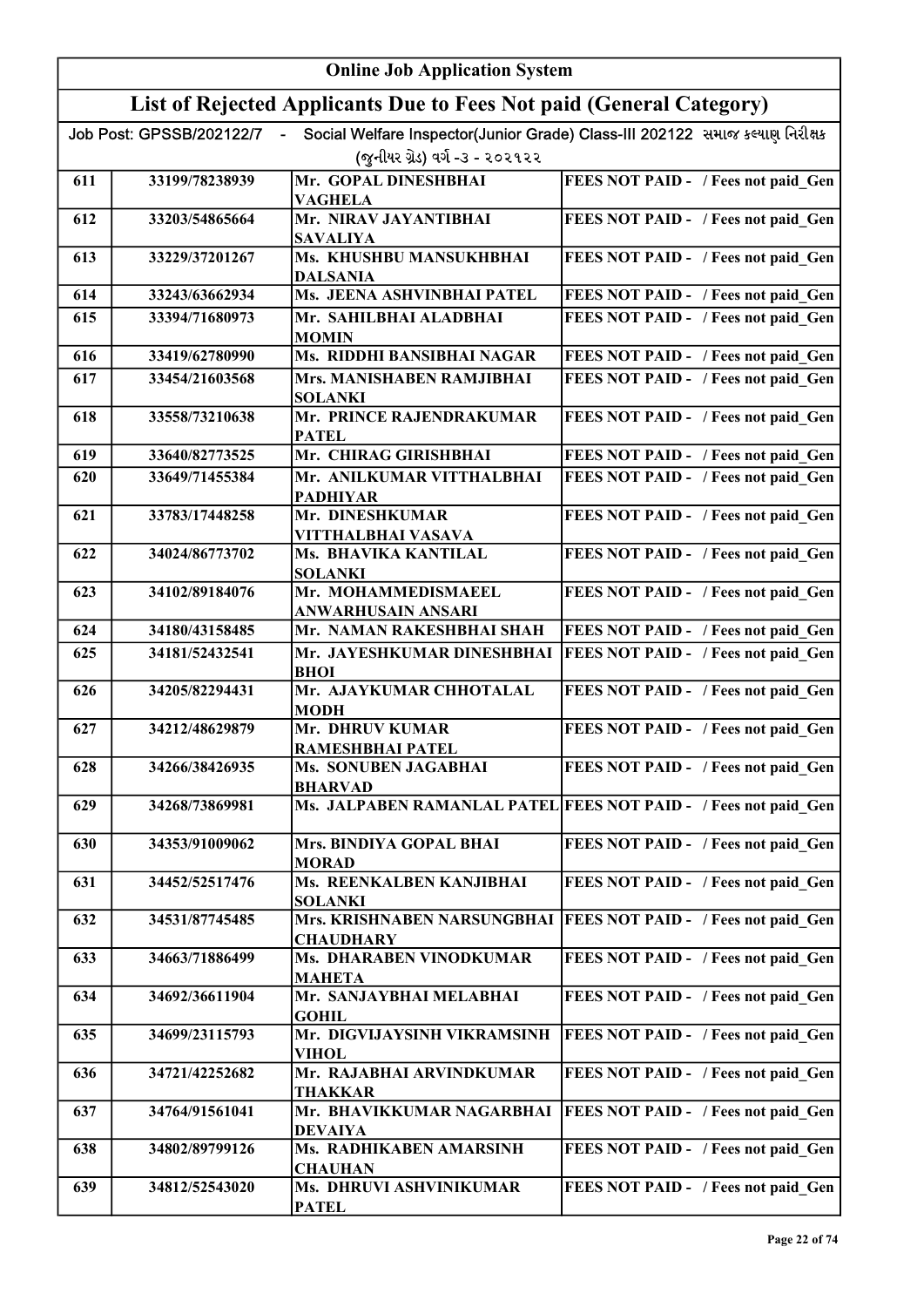# Online Job Application System

## List of Rejected Applicants Due to Fees Not paid (General Category)

Job Post: GPSSB/202122/7 - Social Welfare Inspector(Junior Grade) Class-III 202122 સમાજ કલ્યાણ નિરીક્ષક (જુનીયર ગ્રેડ) વર્ગ -૩ - ૨૦૨૧૨૨

| | | | |
|---|---|---|---|
| 611 | 33199/78238939 | Mr. GOPAL DINESHBHAI VAGHELA | FEES NOT PAID - / Fees not paid_Gen |
| 612 | 33203/54865664 | Mr. NIRAV JAYANTIBHAI SAVALIYA | FEES NOT PAID - / Fees not paid_Gen |
| 613 | 33229/37201267 | Ms. KHUSHBU MANSUKHBHAI DALSANIA | FEES NOT PAID - / Fees not paid_Gen |
| 614 | 33243/63662934 | Ms. JEENA ASHVINBHAI PATEL | FEES NOT PAID - / Fees not paid_Gen |
| 615 | 33394/71680973 | Mr. SAHILBHAI ALADBHAI MOMIN | FEES NOT PAID - / Fees not paid_Gen |
| 616 | 33419/62780990 | Ms. RIDDHI BANSIBHAI NAGAR | FEES NOT PAID - / Fees not paid_Gen |
| 617 | 33454/21603568 | Mrs. MANISHABEN RAMJIBHAI SOLANKI | FEES NOT PAID - / Fees not paid_Gen |
| 618 | 33558/73210638 | Mr. PRINCE RAJENDRAKUMAR PATEL | FEES NOT PAID - / Fees not paid_Gen |
| 619 | 33640/82773525 | Mr. CHIRAG GIRISHBHAI | FEES NOT PAID - / Fees not paid_Gen |
| 620 | 33649/71455384 | Mr. ANILKUMAR VITTHALBHAI PADHIYAR | FEES NOT PAID - / Fees not paid_Gen |
| 621 | 33783/17448258 | Mr. DINESHKUMAR VITTHALBHAI VASAVA | FEES NOT PAID - / Fees not paid_Gen |
| 622 | 34024/86773702 | Ms. BHAVIKA KANTILAL SOLANKI | FEES NOT PAID - / Fees not paid_Gen |
| 623 | 34102/89184076 | Mr. MOHAMMEDISMAEEL ANWARHUSAIN ANSARI | FEES NOT PAID - / Fees not paid_Gen |
| 624 | 34180/43158485 | Mr. NAMAN RAKESHBHAI SHAH | FEES NOT PAID - / Fees not paid_Gen |
| 625 | 34181/52432541 | Mr. JAYESHKUMAR DINESHBHAI BHOI | FEES NOT PAID - / Fees not paid_Gen |
| 626 | 34205/82294431 | Mr. AJAYKUMAR CHHOTALAL MODH | FEES NOT PAID - / Fees not paid_Gen |
| 627 | 34212/48629879 | Mr. DHRUV KUMAR RAMESHBHAI PATEL | FEES NOT PAID - / Fees not paid_Gen |
| 628 | 34266/38426935 | Ms. SONUBEN JAGABHAI BHARVAD | FEES NOT PAID - / Fees not paid_Gen |
| 629 | 34268/73869981 | Ms. JALPABEN RAMANLAL PATEL | FEES NOT PAID - / Fees not paid_Gen |
| 630 | 34353/91009062 | Mrs. BINDIYA GOPAL BHAI MORAD | FEES NOT PAID - / Fees not paid_Gen |
| 631 | 34452/52517476 | Ms. REENKALBEN KANJIBHAI SOLANKI | FEES NOT PAID - / Fees not paid_Gen |
| 632 | 34531/87745485 | Mrs. KRISHNABEN NARSUNGBHAI CHAUDHARY | FEES NOT PAID - / Fees not paid_Gen |
| 633 | 34663/71886499 | Ms. DHARABEN VINODKUMAR MAHETA | FEES NOT PAID - / Fees not paid_Gen |
| 634 | 34692/36611904 | Mr. SANJAYBHAI MELABHAI GOHIL | FEES NOT PAID - / Fees not paid_Gen |
| 635 | 34699/23115793 | Mr. DIGVIJAYSINH VIKRAMSINH VIHOL | FEES NOT PAID - / Fees not paid_Gen |
| 636 | 34721/42252682 | Mr. RAJABHAI ARVINDKUMAR THAKKAR | FEES NOT PAID - / Fees not paid_Gen |
| 637 | 34764/91561041 | Mr. BHAVIKKUMAR NAGARBHAI DEVAIYA | FEES NOT PAID - / Fees not paid_Gen |
| 638 | 34802/89799126 | Ms. RADHIKABEN AMARSINH CHAUHAN | FEES NOT PAID - / Fees not paid_Gen |
| 639 | 34812/52543020 | Ms. DHRUVI ASHVINIKUMAR PATEL | FEES NOT PAID - / Fees not paid_Gen |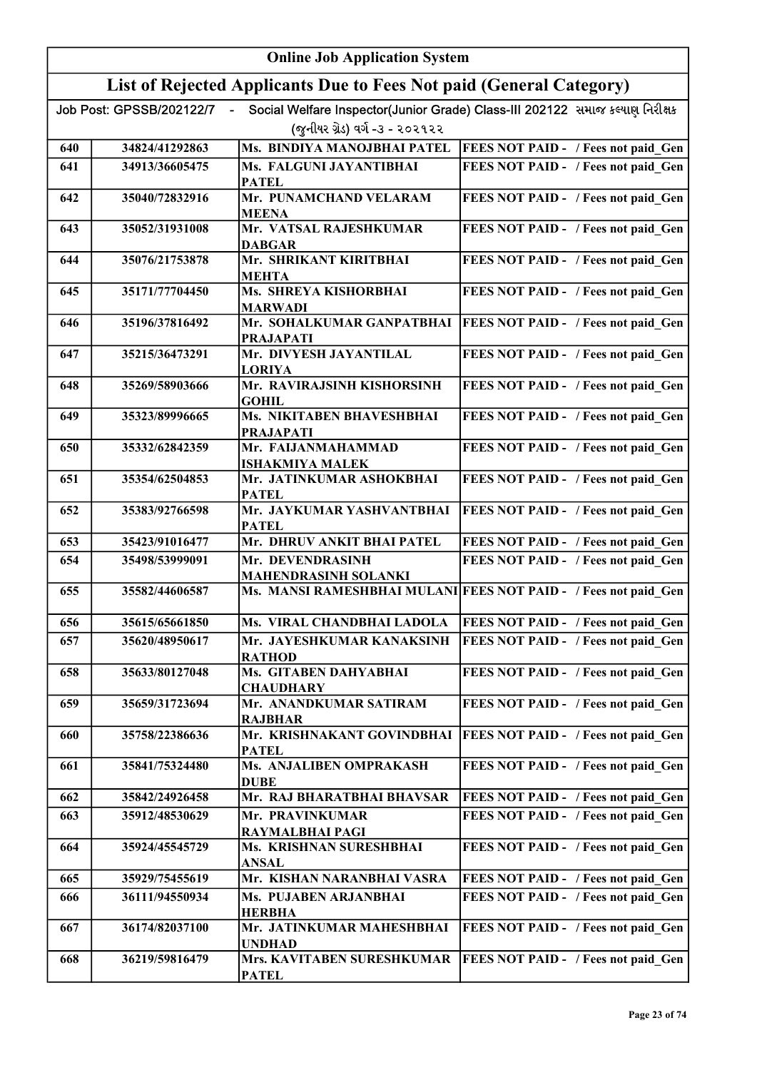| Online Job Application System | | | |
|---|---|---|---|
| **List of Rejected Applicants Due to Fees Not paid (General Category)** | | | |
| Job Post: GPSSB/202122/7 - Social Welfare Inspector(Junior Grade) Class-III 202122 સમાજ કલ્યાણ નિરીક્ષક (જુનીયર ગ્રેડ) વર્ગ -૩ - ૨૦૨૧૨૨ | | | |
| 640 | 34824/41292863 | Ms. BINDIYA MANOJBHAI PATEL | FEES NOT PAID - / Fees not paid_Gen |
| 641 | 34913/36605475 | Ms. FALGUNI JAYANTIBHAI PATEL | FEES NOT PAID - / Fees not paid_Gen |
| 642 | 35040/72832916 | Mr. PUNAMCHAND VELARAM MEENA | FEES NOT PAID - / Fees not paid_Gen |
| 643 | 35052/31931008 | Mr. VATSAL RAJESHKUMAR DABGAR | FEES NOT PAID - / Fees not paid_Gen |
| 644 | 35076/21753878 | Mr. SHRIKANT KIRITBHAI MEHTA | FEES NOT PAID - / Fees not paid_Gen |
| 645 | 35171/77704450 | Ms. SHREYA KISHORBHAI MARWADI | FEES NOT PAID - / Fees not paid_Gen |
| 646 | 35196/37816492 | Mr. SOHALKUMAR GANPATBHAI PRAJAPATI | FEES NOT PAID - / Fees not paid_Gen |
| 647 | 35215/36473291 | Mr. DIVYESH JAYANTILAL LORIYA | FEES NOT PAID - / Fees not paid_Gen |
| 648 | 35269/58903666 | Mr. RAVIRAJSINH KISHORSINH GOHIL | FEES NOT PAID - / Fees not paid_Gen |
| 649 | 35323/89996665 | Ms. NIKITABEN BHAVESHBHAI PRAJAPATI | FEES NOT PAID - / Fees not paid_Gen |
| 650 | 35332/62842359 | Mr. FAIJANMAHAMMAD ISHAKMIYA MALEK | FEES NOT PAID - / Fees not paid_Gen |
| 651 | 35354/62504853 | Mr. JATINKUMAR ASHOKBHAI PATEL | FEES NOT PAID - / Fees not paid_Gen |
| 652 | 35383/92766598 | Mr. JAYKUMAR YASHVANTBHAI PATEL | FEES NOT PAID - / Fees not paid_Gen |
| 653 | 35423/91016477 | Mr. DHRUV ANKIT BHAI PATEL | FEES NOT PAID - / Fees not paid_Gen |
| 654 | 35498/53999091 | Mr. DEVENDRASINH MAHENDRASINH SOLANKI | FEES NOT PAID - / Fees not paid_Gen |
| 655 | 35582/44606587 | Ms. MANSI RAMESHBHAI MULANI | FEES NOT PAID - / Fees not paid_Gen |
| 656 | 35615/65661850 | Ms. VIRAL CHANDBHAI LADOLA | FEES NOT PAID - / Fees not paid_Gen |
| 657 | 35620/48950617 | Mr. JAYESHKUMAR KANAKSINH RATHOD | FEES NOT PAID - / Fees not paid_Gen |
| 658 | 35633/80127048 | Ms. GITABEN DAHYABHAI CHAUDHARY | FEES NOT PAID - / Fees not paid_Gen |
| 659 | 35659/31723694 | Mr. ANANDKUMAR SATIRAM RAJBHAR | FEES NOT PAID - / Fees not paid_Gen |
| 660 | 35758/22386636 | Mr. KRISHNAKANT GOVINDBHAI PATEL | FEES NOT PAID - / Fees not paid_Gen |
| 661 | 35841/75324480 | Ms. ANJALIBEN OMPRAKASH DUBE | FEES NOT PAID - / Fees not paid_Gen |
| 662 | 35842/24926458 | Mr. RAJ BHARATBHAI BHAVSAR | FEES NOT PAID - / Fees not paid_Gen |
| 663 | 35912/48530629 | Mr. PRAVINKUMAR RAYMALBHAI PAGI | FEES NOT PAID - / Fees not paid_Gen |
| 664 | 35924/45545729 | Ms. KRISHNAN SURESHBHAI ANSAL | FEES NOT PAID - / Fees not paid_Gen |
| 665 | 35929/75455619 | Mr. KISHAN NARANBHAI VASRA | FEES NOT PAID - / Fees not paid_Gen |
| 666 | 36111/94550934 | Ms. PUJABEN ARJANBHAI HERBHA | FEES NOT PAID - / Fees not paid_Gen |
| 667 | 36174/82037100 | Mr. JATINKUMAR MAHESHBHAI UNDHAD | FEES NOT PAID - / Fees not paid_Gen |
| 668 | 36219/59816479 | Mrs. KAVITABEN SURESHKUMAR PATEL | FEES NOT PAID - / Fees not paid_Gen |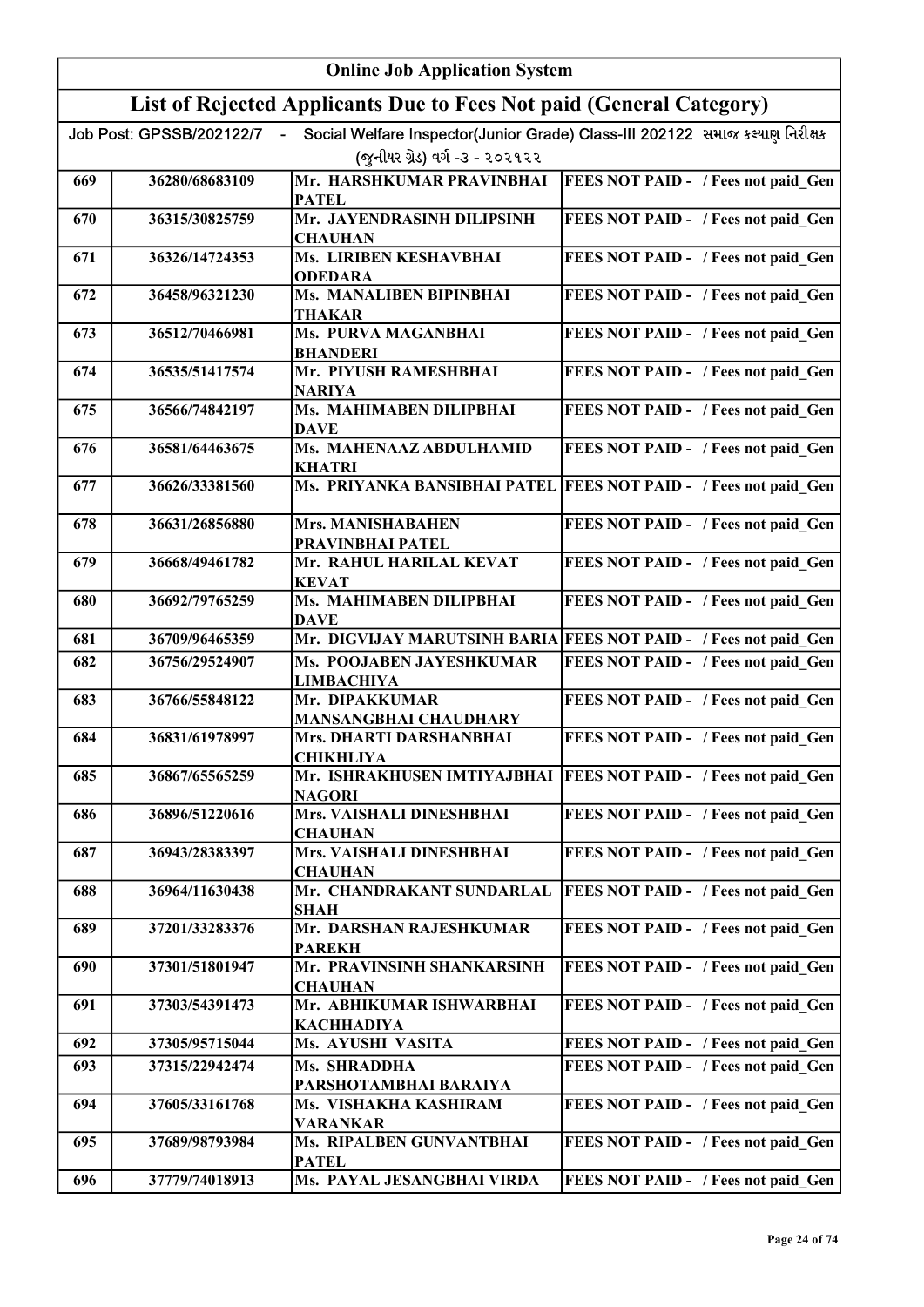# Online Job Application System

## List of Rejected Applicants Due to Fees Not paid (General Category)

Job Post: GPSSB/202122/7 - Social Welfare Inspector(Junior Grade) Class-III 202122 સમાજ કલ્યાણ નિરીક્ષક (જુનીયર ગ્રેડ) વર્ગ -૩ - ૨૦૨૧૨૨

| | | | |
|---|---|---|---|
| 669 | 36280/68683109 | Mr. HARSHKUMAR PRAVINBHAI PATEL | FEES NOT PAID - / Fees not paid_Gen |
| 670 | 36315/30825759 | Mr. JAYENDRASINH DILIPSINH CHAUHAN | FEES NOT PAID - / Fees not paid_Gen |
| 671 | 36326/14724353 | Ms. LIRIBEN KESHAVBHAI ODEDARA | FEES NOT PAID - / Fees not paid_Gen |
| 672 | 36458/96321230 | Ms. MANALIBEN BIPINBHAI THAKAR | FEES NOT PAID - / Fees not paid_Gen |
| 673 | 36512/70466981 | Ms. PURVA MAGANBHAI BHANDERI | FEES NOT PAID - / Fees not paid_Gen |
| 674 | 36535/51417574 | Mr. PIYUSH RAMESHBHAI NARIYA | FEES NOT PAID - / Fees not paid_Gen |
| 675 | 36566/74842197 | Ms. MAHIMABEN DILIPBHAI DAVE | FEES NOT PAID - / Fees not paid_Gen |
| 676 | 36581/64463675 | Ms. MAHENAAZ ABDULHAMID KHATRI | FEES NOT PAID - / Fees not paid_Gen |
| 677 | 36626/33381560 | Ms. PRIYANKA BANSIBHAI PATEL | FEES NOT PAID - / Fees not paid_Gen |
| 678 | 36631/26856880 | Mrs. MANISHABAHEN PRAVINBHAI PATEL | FEES NOT PAID - / Fees not paid_Gen |
| 679 | 36668/49461782 | Mr. RAHUL HARILAL KEVAT KEVAT | FEES NOT PAID - / Fees not paid_Gen |
| 680 | 36692/79765259 | Ms. MAHIMABEN DILIPBHAI DAVE | FEES NOT PAID - / Fees not paid_Gen |
| 681 | 36709/96465359 | Mr. DIGVIJAY MARUTSINH BARIA | FEES NOT PAID - / Fees not paid_Gen |
| 682 | 36756/29524907 | Ms. POOJABEN JAYESHKUMAR LIMBACHIYA | FEES NOT PAID - / Fees not paid_Gen |
| 683 | 36766/55848122 | Mr. DIPAKKUMAR MANSANGBHAI CHAUDHARY | FEES NOT PAID - / Fees not paid_Gen |
| 684 | 36831/61978997 | Mrs. DHARTI DARSHANBHAI CHIKHLIYA | FEES NOT PAID - / Fees not paid_Gen |
| 685 | 36867/65565259 | Mr. ISHRAKHUSEN IMTIYAJBHAI NAGORI | FEES NOT PAID - / Fees not paid_Gen |
| 686 | 36896/51220616 | Mrs. VAISHALI DINESHBHAI CHAUHAN | FEES NOT PAID - / Fees not paid_Gen |
| 687 | 36943/28383397 | Mrs. VAISHALI DINESHBHAI CHAUHAN | FEES NOT PAID - / Fees not paid_Gen |
| 688 | 36964/11630438 | Mr. CHANDRAKANT SUNDARLAL SHAH | FEES NOT PAID - / Fees not paid_Gen |
| 689 | 37201/33283376 | Mr. DARSHAN RAJESHKUMAR PAREKH | FEES NOT PAID - / Fees not paid_Gen |
| 690 | 37301/51801947 | Mr. PRAVINSINH SHANKARSINH CHAUHAN | FEES NOT PAID - / Fees not paid_Gen |
| 691 | 37303/54391473 | Mr. ABHIKUMAR ISHWARBHAI KACHHADIYA | FEES NOT PAID - / Fees not paid_Gen |
| 692 | 37305/95715044 | Ms. AYUSHI VASITA | FEES NOT PAID - / Fees not paid_Gen |
| 693 | 37315/22942474 | Ms. SHRADDHA PARSHOTAMBHAI BARAIYA | FEES NOT PAID - / Fees not paid_Gen |
| 694 | 37605/33161768 | Ms. VISHAKHA KASHIRAM VARANKAR | FEES NOT PAID - / Fees not paid_Gen |
| 695 | 37689/98793984 | Ms. RIPALBEN GUNVANTBHAI PATEL | FEES NOT PAID - / Fees not paid_Gen |
| 696 | 37779/74018913 | Ms. PAYAL JESANGBHAI VIRDA | FEES NOT PAID - / Fees not paid_Gen |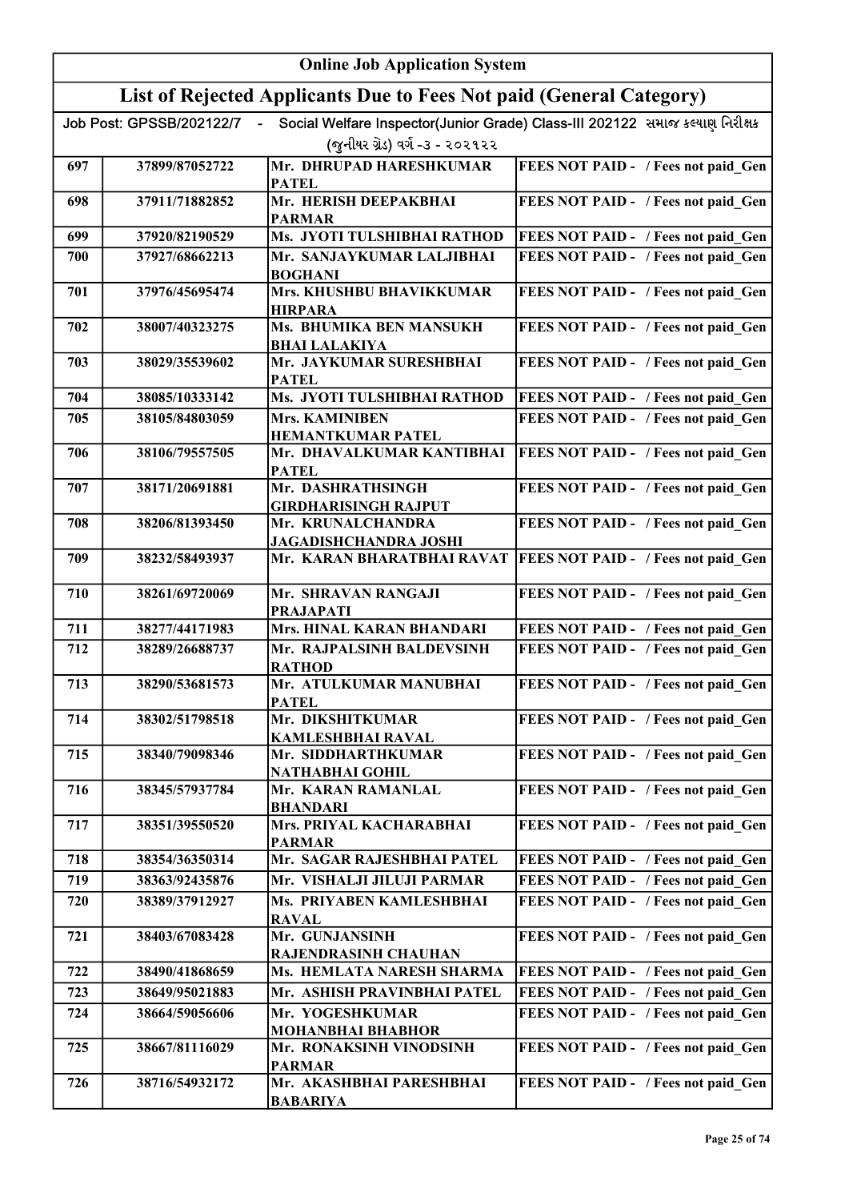# Online Job Application System

## List of Rejected Applicants Due to Fees Not paid (General Category)

Job Post: GPSSB/202122/7 - Social Welfare Inspector(Junior Grade) Class-III 202122 સમાજ કલ્યાણ નિરીક્ષક (જુનીયર ગ્રેડ) વર્ગ -૩ - ૨૦૨૧૨૨

| | | | |
|---|---|---|---|
| 697 | 37899/87052722 | Mr. DHRUPAD HARESHKUMAR PATEL | FEES NOT PAID - / Fees not paid_Gen |
| 698 | 37911/71882852 | Mr. HERISH DEEPAKBHAI PARMAR | FEES NOT PAID - / Fees not paid_Gen |
| 699 | 37920/82190529 | Ms. JYOTI TULSHIBHAI RATHOD | FEES NOT PAID - / Fees not paid_Gen |
| 700 | 37927/68662213 | Mr. SANJAYKUMAR LALJIBHAI BOGHANI | FEES NOT PAID - / Fees not paid_Gen |
| 701 | 37976/45695474 | Mrs. KHUSHBU BHAVIKKUMAR HIRPARA | FEES NOT PAID - / Fees not paid_Gen |
| 702 | 38007/40323275 | Ms. BHUMIKA BEN MANSUKH BHAI LALAKIYA | FEES NOT PAID - / Fees not paid_Gen |
| 703 | 38029/35539602 | Mr. JAYKUMAR SURESHBHAI PATEL | FEES NOT PAID - / Fees not paid_Gen |
| 704 | 38085/10333142 | Ms. JYOTI TULSHIBHAI RATHOD | FEES NOT PAID - / Fees not paid_Gen |
| 705 | 38105/84803059 | Mrs. KAMINIBEN HEMANTKUMAR PATEL | FEES NOT PAID - / Fees not paid_Gen |
| 706 | 38106/79557505 | Mr. DHAVALKUMAR KANTIBHAI PATEL | FEES NOT PAID - / Fees not paid_Gen |
| 707 | 38171/20691881 | Mr. DASHRATHSINGH GIRDHARISINGH RAJPUT | FEES NOT PAID - / Fees not paid_Gen |
| 708 | 38206/81393450 | Mr. KRUNALCHANDRA JAGADISHCHANDRA JOSHI | FEES NOT PAID - / Fees not paid_Gen |
| 709 | 38232/58493937 | Mr. KARAN BHARATBHAI RAVAT | FEES NOT PAID - / Fees not paid_Gen |
| 710 | 38261/69720069 | Mr. SHRAVAN RANGAJI PRAJAPATI | FEES NOT PAID - / Fees not paid_Gen |
| 711 | 38277/44171983 | Mrs. HINAL KARAN BHANDARI | FEES NOT PAID - / Fees not paid_Gen |
| 712 | 38289/26688737 | Mr. RAJPALSINH BALDEVSINH RATHOD | FEES NOT PAID - / Fees not paid_Gen |
| 713 | 38290/53681573 | Mr. ATULKUMAR MANUBHAI PATEL | FEES NOT PAID - / Fees not paid_Gen |
| 714 | 38302/51798518 | Mr. DIKSHITKUMAR KAMLESHBHAI RAVAL | FEES NOT PAID - / Fees not paid_Gen |
| 715 | 38340/79098346 | Mr. SIDDHARTHKUMAR NATHABHAI GOHIL | FEES NOT PAID - / Fees not paid_Gen |
| 716 | 38345/57937784 | Mr. KARAN RAMANLAL BHANDARI | FEES NOT PAID - / Fees not paid_Gen |
| 717 | 38351/39550520 | Mrs. PRIYAL KACHARABHAI PARMAR | FEES NOT PAID - / Fees not paid_Gen |
| 718 | 38354/36350314 | Mr. SAGAR RAJESHBHAI PATEL | FEES NOT PAID - / Fees not paid_Gen |
| 719 | 38363/92435876 | Mr. VISHALJI JILUJI PARMAR | FEES NOT PAID - / Fees not paid_Gen |
| 720 | 38389/37912927 | Ms. PRIYABEN KAMLESHBHAI RAVAL | FEES NOT PAID - / Fees not paid_Gen |
| 721 | 38403/67083428 | Mr. GUNJANSINH RAJENDRASINH CHAUHAN | FEES NOT PAID - / Fees not paid_Gen |
| 722 | 38490/41868659 | Ms. HEMLATA NARESH SHARMA | FEES NOT PAID - / Fees not paid_Gen |
| 723 | 38649/95021883 | Mr. ASHISH PRAVINBHAI PATEL | FEES NOT PAID - / Fees not paid_Gen |
| 724 | 38664/59056606 | Mr. YOGESHKUMAR MOHANBHAI BHABHOR | FEES NOT PAID - / Fees not paid_Gen |
| 725 | 38667/81116029 | Mr. RONAKSINH VINODSINH PARMAR | FEES NOT PAID - / Fees not paid_Gen |
| 726 | 38716/54932172 | Mr. AKASHBHAI PARESHBHAI BABARIYA | FEES NOT PAID - / Fees not paid_Gen |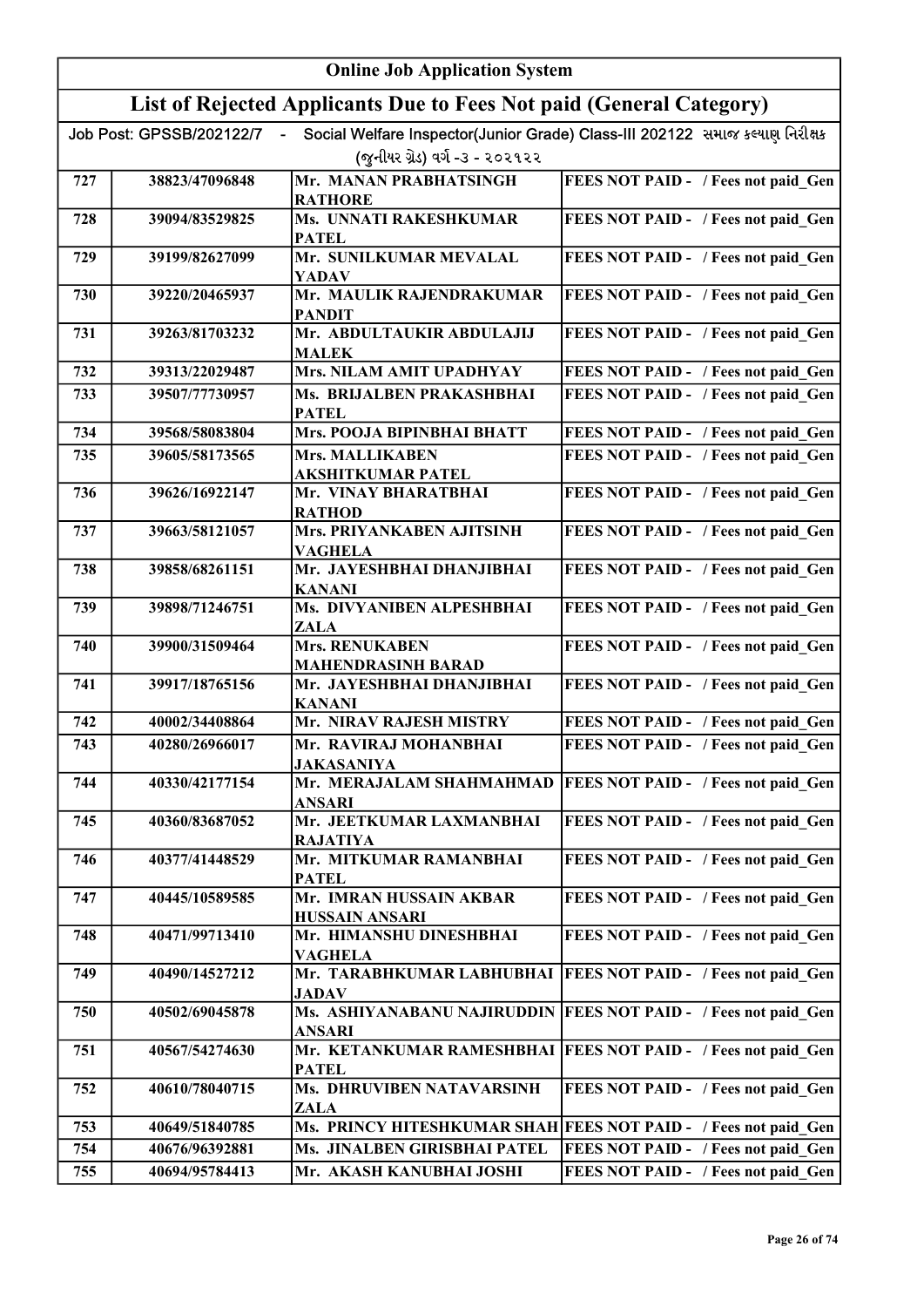# Online Job Application System

## List of Rejected Applicants Due to Fees Not paid (General Category)

Job Post: GPSSB/202122/7 - Social Welfare Inspector(Junior Grade) Class-III 202122 સમાજ કલ્યાણ નિરીક્ષક (જુનીયર ગ્રેડ) વર્ગ -૩ - ૨૦૨૧૨૨

| | | | |
|---|---|---|---|
| 727 | 38823/47096848 | Mr. MANAN PRABHATSINGH RATHORE | FEES NOT PAID - / Fees not paid_Gen |
| 728 | 39094/83529825 | Ms. UNNATI RAKESHKUMAR PATEL | FEES NOT PAID - / Fees not paid_Gen |
| 729 | 39199/82627099 | Mr. SUNILKUMAR MEVALAL YADAV | FEES NOT PAID - / Fees not paid_Gen |
| 730 | 39220/20465937 | Mr. MAULIK RAJENDRAKUMAR PANDIT | FEES NOT PAID - / Fees not paid_Gen |
| 731 | 39263/81703232 | Mr. ABDULTAUKIR ABDULAJIJ MALEK | FEES NOT PAID - / Fees not paid_Gen |
| 732 | 39313/22029487 | Mrs. NILAM AMIT UPADHYAY | FEES NOT PAID - / Fees not paid_Gen |
| 733 | 39507/77730957 | Ms. BRIJALBEN PRAKASHBHAI PATEL | FEES NOT PAID - / Fees not paid_Gen |
| 734 | 39568/58083804 | Mrs. POOJA BIPINBHAI BHATT | FEES NOT PAID - / Fees not paid_Gen |
| 735 | 39605/58173565 | Mrs. MALLIKABEN AKSHITKUMAR PATEL | FEES NOT PAID - / Fees not paid_Gen |
| 736 | 39626/16922147 | Mr. VINAY BHARATBHAI RATHOD | FEES NOT PAID - / Fees not paid_Gen |
| 737 | 39663/58121057 | Mrs. PRIYANKABEN AJITSINH VAGHELA | FEES NOT PAID - / Fees not paid_Gen |
| 738 | 39858/68261151 | Mr. JAYESHBHAI DHANJIBHAI KANANI | FEES NOT PAID - / Fees not paid_Gen |
| 739 | 39898/71246751 | Ms. DIVYANIBEN ALPESHBHAI ZALA | FEES NOT PAID - / Fees not paid_Gen |
| 740 | 39900/31509464 | Mrs. RENUKABEN MAHENDRASINH BARAD | FEES NOT PAID - / Fees not paid_Gen |
| 741 | 39917/18765156 | Mr. JAYESHBHAI DHANJIBHAI KANANI | FEES NOT PAID - / Fees not paid_Gen |
| 742 | 40002/34408864 | Mr. NIRAV RAJESH MISTRY | FEES NOT PAID - / Fees not paid_Gen |
| 743 | 40280/26966017 | Mr. RAVIRAJ MOHANBHAI JAKASANIYA | FEES NOT PAID - / Fees not paid_Gen |
| 744 | 40330/42177154 | Mr. MERAJALAM SHAHMAHMAD ANSARI | FEES NOT PAID - / Fees not paid_Gen |
| 745 | 40360/83687052 | Mr. JEETKUMAR LAXMANBHAI RAJATIYA | FEES NOT PAID - / Fees not paid_Gen |
| 746 | 40377/41448529 | Mr. MITKUMAR RAMANBHAI PATEL | FEES NOT PAID - / Fees not paid_Gen |
| 747 | 40445/10589585 | Mr. IMRAN HUSSAIN AKBAR HUSSAIN ANSARI | FEES NOT PAID - / Fees not paid_Gen |
| 748 | 40471/99713410 | Mr. HIMANSHU DINESHBHAI VAGHELA | FEES NOT PAID - / Fees not paid_Gen |
| 749 | 40490/14527212 | Mr. TARABHKUMAR LABHUBHAI JADAV | FEES NOT PAID - / Fees not paid_Gen |
| 750 | 40502/69045878 | Ms. ASHIYANABANU NAJIRUDDIN ANSARI | FEES NOT PAID - / Fees not paid_Gen |
| 751 | 40567/54274630 | Mr. KETANKUMAR RAMESHBHAI PATEL | FEES NOT PAID - / Fees not paid_Gen |
| 752 | 40610/78040715 | Ms. DHRUVIBEN NATAVARSINH ZALA | FEES NOT PAID - / Fees not paid_Gen |
| 753 | 40649/51840785 | Ms. PRINCY HITESHKUMAR SHAH | FEES NOT PAID - / Fees not paid_Gen |
| 754 | 40676/96392881 | Ms. JINALBEN GIRISBHAI PATEL | FEES NOT PAID - / Fees not paid_Gen |
| 755 | 40694/95784413 | Mr. AKASH KANUBHAI JOSHI | FEES NOT PAID - / Fees not paid_Gen |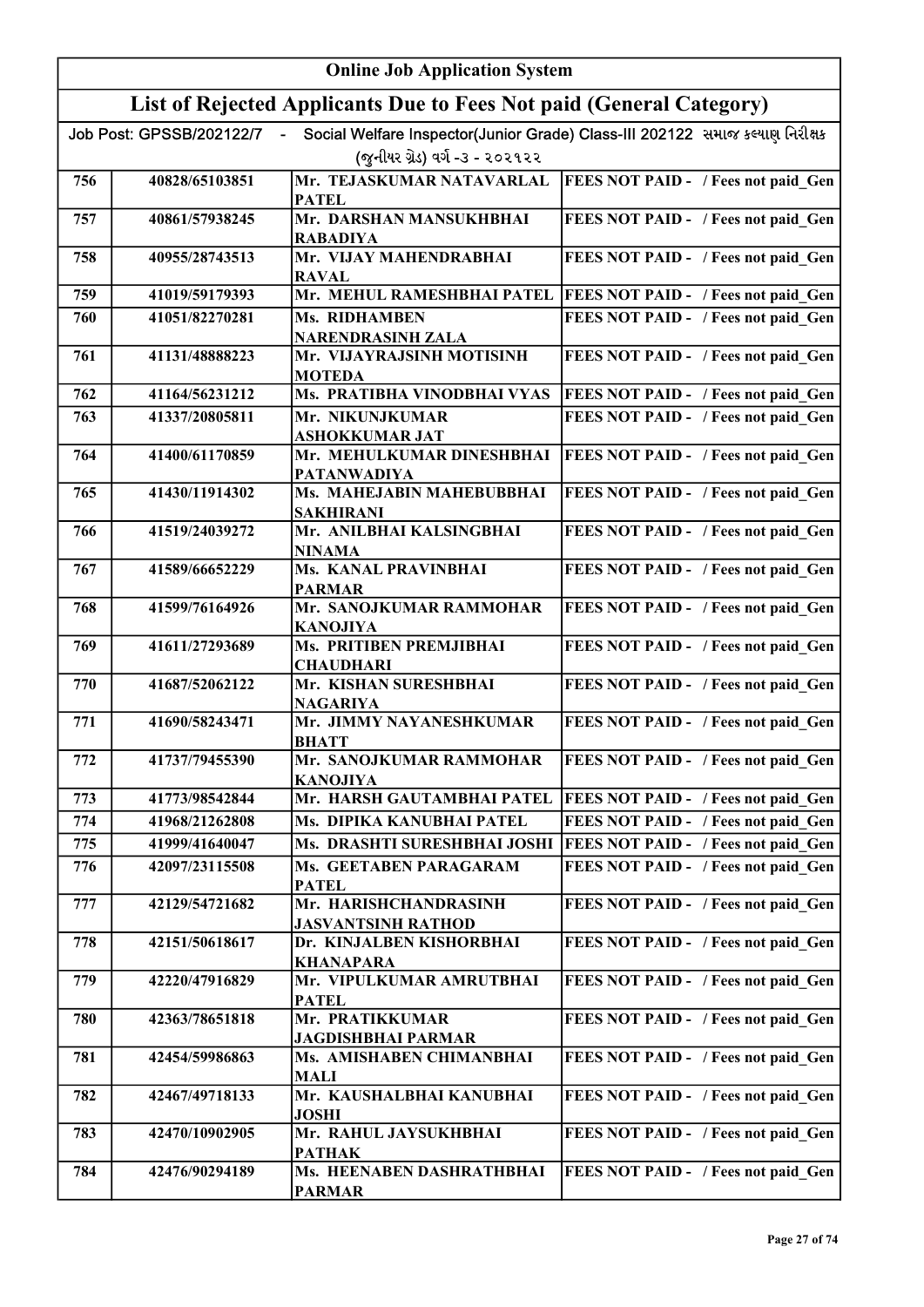# Online Job Application System

## List of Rejected Applicants Due to Fees Not paid (General Category)

Job Post: GPSSB/202122/7 - Social Welfare Inspector(Junior Grade) Class-III 202122 સમાજ કલ્યાણ નિરીક્ષક (જુનીયર ગ્રેડ) વર્ગ -૩ - ૨૦૨૧૨૨

| | | | |
|---|---|---|---|
| 756 | 40828/65103851 | Mr. TEJASKUMAR NATAVARLAL PATEL | FEES NOT PAID - / Fees not paid_Gen |
| 757 | 40861/57938245 | Mr. DARSHAN MANSUKHBHAI RABADIYA | FEES NOT PAID - / Fees not paid_Gen |
| 758 | 40955/28743513 | Mr. VIJAY MAHENDRABHAI RAVAL | FEES NOT PAID - / Fees not paid_Gen |
| 759 | 41019/59179393 | Mr. MEHUL RAMESHBHAI PATEL | FEES NOT PAID - / Fees not paid_Gen |
| 760 | 41051/82270281 | Ms. RIDHAMBEN NARENDRASINH ZALA | FEES NOT PAID - / Fees not paid_Gen |
| 761 | 41131/48888223 | Mr. VIJAYRAJSINH MOTISINH MOTEDA | FEES NOT PAID - / Fees not paid_Gen |
| 762 | 41164/56231212 | Ms. PRATIBHA VINODBHAI VYAS | FEES NOT PAID - / Fees not paid_Gen |
| 763 | 41337/20805811 | Mr. NIKUNJKUMAR ASHOKKUMAR JAT | FEES NOT PAID - / Fees not paid_Gen |
| 764 | 41400/61170859 | Mr. MEHULKUMAR DINESHBHAI PATANWADIYA | FEES NOT PAID - / Fees not paid_Gen |
| 765 | 41430/11914302 | Ms. MAHEJABIN MAHEBUBBHAI SAKHIRANI | FEES NOT PAID - / Fees not paid_Gen |
| 766 | 41519/24039272 | Mr. ANILBHAI KALSINGBHAI NINAMA | FEES NOT PAID - / Fees not paid_Gen |
| 767 | 41589/66652229 | Ms. KANAL PRAVINBHAI PARMAR | FEES NOT PAID - / Fees not paid_Gen |
| 768 | 41599/76164926 | Mr. SANOJKUMAR RAMMOHAR KANOJIYA | FEES NOT PAID - / Fees not paid_Gen |
| 769 | 41611/27293689 | Ms. PRITIBEN PREMJIBHAI CHAUDHARI | FEES NOT PAID - / Fees not paid_Gen |
| 770 | 41687/52062122 | Mr. KISHAN SURESHBHAI NAGARIYA | FEES NOT PAID - / Fees not paid_Gen |
| 771 | 41690/58243471 | Mr. JIMMY NAYANESHKUMAR BHATT | FEES NOT PAID - / Fees not paid_Gen |
| 772 | 41737/79455390 | Mr. SANOJKUMAR RAMMOHAR KANOJIYA | FEES NOT PAID - / Fees not paid_Gen |
| 773 | 41773/98542844 | Mr. HARSH GAUTAMBHAI PATEL | FEES NOT PAID - / Fees not paid_Gen |
| 774 | 41968/21262808 | Ms. DIPIKA KANUBHAI PATEL | FEES NOT PAID - / Fees not paid_Gen |
| 775 | 41999/41640047 | Ms. DRASHTI SURESHBHAI JOSHI | FEES NOT PAID - / Fees not paid_Gen |
| 776 | 42097/23115508 | Ms. GEETABEN PARAGARAM PATEL | FEES NOT PAID - / Fees not paid_Gen |
| 777 | 42129/54721682 | Mr. HARISHCHANDRASINH JASVANTSINH RATHOD | FEES NOT PAID - / Fees not paid_Gen |
| 778 | 42151/50618617 | Dr. KINJALBEN KISHORBHAI KHANAPARA | FEES NOT PAID - / Fees not paid_Gen |
| 779 | 42220/47916829 | Mr. VIPULKUMAR AMRUTBHAI PATEL | FEES NOT PAID - / Fees not paid_Gen |
| 780 | 42363/78651818 | Mr. PRATIKKUMAR JAGDISHBHAI PARMAR | FEES NOT PAID - / Fees not paid_Gen |
| 781 | 42454/59986863 | Ms. AMISHABEN CHIMANBHAI MALI | FEES NOT PAID - / Fees not paid_Gen |
| 782 | 42467/49718133 | Mr. KAUSHALBHAI KANUBHAI JOSHI | FEES NOT PAID - / Fees not paid_Gen |
| 783 | 42470/10902905 | Mr. RAHUL JAYSUKHBHAI PATHAK | FEES NOT PAID - / Fees not paid_Gen |
| 784 | 42476/90294189 | Ms. HEENABEN DASHRATHBHAI PARMAR | FEES NOT PAID - / Fees not paid_Gen |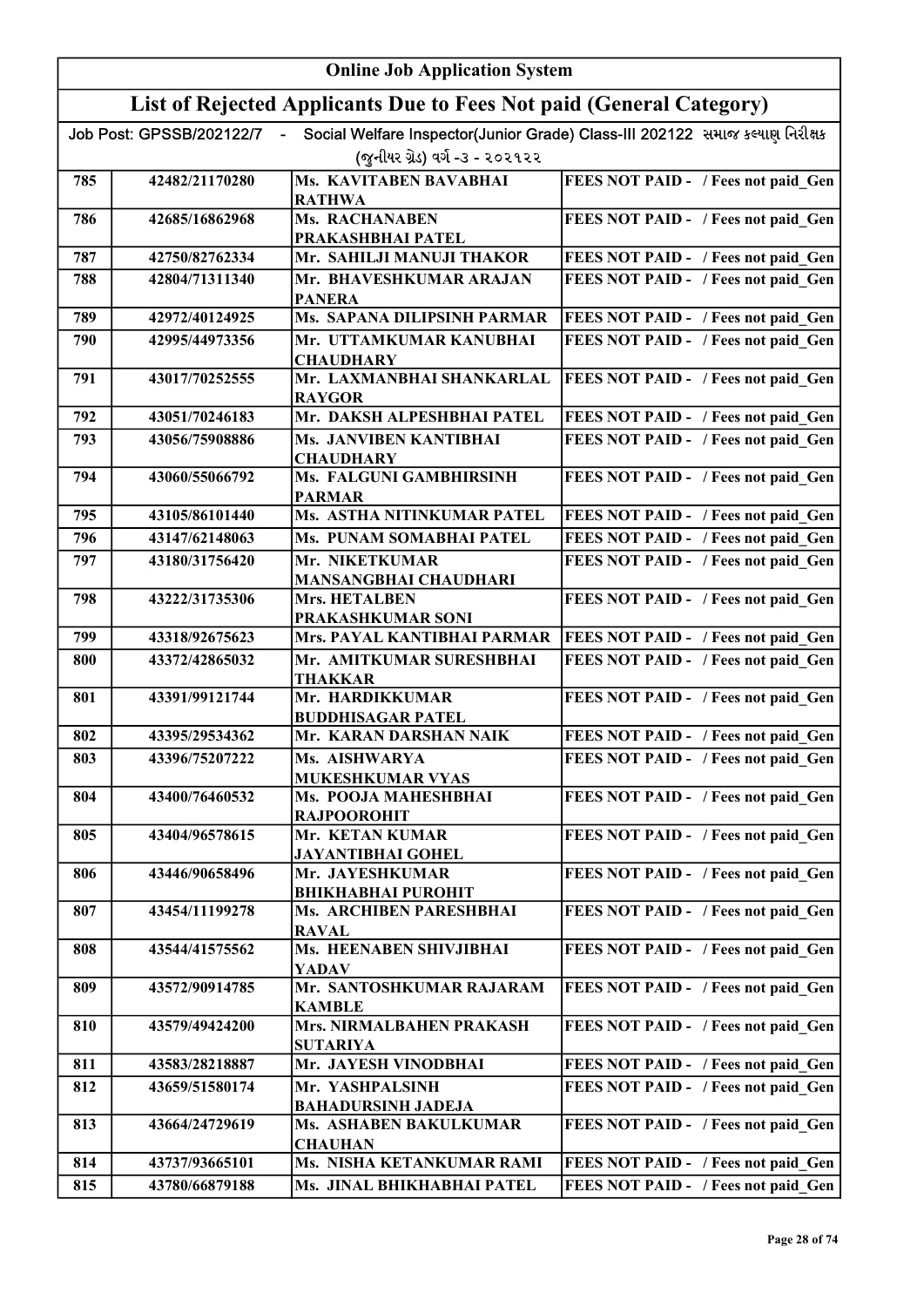# Online Job Application System

## List of Rejected Applicants Due to Fees Not paid (General Category)

Job Post: GPSSB/202122/7 - Social Welfare Inspector(Junior Grade) Class-III 202122 સમાજ કલ્યાણ નિરીક્ષક (જુનીયર ગ્રેડ) વર્ગ -૩ - ૨૦૨૧૨૨

| | | | |
|---|---|---|---|
| 785 | 42482/21170280 | Ms. KAVITABEN BAVABHAI RATHWA | FEES NOT PAID - / Fees not paid_Gen |
| 786 | 42685/16862968 | Ms. RACHANABEN PRAKASHBHAI PATEL | FEES NOT PAID - / Fees not paid_Gen |
| 787 | 42750/82762334 | Mr. SAHILJI MANUJI THAKOR | FEES NOT PAID - / Fees not paid_Gen |
| 788 | 42804/71311340 | Mr. BHAVESHKUMAR ARAJAN PANERA | FEES NOT PAID - / Fees not paid_Gen |
| 789 | 42972/40124925 | Ms. SAPANA DILIPSINH PARMAR | FEES NOT PAID - / Fees not paid_Gen |
| 790 | 42995/44973356 | Mr. UTTAMKUMAR KANUBHAI CHAUDHARY | FEES NOT PAID - / Fees not paid_Gen |
| 791 | 43017/70252555 | Mr. LAXMANBHAI SHANKARLAL RAYGOR | FEES NOT PAID - / Fees not paid_Gen |
| 792 | 43051/70246183 | Mr. DAKSH ALPESHBHAI PATEL | FEES NOT PAID - / Fees not paid_Gen |
| 793 | 43056/75908886 | Ms. JANVIBEN KANTIBHAI CHAUDHARY | FEES NOT PAID - / Fees not paid_Gen |
| 794 | 43060/55066792 | Ms. FALGUNI GAMBHIRSINH PARMAR | FEES NOT PAID - / Fees not paid_Gen |
| 795 | 43105/86101440 | Ms. ASTHA NITINKUMAR PATEL | FEES NOT PAID - / Fees not paid_Gen |
| 796 | 43147/62148063 | Ms. PUNAM SOMABHAI PATEL | FEES NOT PAID - / Fees not paid_Gen |
| 797 | 43180/31756420 | Mr. NIKETKUMAR MANSANGBHAI CHAUDHARI | FEES NOT PAID - / Fees not paid_Gen |
| 798 | 43222/31735306 | Mrs. HETALBEN PRAKASHKUMAR SONI | FEES NOT PAID - / Fees not paid_Gen |
| 799 | 43318/92675623 | Mrs. PAYAL KANTIBHAI PARMAR | FEES NOT PAID - / Fees not paid_Gen |
| 800 | 43372/42865032 | Mr. AMITKUMAR SURESHBHAI THAKKAR | FEES NOT PAID - / Fees not paid_Gen |
| 801 | 43391/99121744 | Mr. HARDIKKUMAR BUDDHISAGAR PATEL | FEES NOT PAID - / Fees not paid_Gen |
| 802 | 43395/29534362 | Mr. KARAN DARSHAN NAIK | FEES NOT PAID - / Fees not paid_Gen |
| 803 | 43396/75207222 | Ms. AISHWARYA MUKESHKUMAR VYAS | FEES NOT PAID - / Fees not paid_Gen |
| 804 | 43400/76460532 | Ms. POOJA MAHESHBHAI RAJPOOROHIT | FEES NOT PAID - / Fees not paid_Gen |
| 805 | 43404/96578615 | Mr. KETAN KUMAR JAYANTIBHAI GOHEL | FEES NOT PAID - / Fees not paid_Gen |
| 806 | 43446/90658496 | Mr. JAYESHKUMAR BHIKHABHAI PUROHIT | FEES NOT PAID - / Fees not paid_Gen |
| 807 | 43454/11199278 | Ms. ARCHIBEN PARESHBHAI RAVAL | FEES NOT PAID - / Fees not paid_Gen |
| 808 | 43544/41575562 | Ms. HEENABEN SHIVJIBHAI YADAV | FEES NOT PAID - / Fees not paid_Gen |
| 809 | 43572/90914785 | Mr. SANTOSHKUMAR RAJARAM KAMBLE | FEES NOT PAID - / Fees not paid_Gen |
| 810 | 43579/49424200 | Mrs. NIRMALBAHEN PRAKASH SUTARIYA | FEES NOT PAID - / Fees not paid_Gen |
| 811 | 43583/28218887 | Mr. JAYESH VINODBHAI | FEES NOT PAID - / Fees not paid_Gen |
| 812 | 43659/51580174 | Mr. YASHPALSINH BAHADURSINH JADEJA | FEES NOT PAID - / Fees not paid_Gen |
| 813 | 43664/24729619 | Ms. ASHABEN BAKULKUMAR CHAUHAN | FEES NOT PAID - / Fees not paid_Gen |
| 814 | 43737/93665101 | Ms. NISHA KETANKUMAR RAMI | FEES NOT PAID - / Fees not paid_Gen |
| 815 | 43780/66879188 | Ms. JINAL BHIKHABHAI PATEL | FEES NOT PAID - / Fees not paid_Gen |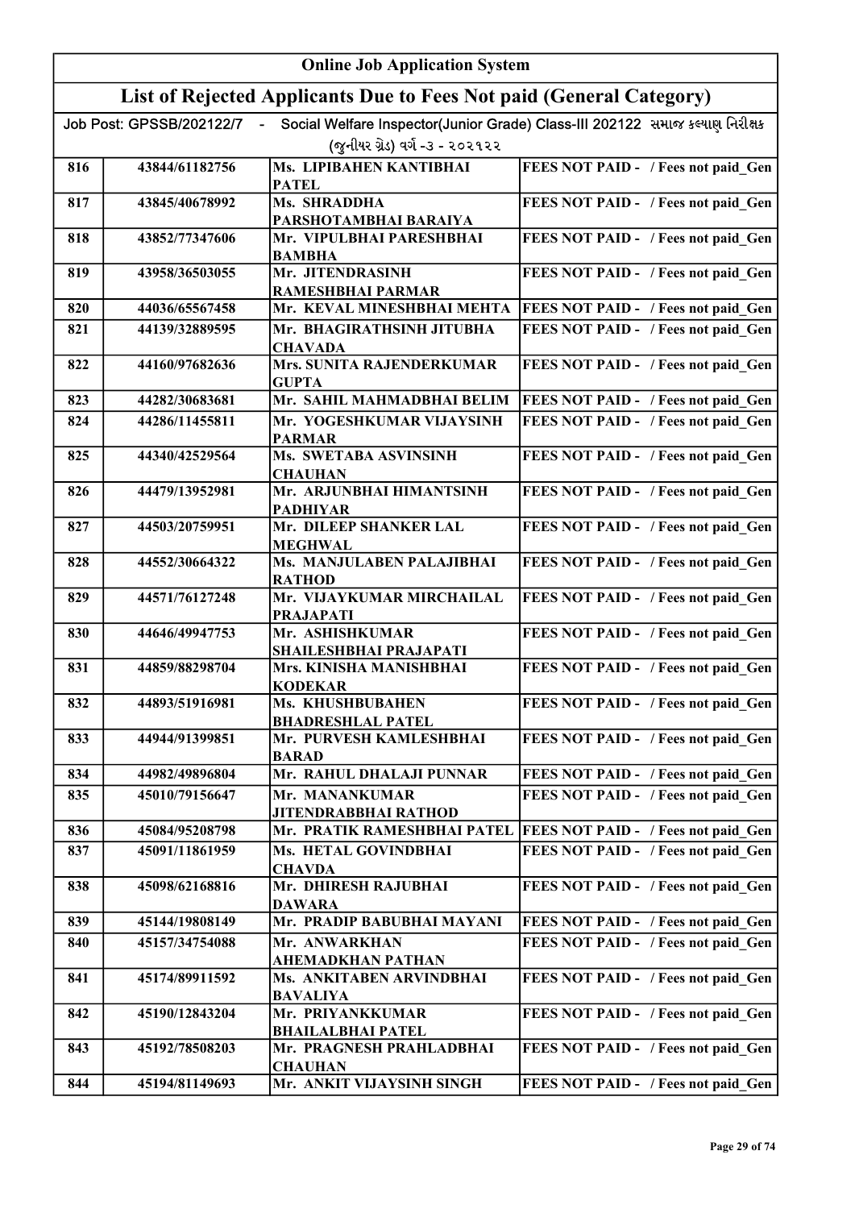# Online Job Application System

## List of Rejected Applicants Due to Fees Not paid (General Category)

Job Post: GPSSB/202122/7 - Social Welfare Inspector(Junior Grade) Class-III 202122 સમાજ કલ્યાણ નિરીક્ષક (જુનીયર ગ્રેડ) વર્ગ -૩ - ૨૦૨૧૨૨

| | | | |
|---|---|---|---|
| 816 | 43844/61182756 | Ms. LIPIBAHEN KANTIBHAI PATEL | FEES NOT PAID - / Fees not paid_Gen |
| 817 | 43845/40678992 | Ms. SHRADDHA PARSHOTAMBHAI BARAIYA | FEES NOT PAID - / Fees not paid_Gen |
| 818 | 43852/77347606 | Mr. VIPULBHAI PARESHBHAI BAMBHA | FEES NOT PAID - / Fees not paid_Gen |
| 819 | 43958/36503055 | Mr. JITENDRASINH RAMESHBHAI PARMAR | FEES NOT PAID - / Fees not paid_Gen |
| 820 | 44036/65567458 | Mr. KEVAL MINESHBHAI MEHTA | FEES NOT PAID - / Fees not paid_Gen |
| 821 | 44139/32889595 | Mr. BHAGIRATHSINH JITUBHA CHAVADA | FEES NOT PAID - / Fees not paid_Gen |
| 822 | 44160/97682636 | Mrs. SUNITA RAJENDERKUMAR GUPTA | FEES NOT PAID - / Fees not paid_Gen |
| 823 | 44282/30683681 | Mr. SAHIL MAHMADBHAI BELIM | FEES NOT PAID - / Fees not paid_Gen |
| 824 | 44286/11455811 | Mr. YOGESHKUMAR VIJAYSINH PARMAR | FEES NOT PAID - / Fees not paid_Gen |
| 825 | 44340/42529564 | Ms. SWETABA ASVINSINH CHAUHAN | FEES NOT PAID - / Fees not paid_Gen |
| 826 | 44479/13952981 | Mr. ARJUNBHAI HIMANTSINH PADHIYAR | FEES NOT PAID - / Fees not paid_Gen |
| 827 | 44503/20759951 | Mr. DILEEP SHANKER LAL MEGHWAL | FEES NOT PAID - / Fees not paid_Gen |
| 828 | 44552/30664322 | Ms. MANJULABEN PALAJIBHAI RATHOD | FEES NOT PAID - / Fees not paid_Gen |
| 829 | 44571/76127248 | Mr. VIJAYKUMAR MIRCHAILAL PRAJAPATI | FEES NOT PAID - / Fees not paid_Gen |
| 830 | 44646/49947753 | Mr. ASHISHKUMAR SHAILESHBHAI PRAJAPATI | FEES NOT PAID - / Fees not paid_Gen |
| 831 | 44859/88298704 | Mrs. KINISHA MANISHBHAI KODEKAR | FEES NOT PAID - / Fees not paid_Gen |
| 832 | 44893/51916981 | Ms. KHUSHBUBAHEN BHADRESHLAL PATEL | FEES NOT PAID - / Fees not paid_Gen |
| 833 | 44944/91399851 | Mr. PURVESH KAMLESHBHAI BARAD | FEES NOT PAID - / Fees not paid_Gen |
| 834 | 44982/49896804 | Mr. RAHUL DHALAJI PUNNAR | FEES NOT PAID - / Fees not paid_Gen |
| 835 | 45010/79156647 | Mr. MANANKUMAR JITENDRABBHAI RATHOD | FEES NOT PAID - / Fees not paid_Gen |
| 836 | 45084/95208798 | Mr. PRATIK RAMESHBHAI PATEL | FEES NOT PAID - / Fees not paid_Gen |
| 837 | 45091/11861959 | Ms. HETAL GOVINDBHAI CHAVDA | FEES NOT PAID - / Fees not paid_Gen |
| 838 | 45098/62168816 | Mr. DHIRESH RAJUBHAI DAWARA | FEES NOT PAID - / Fees not paid_Gen |
| 839 | 45144/19808149 | Mr. PRADIP BABUBHAI MAYANI | FEES NOT PAID - / Fees not paid_Gen |
| 840 | 45157/34754088 | Mr. ANWARKHAN AHEMADKHAN PATHAN | FEES NOT PAID - / Fees not paid_Gen |
| 841 | 45174/89911592 | Ms. ANKITABEN ARVINDBHAI BAVALIYA | FEES NOT PAID - / Fees not paid_Gen |
| 842 | 45190/12843204 | Mr. PRIYANKKUMAR BHAILALBHAI PATEL | FEES NOT PAID - / Fees not paid_Gen |
| 843 | 45192/78508203 | Mr. PRAGNESH PRAHLADBHAI CHAUHAN | FEES NOT PAID - / Fees not paid_Gen |
| 844 | 45194/81149693 | Mr. ANKIT VIJAYSINH SINGH | FEES NOT PAID - / Fees not paid_Gen |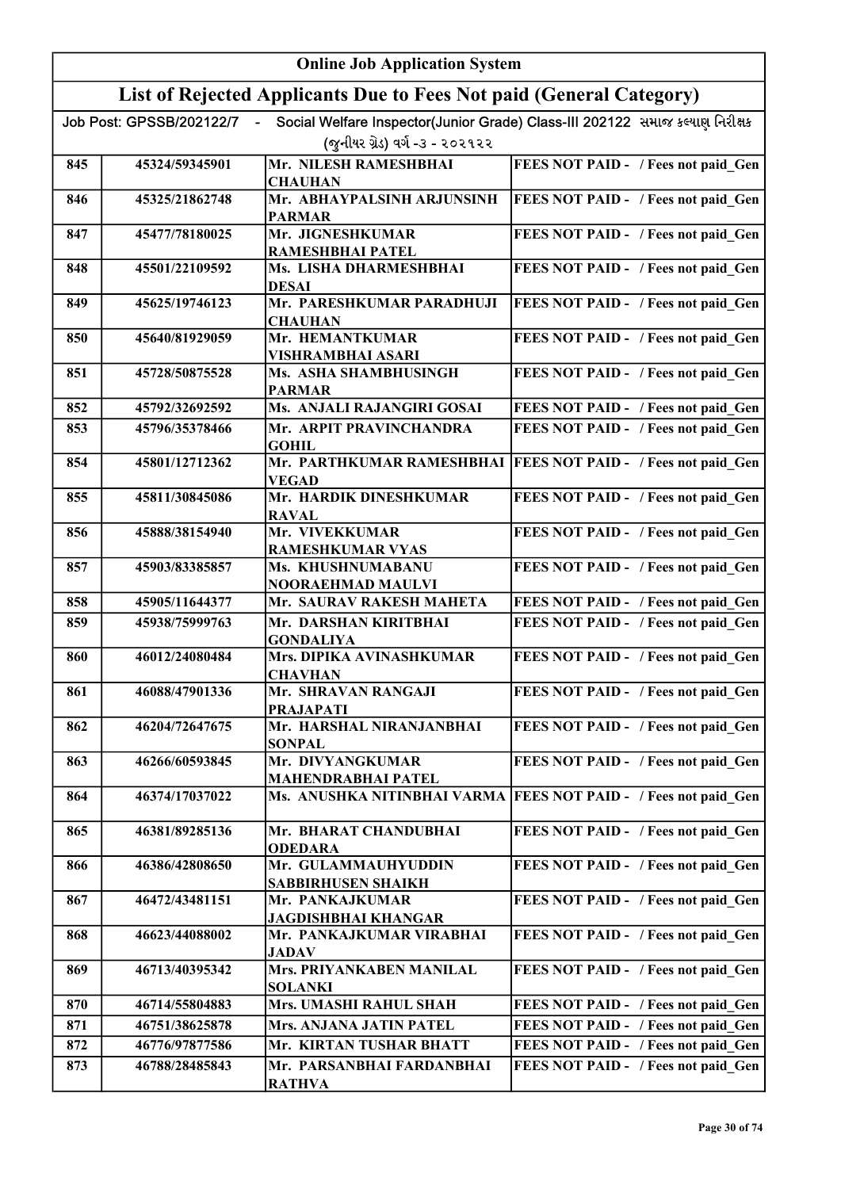# Online Job Application System

## List of Rejected Applicants Due to Fees Not paid (General Category)

Job Post: GPSSB/202122/7 - Social Welfare Inspector(Junior Grade) Class-III 202122 સમાજ કલ્યાણ નિરીક્ષક (જુનીયર ગ્રેડ) વર્ગ -૩ - ૨૦૨૧૨૨

| | | | |
|---|---|---|---|
| 845 | 45324/59345901 | Mr. NILESH RAMESHBHAI CHAUHAN | FEES NOT PAID - / Fees not paid_Gen |
| 846 | 45325/21862748 | Mr. ABHAYPALSINH ARJUNSINH PARMAR | FEES NOT PAID - / Fees not paid_Gen |
| 847 | 45477/78180025 | Mr. JIGNESHKUMAR RAMESHBHAI PATEL | FEES NOT PAID - / Fees not paid_Gen |
| 848 | 45501/22109592 | Ms. LISHA DHARMESHBHAI DESAI | FEES NOT PAID - / Fees not paid_Gen |
| 849 | 45625/19746123 | Mr. PARESHKUMAR PARADHUJI CHAUHAN | FEES NOT PAID - / Fees not paid_Gen |
| 850 | 45640/81929059 | Mr. HEMANTKUMAR VISHRAMBHAI ASARI | FEES NOT PAID - / Fees not paid_Gen |
| 851 | 45728/50875528 | Ms. ASHA SHAMBHUSINGH PARMAR | FEES NOT PAID - / Fees not paid_Gen |
| 852 | 45792/32692592 | Ms. ANJALI RAJANGIRI GOSAI | FEES NOT PAID - / Fees not paid_Gen |
| 853 | 45796/35378466 | Mr. ARPIT PRAVINCHANDRA GOHIL | FEES NOT PAID - / Fees not paid_Gen |
| 854 | 45801/12712362 | Mr. PARTHKUMAR RAMESHBHAI VEGAD | FEES NOT PAID - / Fees not paid_Gen |
| 855 | 45811/30845086 | Mr. HARDIK DINESHKUMAR RAVAL | FEES NOT PAID - / Fees not paid_Gen |
| 856 | 45888/38154940 | Mr. VIVEKKUMAR RAMESHKUMAR VYAS | FEES NOT PAID - / Fees not paid_Gen |
| 857 | 45903/83385857 | Ms. KHUSHNUMABANU NOORAEHMAD MAULVI | FEES NOT PAID - / Fees not paid_Gen |
| 858 | 45905/11644377 | Mr. SAURAV RAKESH MAHETA | FEES NOT PAID - / Fees not paid_Gen |
| 859 | 45938/75999763 | Mr. DARSHAN KIRITBHAI GONDALIYA | FEES NOT PAID - / Fees not paid_Gen |
| 860 | 46012/24080484 | Mrs. DIPIKA AVINASHKUMAR CHAVHAN | FEES NOT PAID - / Fees not paid_Gen |
| 861 | 46088/47901336 | Mr. SHRAVAN RANGAJI PRAJAPATI | FEES NOT PAID - / Fees not paid_Gen |
| 862 | 46204/72647675 | Mr. HARSHAL NIRANJANBHAI SONPAL | FEES NOT PAID - / Fees not paid_Gen |
| 863 | 46266/60593845 | Mr. DIVYANGKUMAR MAHENDRABHAI PATEL | FEES NOT PAID - / Fees not paid_Gen |
| 864 | 46374/17037022 | Ms. ANUSHKA NITINBHAI VARMA | FEES NOT PAID - / Fees not paid_Gen |
| 865 | 46381/89285136 | Mr. BHARAT CHANDUBHAI ODEDARA | FEES NOT PAID - / Fees not paid_Gen |
| 866 | 46386/42808650 | Mr. GULAMMAUHYUDDIN SABBIRHUSEN SHAIKH | FEES NOT PAID - / Fees not paid_Gen |
| 867 | 46472/43481151 | Mr. PANKAJKUMAR JAGDISHBHAI KHANGAR | FEES NOT PAID - / Fees not paid_Gen |
| 868 | 46623/44088002 | Mr. PANKAJKUMAR VIRABHAI JADAV | FEES NOT PAID - / Fees not paid_Gen |
| 869 | 46713/40395342 | Mrs. PRIYANKABEN MANILAL SOLANKI | FEES NOT PAID - / Fees not paid_Gen |
| 870 | 46714/55804883 | Mrs. UMASHI RAHUL SHAH | FEES NOT PAID - / Fees not paid_Gen |
| 871 | 46751/38625878 | Mrs. ANJANA JATIN PATEL | FEES NOT PAID - / Fees not paid_Gen |
| 872 | 46776/97877586 | Mr. KIRTAN TUSHAR BHATT | FEES NOT PAID - / Fees not paid_Gen |
| 873 | 46788/28485843 | Mr. PARSANBHAI FARDANBHAI RATHVA | FEES NOT PAID - / Fees not paid_Gen |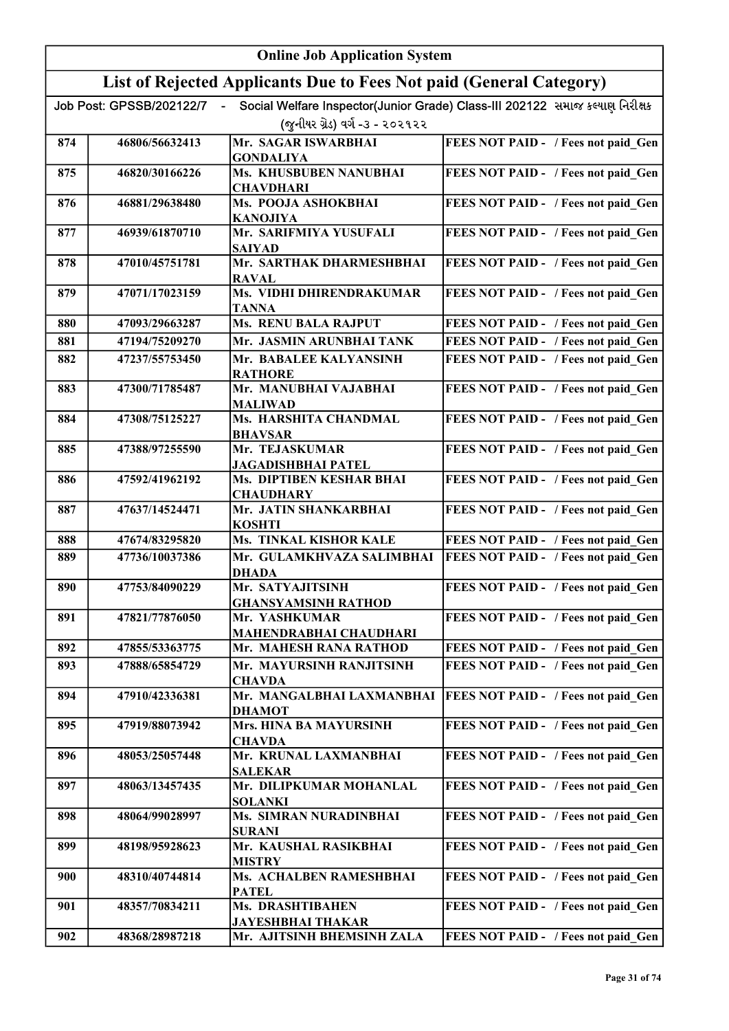# Online Job Application System

## List of Rejected Applicants Due to Fees Not paid (General Category)

Job Post: GPSSB/202122/7 - Social Welfare Inspector(Junior Grade) Class-III 202122 સમાજ કલ્યાણ નિરીક્ષક (જુનીયર ગ્રેડ) વર્ગ -૩ - ૨૦૨૧૨૨

| | | | |
|---|---|---|---|
| 874 | 46806/56632413 | Mr. SAGAR ISWARBHAI GONDALIYA | FEES NOT PAID - / Fees not paid_Gen |
| 875 | 46820/30166226 | Ms. KHUSBUBEN NANUBHAI CHAVDHARI | FEES NOT PAID - / Fees not paid_Gen |
| 876 | 46881/29638480 | Ms. POOJA ASHOKBHAI KANOJIYA | FEES NOT PAID - / Fees not paid_Gen |
| 877 | 46939/61870710 | Mr. SARIFMIYA YUSUFALI SAIYAD | FEES NOT PAID - / Fees not paid_Gen |
| 878 | 47010/45751781 | Mr. SARTHAK DHARMESHBHAI RAVAL | FEES NOT PAID - / Fees not paid_Gen |
| 879 | 47071/17023159 | Ms. VIDHI DHIRENDRAKUMAR TANNA | FEES NOT PAID - / Fees not paid_Gen |
| 880 | 47093/29663287 | Ms. RENU BALA RAJPUT | FEES NOT PAID - / Fees not paid_Gen |
| 881 | 47194/75209270 | Mr. JASMIN ARUNBHAI TANK | FEES NOT PAID - / Fees not paid_Gen |
| 882 | 47237/55753450 | Mr. BABALEE KALYANSINH RATHORE | FEES NOT PAID - / Fees not paid_Gen |
| 883 | 47300/71785487 | Mr. MANUBHAI VAJABHAI MALIWAD | FEES NOT PAID - / Fees not paid_Gen |
| 884 | 47308/75125227 | Ms. HARSHITA CHANDMAL BHAVSAR | FEES NOT PAID - / Fees not paid_Gen |
| 885 | 47388/97255590 | Mr. TEJASKUMAR JAGADISHBHAI PATEL | FEES NOT PAID - / Fees not paid_Gen |
| 886 | 47592/41962192 | Ms. DIPTIBEN KESHAR BHAI CHAUDHARY | FEES NOT PAID - / Fees not paid_Gen |
| 887 | 47637/14524471 | Mr. JATIN SHANKARBHAI KOSHTI | FEES NOT PAID - / Fees not paid_Gen |
| 888 | 47674/83295820 | Ms. TINKAL KISHOR KALE | FEES NOT PAID - / Fees not paid_Gen |
| 889 | 47736/10037386 | Mr. GULAMKHVAZA SALIMBHAI DHADA | FEES NOT PAID - / Fees not paid_Gen |
| 890 | 47753/84090229 | Mr. SATYAJITSINH GHANSYAMSINH RATHOD | FEES NOT PAID - / Fees not paid_Gen |
| 891 | 47821/77876050 | Mr. YASHKUMAR MAHENDRABHAI CHAUDHARI | FEES NOT PAID - / Fees not paid_Gen |
| 892 | 47855/53363775 | Mr. MAHESH RANA RATHOD | FEES NOT PAID - / Fees not paid_Gen |
| 893 | 47888/65854729 | Mr. MAYURSINH RANJITSINH CHAVDA | FEES NOT PAID - / Fees not paid_Gen |
| 894 | 47910/42336381 | Mr. MANGALBHAI LAXMANBHAI DHAMOT | FEES NOT PAID - / Fees not paid_Gen |
| 895 | 47919/88073942 | Mrs. HINA BA MAYURSINH CHAVDA | FEES NOT PAID - / Fees not paid_Gen |
| 896 | 48053/25057448 | Mr. KRUNAL LAXMANBHAI SALEKAR | FEES NOT PAID - / Fees not paid_Gen |
| 897 | 48063/13457435 | Mr. DILIPKUMAR MOHANLAL SOLANKI | FEES NOT PAID - / Fees not paid_Gen |
| 898 | 48064/99028997 | Ms. SIMRAN NURADINBHAI SURANI | FEES NOT PAID - / Fees not paid_Gen |
| 899 | 48198/95928623 | Mr. KAUSHAL RASIKBHAI MISTRY | FEES NOT PAID - / Fees not paid_Gen |
| 900 | 48310/40744814 | Ms. ACHALBEN RAMESHBHAI PATEL | FEES NOT PAID - / Fees not paid_Gen |
| 901 | 48357/70834211 | Ms. DRASHTIBAHEN JAYESHBHAI THAKAR | FEES NOT PAID - / Fees not paid_Gen |
| 902 | 48368/28987218 | Mr. AJITSINH BHEMSINH ZALA | FEES NOT PAID - / Fees not paid_Gen |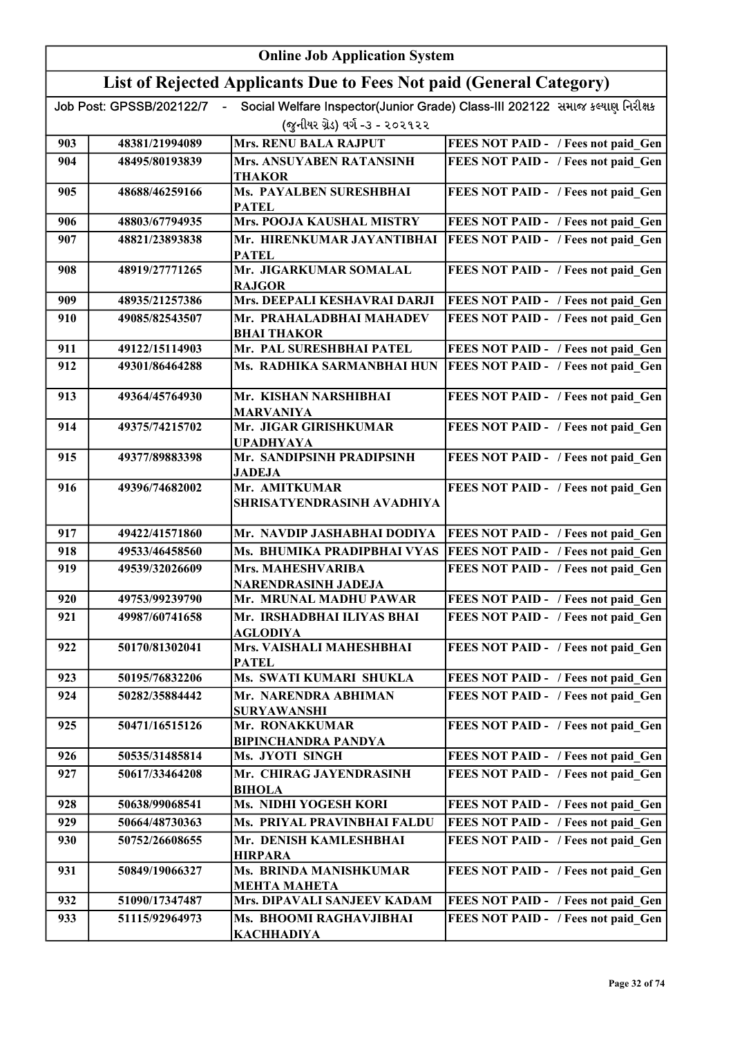## Online Job Application System

## List of Rejected Applicants Due to Fees Not paid (General Category)

Job Post: GPSSB/202122/7 - Social Welfare Inspector(Junior Grade) Class-III 202122 સમાજ કલ્યાણ નિરીક્ષક (જુનીયર ગ્રેડ) વર્ગ -૩ - ૨૦૨૧૨૨

| | | | |
|---|---|---|---|
| 903 | 48381/21994089 | Mrs. RENU BALA RAJPUT | FEES NOT PAID - / Fees not paid_Gen |
| 904 | 48495/80193839 | Mrs. ANSUYABEN RATANSINH THAKOR | FEES NOT PAID - / Fees not paid_Gen |
| 905 | 48688/46259166 | Ms. PAYALBEN SURESHBHAI PATEL | FEES NOT PAID - / Fees not paid_Gen |
| 906 | 48803/67794935 | Mrs. POOJA KAUSHAL MISTRY | FEES NOT PAID - / Fees not paid_Gen |
| 907 | 48821/23893838 | Mr. HIRENKUMAR JAYANTIBHAI PATEL | FEES NOT PAID - / Fees not paid_Gen |
| 908 | 48919/27771265 | Mr. JIGARKUMAR SOMALAL RAJGOR | FEES NOT PAID - / Fees not paid_Gen |
| 909 | 48935/21257386 | Mrs. DEEPALI KESHAVRAI DARJI | FEES NOT PAID - / Fees not paid_Gen |
| 910 | 49085/82543507 | Mr. PRAHALADBHAI MAHADEV BHAI THAKOR | FEES NOT PAID - / Fees not paid_Gen |
| 911 | 49122/15114903 | Mr. PAL SURESHBHAI PATEL | FEES NOT PAID - / Fees not paid_Gen |
| 912 | 49301/86464288 | Ms. RADHIKA SARMANBHAI HUN | FEES NOT PAID - / Fees not paid_Gen |
| 913 | 49364/45764930 | Mr. KISHAN NARSHIBHAI MARVANIYA | FEES NOT PAID - / Fees not paid_Gen |
| 914 | 49375/74215702 | Mr. JIGAR GIRISHKUMAR UPADHYAYA | FEES NOT PAID - / Fees not paid_Gen |
| 915 | 49377/89883398 | Mr. SANDIPSINH PRADIPSINH JADEJA | FEES NOT PAID - / Fees not paid_Gen |
| 916 | 49396/74682002 | Mr. AMITKUMAR SHRISATYENDRASINH AVADHIYA | FEES NOT PAID - / Fees not paid_Gen |
| 917 | 49422/41571860 | Mr. NAVDIP JASHABHAI DODIYA | FEES NOT PAID - / Fees not paid_Gen |
| 918 | 49533/46458560 | Ms. BHUMIKA PRADIPBHAI VYAS | FEES NOT PAID - / Fees not paid_Gen |
| 919 | 49539/32026609 | Mrs. MAHESHVARIBA NARENDRASINH JADEJA | FEES NOT PAID - / Fees not paid_Gen |
| 920 | 49753/99239790 | Mr. MRUNAL MADHU PAWAR | FEES NOT PAID - / Fees not paid_Gen |
| 921 | 49987/60741658 | Mr. IRSHADBHAI ILIYAS BHAI AGLODIYA | FEES NOT PAID - / Fees not paid_Gen |
| 922 | 50170/81302041 | Mrs. VAISHALI MAHESHBHAI PATEL | FEES NOT PAID - / Fees not paid_Gen |
| 923 | 50195/76832206 | Ms. SWATI KUMARI SHUKLA | FEES NOT PAID - / Fees not paid_Gen |
| 924 | 50282/35884442 | Mr. NARENDRA ABHIMAN SURYAWANSHI | FEES NOT PAID - / Fees not paid_Gen |
| 925 | 50471/16515126 | Mr. RONAKKUMAR BIPINCHANDRA PANDYA | FEES NOT PAID - / Fees not paid_Gen |
| 926 | 50535/31485814 | Ms. JYOTI SINGH | FEES NOT PAID - / Fees not paid_Gen |
| 927 | 50617/33464208 | Mr. CHIRAG JAYENDRASINH BIHOLA | FEES NOT PAID - / Fees not paid_Gen |
| 928 | 50638/99068541 | Ms. NIDHI YOGESH KORI | FEES NOT PAID - / Fees not paid_Gen |
| 929 | 50664/48730363 | Ms. PRIYAL PRAVINBHAI FALDU | FEES NOT PAID - / Fees not paid_Gen |
| 930 | 50752/26608655 | Mr. DENISH KAMLESHBHAI HIRPARA | FEES NOT PAID - / Fees not paid_Gen |
| 931 | 50849/19066327 | Ms. BRINDA MANISHKUMAR MEHTA MAHETA | FEES NOT PAID - / Fees not paid_Gen |
| 932 | 51090/17347487 | Mrs. DIPAVALI SANJEEV KADAM | FEES NOT PAID - / Fees not paid_Gen |
| 933 | 51115/92964973 | Ms. BHOOMI RAGHAVJIBHAI KACHHADIYA | FEES NOT PAID - / Fees not paid_Gen |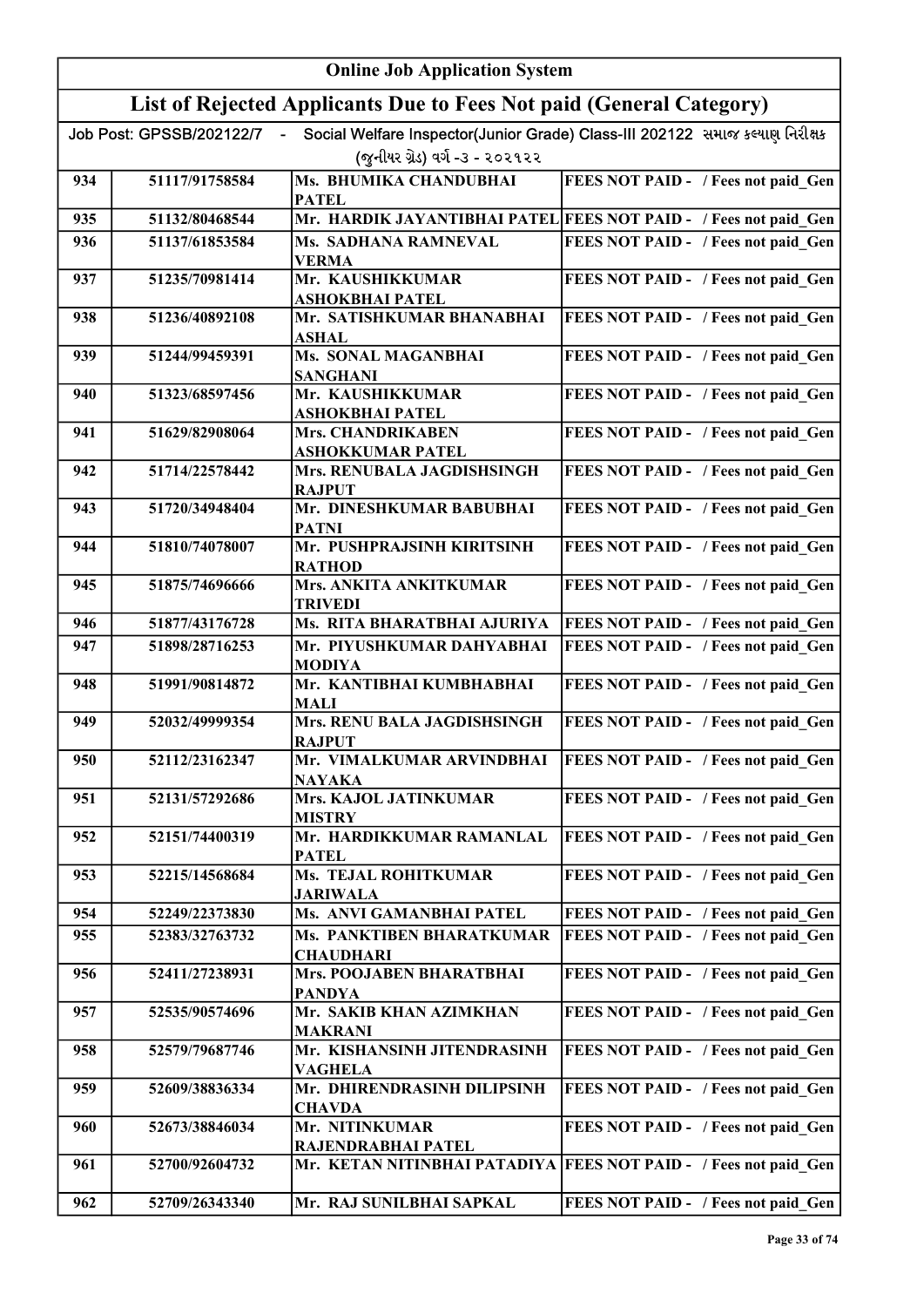# Online Job Application System

## List of Rejected Applicants Due to Fees Not paid (General Category)

Job Post: GPSSB/202122/7 - Social Welfare Inspector(Junior Grade) Class-III 202122 સમાજ કલ્યાણ નિરીક્ષક (જુનીયર ગ્રેડ) વર્ગ -૩ - ૨૦૨૧૨૨

| | | | |
|---|---|---|---|
| 934 | 51117/91758584 | Ms. BHUMIKA CHANDUBHAI PATEL | FEES NOT PAID - / Fees not paid_Gen |
| 935 | 51132/80468544 | Mr. HARDIK JAYANTIBHAI PATEL | FEES NOT PAID - / Fees not paid_Gen |
| 936 | 51137/61853584 | Ms. SADHANA RAMNEVAL VERMA | FEES NOT PAID - / Fees not paid_Gen |
| 937 | 51235/70981414 | Mr. KAUSHIKKUMAR ASHOKBHAI PATEL | FEES NOT PAID - / Fees not paid_Gen |
| 938 | 51236/40892108 | Mr. SATISHKUMAR BHANABHAI ASHAL | FEES NOT PAID - / Fees not paid_Gen |
| 939 | 51244/99459391 | Ms. SONAL MAGANBHAI SANGHANI | FEES NOT PAID - / Fees not paid_Gen |
| 940 | 51323/68597456 | Mr. KAUSHIKKUMAR ASHOKBHAI PATEL | FEES NOT PAID - / Fees not paid_Gen |
| 941 | 51629/82908064 | Mrs. CHANDRIKABEN ASHOKKUMAR PATEL | FEES NOT PAID - / Fees not paid_Gen |
| 942 | 51714/22578442 | Mrs. RENUBALA JAGDISHSINGH RAJPUT | FEES NOT PAID - / Fees not paid_Gen |
| 943 | 51720/34948404 | Mr. DINESHKUMAR BABUBHAI PATNI | FEES NOT PAID - / Fees not paid_Gen |
| 944 | 51810/74078007 | Mr. PUSHPRAJSINH KIRITSINH RATHOD | FEES NOT PAID - / Fees not paid_Gen |
| 945 | 51875/74696666 | Mrs. ANKITA ANKITKUMAR TRIVEDI | FEES NOT PAID - / Fees not paid_Gen |
| 946 | 51877/43176728 | Ms. RITA BHARATBHAI AJURIYA | FEES NOT PAID - / Fees not paid_Gen |
| 947 | 51898/28716253 | Mr. PIYUSHKUMAR DAHYABHAI MODIYA | FEES NOT PAID - / Fees not paid_Gen |
| 948 | 51991/90814872 | Mr. KANTIBHAI KUMBHABHAI MALI | FEES NOT PAID - / Fees not paid_Gen |
| 949 | 52032/49999354 | Mrs. RENU BALA JAGDISHSINGH RAJPUT | FEES NOT PAID - / Fees not paid_Gen |
| 950 | 52112/23162347 | Mr. VIMALKUMAR ARVINDBHAI NAYAKA | FEES NOT PAID - / Fees not paid_Gen |
| 951 | 52131/57292686 | Mrs. KAJOL JATINKUMAR MISTRY | FEES NOT PAID - / Fees not paid_Gen |
| 952 | 52151/74400319 | Mr. HARDIKKUMAR RAMANLAL PATEL | FEES NOT PAID - / Fees not paid_Gen |
| 953 | 52215/14568684 | Ms. TEJAL ROHITKUMAR JARIWALA | FEES NOT PAID - / Fees not paid_Gen |
| 954 | 52249/22373830 | Ms. ANVI GAMANBHAI PATEL | FEES NOT PAID - / Fees not paid_Gen |
| 955 | 52383/32763732 | Ms. PANKTIBEN BHARATKUMAR CHAUDHARI | FEES NOT PAID - / Fees not paid_Gen |
| 956 | 52411/27238931 | Mrs. POOJABEN BHARATBHAI PANDYA | FEES NOT PAID - / Fees not paid_Gen |
| 957 | 52535/90574696 | Mr. SAKIB KHAN AZIMKHAN MAKRANI | FEES NOT PAID - / Fees not paid_Gen |
| 958 | 52579/79687746 | Mr. KISHANSINH JITENDRASINH VAGHELA | FEES NOT PAID - / Fees not paid_Gen |
| 959 | 52609/38836334 | Mr. DHIRENDRASINH DILIPSINH CHAVDA | FEES NOT PAID - / Fees not paid_Gen |
| 960 | 52673/38846034 | Mr. NITINKUMAR RAJENDRABHAI PATEL | FEES NOT PAID - / Fees not paid_Gen |
| 961 | 52700/92604732 | Mr. KETAN NITINBHAI PATADIYA | FEES NOT PAID - / Fees not paid_Gen |
| 962 | 52709/26343340 | Mr. RAJ SUNILBHAI SAPKAL | FEES NOT PAID - / Fees not paid_Gen |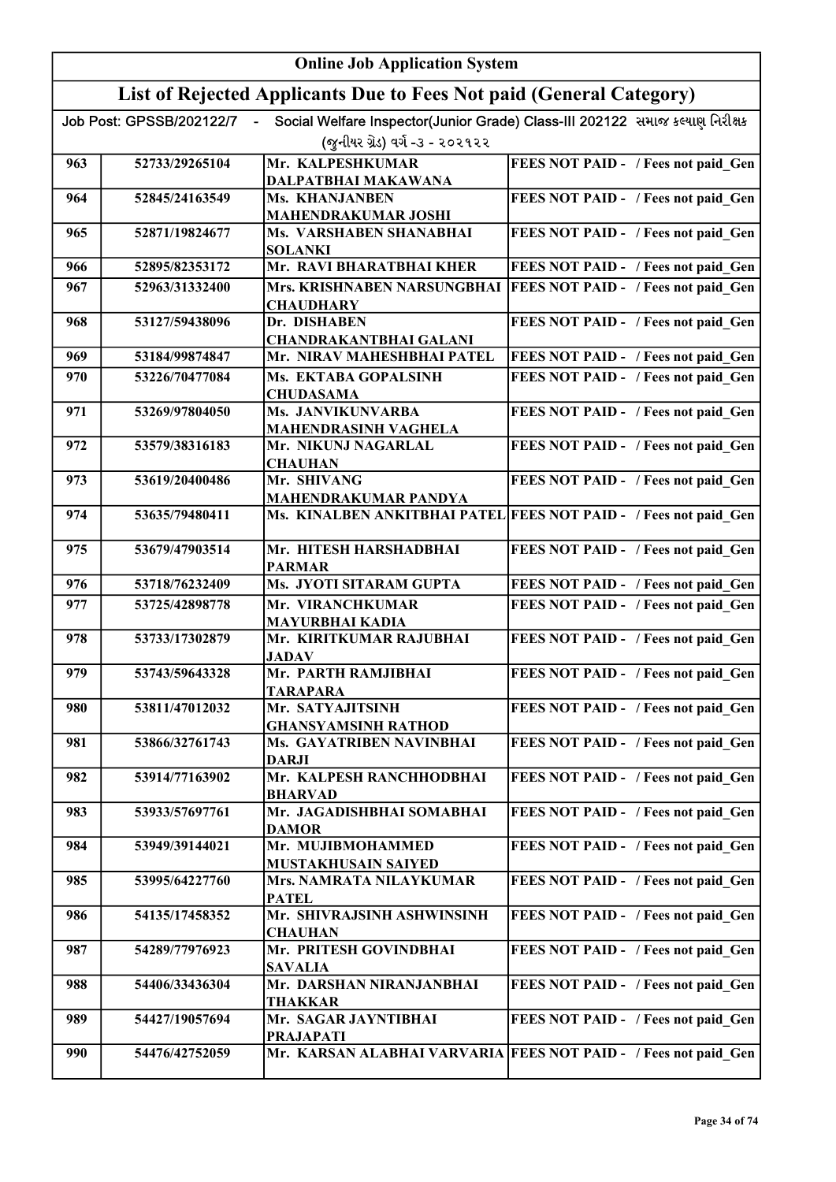## Online Job Application System

### List of Rejected Applicants Due to Fees Not paid (General Category)

Job Post: GPSSB/202122/7 - Social Welfare Inspector(Junior Grade) Class-III 202122 સમાજ કલ્યાણ નિરીક્ષક (જુનીયર ગ્રેડ) વર્ગ -૩ - ૨૦૨૧૨૨

| | | | |
|---|---|---|---|
| 963 | 52733/29265104 | Mr. KALPESHKUMAR DALPATBHAI MAKAWANA | FEES NOT PAID - / Fees not paid_Gen |
| 964 | 52845/24163549 | Ms. KHANJANBEN MAHENDRAKUMAR JOSHI | FEES NOT PAID - / Fees not paid_Gen |
| 965 | 52871/19824677 | Ms. VARSHABEN SHANABHAI SOLANKI | FEES NOT PAID - / Fees not paid_Gen |
| 966 | 52895/82353172 | Mr. RAVI BHARATBHAI KHER | FEES NOT PAID - / Fees not paid_Gen |
| 967 | 52963/31332400 | Mrs. KRISHNABEN NARSUNGBHAI CHAUDHARY | FEES NOT PAID - / Fees not paid_Gen |
| 968 | 53127/59438096 | Dr. DISHABEN CHANDRAKANTBHAI GALANI | FEES NOT PAID - / Fees not paid_Gen |
| 969 | 53184/99874847 | Mr. NIRAV MAHESHBHAI PATEL | FEES NOT PAID - / Fees not paid_Gen |
| 970 | 53226/70477084 | Ms. EKTABA GOPALSINH CHUDASAMA | FEES NOT PAID - / Fees not paid_Gen |
| 971 | 53269/97804050 | Ms. JANVIKUNVARBA MAHENDRASINH VAGHELA | FEES NOT PAID - / Fees not paid_Gen |
| 972 | 53579/38316183 | Mr. NIKUNJ NAGARLAL CHAUHAN | FEES NOT PAID - / Fees not paid_Gen |
| 973 | 53619/20400486 | Mr. SHIVANG MAHENDRAKUMAR PANDYA | FEES NOT PAID - / Fees not paid_Gen |
| 974 | 53635/79480411 | Ms. KINALBEN ANKITBHAI PATEL | FEES NOT PAID - / Fees not paid_Gen |
| 975 | 53679/47903514 | Mr. HITESH HARSHADBHAI PARMAR | FEES NOT PAID - / Fees not paid_Gen |
| 976 | 53718/76232409 | Ms. JYOTI SITARAM GUPTA | FEES NOT PAID - / Fees not paid_Gen |
| 977 | 53725/42898778 | Mr. VIRANCHKUMAR MAYURBHAI KADIA | FEES NOT PAID - / Fees not paid_Gen |
| 978 | 53733/17302879 | Mr. KIRITKUMAR RAJUBHAI JADAV | FEES NOT PAID - / Fees not paid_Gen |
| 979 | 53743/59643328 | Mr. PARTH RAMJIBHAI TARAPARA | FEES NOT PAID - / Fees not paid_Gen |
| 980 | 53811/47012032 | Mr. SATYAJITSINH GHANSYAMSINH RATHOD | FEES NOT PAID - / Fees not paid_Gen |
| 981 | 53866/32761743 | Ms. GAYATRIBEN NAVINBHAI DARJI | FEES NOT PAID - / Fees not paid_Gen |
| 982 | 53914/77163902 | Mr. KALPESH RANCHHODBHAI BHARVAD | FEES NOT PAID - / Fees not paid_Gen |
| 983 | 53933/57697761 | Mr. JAGADISHBHAI SOMABHAI DAMOR | FEES NOT PAID - / Fees not paid_Gen |
| 984 | 53949/39144021 | Mr. MUJIBMOHAMMED MUSTAKHUSAIN SAIYED | FEES NOT PAID - / Fees not paid_Gen |
| 985 | 53995/64227760 | Mrs. NAMRATA NILAYKUMAR PATEL | FEES NOT PAID - / Fees not paid_Gen |
| 986 | 54135/17458352 | Mr. SHIVRAJSINH ASHWINSINH CHAUHAN | FEES NOT PAID - / Fees not paid_Gen |
| 987 | 54289/77976923 | Mr. PRITESH GOVINDBHAI SAVALIA | FEES NOT PAID - / Fees not paid_Gen |
| 988 | 54406/33436304 | Mr. DARSHAN NIRANJANBHAI THAKKAR | FEES NOT PAID - / Fees not paid_Gen |
| 989 | 54427/19057694 | Mr. SAGAR JAYNTIBHAI PRAJAPATI | FEES NOT PAID - / Fees not paid_Gen |
| 990 | 54476/42752059 | Mr. KARSAN ALABHAI VARVARIA | FEES NOT PAID - / Fees not paid_Gen |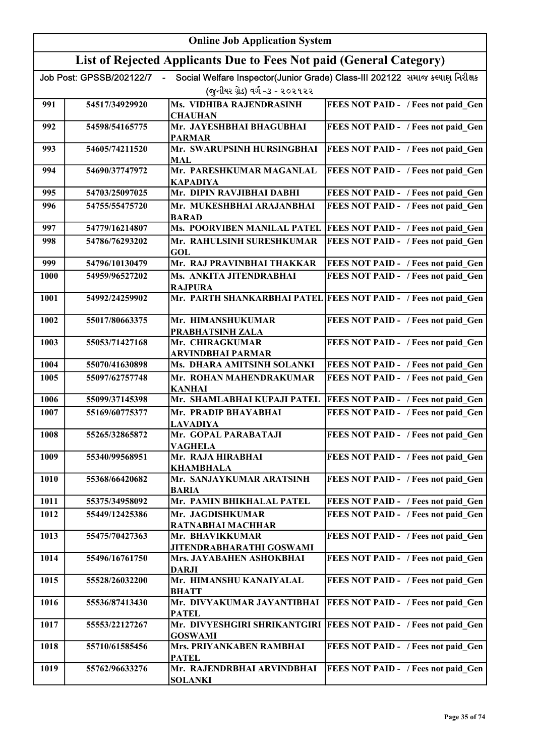# Online Job Application System

## List of Rejected Applicants Due to Fees Not paid (General Category)

Job Post: GPSSB/202122/7 - Social Welfare Inspector(Junior Grade) Class-III 202122 સમાજ કલ્યાણ નિરીક્ષક (જુનીયર ગ્રેડ) વર્ગ -૩ - ૨૦૨૧૨૨

| | | | |
|---|---|---|---|
| 991 | 54517/34929920 | Ms. VIDHIBA RAJENDRASINH CHAUHAN | FEES NOT PAID - / Fees not paid_Gen |
| 992 | 54598/54165775 | Mr. JAYESHBHAI BHAGUBHAI PARMAR | FEES NOT PAID - / Fees not paid_Gen |
| 993 | 54605/74211520 | Mr. SWARUPSINH HURSINGBHAI MAL | FEES NOT PAID - / Fees not paid_Gen |
| 994 | 54690/37747972 | Mr. PARESHKUMAR MAGANLAL KAPADIYA | FEES NOT PAID - / Fees not paid_Gen |
| 995 | 54703/25097025 | Mr. DIPIN RAVJIBHAI DABHI | FEES NOT PAID - / Fees not paid_Gen |
| 996 | 54755/55475720 | Mr. MUKESHBHAI ARAJANBHAI BARAD | FEES NOT PAID - / Fees not paid_Gen |
| 997 | 54779/16214807 | Ms. POORVIBEN MANILAL PATEL | FEES NOT PAID - / Fees not paid_Gen |
| 998 | 54786/76293202 | Mr. RAHULSINH SURESHKUMAR GOL | FEES NOT PAID - / Fees not paid_Gen |
| 999 | 54796/10130479 | Mr. RAJ PRAVINBHAI THAKKAR | FEES NOT PAID - / Fees not paid_Gen |
| 1000 | 54959/96527202 | Ms. ANKITA JITENDRABHAI RAJPURA | FEES NOT PAID - / Fees not paid_Gen |
| 1001 | 54992/24259902 | Mr. PARTH SHANKARBHAI PATEL | FEES NOT PAID - / Fees not paid_Gen |
| 1002 | 55017/80663375 | Mr. HIMANSHUKUMAR PRABHATSINH ZALA | FEES NOT PAID - / Fees not paid_Gen |
| 1003 | 55053/71427168 | Mr. CHIRAGKUMAR ARVINDBHAI PARMAR | FEES NOT PAID - / Fees not paid_Gen |
| 1004 | 55070/41630898 | Ms. DHARA AMITSINH SOLANKI | FEES NOT PAID - / Fees not paid_Gen |
| 1005 | 55097/62757748 | Mr. ROHAN MAHENDRAKUMAR KANHAI | FEES NOT PAID - / Fees not paid_Gen |
| 1006 | 55099/37145398 | Mr. SHAMLABHAI KUPAJI PATEL | FEES NOT PAID - / Fees not paid_Gen |
| 1007 | 55169/60775377 | Mr. PRADIP BHAYABHAI LAVADIYA | FEES NOT PAID - / Fees not paid_Gen |
| 1008 | 55265/32865872 | Mr. GOPAL PARABATAJI VAGHELA | FEES NOT PAID - / Fees not paid_Gen |
| 1009 | 55340/99568951 | Mr. RAJA HIRABHAI KHAMBHALA | FEES NOT PAID - / Fees not paid_Gen |
| 1010 | 55368/66420682 | Mr. SANJAYKUMAR ARATSINH BARIA | FEES NOT PAID - / Fees not paid_Gen |
| 1011 | 55375/34958092 | Mr. PAMIN BHIKHALAL PATEL | FEES NOT PAID - / Fees not paid_Gen |
| 1012 | 55449/12425386 | Mr. JAGDISHKUMAR RATNABHAI MACHHAR | FEES NOT PAID - / Fees not paid_Gen |
| 1013 | 55475/70427363 | Mr. BHAVIKKUMAR JITENDRABHARATHI GOSWAMI | FEES NOT PAID - / Fees not paid_Gen |
| 1014 | 55496/16761750 | Mrs. JAYABAHEN ASHOKBHAI DARJI | FEES NOT PAID - / Fees not paid_Gen |
| 1015 | 55528/26032200 | Mr. HIMANSHU KANAIYALAL BHATT | FEES NOT PAID - / Fees not paid_Gen |
| 1016 | 55536/87413430 | Mr. DIVYAKUMAR JAYANTIBHAI PATEL | FEES NOT PAID - / Fees not paid_Gen |
| 1017 | 55553/22127267 | Mr. DIVYESHGIRI SHRIKANTGIRI GOSWAMI | FEES NOT PAID - / Fees not paid_Gen |
| 1018 | 55710/61585456 | Mrs. PRIYANKABEN RAMBHAI PATEL | FEES NOT PAID - / Fees not paid_Gen |
| 1019 | 55762/96633276 | Mr. RAJENDRBHAI ARVINDBHAI SOLANKI | FEES NOT PAID - / Fees not paid_Gen |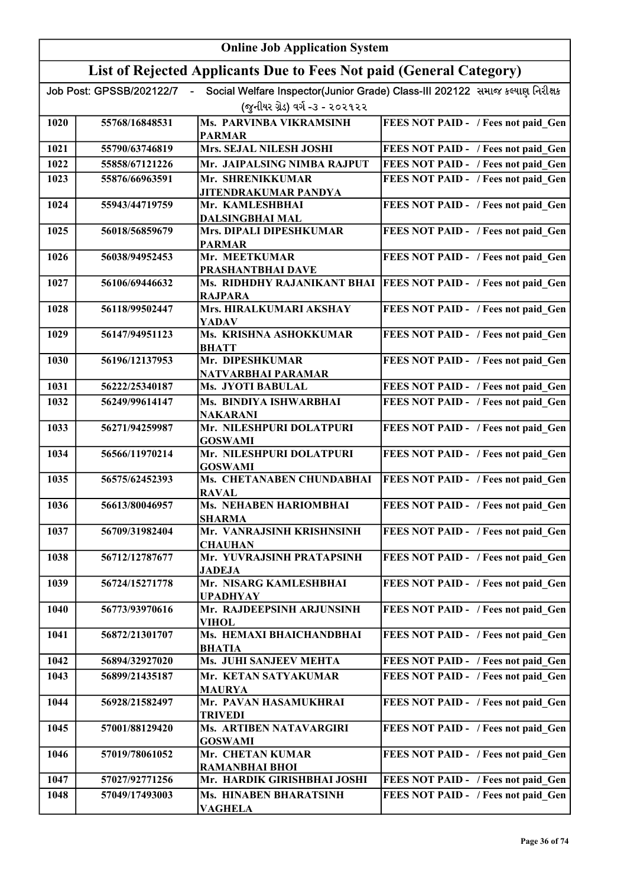# Online Job Application System

## List of Rejected Applicants Due to Fees Not paid (General Category)

Job Post: GPSSB/202122/7 - Social Welfare Inspector(Junior Grade) Class-III 202122 સમાજ કલ્યાણ નિરીક્ષક (જુનીયર ગ્રેડ) વર્ગ -૩ - ૨૦૨૧૨૨

| | | | |
|---|---|---|---|
| 1020 | 55768/16848531 | Ms. PARVINBA VIKRAMSINH PARMAR | FEES NOT PAID - / Fees not paid_Gen |
| 1021 | 55790/63746819 | Mrs. SEJAL NILESH JOSHI | FEES NOT PAID - / Fees not paid_Gen |
| 1022 | 55858/67121226 | Mr. JAIPALSING NIMBA RAJPUT | FEES NOT PAID - / Fees not paid_Gen |
| 1023 | 55876/66963591 | Mr. SHRENIKKUMAR JITENDRAKUMAR PANDYA | FEES NOT PAID - / Fees not paid_Gen |
| 1024 | 55943/44719759 | Mr. KAMLESHBHAI DALSINGBHAI MAL | FEES NOT PAID - / Fees not paid_Gen |
| 1025 | 56018/56859679 | Mrs. DIPALI DIPESHKUMAR PARMAR | FEES NOT PAID - / Fees not paid_Gen |
| 1026 | 56038/94952453 | Mr. MEETKUMAR PRASHANTBHAI DAVE | FEES NOT PAID - / Fees not paid_Gen |
| 1027 | 56106/69446632 | Ms. RIDHDHY RAJANIKANT BHAI RAJPARA | FEES NOT PAID - / Fees not paid_Gen |
| 1028 | 56118/99502447 | Mrs. HIRALKUMARI AKSHAY YADAV | FEES NOT PAID - / Fees not paid_Gen |
| 1029 | 56147/94951123 | Ms. KRISHNA ASHOKKUMAR BHATT | FEES NOT PAID - / Fees not paid_Gen |
| 1030 | 56196/12137953 | Mr. DIPESHKUMAR NATVARBHAI PARAMAR | FEES NOT PAID - / Fees not paid_Gen |
| 1031 | 56222/25340187 | Ms. JYOTI BABULAL | FEES NOT PAID - / Fees not paid_Gen |
| 1032 | 56249/99614147 | Ms. BINDIYA ISHWARBHAI NAKARANI | FEES NOT PAID - / Fees not paid_Gen |
| 1033 | 56271/94259987 | Mr. NILESHPURI DOLATPURI GOSWAMI | FEES NOT PAID - / Fees not paid_Gen |
| 1034 | 56566/11970214 | Mr. NILESHPURI DOLATPURI GOSWAMI | FEES NOT PAID - / Fees not paid_Gen |
| 1035 | 56575/62452393 | Ms. CHETANABEN CHUNDABHAI RAVAL | FEES NOT PAID - / Fees not paid_Gen |
| 1036 | 56613/80046957 | Ms. NEHABEN HARIOMBHAI SHARMA | FEES NOT PAID - / Fees not paid_Gen |
| 1037 | 56709/31982404 | Mr. VANRAJSINH KRISHNSINH CHAUHAN | FEES NOT PAID - / Fees not paid_Gen |
| 1038 | 56712/12787677 | Mr. YUVRAJSINH PRATAPSINH JADEJA | FEES NOT PAID - / Fees not paid_Gen |
| 1039 | 56724/15271778 | Mr. NISARG KAMLESHBHAI UPADHYAY | FEES NOT PAID - / Fees not paid_Gen |
| 1040 | 56773/93970616 | Mr. RAJDEEPSINH ARJUNSINH VIHOL | FEES NOT PAID - / Fees not paid_Gen |
| 1041 | 56872/21301707 | Ms. HEMAXI BHAICHANDBHAI BHATIA | FEES NOT PAID - / Fees not paid_Gen |
| 1042 | 56894/32927020 | Ms. JUHI SANJEEV MEHTA | FEES NOT PAID - / Fees not paid_Gen |
| 1043 | 56899/21435187 | Mr. KETAN SATYAKUMAR MAURYA | FEES NOT PAID - / Fees not paid_Gen |
| 1044 | 56928/21582497 | Mr. PAVAN HASAMUKHRAI TRIVEDI | FEES NOT PAID - / Fees not paid_Gen |
| 1045 | 57001/88129420 | Ms. ARTIBEN NATAVARGIRI GOSWAMI | FEES NOT PAID - / Fees not paid_Gen |
| 1046 | 57019/78061052 | Mr. CHETAN KUMAR RAMANBHAI BHOI | FEES NOT PAID - / Fees not paid_Gen |
| 1047 | 57027/92771256 | Mr. HARDIK GIRISHBHAI JOSHI | FEES NOT PAID - / Fees not paid_Gen |
| 1048 | 57049/17493003 | Ms. HINABEN BHARATSINH VAGHELA | FEES NOT PAID - / Fees not paid_Gen |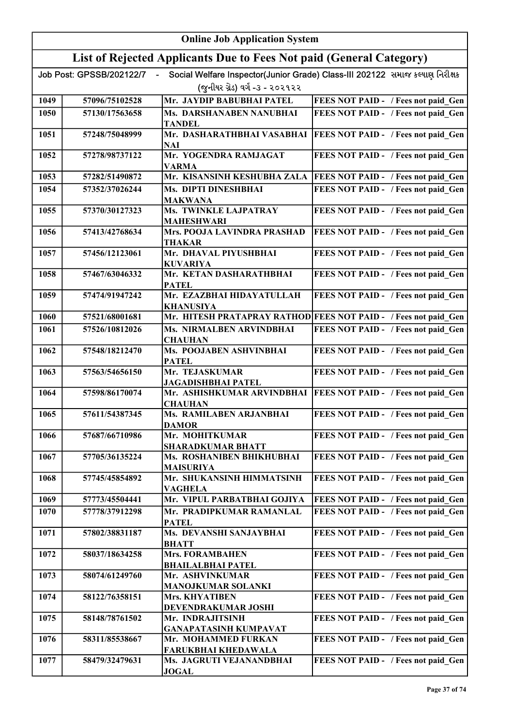| Online Job Application System | | | |
|---|---|---|---|
| **List of Rejected Applicants Due to Fees Not paid (General Category)** | | | |
| Job Post: GPSSB/202122/7 - Social Welfare Inspector(Junior Grade) Class-III 202122 સમાજ કલ્યાણ નિરીક્ષક (જુનીયર ગ્રેડ) વર્ગ -૩ - ૨૦૨૧૨૨ | | | |
| 1049 | 57096/75102528 | Mr. JAYDIP BABUBHAI PATEL | FEES NOT PAID - / Fees not paid_Gen |
| 1050 | 57130/17563658 | Ms. DARSHANABEN NANUBHAI TANDEL | FEES NOT PAID - / Fees not paid_Gen |
| 1051 | 57248/75048999 | Mr. DASHARATHBHAI VASABHAI NAI | FEES NOT PAID - / Fees not paid_Gen |
| 1052 | 57278/98737122 | Mr. YOGENDRA RAMJAGAT VARMA | FEES NOT PAID - / Fees not paid_Gen |
| 1053 | 57282/51490872 | Mr. KISANSINH KESHUBHA ZALA | FEES NOT PAID - / Fees not paid_Gen |
| 1054 | 57352/37026244 | Ms. DIPTI DINESHBHAI MAKWANA | FEES NOT PAID - / Fees not paid_Gen |
| 1055 | 57370/30127323 | Ms. TWINKLE LAJPATRAY MAHESHWARI | FEES NOT PAID - / Fees not paid_Gen |
| 1056 | 57413/42768634 | Mrs. POOJA LAVINDRA PRASHAD THAKAR | FEES NOT PAID - / Fees not paid_Gen |
| 1057 | 57456/12123061 | Mr. DHAVAL PIYUSHBHAI KUVARIYA | FEES NOT PAID - / Fees not paid_Gen |
| 1058 | 57467/63046332 | Mr. KETAN DASHARATHBHAI PATEL | FEES NOT PAID - / Fees not paid_Gen |
| 1059 | 57474/91947242 | Mr. EZAZBHAI HIDAYATULLAH KHANUSIYA | FEES NOT PAID - / Fees not paid_Gen |
| 1060 | 57521/68001681 | Mr. HITESH PRATAPRAY RATHOD | FEES NOT PAID - / Fees not paid_Gen |
| 1061 | 57526/10812026 | Ms. NIRMALBEN ARVINDBHAI CHAUHAN | FEES NOT PAID - / Fees not paid_Gen |
| 1062 | 57548/18212470 | Ms. POOJABEN ASHVINBHAI PATEL | FEES NOT PAID - / Fees not paid_Gen |
| 1063 | 57563/54656150 | Mr. TEJASKUMAR JAGADISHBHAI PATEL | FEES NOT PAID - / Fees not paid_Gen |
| 1064 | 57598/86170074 | Mr. ASHISHKUMAR ARVINDBHAI CHAUHAN | FEES NOT PAID - / Fees not paid_Gen |
| 1065 | 57611/54387345 | Ms. RAMILABEN ARJANBHAI DAMOR | FEES NOT PAID - / Fees not paid_Gen |
| 1066 | 57687/66710986 | Mr. MOHITKUMAR SHARADKUMAR BHATT | FEES NOT PAID - / Fees not paid_Gen |
| 1067 | 57705/36135224 | Ms. ROSHANIBEN BHIKHUBHAI MAISURIYA | FEES NOT PAID - / Fees not paid_Gen |
| 1068 | 57745/45854892 | Mr. SHUKANSINH HIMMATSINH VAGHELA | FEES NOT PAID - / Fees not paid_Gen |
| 1069 | 57773/45504441 | Mr. VIPUL PARBATBHAI GOJIYA | FEES NOT PAID - / Fees not paid_Gen |
| 1070 | 57778/37912298 | Mr. PRADIPKUMAR RAMANLAL PATEL | FEES NOT PAID - / Fees not paid_Gen |
| 1071 | 57802/38831187 | Ms. DEVANSHI SANJAYBHAI BHATT | FEES NOT PAID - / Fees not paid_Gen |
| 1072 | 58037/18634258 | Mrs. FORAMBAHEN BHAILALBHAI PATEL | FEES NOT PAID - / Fees not paid_Gen |
| 1073 | 58074/61249760 | Mr. ASHVINKUMAR MANOJKUMAR SOLANKI | FEES NOT PAID - / Fees not paid_Gen |
| 1074 | 58122/76358151 | Mrs. KHYATIBEN DEVENDRAKUMAR JOSHI | FEES NOT PAID - / Fees not paid_Gen |
| 1075 | 58148/78761502 | Mr. INDRAJITSINH GANAPATASINH KUMPAVAT | FEES NOT PAID - / Fees not paid_Gen |
| 1076 | 58311/85538667 | Mr. MOHAMMED FURKAN FARUKBHAI KHEDAWALA | FEES NOT PAID - / Fees not paid_Gen |
| 1077 | 58479/32479631 | Ms. JAGRUTI VEJANANDBHAI JOGAL | FEES NOT PAID - / Fees not paid_Gen |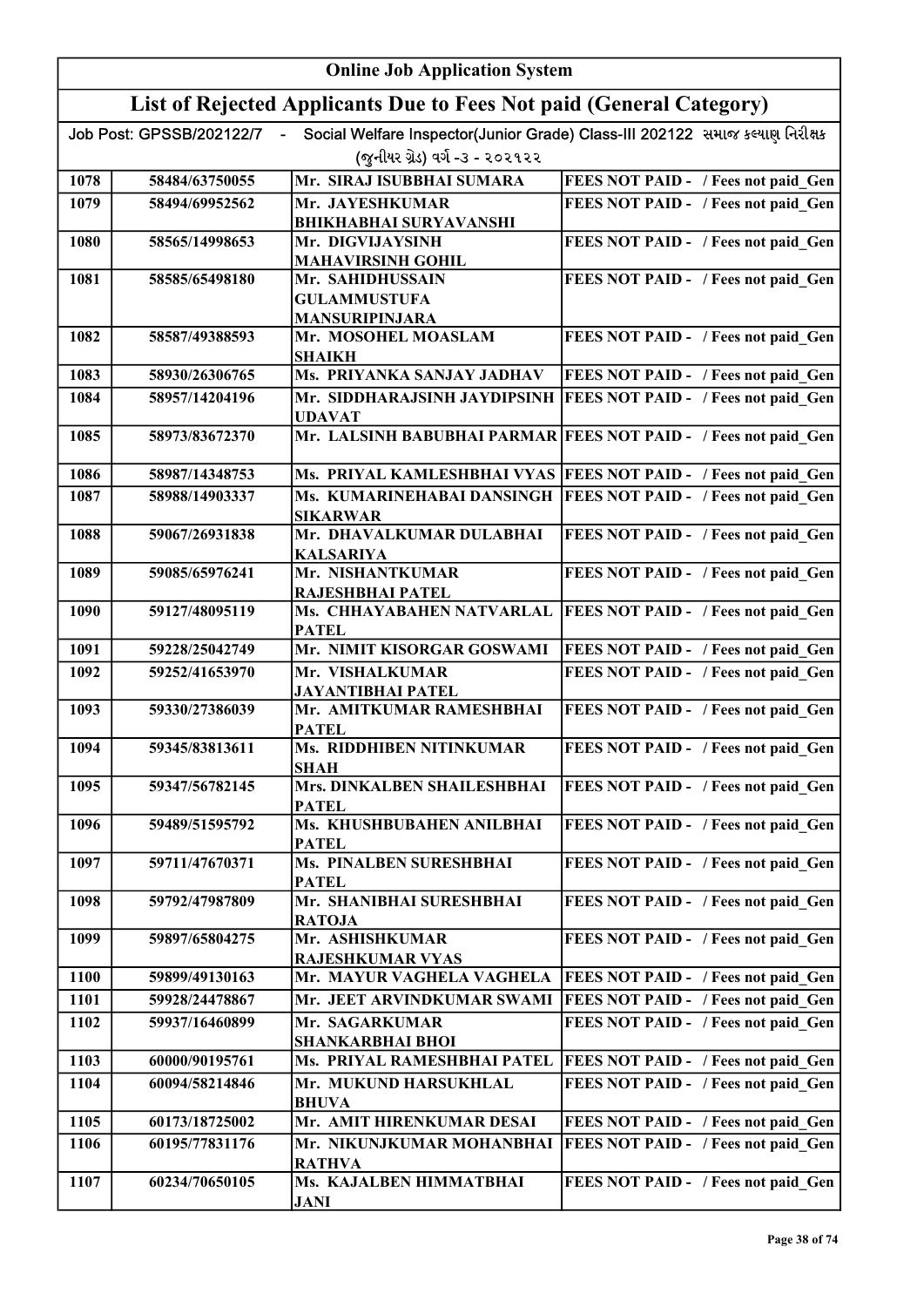# Online Job Application System

## List of Rejected Applicants Due to Fees Not paid (General Category)

Job Post: GPSSB/202122/7 - Social Welfare Inspector(Junior Grade) Class-III 202122 સમાજ કલ્યાણ નિરીક્ષક (જુનીયર ગ્રેડ) વર્ગ -૩ - ૨૦૨૧૨૨

| | | | |
|---|---|---|---|
| 1078 | 58484/63750055 | Mr. SIRAJ ISUBBHAI SUMARA | FEES NOT PAID - / Fees not paid_Gen |
| 1079 | 58494/69952562 | Mr. JAYESHKUMAR BHIKHABHAI SURYAVANSHI | FEES NOT PAID - / Fees not paid_Gen |
| 1080 | 58565/14998653 | Mr. DIGVIJAYSINH MAHAVIRSINH GOHIL | FEES NOT PAID - / Fees not paid_Gen |
| 1081 | 58585/65498180 | Mr. SAHIDHUSSAIN GULAMMUSTUFA MANSURIPINJARA | FEES NOT PAID - / Fees not paid_Gen |
| 1082 | 58587/49388593 | Mr. MOSOHEL MOASLAM SHAIKH | FEES NOT PAID - / Fees not paid_Gen |
| 1083 | 58930/26306765 | Ms. PRIYANKA SANJAY JADHAV | FEES NOT PAID - / Fees not paid_Gen |
| 1084 | 58957/14204196 | Mr. SIDDHARAJSINH JAYDIPSINH UDAVAT | FEES NOT PAID - / Fees not paid_Gen |
| 1085 | 58973/83672370 | Mr. LALSINH BABUBHAI PARMAR | FEES NOT PAID - / Fees not paid_Gen |
| 1086 | 58987/14348753 | Ms. PRIYAL KAMLESHBHAI VYAS | FEES NOT PAID - / Fees not paid_Gen |
| 1087 | 58988/14903337 | Ms. KUMARINEHABAI DANSINGH SIKARWAR | FEES NOT PAID - / Fees not paid_Gen |
| 1088 | 59067/26931838 | Mr. DHAVALKUMAR DULABHAI KALSARIYA | FEES NOT PAID - / Fees not paid_Gen |
| 1089 | 59085/65976241 | Mr. NISHANTKUMAR RAJESHBHAI PATEL | FEES NOT PAID - / Fees not paid_Gen |
| 1090 | 59127/48095119 | Ms. CHHAYABAHEN NATVARLAL PATEL | FEES NOT PAID - / Fees not paid_Gen |
| 1091 | 59228/25042749 | Mr. NIMIT KISORGAR GOSWAMI | FEES NOT PAID - / Fees not paid_Gen |
| 1092 | 59252/41653970 | Mr. VISHALKUMAR JAYANTIBHAI PATEL | FEES NOT PAID - / Fees not paid_Gen |
| 1093 | 59330/27386039 | Mr. AMITKUMAR RAMESHBHAI PATEL | FEES NOT PAID - / Fees not paid_Gen |
| 1094 | 59345/83813611 | Ms. RIDDHIBEN NITINKUMAR SHAH | FEES NOT PAID - / Fees not paid_Gen |
| 1095 | 59347/56782145 | Mrs. DINKALBEN SHAILESHBHAI PATEL | FEES NOT PAID - / Fees not paid_Gen |
| 1096 | 59489/51595792 | Ms. KHUSHBUBAHEN ANILBHAI PATEL | FEES NOT PAID - / Fees not paid_Gen |
| 1097 | 59711/47670371 | Ms. PINALBEN SURESHBHAI PATEL | FEES NOT PAID - / Fees not paid_Gen |
| 1098 | 59792/47987809 | Mr. SHANIBHAI SURESHBHAI RATOJA | FEES NOT PAID - / Fees not paid_Gen |
| 1099 | 59897/65804275 | Mr. ASHISHKUMAR RAJESHKUMAR VYAS | FEES NOT PAID - / Fees not paid_Gen |
| 1100 | 59899/49130163 | Mr. MAYUR VAGHELA VAGHELA | FEES NOT PAID - / Fees not paid_Gen |
| 1101 | 59928/24478867 | Mr. JEET ARVINDKUMAR SWAMI | FEES NOT PAID - / Fees not paid_Gen |
| 1102 | 59937/16460899 | Mr. SAGARKUMAR SHANKARBHAI BHOI | FEES NOT PAID - / Fees not paid_Gen |
| 1103 | 60000/90195761 | Ms. PRIYAL RAMESHBHAI PATEL | FEES NOT PAID - / Fees not paid_Gen |
| 1104 | 60094/58214846 | Mr. MUKUND HARSUKHLAL BHUVA | FEES NOT PAID - / Fees not paid_Gen |
| 1105 | 60173/18725002 | Mr. AMIT HIRENKUMAR DESAI | FEES NOT PAID - / Fees not paid_Gen |
| 1106 | 60195/77831176 | Mr. NIKUNJKUMAR MOHANBHAI RATHVA | FEES NOT PAID - / Fees not paid_Gen |
| 1107 | 60234/70650105 | Ms. KAJALBEN HIMMATBHAI JANI | FEES NOT PAID - / Fees not paid_Gen |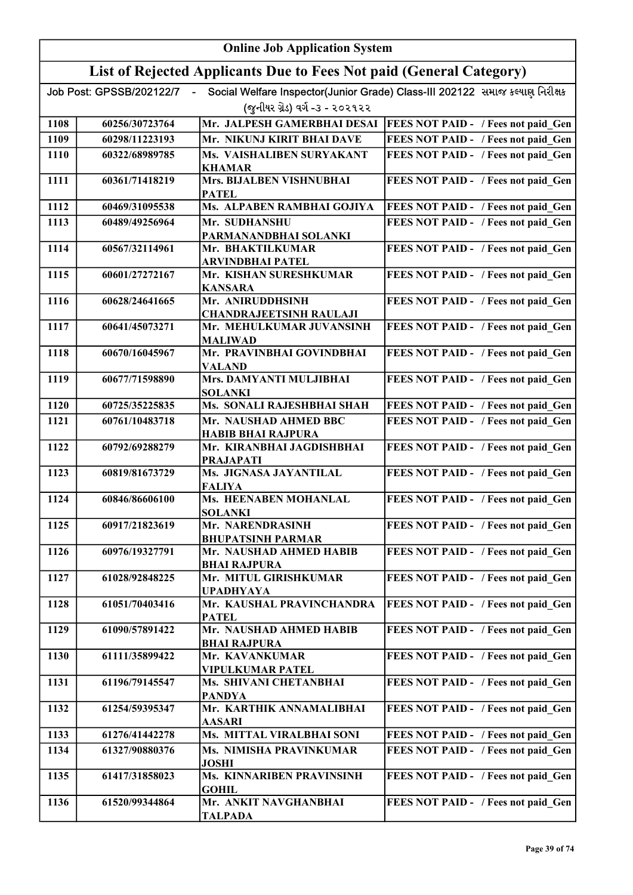# Online Job Application System

## List of Rejected Applicants Due to Fees Not paid (General Category)

Job Post: GPSSB/202122/7 - Social Welfare Inspector(Junior Grade) Class-III 202122 સમાજ કલ્યાણ નિરીક્ષક (જુનીયર ગ્રેડ) વર્ગ -૩ - ૨૦૨૧૨૨

| | | | |
|---|---|---|---|
| 1108 | 60256/30723764 | Mr. JALPESH GAMERBHAI DESAI | FEES NOT PAID - / Fees not paid_Gen |
| 1109 | 60298/11223193 | Mr. NIKUNJ KIRIT BHAI DAVE | FEES NOT PAID - / Fees not paid_Gen |
| 1110 | 60322/68989785 | Ms. VAISHALIBEN SURYAKANT KHAMAR | FEES NOT PAID - / Fees not paid_Gen |
| 1111 | 60361/71418219 | Mrs. BIJALBEN VISHNUBHAI PATEL | FEES NOT PAID - / Fees not paid_Gen |
| 1112 | 60469/31095538 | Ms. ALPABEN RAMBHAI GOJIYA | FEES NOT PAID - / Fees not paid_Gen |
| 1113 | 60489/49256964 | Mr. SUDHANSHU PARMANANDBHAI SOLANKI | FEES NOT PAID - / Fees not paid_Gen |
| 1114 | 60567/32114961 | Mr. BHAKTILKUMAR ARVINDBHAI PATEL | FEES NOT PAID - / Fees not paid_Gen |
| 1115 | 60601/27272167 | Mr. KISHAN SURESHKUMAR KANSARA | FEES NOT PAID - / Fees not paid_Gen |
| 1116 | 60628/24641665 | Mr. ANIRUDDHSINH CHANDRAJEETSINH RAULAJI | FEES NOT PAID - / Fees not paid_Gen |
| 1117 | 60641/45073271 | Mr. MEHULKUMAR JUVANSINH MALIWAD | FEES NOT PAID - / Fees not paid_Gen |
| 1118 | 60670/16045967 | Mr. PRAVINBHAI GOVINDBHAI VALAND | FEES NOT PAID - / Fees not paid_Gen |
| 1119 | 60677/71598890 | Mrs. DAMYANTI MULJIBHAI SOLANKI | FEES NOT PAID - / Fees not paid_Gen |
| 1120 | 60725/35225835 | Ms. SONALI RAJESHBHAI SHAH | FEES NOT PAID - / Fees not paid_Gen |
| 1121 | 60761/10483718 | Mr. NAUSHAD AHMED BBC HABIB BHAI RAJPURA | FEES NOT PAID - / Fees not paid_Gen |
| 1122 | 60792/69288279 | Mr. KIRANBHAI JAGDISHBHAI PRAJAPATI | FEES NOT PAID - / Fees not paid_Gen |
| 1123 | 60819/81673729 | Ms. JIGNASA JAYANTILAL FALIYA | FEES NOT PAID - / Fees not paid_Gen |
| 1124 | 60846/86606100 | Ms. HEENABEN MOHANLAL SOLANKI | FEES NOT PAID - / Fees not paid_Gen |
| 1125 | 60917/21823619 | Mr. NARENDRASINH BHUPATSINH PARMAR | FEES NOT PAID - / Fees not paid_Gen |
| 1126 | 60976/19327791 | Mr. NAUSHAD AHMED HABIB BHAI RAJPURA | FEES NOT PAID - / Fees not paid_Gen |
| 1127 | 61028/92848225 | Mr. MITUL GIRISHKUMAR UPADHYAYA | FEES NOT PAID - / Fees not paid_Gen |
| 1128 | 61051/70403416 | Mr. KAUSHAL PRAVINCHANDRA PATEL | FEES NOT PAID - / Fees not paid_Gen |
| 1129 | 61090/57891422 | Mr. NAUSHAD AHMED HABIB BHAI RAJPURA | FEES NOT PAID - / Fees not paid_Gen |
| 1130 | 61111/35899422 | Mr. KAVANKUMAR VIPULKUMAR PATEL | FEES NOT PAID - / Fees not paid_Gen |
| 1131 | 61196/79145547 | Ms. SHIVANI CHETANBHAI PANDYA | FEES NOT PAID - / Fees not paid_Gen |
| 1132 | 61254/59395347 | Mr. KARTHIK ANNAMALIBHAI AASARI | FEES NOT PAID - / Fees not paid_Gen |
| 1133 | 61276/41442278 | Ms. MITTAL VIRALBHAI SONI | FEES NOT PAID - / Fees not paid_Gen |
| 1134 | 61327/90880376 | Ms. NIMISHA PRAVINKUMAR JOSHI | FEES NOT PAID - / Fees not paid_Gen |
| 1135 | 61417/31858023 | Ms. KINNARIBEN PRAVINSINH GOHIL | FEES NOT PAID - / Fees not paid_Gen |
| 1136 | 61520/99344864 | Mr. ANKIT NAVGHANBHAI TALPADA | FEES NOT PAID - / Fees not paid_Gen |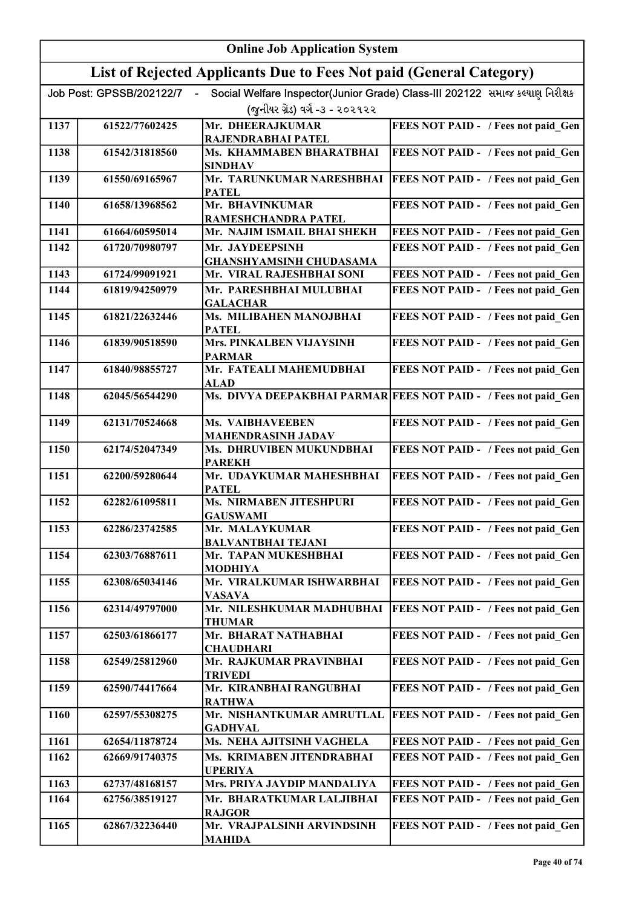# Online Job Application System

## List of Rejected Applicants Due to Fees Not paid (General Category)

Job Post: GPSSB/202122/7 - Social Welfare Inspector(Junior Grade) Class-III 202122 સમાજ કલ્યાણ નિરીક્ષક (જુનીયર ગ્રેડ) વર્ગ -૩ - ૨૦૨૧૨૨

| | | | |
|---|---|---|---|
| 1137 | 61522/77602425 | Mr. DHEERAJKUMAR RAJENDRABHAI PATEL | FEES NOT PAID - / Fees not paid_Gen |
| 1138 | 61542/31818560 | Ms. KHAMMABEN BHARATBHAI SINDHAV | FEES NOT PAID - / Fees not paid_Gen |
| 1139 | 61550/69165967 | Mr. TARUNKUMAR NARESHBHAI PATEL | FEES NOT PAID - / Fees not paid_Gen |
| 1140 | 61658/13968562 | Mr. BHAVINKUMAR RAMESHCHANDRA PATEL | FEES NOT PAID - / Fees not paid_Gen |
| 1141 | 61664/60595014 | Mr. NAJIM ISMAIL BHAI SHEKH | FEES NOT PAID - / Fees not paid_Gen |
| 1142 | 61720/70980797 | Mr. JAYDEEPSINH GHANSHYAMSINH CHUDASAMA | FEES NOT PAID - / Fees not paid_Gen |
| 1143 | 61724/99091921 | Mr. VIRAL RAJESHBHAI SONI | FEES NOT PAID - / Fees not paid_Gen |
| 1144 | 61819/94250979 | Mr. PARESHBHAI MULUBHAI GALACHAR | FEES NOT PAID - / Fees not paid_Gen |
| 1145 | 61821/22632446 | Ms. MILIBAHEN MANOJBHAI PATEL | FEES NOT PAID - / Fees not paid_Gen |
| 1146 | 61839/90518590 | Mrs. PINKALBEN VIJAYSINH PARMAR | FEES NOT PAID - / Fees not paid_Gen |
| 1147 | 61840/98855727 | Mr. FATEALI MAHEMUDBHAI ALAD | FEES NOT PAID - / Fees not paid_Gen |
| 1148 | 62045/56544290 | Ms. DIVYA DEEPAKBHAI PARMAR | FEES NOT PAID - / Fees not paid_Gen |
| 1149 | 62131/70524668 | Ms. VAIBHAVEEBEN MAHENDRASINH JADAV | FEES NOT PAID - / Fees not paid_Gen |
| 1150 | 62174/52047349 | Ms. DHRUVIBEN MUKUNDBHAI PAREKH | FEES NOT PAID - / Fees not paid_Gen |
| 1151 | 62200/59280644 | Mr. UDAYKUMAR MAHESHBHAI PATEL | FEES NOT PAID - / Fees not paid_Gen |
| 1152 | 62282/61095811 | Ms. NIRMABEN JITESHPURI GAUSWAMI | FEES NOT PAID - / Fees not paid_Gen |
| 1153 | 62286/23742585 | Mr. MALAYKUMAR BALVANTBHAI TEJANI | FEES NOT PAID - / Fees not paid_Gen |
| 1154 | 62303/76887611 | Mr. TAPAN MUKESHBHAI MODHIYA | FEES NOT PAID - / Fees not paid_Gen |
| 1155 | 62308/65034146 | Mr. VIRALKUMAR ISHWARBHAI VASAVA | FEES NOT PAID - / Fees not paid_Gen |
| 1156 | 62314/49797000 | Mr. NILESHKUMAR MADHUBHAI THUMAR | FEES NOT PAID - / Fees not paid_Gen |
| 1157 | 62503/61866177 | Mr. BHARAT NATHABHAI CHAUDHARI | FEES NOT PAID - / Fees not paid_Gen |
| 1158 | 62549/25812960 | Mr. RAJKUMAR PRAVINBHAI TRIVEDI | FEES NOT PAID - / Fees not paid_Gen |
| 1159 | 62590/74417664 | Mr. KIRANBHAI RANGUBHAI RATHWA | FEES NOT PAID - / Fees not paid_Gen |
| 1160 | 62597/55308275 | Mr. NISHANTKUMAR AMRUTLAL GADHVAL | FEES NOT PAID - / Fees not paid_Gen |
| 1161 | 62654/11878724 | Ms. NEHA AJITSINH VAGHELA | FEES NOT PAID - / Fees not paid_Gen |
| 1162 | 62669/91740375 | Ms. KRIMABEN JITENDRABHAI UPERIYA | FEES NOT PAID - / Fees not paid_Gen |
| 1163 | 62737/48168157 | Mrs. PRIYA JAYDIP MANDALIYA | FEES NOT PAID - / Fees not paid_Gen |
| 1164 | 62756/38519127 | Mr. BHARATKUMAR LALJIBHAI RAJGOR | FEES NOT PAID - / Fees not paid_Gen |
| 1165 | 62867/32236440 | Mr. VRAJPALSINH ARVINDSINH MAHIDA | FEES NOT PAID - / Fees not paid_Gen |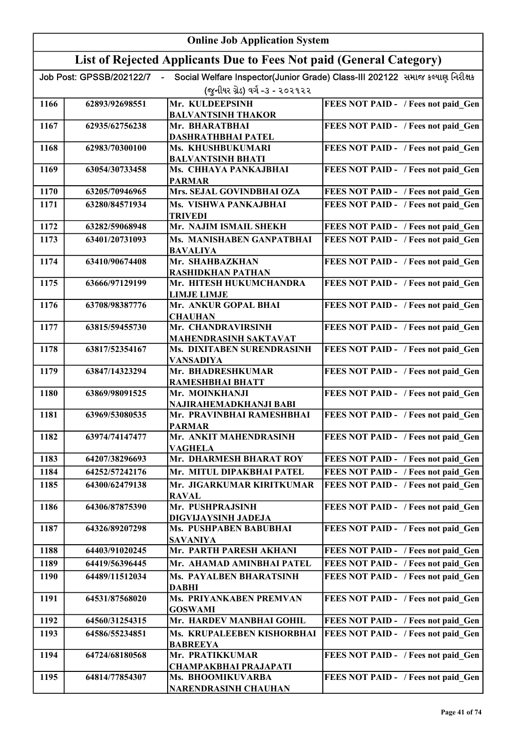# Online Job Application System

## List of Rejected Applicants Due to Fees Not paid (General Category)

Job Post: GPSSB/202122/7 - Social Welfare Inspector(Junior Grade) Class-III 202122 સમાજ કલ્યાણ નિરીક્ષક (જુનીયર ગ્રેડ) વર્ગ -૩ - ૨૦૨૧૨૨

| | | | |
|---|---|---|---|
| 1166 | 62893/92698551 | Mr. KULDEEPSINH BALVANTSINH THAKOR | FEES NOT PAID - / Fees not paid_Gen |
| 1167 | 62935/62756238 | Mr. BHARATBHAI DASHRATHBHAI PATEL | FEES NOT PAID - / Fees not paid_Gen |
| 1168 | 62983/70300100 | Ms. KHUSHBUKUMARI BALVANTSINH BHATI | FEES NOT PAID - / Fees not paid_Gen |
| 1169 | 63054/30733458 | Ms. CHHAYA PANKAJBHAI PARMAR | FEES NOT PAID - / Fees not paid_Gen |
| 1170 | 63205/70946965 | Mrs. SEJAL GOVINDBHAI OZA | FEES NOT PAID - / Fees not paid_Gen |
| 1171 | 63280/84571934 | Ms. VISHWA PANKAJBHAI TRIVEDI | FEES NOT PAID - / Fees not paid_Gen |
| 1172 | 63282/59068948 | Mr. NAJIM ISMAIL SHEKH | FEES NOT PAID - / Fees not paid_Gen |
| 1173 | 63401/20731093 | Ms. MANISHABEN GANPATBHAI BAVALIYA | FEES NOT PAID - / Fees not paid_Gen |
| 1174 | 63410/90674408 | Mr. SHAHBAZKHAN RASHIDKHAN PATHAN | FEES NOT PAID - / Fees not paid_Gen |
| 1175 | 63666/97129199 | Mr. HITESH HUKUMCHANDRA LIMJE LIMJE | FEES NOT PAID - / Fees not paid_Gen |
| 1176 | 63708/98387776 | Mr. ANKUR GOPAL BHAI CHAUHAN | FEES NOT PAID - / Fees not paid_Gen |
| 1177 | 63815/59455730 | Mr. CHANDRAVIRSINH MAHENDRASINH SAKTAVAT | FEES NOT PAID - / Fees not paid_Gen |
| 1178 | 63817/52354167 | Ms. DIXITABEN SURENDRASINH VANSADIYA | FEES NOT PAID - / Fees not paid_Gen |
| 1179 | 63847/14323294 | Mr. BHADRESHKUMAR RAMESHBHAI BHATT | FEES NOT PAID - / Fees not paid_Gen |
| 1180 | 63869/98091525 | Mr. MOINKHANJI NAJIRAHEMADKHANJI BABI | FEES NOT PAID - / Fees not paid_Gen |
| 1181 | 63969/53080535 | Mr. PRAVINBHAI RAMESHBHAI PARMAR | FEES NOT PAID - / Fees not paid_Gen |
| 1182 | 63974/74147477 | Mr. ANKIT MAHENDRASINH VAGHELA | FEES NOT PAID - / Fees not paid_Gen |
| 1183 | 64207/38296693 | Mr. DHARMESH BHARAT ROY | FEES NOT PAID - / Fees not paid_Gen |
| 1184 | 64252/57242176 | Mr. MITUL DIPAKBHAI PATEL | FEES NOT PAID - / Fees not paid_Gen |
| 1185 | 64300/62479138 | Mr. JIGARKUMAR KIRITKUMAR RAVAL | FEES NOT PAID - / Fees not paid_Gen |
| 1186 | 64306/87875390 | Mr. PUSHPRAJSINH DIGVIJAYSINH JADEJA | FEES NOT PAID - / Fees not paid_Gen |
| 1187 | 64326/89207298 | Ms. PUSHPABEN BABUBHAI SAVANIYA | FEES NOT PAID - / Fees not paid_Gen |
| 1188 | 64403/91020245 | Mr. PARTH PARESH AKHANI | FEES NOT PAID - / Fees not paid_Gen |
| 1189 | 64419/56396445 | Mr. AHAMAD AMINBHAI PATEL | FEES NOT PAID - / Fees not paid_Gen |
| 1190 | 64489/11512034 | Ms. PAYALBEN BHARATSINH DABHI | FEES NOT PAID - / Fees not paid_Gen |
| 1191 | 64531/87568020 | Ms. PRIYANKABEN PREMVAN GOSWAMI | FEES NOT PAID - / Fees not paid_Gen |
| 1192 | 64560/31254315 | Mr. HARDEV MANBHAI GOHIL | FEES NOT PAID - / Fees not paid_Gen |
| 1193 | 64586/55234851 | Ms. KRUPALEEBEN KISHORBHAI BABREEYA | FEES NOT PAID - / Fees not paid_Gen |
| 1194 | 64724/68180568 | Mr. PRATIKKUMAR CHAMPAKBHAI PRAJAPATI | FEES NOT PAID - / Fees not paid_Gen |
| 1195 | 64814/77854307 | Ms. BHOOMIKUVARBA NARENDRASINH CHAUHAN | FEES NOT PAID - / Fees not paid_Gen |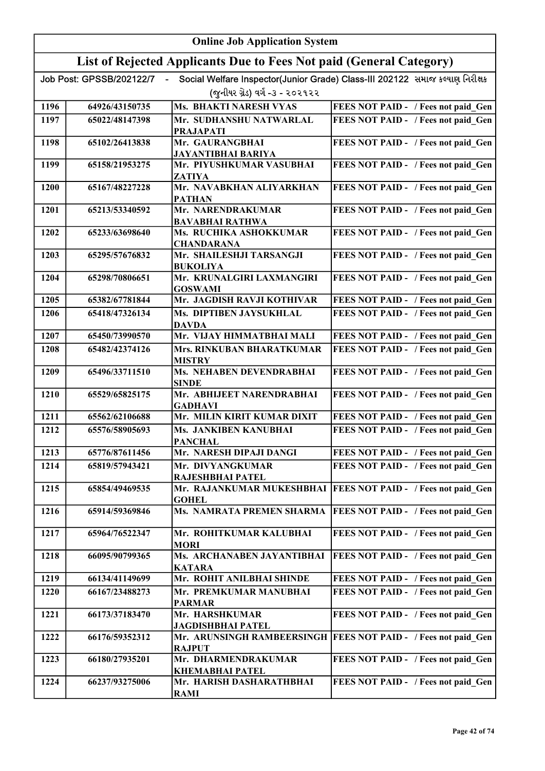# Online Job Application System

## List of Rejected Applicants Due to Fees Not paid (General Category)

Job Post: GPSSB/202122/7 - Social Welfare Inspector(Junior Grade) Class-III 202122 સમાજ કલ્યાણ નિરીક્ષક (જુનીયર ગ્રેડ) વર્ગ -૩ - ૨૦૨૧૨૨

| | | | |
|---|---|---|---|
| 1196 | 64926/43150735 | Ms. BHAKTI NARESH VYAS | FEES NOT PAID - / Fees not paid_Gen |
| 1197 | 65022/48147398 | Mr. SUDHANSHU NATWARLAL PRAJAPATI | FEES NOT PAID - / Fees not paid_Gen |
| 1198 | 65102/26413838 | Mr. GAURANGBHAI JAYANTIBHAI BARIYA | FEES NOT PAID - / Fees not paid_Gen |
| 1199 | 65158/21953275 | Mr. PIYUSHKUMAR VASUBHAI ZATIYA | FEES NOT PAID - / Fees not paid_Gen |
| 1200 | 65167/48227228 | Mr. NAVABKHAN ALIYARKHAN PATHAN | FEES NOT PAID - / Fees not paid_Gen |
| 1201 | 65213/53340592 | Mr. NARENDRAKUMAR BAVABHAI RATHWA | FEES NOT PAID - / Fees not paid_Gen |
| 1202 | 65233/63698640 | Ms. RUCHIKA ASHOKKUMAR CHANDARANA | FEES NOT PAID - / Fees not paid_Gen |
| 1203 | 65295/57676832 | Mr. SHAILESHJI TARSANGJI BUKOLIYA | FEES NOT PAID - / Fees not paid_Gen |
| 1204 | 65298/70806651 | Mr. KRUNALGIRI LAXMANGIRI GOSWAMI | FEES NOT PAID - / Fees not paid_Gen |
| 1205 | 65382/67781844 | Mr. JAGDISH RAVJI KOTHIVAR | FEES NOT PAID - / Fees not paid_Gen |
| 1206 | 65418/47326134 | Ms. DIPTIBEN JAYSUKHLAL DAVDA | FEES NOT PAID - / Fees not paid_Gen |
| 1207 | 65450/73990570 | Mr. VIJAY HIMMATBHAI MALI | FEES NOT PAID - / Fees not paid_Gen |
| 1208 | 65482/42374126 | Mrs. RINKUBAN BHARATKUMAR MISTRY | FEES NOT PAID - / Fees not paid_Gen |
| 1209 | 65496/33711510 | Ms. NEHABEN DEVENDRABHAI SINDE | FEES NOT PAID - / Fees not paid_Gen |
| 1210 | 65529/65825175 | Mr. ABHIJEET NARENDRABHAI GADHAVI | FEES NOT PAID - / Fees not paid_Gen |
| 1211 | 65562/62106688 | Mr. MILIN KIRIT KUMAR DIXIT | FEES NOT PAID - / Fees not paid_Gen |
| 1212 | 65576/58905693 | Ms. JANKIBEN KANUBHAI PANCHAL | FEES NOT PAID - / Fees not paid_Gen |
| 1213 | 65776/87611456 | Mr. NARESH DIPAJI DANGI | FEES NOT PAID - / Fees not paid_Gen |
| 1214 | 65819/57943421 | Mr. DIVYANGKUMAR RAJESHBHAI PATEL | FEES NOT PAID - / Fees not paid_Gen |
| 1215 | 65854/49469535 | Mr. RAJANKUMAR MUKESHBHAI GOHEL | FEES NOT PAID - / Fees not paid_Gen |
| 1216 | 65914/59369846 | Ms. NAMRATA PREMEN SHARMA | FEES NOT PAID - / Fees not paid_Gen |
| 1217 | 65964/76522347 | Mr. ROHITKUMAR KALUBHAI MORI | FEES NOT PAID - / Fees not paid_Gen |
| 1218 | 66095/90799365 | Ms. ARCHANABEN JAYANTIBHAI KATARA | FEES NOT PAID - / Fees not paid_Gen |
| 1219 | 66134/41149699 | Mr. ROHIT ANILBHAI SHINDE | FEES NOT PAID - / Fees not paid_Gen |
| 1220 | 66167/23488273 | Mr. PREMKUMAR MANUBHAI PARMAR | FEES NOT PAID - / Fees not paid_Gen |
| 1221 | 66173/37183470 | Mr. HARSHKUMAR JAGDISHBHAI PATEL | FEES NOT PAID - / Fees not paid_Gen |
| 1222 | 66176/59352312 | Mr. ARUNSINGH RAMBEERSINGH RAJPUT | FEES NOT PAID - / Fees not paid_Gen |
| 1223 | 66180/27935201 | Mr. DHARMENDRAKUMAR KHEMABHAI PATEL | FEES NOT PAID - / Fees not paid_Gen |
| 1224 | 66237/93275006 | Mr. HARISH DASHARATHBHAI RAMI | FEES NOT PAID - / Fees not paid_Gen |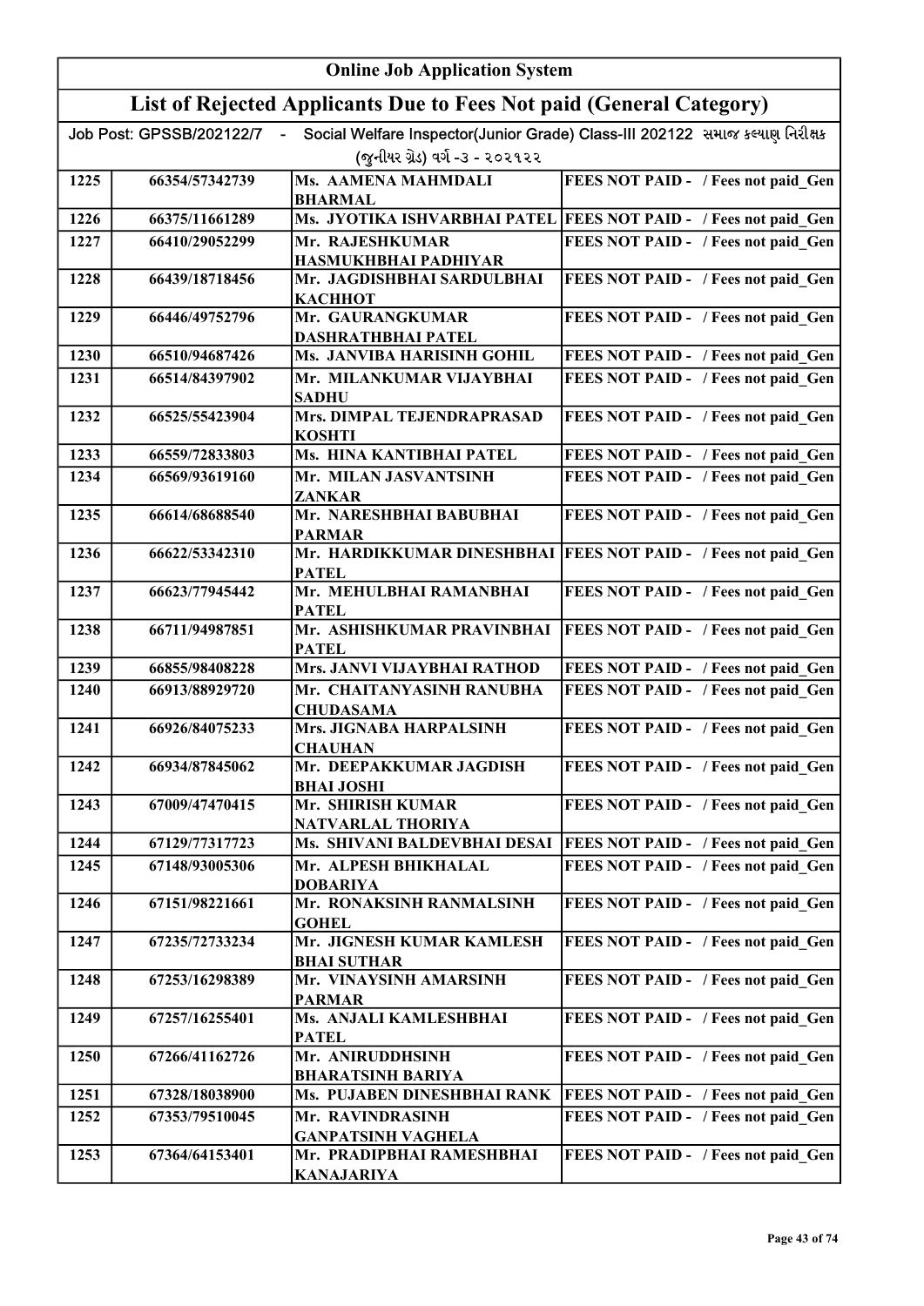# Online Job Application System

## List of Rejected Applicants Due to Fees Not paid (General Category)

Job Post: GPSSB/202122/7 - Social Welfare Inspector(Junior Grade) Class-III 202122 સમાજ કલ્યાણ નિરીક્ષક (જુનીયર ગ્રેડ) વર્ગ -૩ - ૨૦૨૧૨૨

| | | | |
|---|---|---|---|
| 1225 | 66354/57342739 | Ms. AAMENA MAHMDALI BHARMAL | FEES NOT PAID - / Fees not paid_Gen |
| 1226 | 66375/11661289 | Ms. JYOTIKA ISHVARBHAI PATEL | FEES NOT PAID - / Fees not paid_Gen |
| 1227 | 66410/29052299 | Mr. RAJESHKUMAR HASMUKHBHAI PADHIYAR | FEES NOT PAID - / Fees not paid_Gen |
| 1228 | 66439/18718456 | Mr. JAGDISHBHAI SARDULBHAI KACHHOT | FEES NOT PAID - / Fees not paid_Gen |
| 1229 | 66446/49752796 | Mr. GAURANGKUMAR DASHRATHBHAI PATEL | FEES NOT PAID - / Fees not paid_Gen |
| 1230 | 66510/94687426 | Ms. JANVIBA HARISINH GOHIL | FEES NOT PAID - / Fees not paid_Gen |
| 1231 | 66514/84397902 | Mr. MILANKUMAR VIJAYBHAI SADHU | FEES NOT PAID - / Fees not paid_Gen |
| 1232 | 66525/55423904 | Mrs. DIMPAL TEJENDRAPRASAD KOSHTI | FEES NOT PAID - / Fees not paid_Gen |
| 1233 | 66559/72833803 | Ms. HINA KANTIBHAI PATEL | FEES NOT PAID - / Fees not paid_Gen |
| 1234 | 66569/93619160 | Mr. MILAN JASVANTSINH ZANKAR | FEES NOT PAID - / Fees not paid_Gen |
| 1235 | 66614/68688540 | Mr. NARESHBHAI BABUBHAI PARMAR | FEES NOT PAID - / Fees not paid_Gen |
| 1236 | 66622/53342310 | Mr. HARDIKKUMAR DINESHBHAI PATEL | FEES NOT PAID - / Fees not paid_Gen |
| 1237 | 66623/77945442 | Mr. MEHULBHAI RAMANBHAI PATEL | FEES NOT PAID - / Fees not paid_Gen |
| 1238 | 66711/94987851 | Mr. ASHISHKUMAR PRAVINBHAI PATEL | FEES NOT PAID - / Fees not paid_Gen |
| 1239 | 66855/98408228 | Mrs. JANVI VIJAYBHAI RATHOD | FEES NOT PAID - / Fees not paid_Gen |
| 1240 | 66913/88929720 | Mr. CHAITANYASINH RANUBHA CHUDASAMA | FEES NOT PAID - / Fees not paid_Gen |
| 1241 | 66926/84075233 | Mrs. JIGNABA HARPALSINH CHAUHAN | FEES NOT PAID - / Fees not paid_Gen |
| 1242 | 66934/87845062 | Mr. DEEPAKKUMAR JAGDISH BHAI JOSHI | FEES NOT PAID - / Fees not paid_Gen |
| 1243 | 67009/47470415 | Mr. SHIRISH KUMAR NATVARLAL THORIYA | FEES NOT PAID - / Fees not paid_Gen |
| 1244 | 67129/77317723 | Ms. SHIVANI BALDEVBHAI DESAI | FEES NOT PAID - / Fees not paid_Gen |
| 1245 | 67148/93005306 | Mr. ALPESH BHIKHALAL DOBARIYA | FEES NOT PAID - / Fees not paid_Gen |
| 1246 | 67151/98221661 | Mr. RONAKSINH RANMALSINH GOHEL | FEES NOT PAID - / Fees not paid_Gen |
| 1247 | 67235/72733234 | Mr. JIGNESH KUMAR KAMLESH BHAI SUTHAR | FEES NOT PAID - / Fees not paid_Gen |
| 1248 | 67253/16298389 | Mr. VINAYSINH AMARSINH PARMAR | FEES NOT PAID - / Fees not paid_Gen |
| 1249 | 67257/16255401 | Ms. ANJALI KAMLESHBHAI PATEL | FEES NOT PAID - / Fees not paid_Gen |
| 1250 | 67266/41162726 | Mr. ANIRUDDHSINH BHARATSINH BARIYA | FEES NOT PAID - / Fees not paid_Gen |
| 1251 | 67328/18038900 | Ms. PUJABEN DINESHBHAI RANK | FEES NOT PAID - / Fees not paid_Gen |
| 1252 | 67353/79510045 | Mr. RAVINDRASINH GANPATSINH VAGHELA | FEES NOT PAID - / Fees not paid_Gen |
| 1253 | 67364/64153401 | Mr. PRADIPBHAI RAMESHBHAI KANAJARIYA | FEES NOT PAID - / Fees not paid_Gen |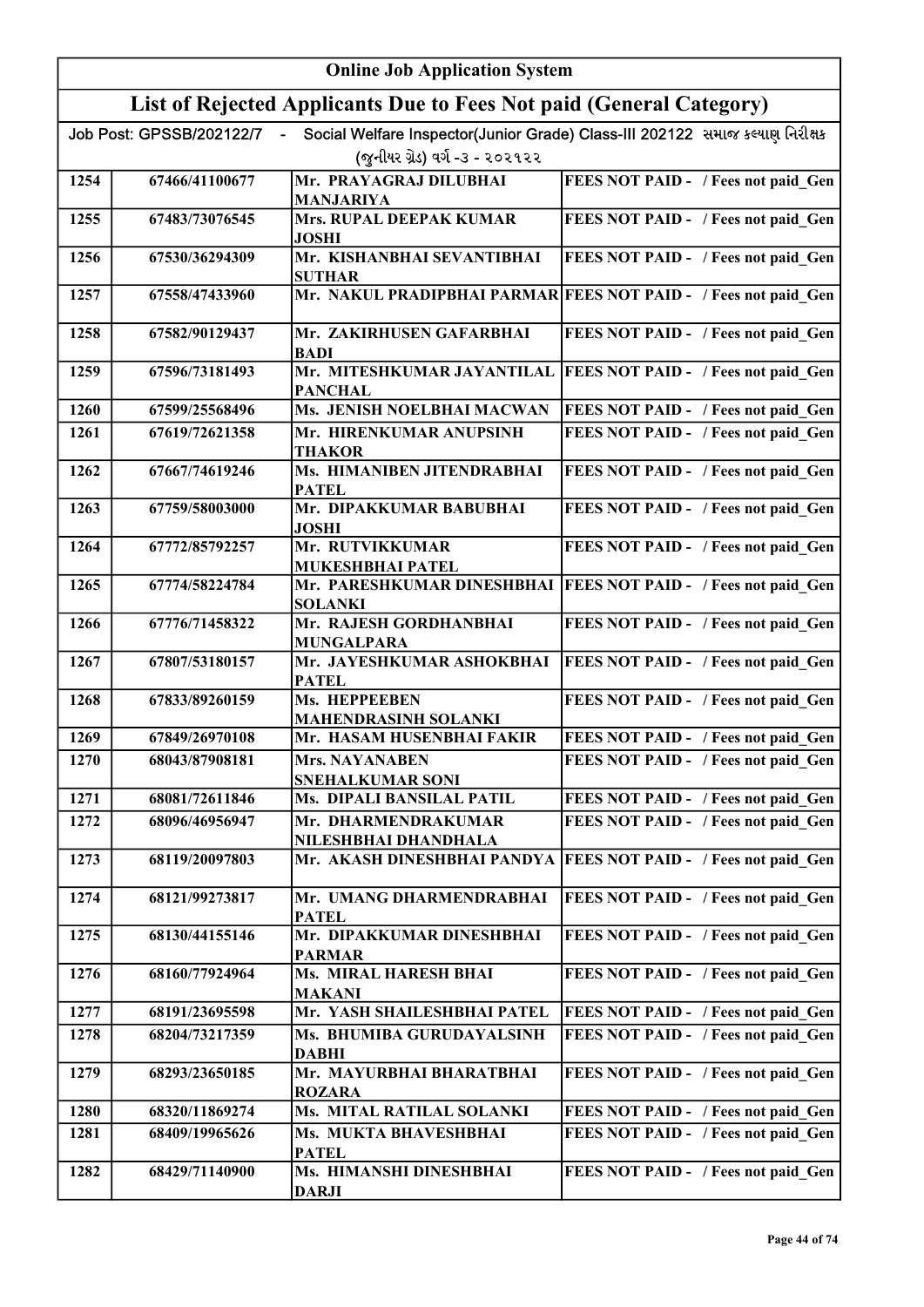# Online Job Application System

## List of Rejected Applicants Due to Fees Not paid (General Category)

Job Post: GPSSB/202122/7 - Social Welfare Inspector(Junior Grade) Class-III 202122 સમાજ કલ્યાણ નિરીક્ષક (જુનીયર ગ્રેડ) વર્ગ -૩ - ૨૦૨૧૨૨

| | | | |
|---|---|---|---|
| 1254 | 67466/41100677 | Mr. PRAYAGRAJ DILUBHAI MANJARIYA | FEES NOT PAID - / Fees not paid_Gen |
| 1255 | 67483/73076545 | Mrs. RUPAL DEEPAK KUMAR JOSHI | FEES NOT PAID - / Fees not paid_Gen |
| 1256 | 67530/36294309 | Mr. KISHANBHAI SEVANTIBHAI SUTHAR | FEES NOT PAID - / Fees not paid_Gen |
| 1257 | 67558/47433960 | Mr. NAKUL PRADIPBHAI PARMAR | FEES NOT PAID - / Fees not paid_Gen |
| 1258 | 67582/90129437 | Mr. ZAKIRHUSEN GAFARBHAI BADI | FEES NOT PAID - / Fees not paid_Gen |
| 1259 | 67596/73181493 | Mr. MITESHKUMAR JAYANTILAL PANCHAL | FEES NOT PAID - / Fees not paid_Gen |
| 1260 | 67599/25568496 | Ms. JENISH NOELBHAI MACWAN | FEES NOT PAID - / Fees not paid_Gen |
| 1261 | 67619/72621358 | Mr. HIRENKUMAR ANUPSINH THAKOR | FEES NOT PAID - / Fees not paid_Gen |
| 1262 | 67667/74619246 | Ms. HIMANIBEN JITENDRABHAI PATEL | FEES NOT PAID - / Fees not paid_Gen |
| 1263 | 67759/58003000 | Mr. DIPAKKUMAR BABUBHAI JOSHI | FEES NOT PAID - / Fees not paid_Gen |
| 1264 | 67772/85792257 | Mr. RUTVIKKUMAR MUKESHBHAI PATEL | FEES NOT PAID - / Fees not paid_Gen |
| 1265 | 67774/58224784 | Mr. PARESHKUMAR DINESHBHAI SOLANKI | FEES NOT PAID - / Fees not paid_Gen |
| 1266 | 67776/71458322 | Mr. RAJESH GORDHANBHAI MUNGALPARA | FEES NOT PAID - / Fees not paid_Gen |
| 1267 | 67807/53180157 | Mr. JAYESHKUMAR ASHOKBHAI PATEL | FEES NOT PAID - / Fees not paid_Gen |
| 1268 | 67833/89260159 | Ms. HEPPEEBEN MAHENDRASINH SOLANKI | FEES NOT PAID - / Fees not paid_Gen |
| 1269 | 67849/26970108 | Mr. HASAM HUSENBHAI FAKIR | FEES NOT PAID - / Fees not paid_Gen |
| 1270 | 68043/87908181 | Mrs. NAYANABEN SNEHALKUMAR SONI | FEES NOT PAID - / Fees not paid_Gen |
| 1271 | 68081/72611846 | Ms. DIPALI BANSILAL PATIL | FEES NOT PAID - / Fees not paid_Gen |
| 1272 | 68096/46956947 | Mr. DHARMENDRAKUMAR NILESHBHAI DHANDHALA | FEES NOT PAID - / Fees not paid_Gen |
| 1273 | 68119/20097803 | Mr. AKASH DINESHBHAI PANDYA | FEES NOT PAID - / Fees not paid_Gen |
| 1274 | 68121/99273817 | Mr. UMANG DHARMENDRABHAI PATEL | FEES NOT PAID - / Fees not paid_Gen |
| 1275 | 68130/44155146 | Mr. DIPAKKUMAR DINESHBHAI PARMAR | FEES NOT PAID - / Fees not paid_Gen |
| 1276 | 68160/77924964 | Ms. MIRAL HARESH BHAI MAKANI | FEES NOT PAID - / Fees not paid_Gen |
| 1277 | 68191/23695598 | Mr. YASH SHAILESHBHAI PATEL | FEES NOT PAID - / Fees not paid_Gen |
| 1278 | 68204/73217359 | Ms. BHUMIBA GURUDAYALSINH DABHI | FEES NOT PAID - / Fees not paid_Gen |
| 1279 | 68293/23650185 | Mr. MAYURBHAI BHARATBHAI ROZARA | FEES NOT PAID - / Fees not paid_Gen |
| 1280 | 68320/11869274 | Ms. MITAL RATILAL SOLANKI | FEES NOT PAID - / Fees not paid_Gen |
| 1281 | 68409/19965626 | Ms. MUKTA BHAVESHBHAI PATEL | FEES NOT PAID - / Fees not paid_Gen |
| 1282 | 68429/71140900 | Ms. HIMANSHI DINESHBHAI DARJI | FEES NOT PAID - / Fees not paid_Gen |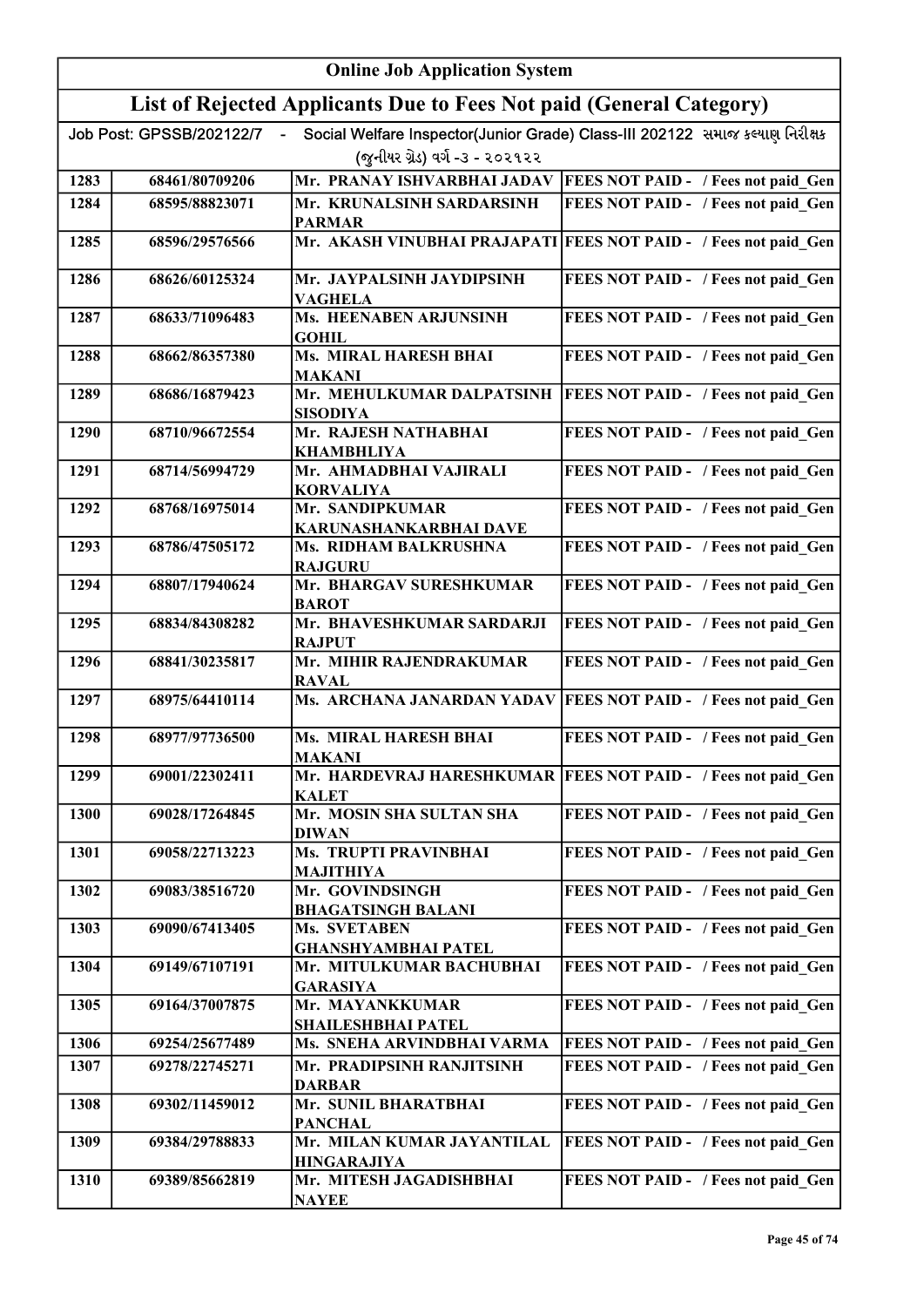# Online Job Application System

## List of Rejected Applicants Due to Fees Not paid (General Category)

Job Post: GPSSB/202122/7 - Social Welfare Inspector(Junior Grade) Class-III 202122 સમાજ કલ્યાણ નિરીક્ષક (જુનીયર ગ્રેડ) વર્ગ -૩ - ૨૦૨૧૨૨

| | | | |
|---|---|---|---|
| 1283 | 68461/80709206 | Mr. PRANAY ISHVARBHAI JADAV | FEES NOT PAID - / Fees not paid_Gen |
| 1284 | 68595/88823071 | Mr. KRUNALSINH SARDARSINH PARMAR | FEES NOT PAID - / Fees not paid_Gen |
| 1285 | 68596/29576566 | Mr. AKASH VINUBHAI PRAJAPATI | FEES NOT PAID - / Fees not paid_Gen |
| 1286 | 68626/60125324 | Mr. JAYPALSINH JAYDIPSINH VAGHELA | FEES NOT PAID - / Fees not paid_Gen |
| 1287 | 68633/71096483 | Ms. HEENABEN ARJUNSINH GOHIL | FEES NOT PAID - / Fees not paid_Gen |
| 1288 | 68662/86357380 | Ms. MIRAL HARESH BHAI MAKANI | FEES NOT PAID - / Fees not paid_Gen |
| 1289 | 68686/16879423 | Mr. MEHULKUMAR DALPATSINH SISODIYA | FEES NOT PAID - / Fees not paid_Gen |
| 1290 | 68710/96672554 | Mr. RAJESH NATHABHAI KHAMBHLIYA | FEES NOT PAID - / Fees not paid_Gen |
| 1291 | 68714/56994729 | Mr. AHMADBHAI VAJIRALI KORVALIYA | FEES NOT PAID - / Fees not paid_Gen |
| 1292 | 68768/16975014 | Mr. SANDIPKUMAR KARUNASHANKARBHAI DAVE | FEES NOT PAID - / Fees not paid_Gen |
| 1293 | 68786/47505172 | Ms. RIDHAM BALKRUSHNA RAJGURU | FEES NOT PAID - / Fees not paid_Gen |
| 1294 | 68807/17940624 | Mr. BHARGAV SURESHKUMAR BAROT | FEES NOT PAID - / Fees not paid_Gen |
| 1295 | 68834/84308282 | Mr. BHAVESHKUMAR SARDARJI RAJPUT | FEES NOT PAID - / Fees not paid_Gen |
| 1296 | 68841/30235817 | Mr. MIHIR RAJENDRAKUMAR RAVAL | FEES NOT PAID - / Fees not paid_Gen |
| 1297 | 68975/64410114 | Ms. ARCHANA JANARDAN YADAV | FEES NOT PAID - / Fees not paid_Gen |
| 1298 | 68977/97736500 | Ms. MIRAL HARESH BHAI MAKANI | FEES NOT PAID - / Fees not paid_Gen |
| 1299 | 69001/22302411 | Mr. HARDEVRAJ HARESHKUMAR KALET | FEES NOT PAID - / Fees not paid_Gen |
| 1300 | 69028/17264845 | Mr. MOSIN SHA SULTAN SHA DIWAN | FEES NOT PAID - / Fees not paid_Gen |
| 1301 | 69058/22713223 | Ms. TRUPTI PRAVINBHAI MAJITHIYA | FEES NOT PAID - / Fees not paid_Gen |
| 1302 | 69083/38516720 | Mr. GOVINDSINGH BHAGATSINGH BALANI | FEES NOT PAID - / Fees not paid_Gen |
| 1303 | 69090/67413405 | Ms. SVETABEN GHANSHYAMBHAI PATEL | FEES NOT PAID - / Fees not paid_Gen |
| 1304 | 69149/67107191 | Mr. MITULKUMAR BACHUBHAI GARASIYA | FEES NOT PAID - / Fees not paid_Gen |
| 1305 | 69164/37007875 | Mr. MAYANKKUMAR SHAILESHBHAI PATEL | FEES NOT PAID - / Fees not paid_Gen |
| 1306 | 69254/25677489 | Ms. SNEHA ARVINDBHAI VARMA | FEES NOT PAID - / Fees not paid_Gen |
| 1307 | 69278/22745271 | Mr. PRADIPSINH RANJITSINH DARBAR | FEES NOT PAID - / Fees not paid_Gen |
| 1308 | 69302/11459012 | Mr. SUNIL BHARATBHAI PANCHAL | FEES NOT PAID - / Fees not paid_Gen |
| 1309 | 69384/29788833 | Mr. MILAN KUMAR JAYANTILAL HINGARAJIYA | FEES NOT PAID - / Fees not paid_Gen |
| 1310 | 69389/85662819 | Mr. MITESH JAGADISHBHAI NAYEE | FEES NOT PAID - / Fees not paid_Gen |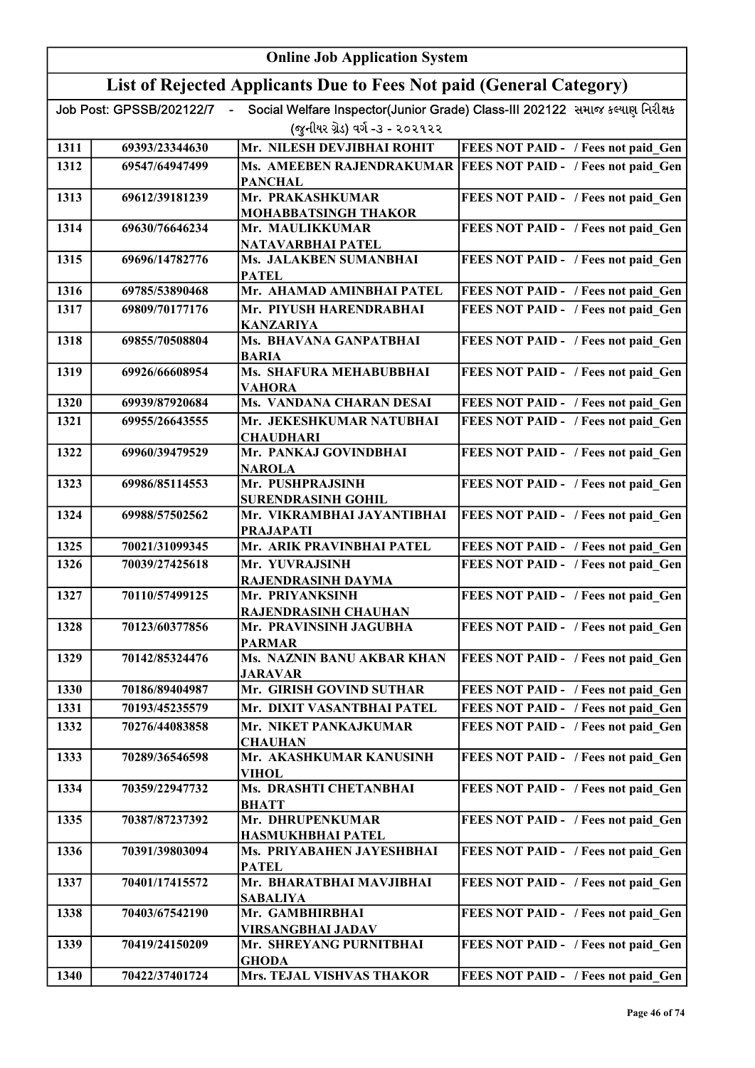# Online Job Application System

## List of Rejected Applicants Due to Fees Not paid (General Category)

Job Post: GPSSB/202122/7 - Social Welfare Inspector(Junior Grade) Class-III 202122 સમાજ કલ્યાણ નિરીક્ષક (જુનીયર ગ્રેડ) વર્ગ -૩ - ૨૦૨૧૨૨

| | | | |
|---|---|---|---|
| 1311 | 69393/23344630 | Mr. NILESH DEVJIBHAI ROHIT | FEES NOT PAID - / Fees not paid_Gen |
| 1312 | 69547/64947499 | Ms. AMEEBEN RAJENDRAKUMAR PANCHAL | FEES NOT PAID - / Fees not paid_Gen |
| 1313 | 69612/39181239 | Mr. PRAKASHKUMAR MOHABBATSINGH THAKOR | FEES NOT PAID - / Fees not paid_Gen |
| 1314 | 69630/76646234 | Mr. MAULIKKUMAR NATAVARBHAI PATEL | FEES NOT PAID - / Fees not paid_Gen |
| 1315 | 69696/14782776 | Ms. JALAKBEN SUMANBHAI PATEL | FEES NOT PAID - / Fees not paid_Gen |
| 1316 | 69785/53890468 | Mr. AHAMAD AMINBHAI PATEL | FEES NOT PAID - / Fees not paid_Gen |
| 1317 | 69809/70177176 | Mr. PIYUSH HARENDRABHAI KANZARIYA | FEES NOT PAID - / Fees not paid_Gen |
| 1318 | 69855/70508804 | Ms. BHAVANA GANPATBHAI BARIA | FEES NOT PAID - / Fees not paid_Gen |
| 1319 | 69926/66608954 | Ms. SHAFURA MEHABUBBHAI VAHORA | FEES NOT PAID - / Fees not paid_Gen |
| 1320 | 69939/87920684 | Ms. VANDANA CHARAN DESAI | FEES NOT PAID - / Fees not paid_Gen |
| 1321 | 69955/26643555 | Mr. JEKESHKUMAR NATUBHAI CHAUDHARI | FEES NOT PAID - / Fees not paid_Gen |
| 1322 | 69960/39479529 | Mr. PANKAJ GOVINDBHAI NAROLA | FEES NOT PAID - / Fees not paid_Gen |
| 1323 | 69986/85114553 | Mr. PUSHPRAJSINH SURENDRASINH GOHIL | FEES NOT PAID - / Fees not paid_Gen |
| 1324 | 69988/57502562 | Mr. VIKRAMBHAI JAYANTIBHAI PRAJAPATI | FEES NOT PAID - / Fees not paid_Gen |
| 1325 | 70021/31099345 | Mr. ARIK PRAVINBHAI PATEL | FEES NOT PAID - / Fees not paid_Gen |
| 1326 | 70039/27425618 | Mr. YUVRAJSINH RAJENDRASINH DAYMA | FEES NOT PAID - / Fees not paid_Gen |
| 1327 | 70110/57499125 | Mr. PRIYANKSINH RAJENDRASINH CHAUHAN | FEES NOT PAID - / Fees not paid_Gen |
| 1328 | 70123/60377856 | Mr. PRAVINSINH JAGUBHA PARMAR | FEES NOT PAID - / Fees not paid_Gen |
| 1329 | 70142/85324476 | Ms. NAZNIN BANU AKBAR KHAN JARAVAR | FEES NOT PAID - / Fees not paid_Gen |
| 1330 | 70186/89404987 | Mr. GIRISH GOVIND SUTHAR | FEES NOT PAID - / Fees not paid_Gen |
| 1331 | 70193/45235579 | Mr. DIXIT VASANTBHAI PATEL | FEES NOT PAID - / Fees not paid_Gen |
| 1332 | 70276/44083858 | Mr. NIKET PANKAJKUMAR CHAUHAN | FEES NOT PAID - / Fees not paid_Gen |
| 1333 | 70289/36546598 | Mr. AKASHKUMAR KANUSINH VIHOL | FEES NOT PAID - / Fees not paid_Gen |
| 1334 | 70359/22947732 | Ms. DRASHTI CHETANBHAI BHATT | FEES NOT PAID - / Fees not paid_Gen |
| 1335 | 70387/87237392 | Mr. DHRUPENKUMAR HASMUKHBHAI PATEL | FEES NOT PAID - / Fees not paid_Gen |
| 1336 | 70391/39803094 | Ms. PRIYABAHEN JAYESHBHAI PATEL | FEES NOT PAID - / Fees not paid_Gen |
| 1337 | 70401/17415572 | Mr. BHARATBHAI MAVJIBHAI SABALIYA | FEES NOT PAID - / Fees not paid_Gen |
| 1338 | 70403/67542190 | Mr. GAMBHIRBHAI VIRSANGBHAI JADAV | FEES NOT PAID - / Fees not paid_Gen |
| 1339 | 70419/24150209 | Mr. SHREYANG PURNITBHAI GHODA | FEES NOT PAID - / Fees not paid_Gen |
| 1340 | 70422/37401724 | Mrs. TEJAL VISHVAS THAKOR | FEES NOT PAID - / Fees not paid_Gen |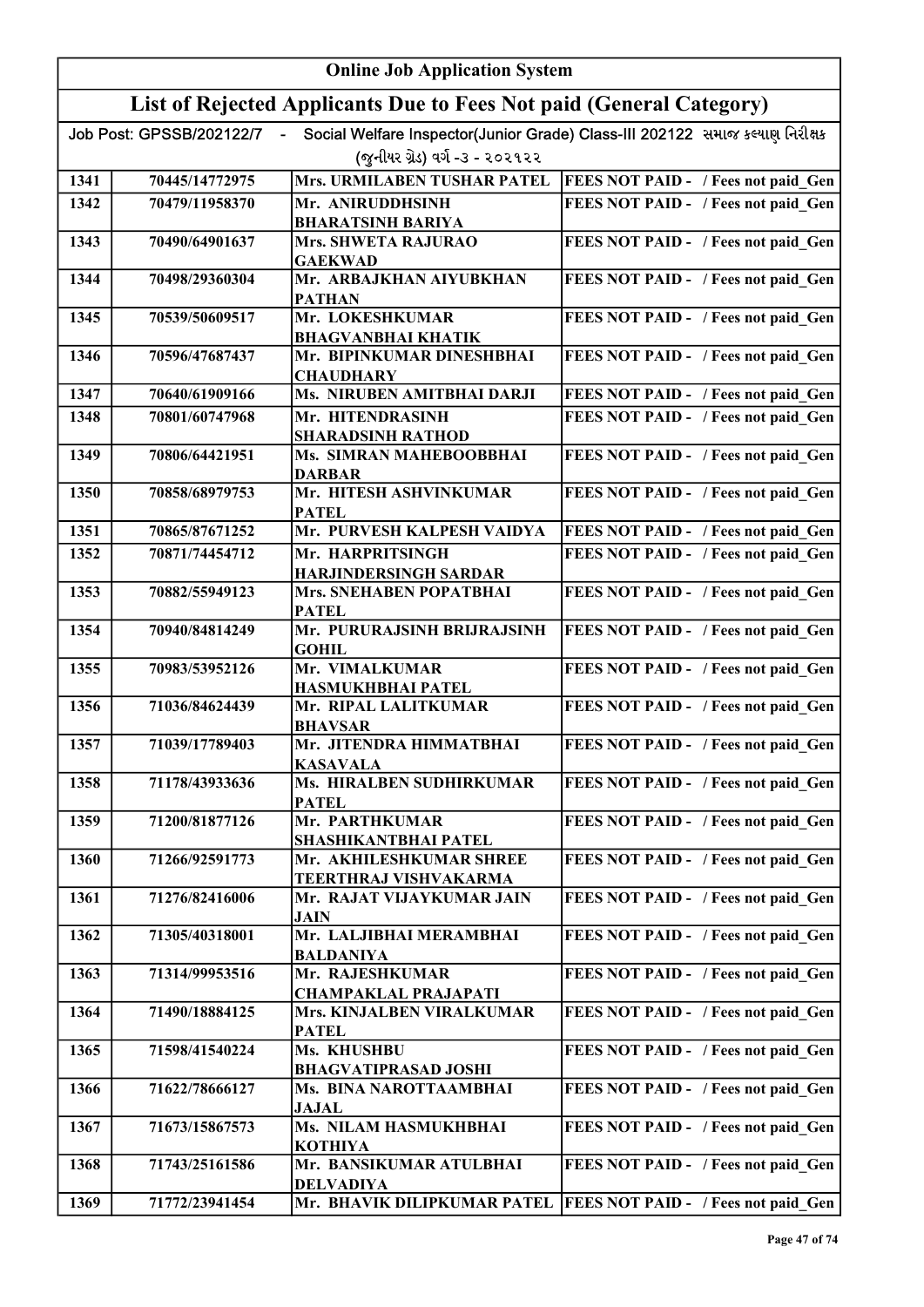| Online Job Application System | | | |
|---|---|---|---|
| List of Rejected Applicants Due to Fees Not paid (General Category) | | | |
| Job Post: GPSSB/202122/7 - Social Welfare Inspector(Junior Grade) Class-III 202122 સમાજ કલ્યાણ નિરીક્ષક (જુનીયર ગ્રેડ) વર્ગ -૩ - ૨૦૨૧૨૨ | | | |
| 1341 | 70445/14772975 | Mrs. URMILABEN TUSHAR PATEL | FEES NOT PAID - / Fees not paid_Gen |
| 1342 | 70479/11958370 | Mr. ANIRUDDHSINH BHARATSINH BARIYA | FEES NOT PAID - / Fees not paid_Gen |
| 1343 | 70490/64901637 | Mrs. SHWETA RAJURAO GAEKWAD | FEES NOT PAID - / Fees not paid_Gen |
| 1344 | 70498/29360304 | Mr. ARBAJKHAN AIYUBKHAN PATHAN | FEES NOT PAID - / Fees not paid_Gen |
| 1345 | 70539/50609517 | Mr. LOKESHKUMAR BHAGVANBHAI KHATIK | FEES NOT PAID - / Fees not paid_Gen |
| 1346 | 70596/47687437 | Mr. BIPINKUMAR DINESHBHAI CHAUDHARY | FEES NOT PAID - / Fees not paid_Gen |
| 1347 | 70640/61909166 | Ms. NIRUBEN AMITBHAI DARJI | FEES NOT PAID - / Fees not paid_Gen |
| 1348 | 70801/60747968 | Mr. HITENDRASINH SHARADSINH RATHOD | FEES NOT PAID - / Fees not paid_Gen |
| 1349 | 70806/64421951 | Ms. SIMRAN MAHEBOOBBHAI DARBAR | FEES NOT PAID - / Fees not paid_Gen |
| 1350 | 70858/68979753 | Mr. HITESH ASHVINKUMAR PATEL | FEES NOT PAID - / Fees not paid_Gen |
| 1351 | 70865/87671252 | Mr. PURVESH KALPESH VAIDYA | FEES NOT PAID - / Fees not paid_Gen |
| 1352 | 70871/74454712 | Mr. HARPRITSINGH HARJINDERSINGH SARDAR | FEES NOT PAID - / Fees not paid_Gen |
| 1353 | 70882/55949123 | Mrs. SNEHABEN POPATBHAI PATEL | FEES NOT PAID - / Fees not paid_Gen |
| 1354 | 70940/84814249 | Mr. PURURAJSINH BRIJRAJSINH GOHIL | FEES NOT PAID - / Fees not paid_Gen |
| 1355 | 70983/53952126 | Mr. VIMALKUMAR HASMUKHBHAI PATEL | FEES NOT PAID - / Fees not paid_Gen |
| 1356 | 71036/84624439 | Mr. RIPAL LALITKUMAR BHAVSAR | FEES NOT PAID - / Fees not paid_Gen |
| 1357 | 71039/17789403 | Mr. JITENDRA HIMMATBHAI KASAVALA | FEES NOT PAID - / Fees not paid_Gen |
| 1358 | 71178/43933636 | Ms. HIRALBEN SUDHIRKUMAR PATEL | FEES NOT PAID - / Fees not paid_Gen |
| 1359 | 71200/81877126 | Mr. PARTHKUMAR SHASHIKANTBHAI PATEL | FEES NOT PAID - / Fees not paid_Gen |
| 1360 | 71266/92591773 | Mr. AKHILESHKUMAR SHREE TEERTHRAJ VISHVAKARMA | FEES NOT PAID - / Fees not paid_Gen |
| 1361 | 71276/82416006 | Mr. RAJAT VIJAYKUMAR JAIN JAIN | FEES NOT PAID - / Fees not paid_Gen |
| 1362 | 71305/40318001 | Mr. LALJIBHAI MERAMBHAI BALDANIYA | FEES NOT PAID - / Fees not paid_Gen |
| 1363 | 71314/99953516 | Mr. RAJESHKUMAR CHAMPAKLAL PRAJAPATI | FEES NOT PAID - / Fees not paid_Gen |
| 1364 | 71490/18884125 | Mrs. KINJALBEN VIRALKUMAR PATEL | FEES NOT PAID - / Fees not paid_Gen |
| 1365 | 71598/41540224 | Ms. KHUSHBU BHAGVATIPRASAD JOSHI | FEES NOT PAID - / Fees not paid_Gen |
| 1366 | 71622/78666127 | Ms. BINA NAROTTAAMBHAI JAJAL | FEES NOT PAID - / Fees not paid_Gen |
| 1367 | 71673/15867573 | Ms. NILAM HASMUKHBHAI KOTHIYA | FEES NOT PAID - / Fees not paid_Gen |
| 1368 | 71743/25161586 | Mr. BANSIKUMAR ATULBHAI DELVADIYA | FEES NOT PAID - / Fees not paid_Gen |
| 1369 | 71772/23941454 | Mr. BHAVIK DILIPKUMAR PATEL | FEES NOT PAID - / Fees not paid_Gen |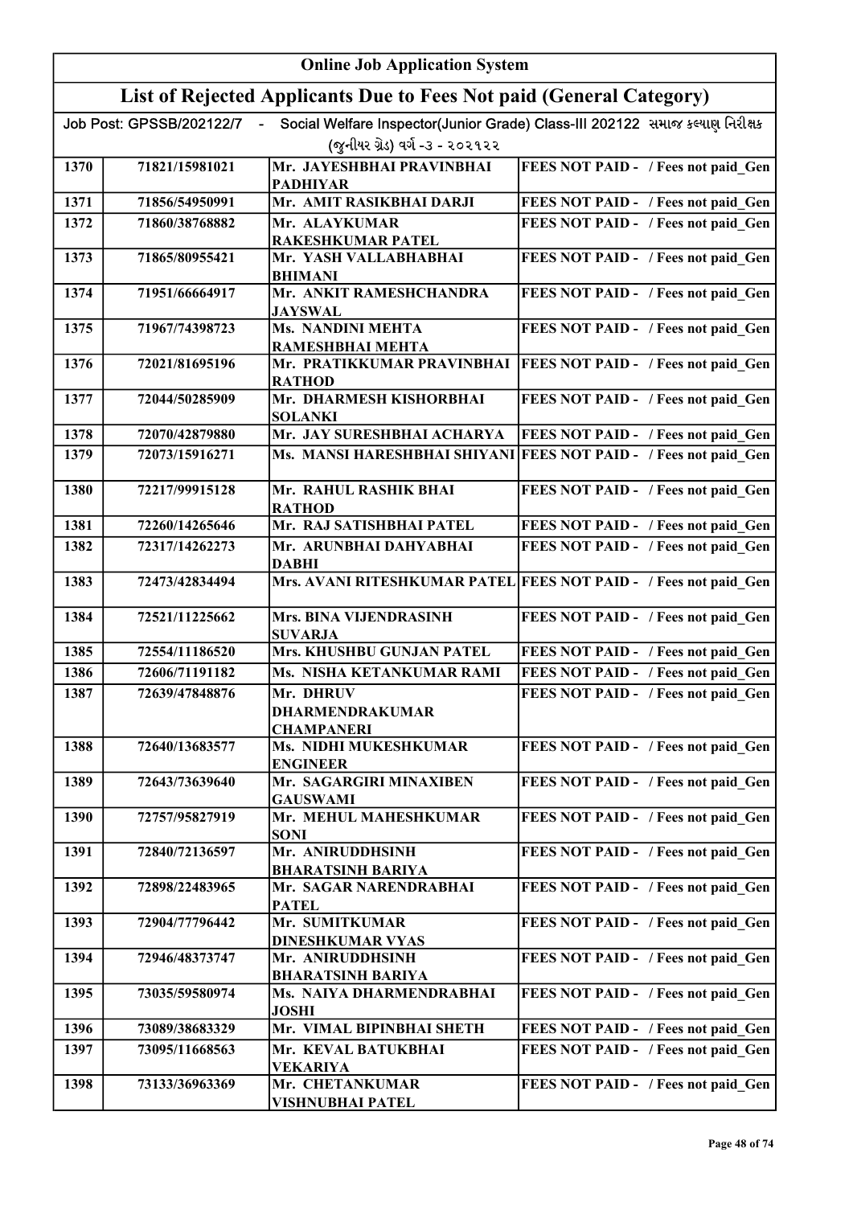# Online Job Application System

## List of Rejected Applicants Due to Fees Not paid (General Category)

Job Post: GPSSB/202122/7 - Social Welfare Inspector(Junior Grade) Class-III 202122 સમાજ કલ્યાણ નિરીક્ષક (જુનીયર ગ્રેડ) વર્ગ -૩ - ૨૦૨૧૨૨

| | | | |
|---|---|---|---|
| 1370 | 71821/15981021 | Mr. JAYESHBHAI PRAVINBHAI PADHIYAR | FEES NOT PAID - / Fees not paid_Gen |
| 1371 | 71856/54950991 | Mr. AMIT RASIKBHAI DARJI | FEES NOT PAID - / Fees not paid_Gen |
| 1372 | 71860/38768882 | Mr. ALAYKUMAR RAKESHKUMAR PATEL | FEES NOT PAID - / Fees not paid_Gen |
| 1373 | 71865/80955421 | Mr. YASH VALLABHABHAI BHIMANI | FEES NOT PAID - / Fees not paid_Gen |
| 1374 | 71951/66664917 | Mr. ANKIT RAMESHCHANDRA JAYSWAL | FEES NOT PAID - / Fees not paid_Gen |
| 1375 | 71967/74398723 | Ms. NANDINI MEHTA RAMESHBHAI MEHTA | FEES NOT PAID - / Fees not paid_Gen |
| 1376 | 72021/81695196 | Mr. PRATIKKUMAR PRAVINBHAI RATHOD | FEES NOT PAID - / Fees not paid_Gen |
| 1377 | 72044/50285909 | Mr. DHARMESH KISHORBHAI SOLANKI | FEES NOT PAID - / Fees not paid_Gen |
| 1378 | 72070/42879880 | Mr. JAY SURESHBHAI ACHARYA | FEES NOT PAID - / Fees not paid_Gen |
| 1379 | 72073/15916271 | Ms. MANSI HARESHBHAI SHIYANI | FEES NOT PAID - / Fees not paid_Gen |
| 1380 | 72217/99915128 | Mr. RAHUL RASHIK BHAI RATHOD | FEES NOT PAID - / Fees not paid_Gen |
| 1381 | 72260/14265646 | Mr. RAJ SATISHBHAI PATEL | FEES NOT PAID - / Fees not paid_Gen |
| 1382 | 72317/14262273 | Mr. ARUNBHAI DAHYABHAI DABHI | FEES NOT PAID - / Fees not paid_Gen |
| 1383 | 72473/42834494 | Mrs. AVANI RITESHKUMAR PATEL | FEES NOT PAID - / Fees not paid_Gen |
| 1384 | 72521/11225662 | Mrs. BINA VIJENDRASINH SUVARJA | FEES NOT PAID - / Fees not paid_Gen |
| 1385 | 72554/11186520 | Mrs. KHUSHBU GUNJAN PATEL | FEES NOT PAID - / Fees not paid_Gen |
| 1386 | 72606/71191182 | Ms. NISHA KETANKUMAR RAMI | FEES NOT PAID - / Fees not paid_Gen |
| 1387 | 72639/47848876 | Mr. DHRUV DHARMENDRAKUMAR CHAMPANERI | FEES NOT PAID - / Fees not paid_Gen |
| 1388 | 72640/13683577 | Ms. NIDHI MUKESHKUMAR ENGINEER | FEES NOT PAID - / Fees not paid_Gen |
| 1389 | 72643/73639640 | Mr. SAGARGIRI MINAXIBEN GAUSWAMI | FEES NOT PAID - / Fees not paid_Gen |
| 1390 | 72757/95827919 | Mr. MEHUL MAHESHKUMAR SONI | FEES NOT PAID - / Fees not paid_Gen |
| 1391 | 72840/72136597 | Mr. ANIRUDDHSINH BHARATSINH BARIYA | FEES NOT PAID - / Fees not paid_Gen |
| 1392 | 72898/22483965 | Mr. SAGAR NARENDRABHAI PATEL | FEES NOT PAID - / Fees not paid_Gen |
| 1393 | 72904/77796442 | Mr. SUMITKUMAR DINESHKUMAR VYAS | FEES NOT PAID - / Fees not paid_Gen |
| 1394 | 72946/48373747 | Mr. ANIRUDDHSINH BHARATSINH BARIYA | FEES NOT PAID - / Fees not paid_Gen |
| 1395 | 73035/59580974 | Ms. NAIYA DHARMENDRABHAI JOSHI | FEES NOT PAID - / Fees not paid_Gen |
| 1396 | 73089/38683329 | Mr. VIMAL BIPINBHAI SHETH | FEES NOT PAID - / Fees not paid_Gen |
| 1397 | 73095/11668563 | Mr. KEVAL BATUKBHAI VEKARIYA | FEES NOT PAID - / Fees not paid_Gen |
| 1398 | 73133/36963369 | Mr. CHETANKUMAR VISHNUBHAI PATEL | FEES NOT PAID - / Fees not paid_Gen |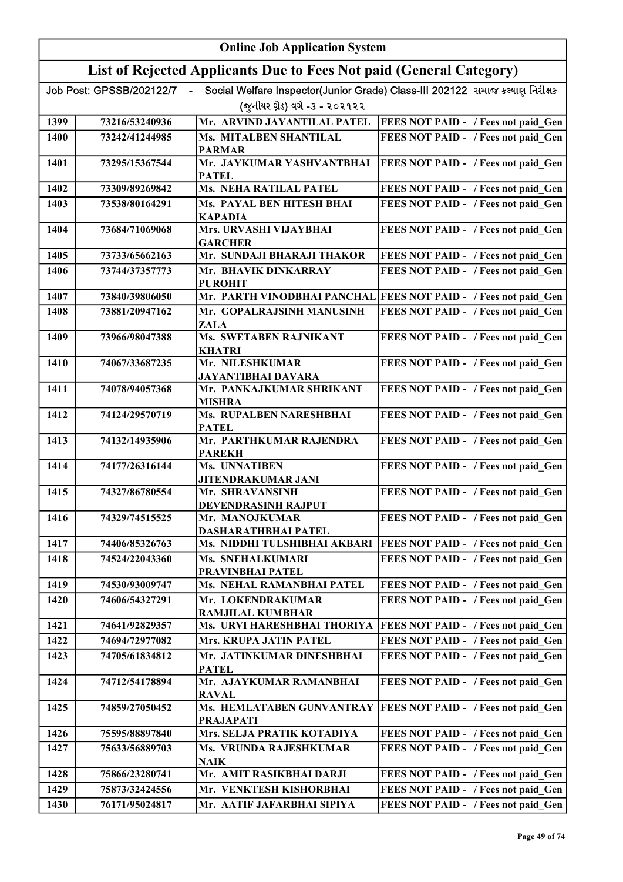# Online Job Application System

## List of Rejected Applicants Due to Fees Not paid (General Category)

Job Post: GPSSB/202122/7 - Social Welfare Inspector(Junior Grade) Class-III 202122 સમાજ કલ્યાણ નિરીક્ષક (જુનીયર ગ્રેડ) વર્ગ -૩ - ૨૦૨૧૨૨

| | | | |
|---|---|---|---|
| 1399 | 73216/53240936 | Mr. ARVIND JAYANTILAL PATEL | FEES NOT PAID - / Fees not paid_Gen |
| 1400 | 73242/41244985 | Ms. MITALBEN SHANTILAL PARMAR | FEES NOT PAID - / Fees not paid_Gen |
| 1401 | 73295/15367544 | Mr. JAYKUMAR YASHVANTBHAI PATEL | FEES NOT PAID - / Fees not paid_Gen |
| 1402 | 73309/89269842 | Ms. NEHA RATILAL PATEL | FEES NOT PAID - / Fees not paid_Gen |
| 1403 | 73538/80164291 | Ms. PAYAL BEN HITESH BHAI KAPADIA | FEES NOT PAID - / Fees not paid_Gen |
| 1404 | 73684/71069068 | Mrs. URVASHI VIJAYBHAI GARCHER | FEES NOT PAID - / Fees not paid_Gen |
| 1405 | 73733/65662163 | Mr. SUNDAJI BHARAJI THAKOR | FEES NOT PAID - / Fees not paid_Gen |
| 1406 | 73744/37357773 | Mr. BHAVIK DINKARRAY PUROHIT | FEES NOT PAID - / Fees not paid_Gen |
| 1407 | 73840/39806050 | Mr. PARTH VINODBHAI PANCHAL | FEES NOT PAID - / Fees not paid_Gen |
| 1408 | 73881/20947162 | Mr. GOPALRAJSINH MANUSINH ZALA | FEES NOT PAID - / Fees not paid_Gen |
| 1409 | 73966/98047388 | Ms. SWETABEN RAJNIKANT KHATRI | FEES NOT PAID - / Fees not paid_Gen |
| 1410 | 74067/33687235 | Mr. NILESHKUMAR JAYANTIBHAI DAVARA | FEES NOT PAID - / Fees not paid_Gen |
| 1411 | 74078/94057368 | Mr. PANKAJKUMAR SHRIKANT MISHRA | FEES NOT PAID - / Fees not paid_Gen |
| 1412 | 74124/29570719 | Ms. RUPALBEN NARESHBHAI PATEL | FEES NOT PAID - / Fees not paid_Gen |
| 1413 | 74132/14935906 | Mr. PARTHKUMAR RAJENDRA PAREKH | FEES NOT PAID - / Fees not paid_Gen |
| 1414 | 74177/26316144 | Ms. UNNATIBEN JITENDRAKUMAR JANI | FEES NOT PAID - / Fees not paid_Gen |
| 1415 | 74327/86780554 | Mr. SHRAVANSINH DEVENDRASINH RAJPUT | FEES NOT PAID - / Fees not paid_Gen |
| 1416 | 74329/74515525 | Mr. MANOJKUMAR DASHARATHBHAI PATEL | FEES NOT PAID - / Fees not paid_Gen |
| 1417 | 74406/85326763 | Ms. NIDDHI TULSHIBHAI AKBARI | FEES NOT PAID - / Fees not paid_Gen |
| 1418 | 74524/22043360 | Ms. SNEHALKUMARI PRAVINBHAI PATEL | FEES NOT PAID - / Fees not paid_Gen |
| 1419 | 74530/93009747 | Ms. NEHAL RAMANBHAI PATEL | FEES NOT PAID - / Fees not paid_Gen |
| 1420 | 74606/54327291 | Mr. LOKENDRAKUMAR RAMJILAL KUMBHAR | FEES NOT PAID - / Fees not paid_Gen |
| 1421 | 74641/92829357 | Ms. URVI HARESHBHAI THORIYA | FEES NOT PAID - / Fees not paid_Gen |
| 1422 | 74694/72977082 | Mrs. KRUPA JATIN PATEL | FEES NOT PAID - / Fees not paid_Gen |
| 1423 | 74705/61834812 | Mr. JATINKUMAR DINESHBHAI PATEL | FEES NOT PAID - / Fees not paid_Gen |
| 1424 | 74712/54178894 | Mr. AJAYKUMAR RAMANBHAI RAVAL | FEES NOT PAID - / Fees not paid_Gen |
| 1425 | 74859/27050452 | Ms. HEMLATABEN GUNVANTRAY PRAJAPATI | FEES NOT PAID - / Fees not paid_Gen |
| 1426 | 75595/88897840 | Mrs. SELJA PRATIK KOTADIYA | FEES NOT PAID - / Fees not paid_Gen |
| 1427 | 75633/56889703 | Ms. VRUNDA RAJESHKUMAR NAIK | FEES NOT PAID - / Fees not paid_Gen |
| 1428 | 75866/23280741 | Mr. AMIT RASIKBHAI DARJI | FEES NOT PAID - / Fees not paid_Gen |
| 1429 | 75873/32424556 | Mr. VENKTESH KISHORBHAI | FEES NOT PAID - / Fees not paid_Gen |
| 1430 | 76171/95024817 | Mr. AATIF JAFARBHAI SIPIYA | FEES NOT PAID - / Fees not paid_Gen |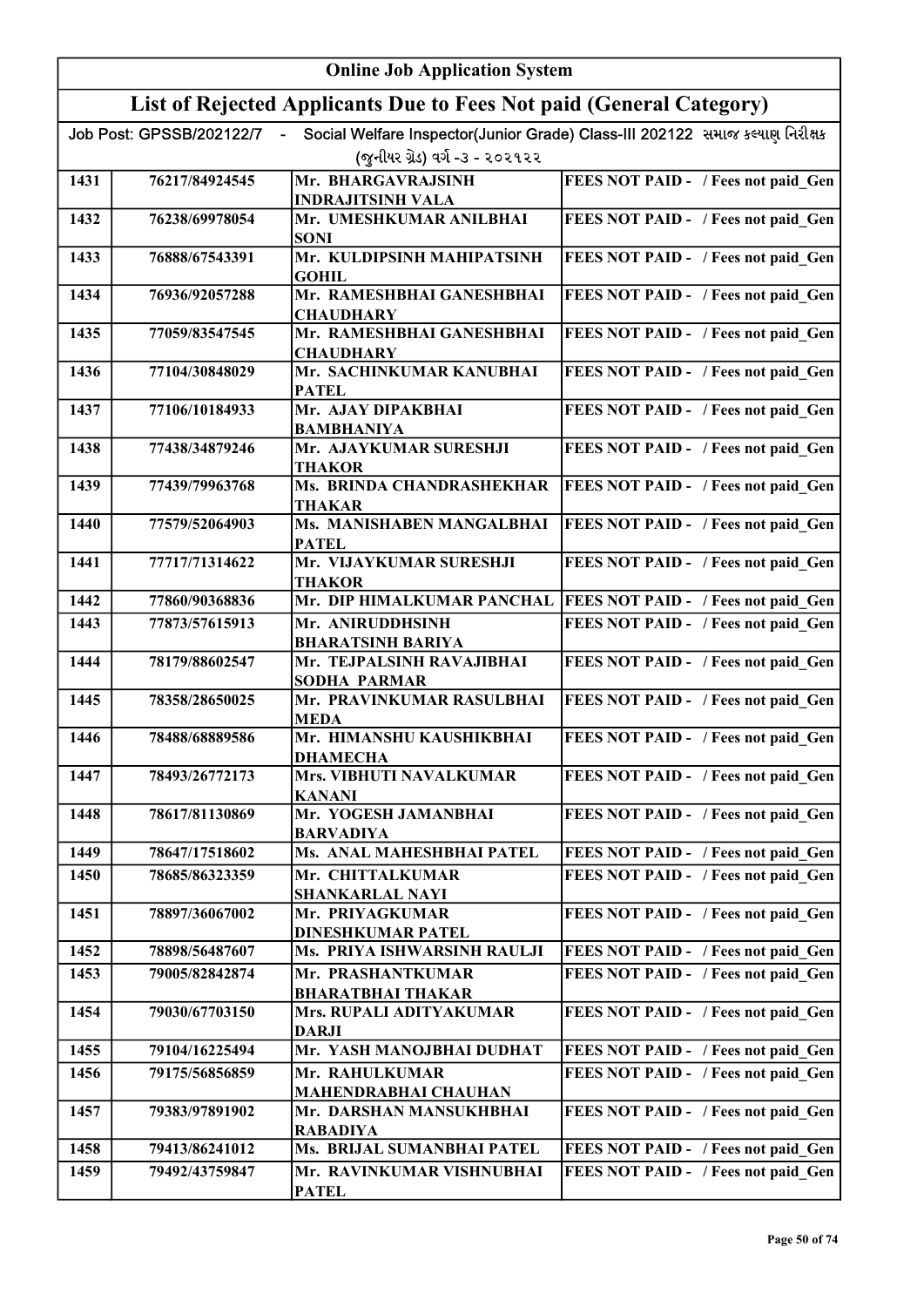## Online Job Application System

## List of Rejected Applicants Due to Fees Not paid (General Category)

Job Post: GPSSB/202122/7 - Social Welfare Inspector(Junior Grade) Class-III 202122 સમાજ કલ્યાણ નિરીક્ષક (જુનીયર ગ્રેડ) વર્ગ -૩ - ૨૦૨૧૨૨

| | | | |
|---|---|---|---|
| 1431 | 76217/84924545 | Mr. BHARGAVRAJSINH INDRAJITSINH VALA | FEES NOT PAID - / Fees not paid_Gen |
| 1432 | 76238/69978054 | Mr. UMESHKUMAR ANILBHAI SONI | FEES NOT PAID - / Fees not paid_Gen |
| 1433 | 76888/67543391 | Mr. KULDIPSINH MAHIPATSINH GOHIL | FEES NOT PAID - / Fees not paid_Gen |
| 1434 | 76936/92057288 | Mr. RAMESHBHAI GANESHBHAI CHAUDHARY | FEES NOT PAID - / Fees not paid_Gen |
| 1435 | 77059/83547545 | Mr. RAMESHBHAI GANESHBHAI CHAUDHARY | FEES NOT PAID - / Fees not paid_Gen |
| 1436 | 77104/30848029 | Mr. SACHINKUMAR KANUBHAI PATEL | FEES NOT PAID - / Fees not paid_Gen |
| 1437 | 77106/10184933 | Mr. AJAY DIPAKBHAI BAMBHANIYA | FEES NOT PAID - / Fees not paid_Gen |
| 1438 | 77438/34879246 | Mr. AJAYKUMAR SURESHJI THAKOR | FEES NOT PAID - / Fees not paid_Gen |
| 1439 | 77439/79963768 | Ms. BRINDA CHANDRASHEKHAR THAKAR | FEES NOT PAID - / Fees not paid_Gen |
| 1440 | 77579/52064903 | Ms. MANISHABEN MANGALBHAI PATEL | FEES NOT PAID - / Fees not paid_Gen |
| 1441 | 77717/71314622 | Mr. VIJAYKUMAR SURESHJI THAKOR | FEES NOT PAID - / Fees not paid_Gen |
| 1442 | 77860/90368836 | Mr. DIP HIMALKUMAR PANCHAL | FEES NOT PAID - / Fees not paid_Gen |
| 1443 | 77873/57615913 | Mr. ANIRUDDHSINH BHARATSINH BARIYA | FEES NOT PAID - / Fees not paid_Gen |
| 1444 | 78179/88602547 | Mr. TEJPALSINH RAVAJIBHAI SODHA PARMAR | FEES NOT PAID - / Fees not paid_Gen |
| 1445 | 78358/28650025 | Mr. PRAVINKUMAR RASULBHAI MEDA | FEES NOT PAID - / Fees not paid_Gen |
| 1446 | 78488/68889586 | Mr. HIMANSHU KAUSHIKBHAI DHAMECHA | FEES NOT PAID - / Fees not paid_Gen |
| 1447 | 78493/26772173 | Mrs. VIBHUTI NAVALKUMAR KANANI | FEES NOT PAID - / Fees not paid_Gen |
| 1448 | 78617/81130869 | Mr. YOGESH JAMANBHAI BARVADIYA | FEES NOT PAID - / Fees not paid_Gen |
| 1449 | 78647/17518602 | Ms. ANAL MAHESHBHAI PATEL | FEES NOT PAID - / Fees not paid_Gen |
| 1450 | 78685/86323359 | Mr. CHITTALKUMAR SHANKARLAL NAYI | FEES NOT PAID - / Fees not paid_Gen |
| 1451 | 78897/36067002 | Mr. PRIYAGKUMAR DINESHKUMAR PATEL | FEES NOT PAID - / Fees not paid_Gen |
| 1452 | 78898/56487607 | Ms. PRIYA ISHWARSINH RAULJI | FEES NOT PAID - / Fees not paid_Gen |
| 1453 | 79005/82842874 | Mr. PRASHANTKUMAR BHARATBHAI THAKAR | FEES NOT PAID - / Fees not paid_Gen |
| 1454 | 79030/67703150 | Mrs. RUPALI ADITYAKUMAR DARJI | FEES NOT PAID - / Fees not paid_Gen |
| 1455 | 79104/16225494 | Mr. YASH MANOJBHAI DUDHAT | FEES NOT PAID - / Fees not paid_Gen |
| 1456 | 79175/56856859 | Mr. RAHULKUMAR MAHENDRABHAI CHAUHAN | FEES NOT PAID - / Fees not paid_Gen |
| 1457 | 79383/97891902 | Mr. DARSHAN MANSUKHBHAI RABADIYA | FEES NOT PAID - / Fees not paid_Gen |
| 1458 | 79413/86241012 | Ms. BRIJAL SUMANBHAI PATEL | FEES NOT PAID - / Fees not paid_Gen |
| 1459 | 79492/43759847 | Mr. RAVINKUMAR VISHNUBHAI PATEL | FEES NOT PAID - / Fees not paid_Gen |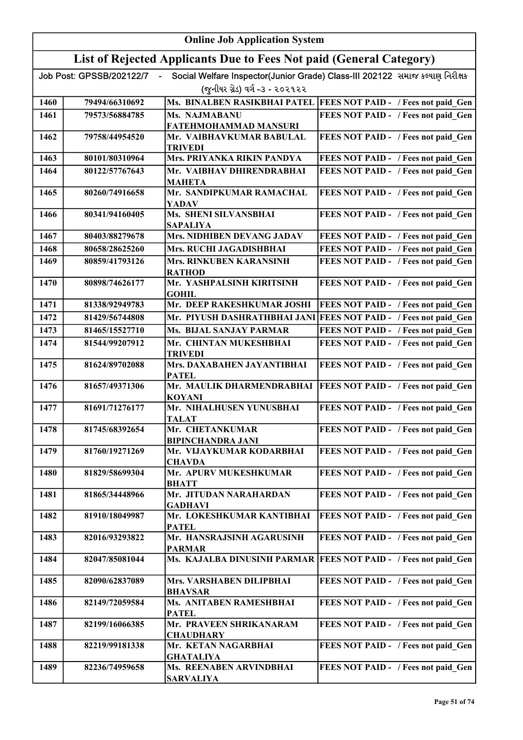# Online Job Application System

## List of Rejected Applicants Due to Fees Not paid (General Category)

Job Post: GPSSB/202122/7 - Social Welfare Inspector(Junior Grade) Class-III 202122 સમાજ કલ્યાણ નિરીક્ષક (જુનીયર ગ્રેડ) વર્ગ -૩ - ૨૦૨૧૨૨

| | | | |
|---|---|---|---|
| 1460 | 79494/66310692 | Ms. BINALBEN RASIKBHAI PATEL | FEES NOT PAID - / Fees not paid_Gen |
| 1461 | 79573/56884785 | Ms. NAJMABANU FATEHMOHAMMAD MANSURI | FEES NOT PAID - / Fees not paid_Gen |
| 1462 | 79758/44954520 | Mr. VAIBHAVKUMAR BABULAL TRIVEDI | FEES NOT PAID - / Fees not paid_Gen |
| 1463 | 80101/80310964 | Mrs. PRIYANKA RIKIN PANDYA | FEES NOT PAID - / Fees not paid_Gen |
| 1464 | 80122/57767643 | Mr. VAIBHAV DHIRENDRABHAI MAHETA | FEES NOT PAID - / Fees not paid_Gen |
| 1465 | 80260/74916658 | Mr. SANDIPKUMAR RAMACHAL YADAV | FEES NOT PAID - / Fees not paid_Gen |
| 1466 | 80341/94160405 | Ms. SHENI SILVANSBHAI SAPALIYA | FEES NOT PAID - / Fees not paid_Gen |
| 1467 | 80403/88279678 | Mrs. NIDHIBEN DEVANG JADAV | FEES NOT PAID - / Fees not paid_Gen |
| 1468 | 80658/28625260 | Mrs. RUCHI JAGADISHBHAI | FEES NOT PAID - / Fees not paid_Gen |
| 1469 | 80859/41793126 | Mrs. RINKUBEN KARANSINH RATHOD | FEES NOT PAID - / Fees not paid_Gen |
| 1470 | 80898/74626177 | Mr. YASHPALSINH KIRITSINH GOHIL | FEES NOT PAID - / Fees not paid_Gen |
| 1471 | 81338/92949783 | Mr. DEEP RAKESHKUMAR JOSHI | FEES NOT PAID - / Fees not paid_Gen |
| 1472 | 81429/56744808 | Mr. PIYUSH DASHRATHBHAI JANI | FEES NOT PAID - / Fees not paid_Gen |
| 1473 | 81465/15527710 | Ms. BIJAL SANJAY PARMAR | FEES NOT PAID - / Fees not paid_Gen |
| 1474 | 81544/99207912 | Mr. CHINTAN MUKESHBHAI TRIVEDI | FEES NOT PAID - / Fees not paid_Gen |
| 1475 | 81624/89702088 | Mrs. DAXABAHEN JAYANTIBHAI PATEL | FEES NOT PAID - / Fees not paid_Gen |
| 1476 | 81657/49371306 | Mr. MAULIK DHARMENDRABHAI KOYANI | FEES NOT PAID - / Fees not paid_Gen |
| 1477 | 81691/71276177 | Mr. NIHALHUSEN YUNUSBHAI TALAT | FEES NOT PAID - / Fees not paid_Gen |
| 1478 | 81745/68392654 | Mr. CHETANKUMAR BIPINCHANDRA JANI | FEES NOT PAID - / Fees not paid_Gen |
| 1479 | 81760/19271269 | Mr. VIJAYKUMAR KODARBHAI CHAVDA | FEES NOT PAID - / Fees not paid_Gen |
| 1480 | 81829/58699304 | Mr. APURV MUKESHKUMAR BHATT | FEES NOT PAID - / Fees not paid_Gen |
| 1481 | 81865/34448966 | Mr. JITUDAN NARAHARDAN GADHAVI | FEES NOT PAID - / Fees not paid_Gen |
| 1482 | 81910/18049987 | Mr. LOKESHKUMAR KANTIBHAI PATEL | FEES NOT PAID - / Fees not paid_Gen |
| 1483 | 82016/93293822 | Mr. HANSRAJSINH AGARUSINH PARMAR | FEES NOT PAID - / Fees not paid_Gen |
| 1484 | 82047/85081044 | Ms. KAJALBA DINUSINH PARMAR | FEES NOT PAID - / Fees not paid_Gen |
| 1485 | 82090/62837089 | Mrs. VARSHABEN DILIPBHAI BHAVSAR | FEES NOT PAID - / Fees not paid_Gen |
| 1486 | 82149/72059584 | Ms. ANITABEN RAMESHBHAI PATEL | FEES NOT PAID - / Fees not paid_Gen |
| 1487 | 82199/16066385 | Mr. PRAVEEN SHRIKANARAM CHAUDHARY | FEES NOT PAID - / Fees not paid_Gen |
| 1488 | 82219/99181338 | Mr. KETAN NAGARBHAI GHATALIYA | FEES NOT PAID - / Fees not paid_Gen |
| 1489 | 82236/74959658 | Ms. REENABEN ARVINDBHAI SARVALIYA | FEES NOT PAID - / Fees not paid_Gen |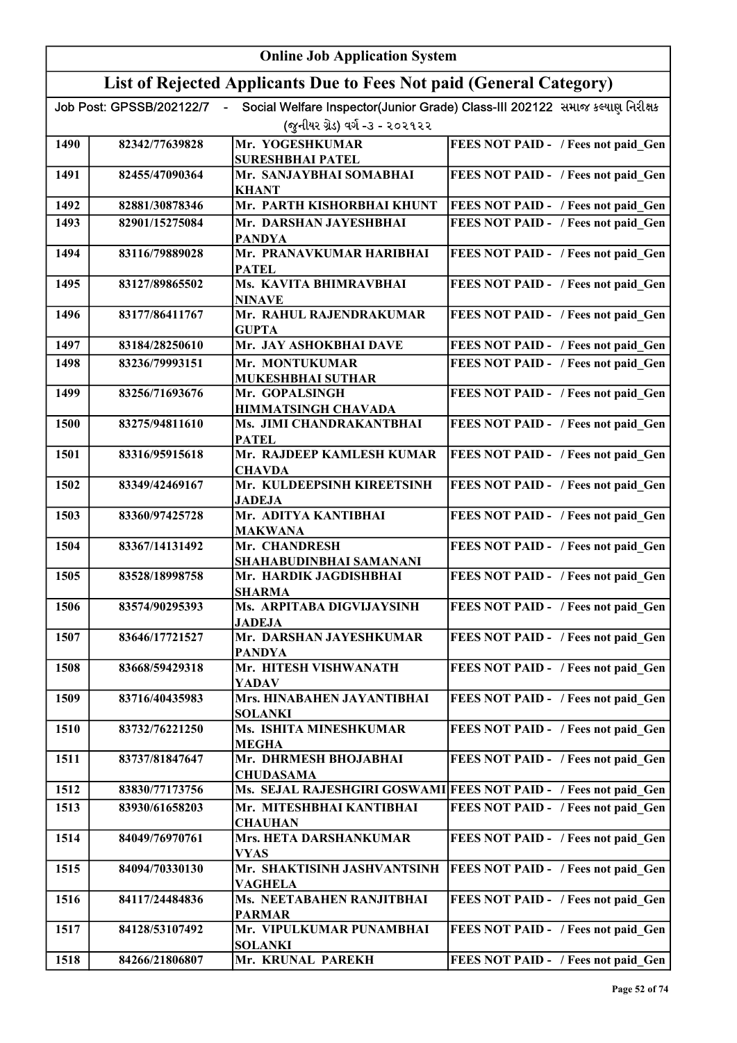# Online Job Application System

## List of Rejected Applicants Due to Fees Not paid (General Category)

Job Post: GPSSB/202122/7 - Social Welfare Inspector(Junior Grade) Class-III 202122 સમાજ કલ્યાણ નિરીક્ષક (જુનીયર ગ્રેડ) વર્ગ -૩ - ૨૦૨૧૨૨

| | | | |
|---|---|---|---|
| 1490 | 82342/77639828 | Mr. YOGESHKUMAR SURESHBHAI PATEL | FEES NOT PAID - / Fees not paid_Gen |
| 1491 | 82455/47090364 | Mr. SANJAYBHAI SOMABHAI KHANT | FEES NOT PAID - / Fees not paid_Gen |
| 1492 | 82881/30878346 | Mr. PARTH KISHORBHAI KHUNT | FEES NOT PAID - / Fees not paid_Gen |
| 1493 | 82901/15275084 | Mr. DARSHAN JAYESHBHAI PANDYA | FEES NOT PAID - / Fees not paid_Gen |
| 1494 | 83116/79889028 | Mr. PRANAVKUMAR HARIBHAI PATEL | FEES NOT PAID - / Fees not paid_Gen |
| 1495 | 83127/89865502 | Ms. KAVITA BHIMRAVBHAI NINAVE | FEES NOT PAID - / Fees not paid_Gen |
| 1496 | 83177/86411767 | Mr. RAHUL RAJENDRAKUMAR GUPTA | FEES NOT PAID - / Fees not paid_Gen |
| 1497 | 83184/28250610 | Mr. JAY ASHOKBHAI DAVE | FEES NOT PAID - / Fees not paid_Gen |
| 1498 | 83236/79993151 | Mr. MONTUKUMAR MUKESHBHAI SUTHAR | FEES NOT PAID - / Fees not paid_Gen |
| 1499 | 83256/71693676 | Mr. GOPALSINGH HIMMATSINGH CHAVADA | FEES NOT PAID - / Fees not paid_Gen |
| 1500 | 83275/94811610 | Ms. JIMI CHANDRAKANTBHAI PATEL | FEES NOT PAID - / Fees not paid_Gen |
| 1501 | 83316/95915618 | Mr. RAJDEEP KAMLESH KUMAR CHAVDA | FEES NOT PAID - / Fees not paid_Gen |
| 1502 | 83349/42469167 | Mr. KULDEEPSINH KIREETSINH JADEJA | FEES NOT PAID - / Fees not paid_Gen |
| 1503 | 83360/97425728 | Mr. ADITYA KANTIBHAI MAKWANA | FEES NOT PAID - / Fees not paid_Gen |
| 1504 | 83367/14131492 | Mr. CHANDRESH SHAHABUDINBHAI SAMANANI | FEES NOT PAID - / Fees not paid_Gen |
| 1505 | 83528/18998758 | Mr. HARDIK JAGDISHBHAI SHARMA | FEES NOT PAID - / Fees not paid_Gen |
| 1506 | 83574/90295393 | Ms. ARPITABA DIGVIJAYSINH JADEJA | FEES NOT PAID - / Fees not paid_Gen |
| 1507 | 83646/17721527 | Mr. DARSHAN JAYESHKUMAR PANDYA | FEES NOT PAID - / Fees not paid_Gen |
| 1508 | 83668/59429318 | Mr. HITESH VISHWANATH YADAV | FEES NOT PAID - / Fees not paid_Gen |
| 1509 | 83716/40435983 | Mrs. HINABAHEN JAYANTIBHAI SOLANKI | FEES NOT PAID - / Fees not paid_Gen |
| 1510 | 83732/76221250 | Ms. ISHITA MINESHKUMAR MEGHA | FEES NOT PAID - / Fees not paid_Gen |
| 1511 | 83737/81847647 | Mr. DHRMESH BHOJABHAI CHUDASAMA | FEES NOT PAID - / Fees not paid_Gen |
| 1512 | 83830/77173756 | Ms. SEJAL RAJESHGIRI GOSWAMI | FEES NOT PAID - / Fees not paid_Gen |
| 1513 | 83930/61658203 | Mr. MITESHBHAI KANTIBHAI CHAUHAN | FEES NOT PAID - / Fees not paid_Gen |
| 1514 | 84049/76970761 | Mrs. HETA DARSHANKUMAR VYAS | FEES NOT PAID - / Fees not paid_Gen |
| 1515 | 84094/70330130 | Mr. SHAKTISINH JASHVANTSINH VAGHELA | FEES NOT PAID - / Fees not paid_Gen |
| 1516 | 84117/24484836 | Ms. NEETABAHEN RANJITBHAI PARMAR | FEES NOT PAID - / Fees not paid_Gen |
| 1517 | 84128/53107492 | Mr. VIPULKUMAR PUNAMBHAI SOLANKI | FEES NOT PAID - / Fees not paid_Gen |
| 1518 | 84266/21806807 | Mr. KRUNAL PAREKH | FEES NOT PAID - / Fees not paid_Gen |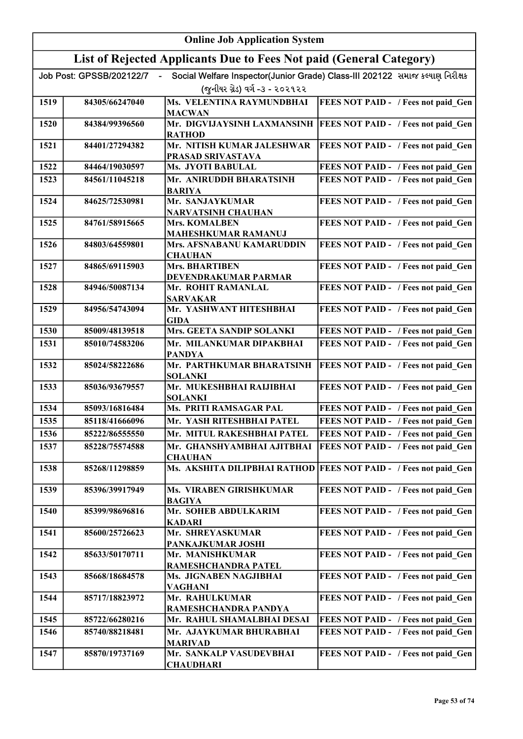| Online Job Application System | | | |
|---|---|---|---|
| **List of Rejected Applicants Due to Fees Not paid (General Category)** | | | |
| Job Post: GPSSB/202122/7 - Social Welfare Inspector(Junior Grade) Class-III 202122 સમાજ કલ્યાણ નિરીક્ષક (જુનીયર ગ્રેડ) વર્ગ -૩ - ૨૦૨૧૨૨ | | | |
| 1519 | 84305/66247040 | Ms. VELENTINA RAYMUNDBHAI MACWAN | FEES NOT PAID - / Fees not paid_Gen |
| 1520 | 84384/99396560 | Mr. DIGVIJAYSINH LAXMANSINH RATHOD | FEES NOT PAID - / Fees not paid_Gen |
| 1521 | 84401/27294382 | Mr. NITISH KUMAR JALESHWAR PRASAD SRIVASTAVA | FEES NOT PAID - / Fees not paid_Gen |
| 1522 | 84464/19030597 | Ms. JYOTI BABULAL | FEES NOT PAID - / Fees not paid_Gen |
| 1523 | 84561/11045218 | Mr. ANIRUDDH BHARATSINH BARIYA | FEES NOT PAID - / Fees not paid_Gen |
| 1524 | 84625/72530981 | Mr. SANJAYKUMAR NARVATSINH CHAUHAN | FEES NOT PAID - / Fees not paid_Gen |
| 1525 | 84761/58915665 | Mrs. KOMALBEN MAHESHKUMAR RAMANUJ | FEES NOT PAID - / Fees not paid_Gen |
| 1526 | 84803/64559801 | Mrs. AFSNABANU KAMARUDDIN CHAUHAN | FEES NOT PAID - / Fees not paid_Gen |
| 1527 | 84865/69115903 | Mrs. BHARTIBEN DEVENDRAKUMAR PARMAR | FEES NOT PAID - / Fees not paid_Gen |
| 1528 | 84946/50087134 | Mr. ROHIT RAMANLAL SARVAKAR | FEES NOT PAID - / Fees not paid_Gen |
| 1529 | 84956/54743094 | Mr. YASHWANT HITESHBHAI GIDA | FEES NOT PAID - / Fees not paid_Gen |
| 1530 | 85009/48139518 | Mrs. GEETA SANDIP SOLANKI | FEES NOT PAID - / Fees not paid_Gen |
| 1531 | 85010/74583206 | Mr. MILANKUMAR DIPAKBHAI PANDYA | FEES NOT PAID - / Fees not paid_Gen |
| 1532 | 85024/58222686 | Mr. PARTHKUMAR BHARATSINH SOLANKI | FEES NOT PAID - / Fees not paid_Gen |
| 1533 | 85036/93679557 | Mr. MUKESHBHAI RAIJIBHAI SOLANKI | FEES NOT PAID - / Fees not paid_Gen |
| 1534 | 85093/16816484 | Ms. PRITI RAMSAGAR PAL | FEES NOT PAID - / Fees not paid_Gen |
| 1535 | 85118/41666096 | Mr. YASH RITESHBHAI PATEL | FEES NOT PAID - / Fees not paid_Gen |
| 1536 | 85222/86555550 | Mr. MITUL RAKESHBHAI PATEL | FEES NOT PAID - / Fees not paid_Gen |
| 1537 | 85228/75574588 | Mr. GHANSHYAMBHAI AJITBHAI CHAUHAN | FEES NOT PAID - / Fees not paid_Gen |
| 1538 | 85268/11298859 | Ms. AKSHITA DILIPBHAI RATHOD | FEES NOT PAID - / Fees not paid_Gen |
| 1539 | 85396/39917949 | Ms. VIRABEN GIRISHKUMAR BAGIYA | FEES NOT PAID - / Fees not paid_Gen |
| 1540 | 85399/98696816 | Mr. SOHEB ABDULKARIM KADARI | FEES NOT PAID - / Fees not paid_Gen |
| 1541 | 85600/25726623 | Mr. SHREYASKUMAR PANKAJKUMAR JOSHI | FEES NOT PAID - / Fees not paid_Gen |
| 1542 | 85633/50170711 | Mr. MANISHKUMAR RAMESHCHANDRA PATEL | FEES NOT PAID - / Fees not paid_Gen |
| 1543 | 85668/18684578 | Ms. JIGNABEN NAGJIBHAI VAGHANI | FEES NOT PAID - / Fees not paid_Gen |
| 1544 | 85717/18823972 | Mr. RAHULKUMAR RAMESHCHANDRA PANDYA | FEES NOT PAID - / Fees not paid_Gen |
| 1545 | 85722/66280216 | Mr. RAHUL SHAMALBHAI DESAI | FEES NOT PAID - / Fees not paid_Gen |
| 1546 | 85740/88218481 | Mr. AJAYKUMAR BHURABHAI MARIVAD | FEES NOT PAID - / Fees not paid_Gen |
| 1547 | 85870/19737169 | Mr. SANKALP VASUDEVBHAI CHAUDHARI | FEES NOT PAID - / Fees not paid_Gen |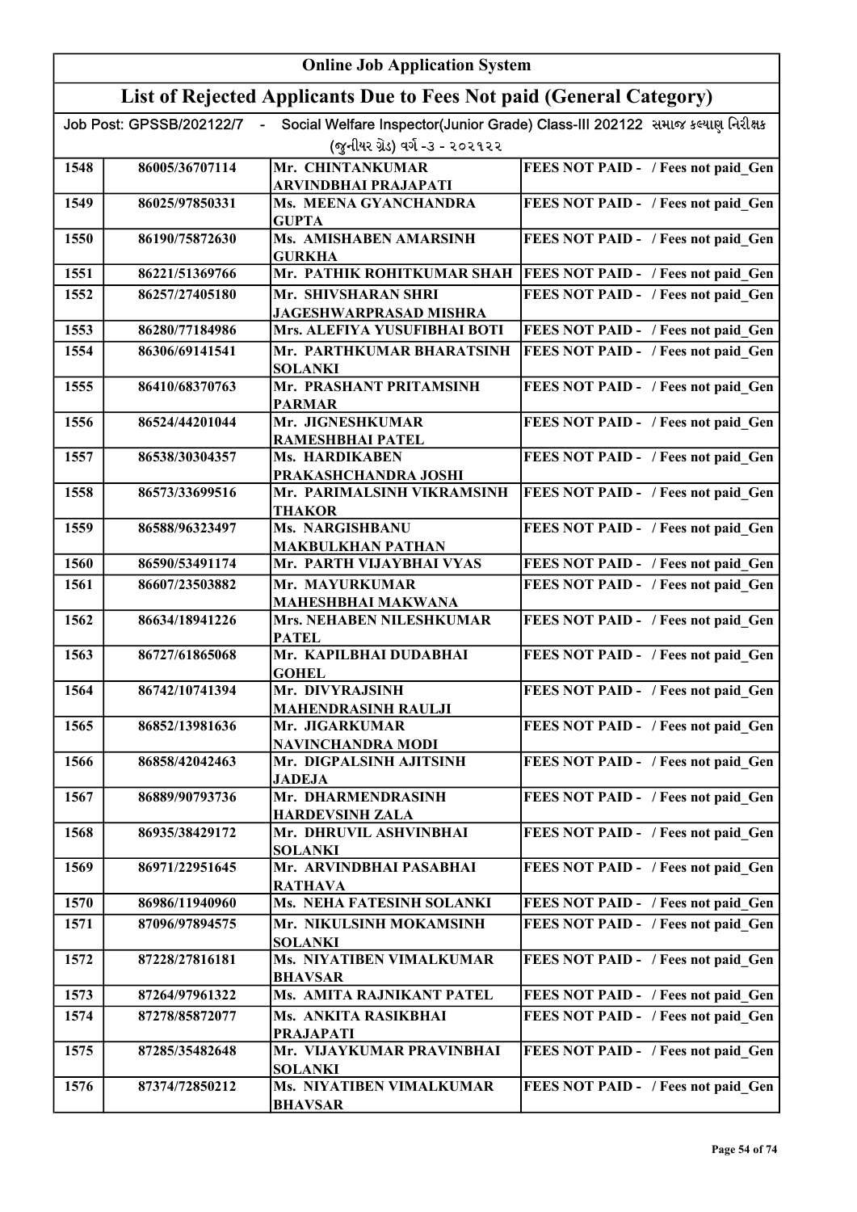# Online Job Application System

## List of Rejected Applicants Due to Fees Not paid (General Category)

Job Post: GPSSB/202122/7 - Social Welfare Inspector(Junior Grade) Class-III 202122 સમાજ કલ્યાણ નિરીક્ષક (જુનીયર ગ્રેડ) વર્ગ -૩ - ૨૦૨૧૨૨

| | | | |
|---|---|---|---|
| 1548 | 86005/36707114 | Mr. CHINTANKUMAR ARVINDBHAI PRAJAPATI | FEES NOT PAID - / Fees not paid_Gen |
| 1549 | 86025/97850331 | Ms. MEENA GYANCHANDRA GUPTA | FEES NOT PAID - / Fees not paid_Gen |
| 1550 | 86190/75872630 | Ms. AMISHABEN AMARSINH GURKHA | FEES NOT PAID - / Fees not paid_Gen |
| 1551 | 86221/51369766 | Mr. PATHIK ROHITKUMAR SHAH | FEES NOT PAID - / Fees not paid_Gen |
| 1552 | 86257/27405180 | Mr. SHIVSHARAN SHRI JAGESHWARPRASAD MISHRA | FEES NOT PAID - / Fees not paid_Gen |
| 1553 | 86280/77184986 | Mrs. ALEFIYA YUSUFIBHAI BOTI | FEES NOT PAID - / Fees not paid_Gen |
| 1554 | 86306/69141541 | Mr. PARTHKUMAR BHARATSINH SOLANKI | FEES NOT PAID - / Fees not paid_Gen |
| 1555 | 86410/68370763 | Mr. PRASHANT PRITAMSINH PARMAR | FEES NOT PAID - / Fees not paid_Gen |
| 1556 | 86524/44201044 | Mr. JIGNESHKUMAR RAMESHBHAI PATEL | FEES NOT PAID - / Fees not paid_Gen |
| 1557 | 86538/30304357 | Ms. HARDIKABEN PRAKASHCHANDRA JOSHI | FEES NOT PAID - / Fees not paid_Gen |
| 1558 | 86573/33699516 | Mr. PARIMALSINH VIKRAMSINH THAKOR | FEES NOT PAID - / Fees not paid_Gen |
| 1559 | 86588/96323497 | Ms. NARGISHBANU MAKBULKHAN PATHAN | FEES NOT PAID - / Fees not paid_Gen |
| 1560 | 86590/53491174 | Mr. PARTH VIJAYBHAI VYAS | FEES NOT PAID - / Fees not paid_Gen |
| 1561 | 86607/23503882 | Mr. MAYURKUMAR MAHESHBHAI MAKWANA | FEES NOT PAID - / Fees not paid_Gen |
| 1562 | 86634/18941226 | Mrs. NEHABEN NILESHKUMAR PATEL | FEES NOT PAID - / Fees not paid_Gen |
| 1563 | 86727/61865068 | Mr. KAPILBHAI DUDABHAI GOHEL | FEES NOT PAID - / Fees not paid_Gen |
| 1564 | 86742/10741394 | Mr. DIVYRAJSINH MAHENDRASINH RAULJI | FEES NOT PAID - / Fees not paid_Gen |
| 1565 | 86852/13981636 | Mr. JIGARKUMAR NAVINCHANDRA MODI | FEES NOT PAID - / Fees not paid_Gen |
| 1566 | 86858/42042463 | Mr. DIGPALSINH AJITSINH JADEJA | FEES NOT PAID - / Fees not paid_Gen |
| 1567 | 86889/90793736 | Mr. DHARMENDRASINH HARDEVSINH ZALA | FEES NOT PAID - / Fees not paid_Gen |
| 1568 | 86935/38429172 | Mr. DHRUVIL ASHVINBHAI SOLANKI | FEES NOT PAID - / Fees not paid_Gen |
| 1569 | 86971/22951645 | Mr. ARVINDBHAI PASABHAI RATHAVA | FEES NOT PAID - / Fees not paid_Gen |
| 1570 | 86986/11940960 | Ms. NEHA FATESINH SOLANKI | FEES NOT PAID - / Fees not paid_Gen |
| 1571 | 87096/97894575 | Mr. NIKULSINH MOKAMSINH SOLANKI | FEES NOT PAID - / Fees not paid_Gen |
| 1572 | 87228/27816181 | Ms. NIYATIBEN VIMALKUMAR BHAVSAR | FEES NOT PAID - / Fees not paid_Gen |
| 1573 | 87264/97961322 | Ms. AMITA RAJNIKANT PATEL | FEES NOT PAID - / Fees not paid_Gen |
| 1574 | 87278/85872077 | Ms. ANKITA RASIKBHAI PRAJAPATI | FEES NOT PAID - / Fees not paid_Gen |
| 1575 | 87285/35482648 | Mr. VIJAYKUMAR PRAVINBHAI SOLANKI | FEES NOT PAID - / Fees not paid_Gen |
| 1576 | 87374/72850212 | Ms. NIYATIBEN VIMALKUMAR BHAVSAR | FEES NOT PAID - / Fees not paid_Gen |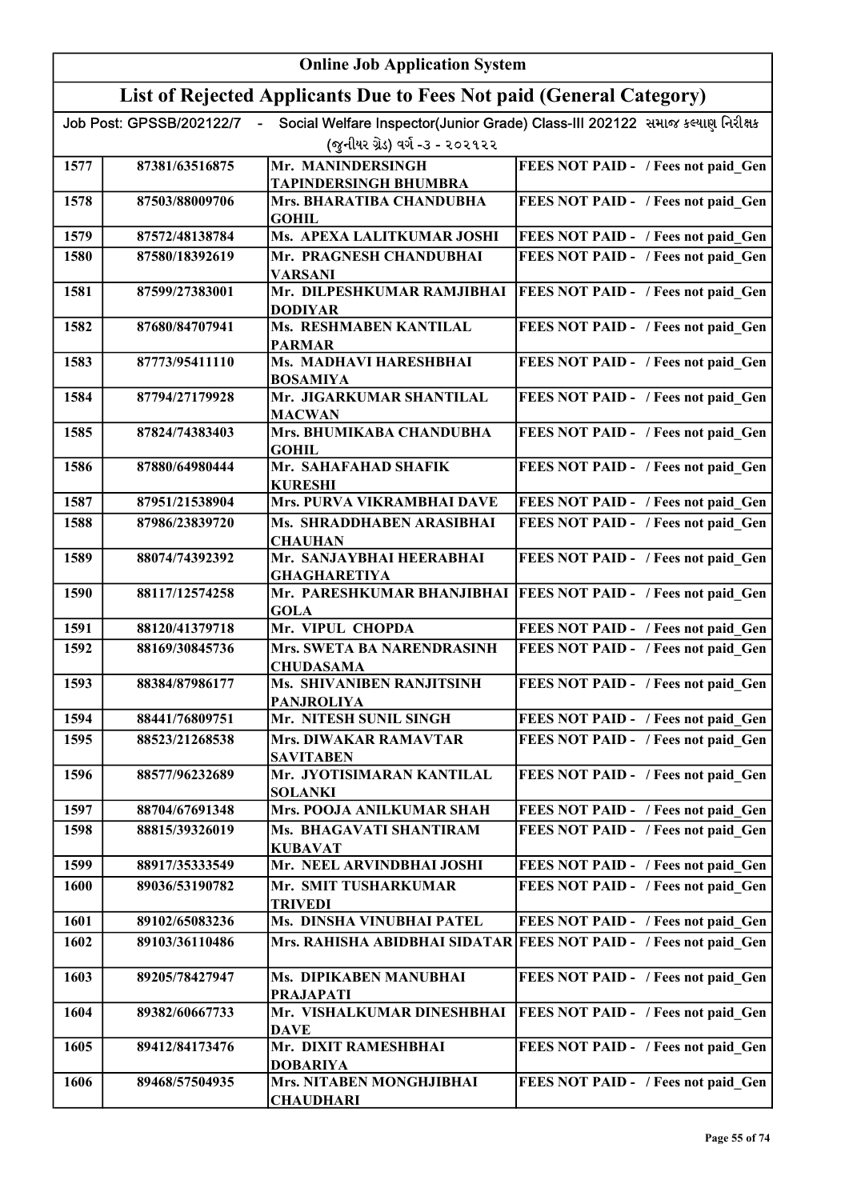# Online Job Application System

## List of Rejected Applicants Due to Fees Not paid (General Category)

Job Post: GPSSB/202122/7 - Social Welfare Inspector(Junior Grade) Class-III 202122 સમાજ કલ્યાણ નિરીક્ષક (જુનીયર ગ્રેડ) વર્ગ -૩ - ૨૦૨૧૨૨

| | | | |
|---|---|---|---|
| 1577 | 87381/63516875 | Mr. MANINDERSINGH TAPINDERSINGH BHUMBRA | FEES NOT PAID - / Fees not paid_Gen |
| 1578 | 87503/88009706 | Mrs. BHARATIBA CHANDUBHA GOHIL | FEES NOT PAID - / Fees not paid_Gen |
| 1579 | 87572/48138784 | Ms. APEXA LALITKUMAR JOSHI | FEES NOT PAID - / Fees not paid_Gen |
| 1580 | 87580/18392619 | Mr. PRAGNESH CHANDUBHAI VARSANI | FEES NOT PAID - / Fees not paid_Gen |
| 1581 | 87599/27383001 | Mr. DILPESHKUMAR RAMJIBHAI DODIYAR | FEES NOT PAID - / Fees not paid_Gen |
| 1582 | 87680/84707941 | Ms. RESHMABEN KANTILAL PARMAR | FEES NOT PAID - / Fees not paid_Gen |
| 1583 | 87773/95411110 | Ms. MADHAVI HARESHBHAI BOSAMIYA | FEES NOT PAID - / Fees not paid_Gen |
| 1584 | 87794/27179928 | Mr. JIGARKUMAR SHANTILAL MACWAN | FEES NOT PAID - / Fees not paid_Gen |
| 1585 | 87824/74383403 | Mrs. BHUMIKABA CHANDUBHA GOHIL | FEES NOT PAID - / Fees not paid_Gen |
| 1586 | 87880/64980444 | Mr. SAHAFAHAD SHAFIK KURESHI | FEES NOT PAID - / Fees not paid_Gen |
| 1587 | 87951/21538904 | Mrs. PURVA VIKRAMBHAI DAVE | FEES NOT PAID - / Fees not paid_Gen |
| 1588 | 87986/23839720 | Ms. SHRADDHABEN ARASIBHAI CHAUHAN | FEES NOT PAID - / Fees not paid_Gen |
| 1589 | 88074/74392392 | Mr. SANJAYBHAI HEERABHAI GHAGHARETIYA | FEES NOT PAID - / Fees not paid_Gen |
| 1590 | 88117/12574258 | Mr. PARESHKUMAR BHANJIBHAI GOLA | FEES NOT PAID - / Fees not paid_Gen |
| 1591 | 88120/41379718 | Mr. VIPUL CHOPDA | FEES NOT PAID - / Fees not paid_Gen |
| 1592 | 88169/30845736 | Mrs. SWETA BA NARENDRASINH CHUDASAMA | FEES NOT PAID - / Fees not paid_Gen |
| 1593 | 88384/87986177 | Ms. SHIVANIBEN RANJITSINH PANJROLIYA | FEES NOT PAID - / Fees not paid_Gen |
| 1594 | 88441/76809751 | Mr. NITESH SUNIL SINGH | FEES NOT PAID - / Fees not paid_Gen |
| 1595 | 88523/21268538 | Mrs. DIWAKAR RAMAVTAR SAVITABEN | FEES NOT PAID - / Fees not paid_Gen |
| 1596 | 88577/96232689 | Mr. JYOTISIMARAN KANTILAL SOLANKI | FEES NOT PAID - / Fees not paid_Gen |
| 1597 | 88704/67691348 | Mrs. POOJA ANILKUMAR SHAH | FEES NOT PAID - / Fees not paid_Gen |
| 1598 | 88815/39326019 | Ms. BHAGAVATI SHANTIRAM KUBAVAT | FEES NOT PAID - / Fees not paid_Gen |
| 1599 | 88917/35333549 | Mr. NEEL ARVINDBHAI JOSHI | FEES NOT PAID - / Fees not paid_Gen |
| 1600 | 89036/53190782 | Mr. SMIT TUSHARKUMAR TRIVEDI | FEES NOT PAID - / Fees not paid_Gen |
| 1601 | 89102/65083236 | Ms. DINSHA VINUBHAI PATEL | FEES NOT PAID - / Fees not paid_Gen |
| 1602 | 89103/36110486 | Mrs. RAHISHA ABIDBHAI SIDATAR | FEES NOT PAID - / Fees not paid_Gen |
| 1603 | 89205/78427947 | Ms. DIPIKABEN MANUBHAI PRAJAPATI | FEES NOT PAID - / Fees not paid_Gen |
| 1604 | 89382/60667733 | Mr. VISHALKUMAR DINESHBHAI DAVE | FEES NOT PAID - / Fees not paid_Gen |
| 1605 | 89412/84173476 | Mr. DIXIT RAMESHBHAI DOBARIYA | FEES NOT PAID - / Fees not paid_Gen |
| 1606 | 89468/57504935 | Mrs. NITABEN MONGHJIBHAI CHAUDHARI | FEES NOT PAID - / Fees not paid_Gen |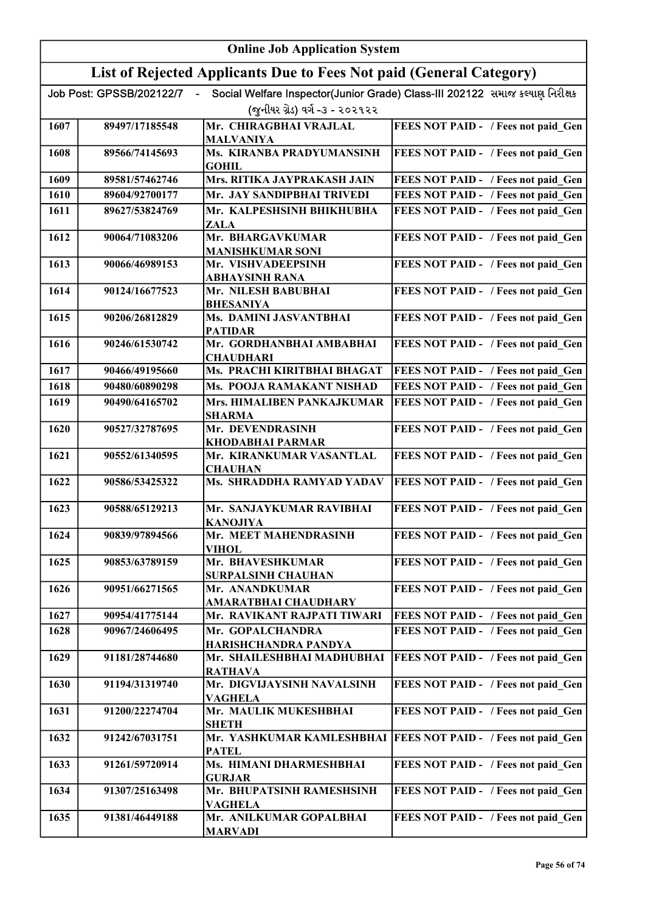# Online Job Application System

## List of Rejected Applicants Due to Fees Not paid (General Category)

Job Post: GPSSB/202122/7 - Social Welfare Inspector(Junior Grade) Class-III 202122 સમાજ કલ્યાણ નિરીક્ષક (જુનીયર ગ્રેડ) વર્ગ -૩ - ૨૦૨૧૨૨

| | | | |
|---|---|---|---|
| 1607 | 89497/17185548 | Mr. CHIRAGBHAI VRAJLAL MALVANIYA | FEES NOT PAID - / Fees not paid_Gen |
| 1608 | 89566/74145693 | Ms. KIRANBA PRADYUMANSINH GOHIL | FEES NOT PAID - / Fees not paid_Gen |
| 1609 | 89581/57462746 | Mrs. RITIKA JAYPRAKASH JAIN | FEES NOT PAID - / Fees not paid_Gen |
| 1610 | 89604/92700177 | Mr. JAY SANDIPBHAI TRIVEDI | FEES NOT PAID - / Fees not paid_Gen |
| 1611 | 89627/53824769 | Mr. KALPESHSINH BHIKHUBHA ZALA | FEES NOT PAID - / Fees not paid_Gen |
| 1612 | 90064/71083206 | Mr. BHARGAVKUMAR MANISHKUMAR SONI | FEES NOT PAID - / Fees not paid_Gen |
| 1613 | 90066/46989153 | Mr. VISHVADEEPSINH ABHAYSINH RANA | FEES NOT PAID - / Fees not paid_Gen |
| 1614 | 90124/16677523 | Mr. NILESH BABUBHAI BHESANIYA | FEES NOT PAID - / Fees not paid_Gen |
| 1615 | 90206/26812829 | Ms. DAMINI JASVANTBHAI PATIDAR | FEES NOT PAID - / Fees not paid_Gen |
| 1616 | 90246/61530742 | Mr. GORDHANBHAI AMBABHAI CHAUDHARI | FEES NOT PAID - / Fees not paid_Gen |
| 1617 | 90466/49195660 | Ms. PRACHI KIRITBHAI BHAGAT | FEES NOT PAID - / Fees not paid_Gen |
| 1618 | 90480/60890298 | Ms. POOJA RAMAKANT NISHAD | FEES NOT PAID - / Fees not paid_Gen |
| 1619 | 90490/64165702 | Mrs. HIMALIBEN PANKAJKUMAR SHARMA | FEES NOT PAID - / Fees not paid_Gen |
| 1620 | 90527/32787695 | Mr. DEVENDRASINH KHODABHAI PARMAR | FEES NOT PAID - / Fees not paid_Gen |
| 1621 | 90552/61340595 | Mr. KIRANKUMAR VASANTLAL CHAUHAN | FEES NOT PAID - / Fees not paid_Gen |
| 1622 | 90586/53425322 | Ms. SHRADDHA RAMYAD YADAV | FEES NOT PAID - / Fees not paid_Gen |
| 1623 | 90588/65129213 | Mr. SANJAYKUMAR RAVIBHAI KANOJIYA | FEES NOT PAID - / Fees not paid_Gen |
| 1624 | 90839/97894566 | Mr. MEET MAHENDRASINH VIHOL | FEES NOT PAID - / Fees not paid_Gen |
| 1625 | 90853/63789159 | Mr. BHAVESHKUMAR SURPALSINH CHAUHAN | FEES NOT PAID - / Fees not paid_Gen |
| 1626 | 90951/66271565 | Mr. ANANDKUMAR AMARATBHAI CHAUDHARY | FEES NOT PAID - / Fees not paid_Gen |
| 1627 | 90954/41775144 | Mr. RAVIKANT RAJPATI TIWARI | FEES NOT PAID - / Fees not paid_Gen |
| 1628 | 90967/24606495 | Mr. GOPALCHANDRA HARISHCHANDRA PANDYA | FEES NOT PAID - / Fees not paid_Gen |
| 1629 | 91181/28744680 | Mr. SHAILESHBHAI MADHUBHAI RATHAVA | FEES NOT PAID - / Fees not paid_Gen |
| 1630 | 91194/31319740 | Mr. DIGVIJAYSINH NAVALSINH VAGHELA | FEES NOT PAID - / Fees not paid_Gen |
| 1631 | 91200/22274704 | Mr. MAULIK MUKESHBHAI SHETH | FEES NOT PAID - / Fees not paid_Gen |
| 1632 | 91242/67031751 | Mr. YASHKUMAR KAMLESHBHAI PATEL | FEES NOT PAID - / Fees not paid_Gen |
| 1633 | 91261/59720914 | Ms. HIMANI DHARMESHBHAI GURJAR | FEES NOT PAID - / Fees not paid_Gen |
| 1634 | 91307/25163498 | Mr. BHUPATSINH RAMESHSINH VAGHELA | FEES NOT PAID - / Fees not paid_Gen |
| 1635 | 91381/46449188 | Mr. ANILKUMAR GOPALBHAI MARVADI | FEES NOT PAID - / Fees not paid_Gen |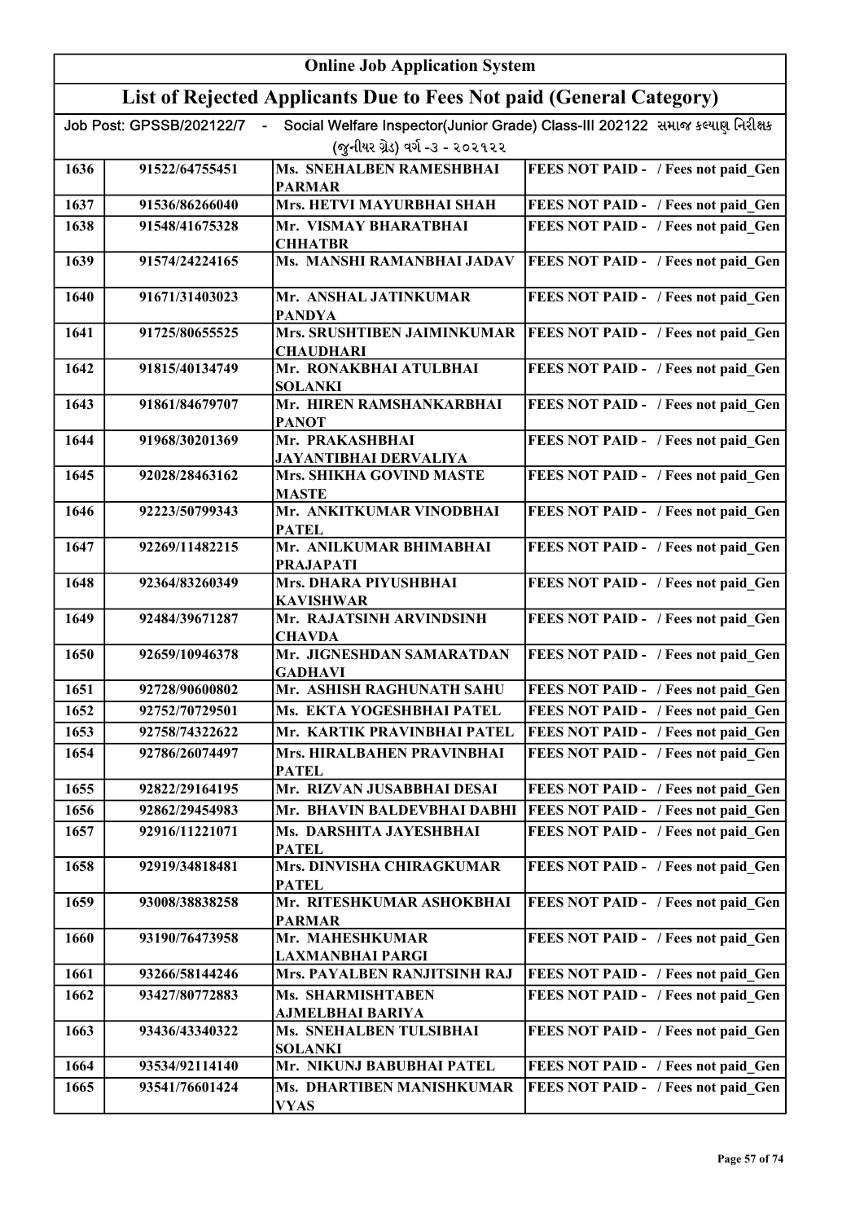# Online Job Application System

## List of Rejected Applicants Due to Fees Not paid (General Category)

Job Post: GPSSB/202122/7 - Social Welfare Inspector(Junior Grade) Class-III 202122 સમાજ કલ્યાણ નિરીક્ષક (જુનીયર ગ્રેડ) વર્ગ -૩ - ૨૦૨૧૨૨

| | | | |
|---|---|---|---|
| 1636 | 91522/64755451 | Ms. SNEHALBEN RAMESHBHAI PARMAR | FEES NOT PAID - / Fees not paid_Gen |
| 1637 | 91536/86266040 | Mrs. HETVI MAYURBHAI SHAH | FEES NOT PAID - / Fees not paid_Gen |
| 1638 | 91548/41675328 | Mr. VISMAY BHARATBHAI CHHATBR | FEES NOT PAID - / Fees not paid_Gen |
| 1639 | 91574/24224165 | Ms. MANSHI RAMANBHAI JADAV | FEES NOT PAID - / Fees not paid_Gen |
| 1640 | 91671/31403023 | Mr. ANSHAL JATINKUMAR PANDYA | FEES NOT PAID - / Fees not paid_Gen |
| 1641 | 91725/80655525 | Mrs. SRUSHTIBEN JAIMINKUMAR CHAUDHARI | FEES NOT PAID - / Fees not paid_Gen |
| 1642 | 91815/40134749 | Mr. RONAKBHAI ATULBHAI SOLANKI | FEES NOT PAID - / Fees not paid_Gen |
| 1643 | 91861/84679707 | Mr. HIREN RAMSHANKARBHAI PANOT | FEES NOT PAID - / Fees not paid_Gen |
| 1644 | 91968/30201369 | Mr. PRAKASHBHAI JAYANTIBHAI DERVALIYA | FEES NOT PAID - / Fees not paid_Gen |
| 1645 | 92028/28463162 | Mrs. SHIKHA GOVIND MASTE MASTE | FEES NOT PAID - / Fees not paid_Gen |
| 1646 | 92223/50799343 | Mr. ANKITKUMAR VINODBHAI PATEL | FEES NOT PAID - / Fees not paid_Gen |
| 1647 | 92269/11482215 | Mr. ANILKUMAR BHIMABHAI PRAJAPATI | FEES NOT PAID - / Fees not paid_Gen |
| 1648 | 92364/83260349 | Mrs. DHARA PIYUSHBHAI KAVISHWAR | FEES NOT PAID - / Fees not paid_Gen |
| 1649 | 92484/39671287 | Mr. RAJATSINH ARVINDSINH CHAVDA | FEES NOT PAID - / Fees not paid_Gen |
| 1650 | 92659/10946378 | Mr. JIGNESHDAN SAMARATDAN GADHAVI | FEES NOT PAID - / Fees not paid_Gen |
| 1651 | 92728/90600802 | Mr. ASHISH RAGHUNATH SAHU | FEES NOT PAID - / Fees not paid_Gen |
| 1652 | 92752/70729501 | Ms. EKTA YOGESHBHAI PATEL | FEES NOT PAID - / Fees not paid_Gen |
| 1653 | 92758/74322622 | Mr. KARTIK PRAVINBHAI PATEL | FEES NOT PAID - / Fees not paid_Gen |
| 1654 | 92786/26074497 | Mrs. HIRALBAHEN PRAVINBHAI PATEL | FEES NOT PAID - / Fees not paid_Gen |
| 1655 | 92822/29164195 | Mr. RIZVAN JUSABBHAI DESAI | FEES NOT PAID - / Fees not paid_Gen |
| 1656 | 92862/29454983 | Mr. BHAVIN BALDEVBHAI DABHI | FEES NOT PAID - / Fees not paid_Gen |
| 1657 | 92916/11221071 | Ms. DARSHITA JAYESHBHAI PATEL | FEES NOT PAID - / Fees not paid_Gen |
| 1658 | 92919/34818481 | Mrs. DINVISHA CHIRAGKUMAR PATEL | FEES NOT PAID - / Fees not paid_Gen |
| 1659 | 93008/38838258 | Mr. RITESHKUMAR ASHOKBHAI PARMAR | FEES NOT PAID - / Fees not paid_Gen |
| 1660 | 93190/76473958 | Mr. MAHESHKUMAR LAXMANBHAI PARGI | FEES NOT PAID - / Fees not paid_Gen |
| 1661 | 93266/58144246 | Mrs. PAYALBEN RANJITSINH RAJ | FEES NOT PAID - / Fees not paid_Gen |
| 1662 | 93427/80772883 | Ms. SHARMISHTABEN AJMELBHAI BARIYA | FEES NOT PAID - / Fees not paid_Gen |
| 1663 | 93436/43340322 | Ms. SNEHALBEN TULSIBHAI SOLANKI | FEES NOT PAID - / Fees not paid_Gen |
| 1664 | 93534/92114140 | Mr. NIKUNJ BABUBHAI PATEL | FEES NOT PAID - / Fees not paid_Gen |
| 1665 | 93541/76601424 | Ms. DHARTIBEN MANISHKUMAR VYAS | FEES NOT PAID - / Fees not paid_Gen |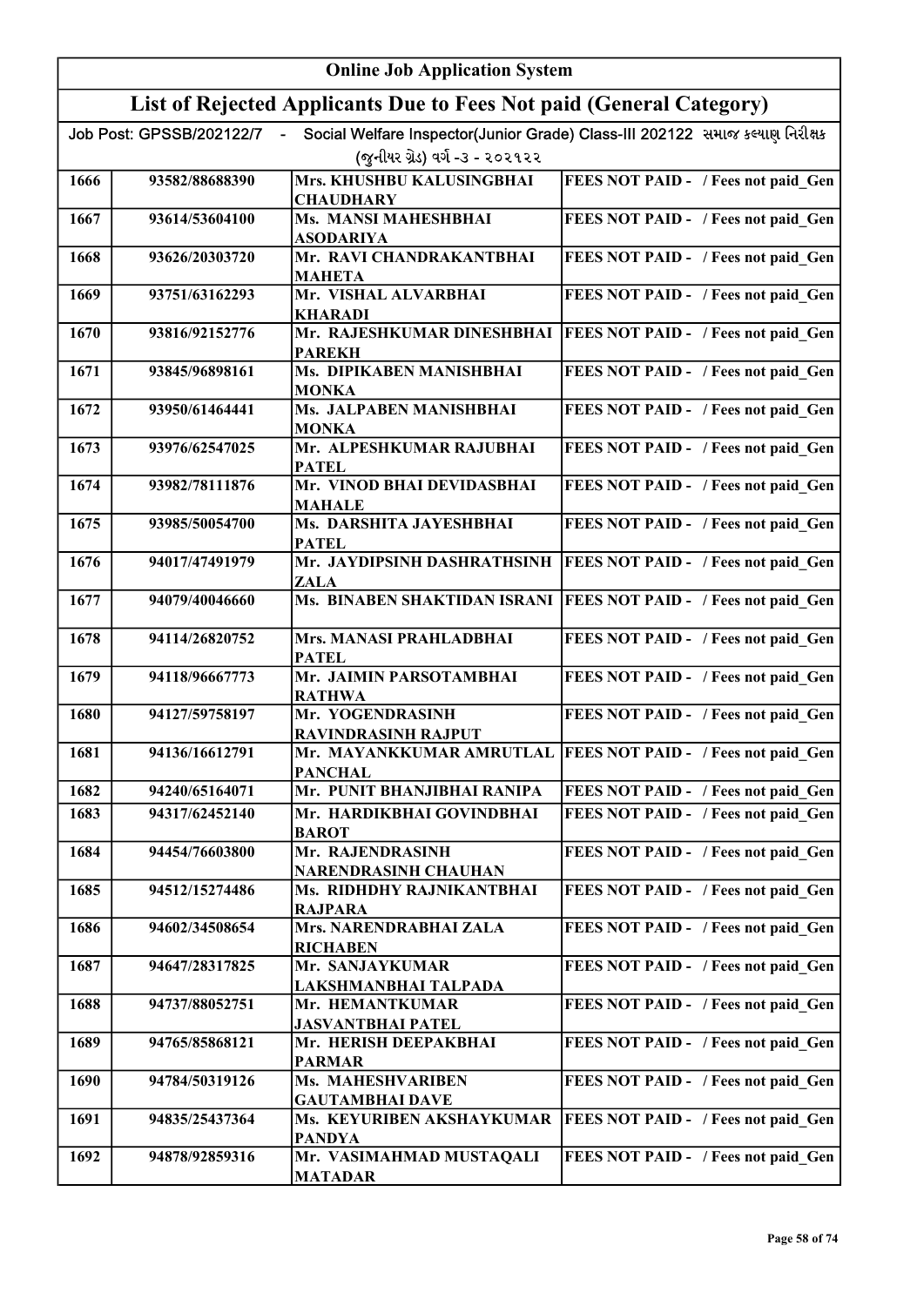# Online Job Application System

## List of Rejected Applicants Due to Fees Not paid (General Category)

Job Post: GPSSB/202122/7 - Social Welfare Inspector(Junior Grade) Class-III 202122 સમાજ કલ્યાણ નિરીક્ષક (જુનીયર ગ્રેડ) વર્ગ -૩ - ૨૦૨૧૨૨

| | | | |
|---|---|---|---|
| 1666 | 93582/88688390 | Mrs. KHUSHBU KALUSINGBHAI CHAUDHARY | FEES NOT PAID - / Fees not paid_Gen |
| 1667 | 93614/53604100 | Ms. MANSI MAHESHBHAI ASODARIYA | FEES NOT PAID - / Fees not paid_Gen |
| 1668 | 93626/20303720 | Mr. RAVI CHANDRAKANTBHAI MAHETA | FEES NOT PAID - / Fees not paid_Gen |
| 1669 | 93751/63162293 | Mr. VISHAL ALVARBHAI KHARADI | FEES NOT PAID - / Fees not paid_Gen |
| 1670 | 93816/92152776 | Mr. RAJESHKUMAR DINESHBHAI PAREKH | FEES NOT PAID - / Fees not paid_Gen |
| 1671 | 93845/96898161 | Ms. DIPIKABEN MANISHBHAI MONKA | FEES NOT PAID - / Fees not paid_Gen |
| 1672 | 93950/61464441 | Ms. JALPABEN MANISHBHAI MONKA | FEES NOT PAID - / Fees not paid_Gen |
| 1673 | 93976/62547025 | Mr. ALPESHKUMAR RAJUBHAI PATEL | FEES NOT PAID - / Fees not paid_Gen |
| 1674 | 93982/78111876 | Mr. VINOD BHAI DEVIDASBHAI MAHALE | FEES NOT PAID - / Fees not paid_Gen |
| 1675 | 93985/50054700 | Ms. DARSHITA JAYESHBHAI PATEL | FEES NOT PAID - / Fees not paid_Gen |
| 1676 | 94017/47491979 | Mr. JAYDIPSINH DASHRATHSINH ZALA | FEES NOT PAID - / Fees not paid_Gen |
| 1677 | 94079/40046660 | Ms. BINABEN SHAKTIDAN ISRANI | FEES NOT PAID - / Fees not paid_Gen |
| 1678 | 94114/26820752 | Mrs. MANASI PRAHLADBHAI PATEL | FEES NOT PAID - / Fees not paid_Gen |
| 1679 | 94118/96667773 | Mr. JAIMIN PARSOTAMBHAI RATHWA | FEES NOT PAID - / Fees not paid_Gen |
| 1680 | 94127/59758197 | Mr. YOGENDRASINH RAVINDRASINH RAJPUT | FEES NOT PAID - / Fees not paid_Gen |
| 1681 | 94136/16612791 | Mr. MAYANKKUMAR AMRUTLAL PANCHAL | FEES NOT PAID - / Fees not paid_Gen |
| 1682 | 94240/65164071 | Mr. PUNIT BHANJIBHAI RANIPA | FEES NOT PAID - / Fees not paid_Gen |
| 1683 | 94317/62452140 | Mr. HARDIKBHAI GOVINDBHAI BAROT | FEES NOT PAID - / Fees not paid_Gen |
| 1684 | 94454/76603800 | Mr. RAJENDRASINH NARENDRASINH CHAUHAN | FEES NOT PAID - / Fees not paid_Gen |
| 1685 | 94512/15274486 | Ms. RIDHDHY RAJNIKANTBHAI RAJPARA | FEES NOT PAID - / Fees not paid_Gen |
| 1686 | 94602/34508654 | Mrs. NARENDRABHAI ZALA RICHABEN | FEES NOT PAID - / Fees not paid_Gen |
| 1687 | 94647/28317825 | Mr. SANJAYKUMAR LAKSHMANBHAI TALPADA | FEES NOT PAID - / Fees not paid_Gen |
| 1688 | 94737/88052751 | Mr. HEMANTKUMAR JASVANTBHAI PATEL | FEES NOT PAID - / Fees not paid_Gen |
| 1689 | 94765/85868121 | Mr. HERISH DEEPAKBHAI PARMAR | FEES NOT PAID - / Fees not paid_Gen |
| 1690 | 94784/50319126 | Ms. MAHESHVARIBEN GAUTAMBHAI DAVE | FEES NOT PAID - / Fees not paid_Gen |
| 1691 | 94835/25437364 | Ms. KEYURIBEN AKSHAYKUMAR PANDYA | FEES NOT PAID - / Fees not paid_Gen |
| 1692 | 94878/92859316 | Mr. VASIMAHMAD MUSTAQALI MATADAR | FEES NOT PAID - / Fees not paid_Gen |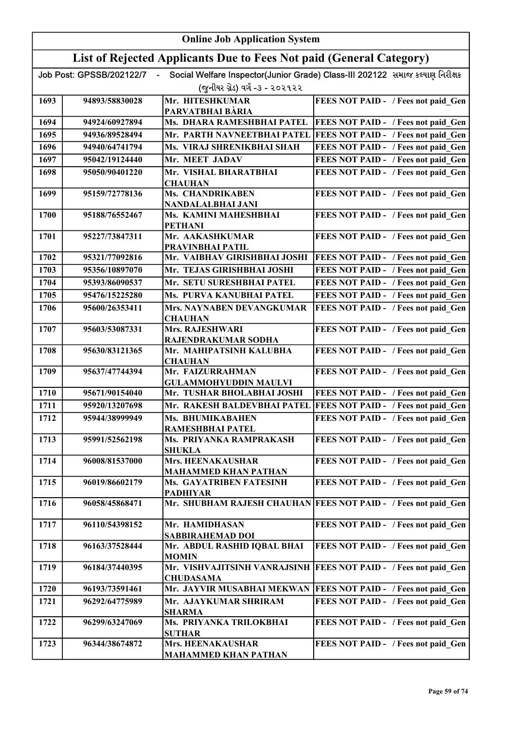# Online Job Application System

## List of Rejected Applicants Due to Fees Not paid (General Category)

Job Post: GPSSB/202122/7 - Social Welfare Inspector(Junior Grade) Class-III 202122 સમાજ કલ્યાણ નિરીક્ષક (જુનીયર ગ્રેડ) વર્ગ -૩ - ૨૦૨૧૨૨

| | | | |
|---|---|---|---|
| 1693 | 94893/58830028 | Mr. HITESHKUMAR PARVATBHAI BÀRIA | FEES NOT PAID - / Fees not paid_Gen |
| 1694 | 94924/60927894 | Ms. DHARA RAMESHBHAI PATEL | FEES NOT PAID - / Fees not paid_Gen |
| 1695 | 94936/89528494 | Mr. PARTH NAVNEETBHAI PATEL | FEES NOT PAID - / Fees not paid_Gen |
| 1696 | 94940/64741794 | Ms. VIRAJ SHRENIKBHAI SHAH | FEES NOT PAID - / Fees not paid_Gen |
| 1697 | 95042/19124440 | Mr. MEET JADAV | FEES NOT PAID - / Fees not paid_Gen |
| 1698 | 95050/90401220 | Mr. VISHAL BHARATBHAI CHAUHAN | FEES NOT PAID - / Fees not paid_Gen |
| 1699 | 95159/72778136 | Ms. CHANDRIKABEN NANDALALBHAI JANI | FEES NOT PAID - / Fees not paid_Gen |
| 1700 | 95188/76552467 | Ms. KAMINI MAHESHBHAI PETHANI | FEES NOT PAID - / Fees not paid_Gen |
| 1701 | 95227/73847311 | Mr. AAKASHKUMAR PRAVINBHAI PATIL | FEES NOT PAID - / Fees not paid_Gen |
| 1702 | 95321/77092816 | Mr. VAIBHAV GIRISHBHAI JOSHI | FEES NOT PAID - / Fees not paid_Gen |
| 1703 | 95356/10897070 | Mr. TEJAS GIRISHBHAI JOSHI | FEES NOT PAID - / Fees not paid_Gen |
| 1704 | 95393/86090537 | Mr. SETU SURESHBHAI PATEL | FEES NOT PAID - / Fees not paid_Gen |
| 1705 | 95476/15225280 | Ms. PURVA KANUBHAI PATEL | FEES NOT PAID - / Fees not paid_Gen |
| 1706 | 95600/26353411 | Mrs. NAYNABEN DEVANGKUMAR CHAUHAN | FEES NOT PAID - / Fees not paid_Gen |
| 1707 | 95603/53087331 | Mrs. RAJESHWARI RAJENDRAKUMAR SODHA | FEES NOT PAID - / Fees not paid_Gen |
| 1708 | 95630/83121365 | Mr. MAHIPATSINH KALUBHA CHAUHAN | FEES NOT PAID - / Fees not paid_Gen |
| 1709 | 95637/47744394 | Mr. FAIZURRAHMAN GULAMMOHYUDDIN MAULVI | FEES NOT PAID - / Fees not paid_Gen |
| 1710 | 95671/90154040 | Mr. TUSHAR BHOLABHAI JOSHI | FEES NOT PAID - / Fees not paid_Gen |
| 1711 | 95920/13207698 | Mr. RAKESH BALDEVBHAI PATEL | FEES NOT PAID - / Fees not paid_Gen |
| 1712 | 95944/38999949 | Ms. BHUMIKABAHEN RAMESHBHAI PATEL | FEES NOT PAID - / Fees not paid_Gen |
| 1713 | 95991/52562198 | Ms. PRIYANKA RAMPRAKASH SHUKLA | FEES NOT PAID - / Fees not paid_Gen |
| 1714 | 96008/81537000 | Mrs. HEENAKAUSHAR MAHAMMED KHAN PATHAN | FEES NOT PAID - / Fees not paid_Gen |
| 1715 | 96019/86602179 | Ms. GAYATRIBEN FATESINH PADHIYAR | FEES NOT PAID - / Fees not paid_Gen |
| 1716 | 96058/45868471 | Mr. SHUBHAM RAJESH CHAUHAN | FEES NOT PAID - / Fees not paid_Gen |
| 1717 | 96110/54398152 | Mr. HAMIDHASAN SABBIRAHEMAD DOI | FEES NOT PAID - / Fees not paid_Gen |
| 1718 | 96163/37528444 | Mr. ABDUL RASHID IQBAL BHAI MOMIN | FEES NOT PAID - / Fees not paid_Gen |
| 1719 | 96184/37440395 | Mr. VISHVAJITSINH VANRAJSINH CHUDASAMA | FEES NOT PAID - / Fees not paid_Gen |
| 1720 | 96193/73591461 | Mr. JAYVIR MUSABHAI MEKWAN | FEES NOT PAID - / Fees not paid_Gen |
| 1721 | 96292/64775989 | Mr. AJAYKUMAR SHRIRAM SHARMA | FEES NOT PAID - / Fees not paid_Gen |
| 1722 | 96299/63247069 | Ms. PRIYANKA TRILOKBHAI SUTHAR | FEES NOT PAID - / Fees not paid_Gen |
| 1723 | 96344/38674872 | Mrs. HEENAKAUSHAR MAHAMMED KHAN PATHAN | FEES NOT PAID - / Fees not paid_Gen |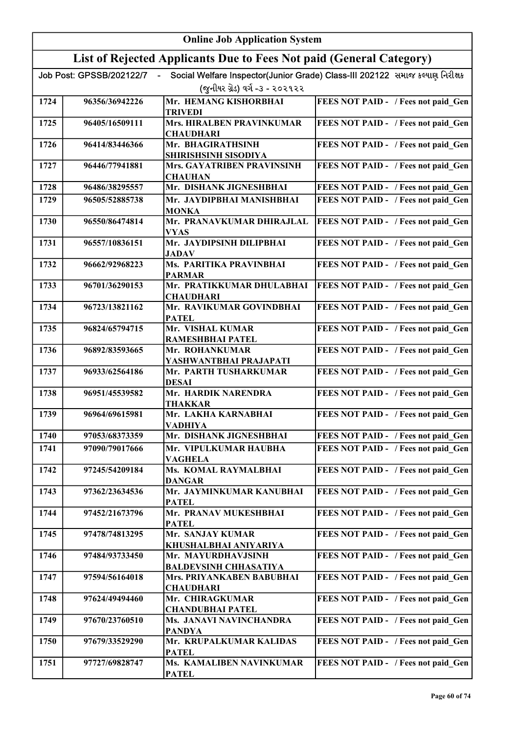# Online Job Application System

## List of Rejected Applicants Due to Fees Not paid (General Category)

Job Post: GPSSB/202122/7 - Social Welfare Inspector(Junior Grade) Class-III 202122 સમાજ કલ્યાણ નિરીક્ષક (જુનીયર ગ્રેડ) વર્ગ -૩ - ૨૦૨૧૨૨

| | | | |
|---|---|---|---|
| 1724 | 96356/36942226 | Mr. HEMANG KISHORBHAI TRIVEDI | FEES NOT PAID - / Fees not paid_Gen |
| 1725 | 96405/16509111 | Mrs. HIRALBEN PRAVINKUMAR CHAUDHARI | FEES NOT PAID - / Fees not paid_Gen |
| 1726 | 96414/83446366 | Mr. BHAGIRATHSINH SHIRISHSINH SISODIYA | FEES NOT PAID - / Fees not paid_Gen |
| 1727 | 96446/77941881 | Mrs. GAYATRIBEN PRAVINSINH CHAUHAN | FEES NOT PAID - / Fees not paid_Gen |
| 1728 | 96486/38295557 | Mr. DISHANK JIGNESHBHAI | FEES NOT PAID - / Fees not paid_Gen |
| 1729 | 96505/52885738 | Mr. JAYDIPBHAI MANISHBHAI MONKA | FEES NOT PAID - / Fees not paid_Gen |
| 1730 | 96550/86474814 | Mr. PRANAVKUMAR DHIRAJLAL VYAS | FEES NOT PAID - / Fees not paid_Gen |
| 1731 | 96557/10836151 | Mr. JAYDIPSINH DILIPBHAI JADAV | FEES NOT PAID - / Fees not paid_Gen |
| 1732 | 96662/92968223 | Ms. PARITIKA PRAVINBHAI PARMAR | FEES NOT PAID - / Fees not paid_Gen |
| 1733 | 96701/36290153 | Mr. PRATIKKUMAR DHULABHAI CHAUDHARI | FEES NOT PAID - / Fees not paid_Gen |
| 1734 | 96723/13821162 | Mr. RAVIKUMAR GOVINDBHAI PATEL | FEES NOT PAID - / Fees not paid_Gen |
| 1735 | 96824/65794715 | Mr. VISHAL KUMAR RAMESHBHAI PATEL | FEES NOT PAID - / Fees not paid_Gen |
| 1736 | 96892/83593665 | Mr. ROHANKUMAR YASHWANTBHAI PRAJAPATI | FEES NOT PAID - / Fees not paid_Gen |
| 1737 | 96933/62564186 | Mr. PARTH TUSHARKUMAR DESAI | FEES NOT PAID - / Fees not paid_Gen |
| 1738 | 96951/45539582 | Mr. HARDIK NARENDRA THAKKAR | FEES NOT PAID - / Fees not paid_Gen |
| 1739 | 96964/69615981 | Mr. LAKHA KARNABHAI VADHIYA | FEES NOT PAID - / Fees not paid_Gen |
| 1740 | 97053/68373359 | Mr. DISHANK JIGNESHBHAI | FEES NOT PAID - / Fees not paid_Gen |
| 1741 | 97090/79017666 | Mr. VIPULKUMAR HAUBHA VAGHELA | FEES NOT PAID - / Fees not paid_Gen |
| 1742 | 97245/54209184 | Ms. KOMAL RAYMALBHAI DANGAR | FEES NOT PAID - / Fees not paid_Gen |
| 1743 | 97362/23634536 | Mr. JAYMINKUMAR KANUBHAI PATEL | FEES NOT PAID - / Fees not paid_Gen |
| 1744 | 97452/21673796 | Mr. PRANAV MUKESHBHAI PATEL | FEES NOT PAID - / Fees not paid_Gen |
| 1745 | 97478/74813295 | Mr. SANJAY KUMAR KHUSHALBHAI ANIYARIYA | FEES NOT PAID - / Fees not paid_Gen |
| 1746 | 97484/93733450 | Mr. MAYURDHAVJSINH BALDEVSINH CHHASATIYA | FEES NOT PAID - / Fees not paid_Gen |
| 1747 | 97594/56164018 | Mrs. PRIYANKABEN BABUBHAI CHAUDHARI | FEES NOT PAID - / Fees not paid_Gen |
| 1748 | 97624/49494460 | Mr. CHIRAGKUMAR CHANDUBHAI PATEL | FEES NOT PAID - / Fees not paid_Gen |
| 1749 | 97670/23760510 | Ms. JANAVI NAVINCHANDRA PANDYA | FEES NOT PAID - / Fees not paid_Gen |
| 1750 | 97679/33529290 | Mr. KRUPALKUMAR KALIDAS PATEL | FEES NOT PAID - / Fees not paid_Gen |
| 1751 | 97727/69828747 | Ms. KAMALIBEN NAVINKUMAR PATEL | FEES NOT PAID - / Fees not paid_Gen |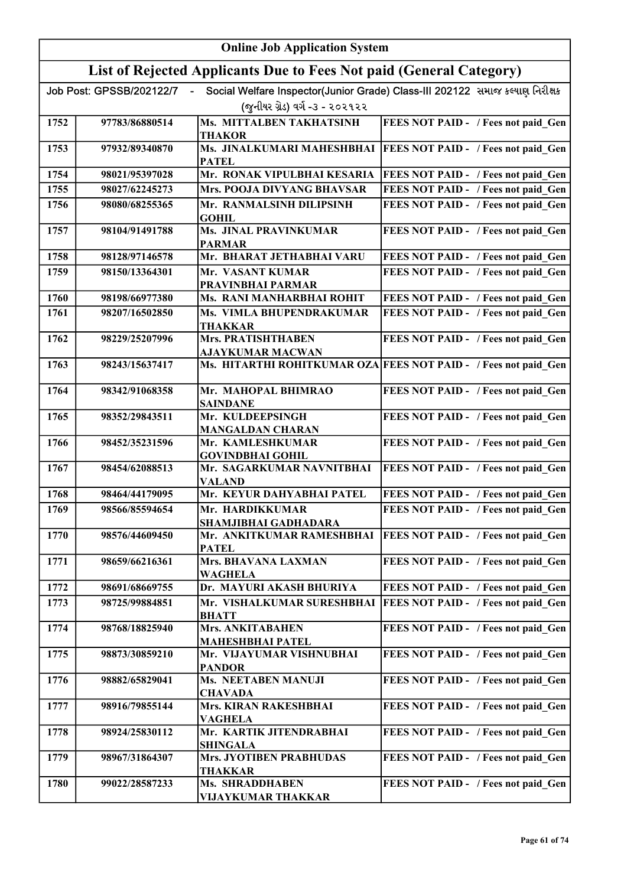# Online Job Application System

## List of Rejected Applicants Due to Fees Not paid (General Category)

Job Post: GPSSB/202122/7 - Social Welfare Inspector(Junior Grade) Class-III 202122 સમાજ કલ્યાણ નિરીક્ષક (જુનીયર ગ્રેડ) વર્ગ -૩ - ૨૦૨૧૨૨

| | | | |
|---|---|---|---|
| 1752 | 97783/86880514 | Ms. MITTALBEN TAKHATSINH THAKOR | FEES NOT PAID - / Fees not paid_Gen |
| 1753 | 97932/89340870 | Ms. JINALKUMARI MAHESHBHAI PATEL | FEES NOT PAID - / Fees not paid_Gen |
| 1754 | 98021/95397028 | Mr. RONAK VIPULBHAI KESARIA | FEES NOT PAID - / Fees not paid_Gen |
| 1755 | 98027/62245273 | Mrs. POOJA DIVYANG BHAVSAR | FEES NOT PAID - / Fees not paid_Gen |
| 1756 | 98080/68255365 | Mr. RANMALSINH DILIPSINH GOHIL | FEES NOT PAID - / Fees not paid_Gen |
| 1757 | 98104/91491788 | Ms. JINAL PRAVINKUMAR PARMAR | FEES NOT PAID - / Fees not paid_Gen |
| 1758 | 98128/97146578 | Mr. BHARAT JETHABHAI VARU | FEES NOT PAID - / Fees not paid_Gen |
| 1759 | 98150/13364301 | Mr. VASANT KUMAR PRAVINBHAI PARMAR | FEES NOT PAID - / Fees not paid_Gen |
| 1760 | 98198/66977380 | Ms. RANI MANHARBHAI ROHIT | FEES NOT PAID - / Fees not paid_Gen |
| 1761 | 98207/16502850 | Ms. VIMLA BHUPENDRAKUMAR THAKKAR | FEES NOT PAID - / Fees not paid_Gen |
| 1762 | 98229/25207996 | Mrs. PRATISHTHABEN AJAYKUMAR MACWAN | FEES NOT PAID - / Fees not paid_Gen |
| 1763 | 98243/15637417 | Ms. HITARTHI ROHITKUMAR OZA | FEES NOT PAID - / Fees not paid_Gen |
| 1764 | 98342/91068358 | Mr. MAHOPAL BHIMRAO SAINDANE | FEES NOT PAID - / Fees not paid_Gen |
| 1765 | 98352/29843511 | Mr. KULDEEPSINGH MANGALDAN CHARAN | FEES NOT PAID - / Fees not paid_Gen |
| 1766 | 98452/35231596 | Mr. KAMLESHKUMAR GOVINDBHAI GOHIL | FEES NOT PAID - / Fees not paid_Gen |
| 1767 | 98454/62088513 | Mr. SAGARKUMAR NAVNITBHAI VALAND | FEES NOT PAID - / Fees not paid_Gen |
| 1768 | 98464/44179095 | Mr. KEYUR DAHYABHAI PATEL | FEES NOT PAID - / Fees not paid_Gen |
| 1769 | 98566/85594654 | Mr. HARDIKKUMAR SHAMJIBHAI GADHADARA | FEES NOT PAID - / Fees not paid_Gen |
| 1770 | 98576/44609450 | Mr. ANKITKUMAR RAMESHBHAI PATEL | FEES NOT PAID - / Fees not paid_Gen |
| 1771 | 98659/66216361 | Mrs. BHAVANA LAXMAN WAGHELA | FEES NOT PAID - / Fees not paid_Gen |
| 1772 | 98691/68669755 | Dr. MAYURI AKASH BHURIYA | FEES NOT PAID - / Fees not paid_Gen |
| 1773 | 98725/99884851 | Mr. VISHALKUMAR SURESHBHAI BHATT | FEES NOT PAID - / Fees not paid_Gen |
| 1774 | 98768/18825940 | Mrs. ANKITABAHEN MAHESHBHAI PATEL | FEES NOT PAID - / Fees not paid_Gen |
| 1775 | 98873/30859210 | Mr. VIJAYUMAR VISHNUBHAI PANDOR | FEES NOT PAID - / Fees not paid_Gen |
| 1776 | 98882/65829041 | Ms. NEETABEN MANUJI CHAVADA | FEES NOT PAID - / Fees not paid_Gen |
| 1777 | 98916/79855144 | Mrs. KIRAN RAKESHBHAI VAGHELA | FEES NOT PAID - / Fees not paid_Gen |
| 1778 | 98924/25830112 | Mr. KARTIK JITENDRABHAI SHINGALA | FEES NOT PAID - / Fees not paid_Gen |
| 1779 | 98967/31864307 | Mrs. JYOTIBEN PRABHUDAS THAKKAR | FEES NOT PAID - / Fees not paid_Gen |
| 1780 | 99022/28587233 | Ms. SHRADDHABEN VIJAYKUMAR THAKKAR | FEES NOT PAID - / Fees not paid_Gen |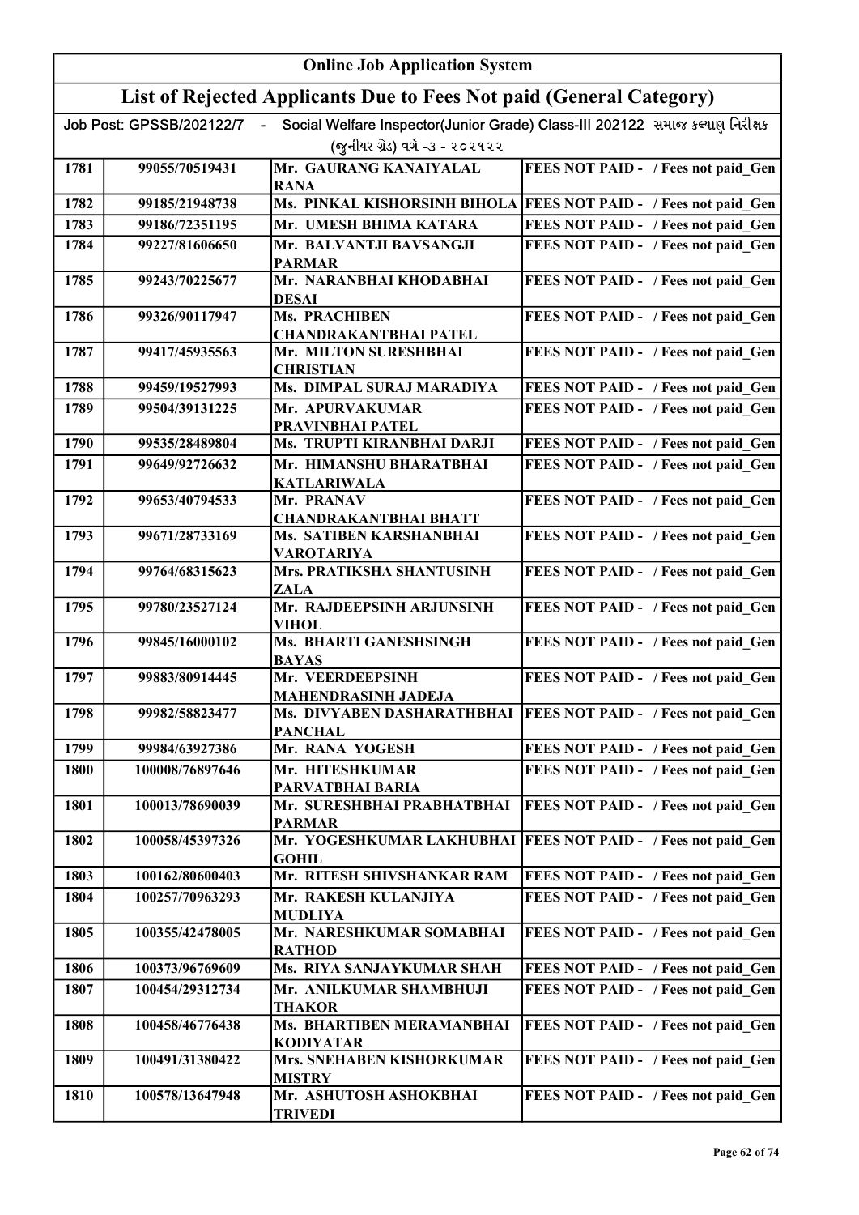# Online Job Application System

## List of Rejected Applicants Due to Fees Not paid (General Category)

Job Post: GPSSB/202122/7 - Social Welfare Inspector(Junior Grade) Class-III 202122 સમાજ કલ્યાણ નિરીક્ષક (જુનીયર ગ્રેડ) વર્ગ -૩ - ૨૦૨૧૨૨

| | | | |
|---|---|---|---|
| 1781 | 99055/70519431 | Mr. GAURANG KANAIYALAL RANA | FEES NOT PAID - / Fees not paid_Gen |
| 1782 | 99185/21948738 | Ms. PINKAL KISHORSINH BIHOLA | FEES NOT PAID - / Fees not paid_Gen |
| 1783 | 99186/72351195 | Mr. UMESH BHIMA KATARA | FEES NOT PAID - / Fees not paid_Gen |
| 1784 | 99227/81606650 | Mr. BALVANTJI BAVSANGJI PARMAR | FEES NOT PAID - / Fees not paid_Gen |
| 1785 | 99243/70225677 | Mr. NARANBHAI KHODABHAI DESAI | FEES NOT PAID - / Fees not paid_Gen |
| 1786 | 99326/90117947 | Ms. PRACHIBEN CHANDRAKANTBHAI PATEL | FEES NOT PAID - / Fees not paid_Gen |
| 1787 | 99417/45935563 | Mr. MILTON SURESHBHAI CHRISTIAN | FEES NOT PAID - / Fees not paid_Gen |
| 1788 | 99459/19527993 | Ms. DIMPAL SURAJ MARADIYA | FEES NOT PAID - / Fees not paid_Gen |
| 1789 | 99504/39131225 | Mr. APURVAKUMAR PRAVINBHAI PATEL | FEES NOT PAID - / Fees not paid_Gen |
| 1790 | 99535/28489804 | Ms. TRUPTI KIRANBHAI DARJI | FEES NOT PAID - / Fees not paid_Gen |
| 1791 | 99649/92726632 | Mr. HIMANSHU BHARATBHAI KATLARIWALA | FEES NOT PAID - / Fees not paid_Gen |
| 1792 | 99653/40794533 | Mr. PRANAV CHANDRAKANTBHAI BHATT | FEES NOT PAID - / Fees not paid_Gen |
| 1793 | 99671/28733169 | Ms. SATIBEN KARSHANBHAI VAROTARIYA | FEES NOT PAID - / Fees not paid_Gen |
| 1794 | 99764/68315623 | Mrs. PRATIKSHA SHANTUSINH ZALA | FEES NOT PAID - / Fees not paid_Gen |
| 1795 | 99780/23527124 | Mr. RAJDEEPSINH ARJUNSINH VIHOL | FEES NOT PAID - / Fees not paid_Gen |
| 1796 | 99845/16000102 | Ms. BHARTI GANESHSINGH BAYAS | FEES NOT PAID - / Fees not paid_Gen |
| 1797 | 99883/80914445 | Mr. VEERDEEPSINH MAHENDRASINH JADEJA | FEES NOT PAID - / Fees not paid_Gen |
| 1798 | 99982/58823477 | Ms. DIVYABEN DASHARATHBHAI PANCHAL | FEES NOT PAID - / Fees not paid_Gen |
| 1799 | 99984/63927386 | Mr. RANA YOGESH | FEES NOT PAID - / Fees not paid_Gen |
| 1800 | 100008/76897646 | Mr. HITESHKUMAR PARVATBHAI BARIA | FEES NOT PAID - / Fees not paid_Gen |
| 1801 | 100013/78690039 | Mr. SURESHBHAI PRABHATBHAI PARMAR | FEES NOT PAID - / Fees not paid_Gen |
| 1802 | 100058/45397326 | Mr. YOGESHKUMAR LAKHUBHAI GOHIL | FEES NOT PAID - / Fees not paid_Gen |
| 1803 | 100162/80600403 | Mr. RITESH SHIVSHANKAR RAM | FEES NOT PAID - / Fees not paid_Gen |
| 1804 | 100257/70963293 | Mr. RAKESH KULANJIYA MUDLIYA | FEES NOT PAID - / Fees not paid_Gen |
| 1805 | 100355/42478005 | Mr. NARESHKUMAR SOMABHAI RATHOD | FEES NOT PAID - / Fees not paid_Gen |
| 1806 | 100373/96769609 | Ms. RIYA SANJAYKUMAR SHAH | FEES NOT PAID - / Fees not paid_Gen |
| 1807 | 100454/29312734 | Mr. ANILKUMAR SHAMBHUJI THAKOR | FEES NOT PAID - / Fees not paid_Gen |
| 1808 | 100458/46776438 | Ms. BHARTIBEN MERAMANBHAI KODIYATAR | FEES NOT PAID - / Fees not paid_Gen |
| 1809 | 100491/31380422 | Mrs. SNEHABEN KISHORKUMAR MISTRY | FEES NOT PAID - / Fees not paid_Gen |
| 1810 | 100578/13647948 | Mr. ASHUTOSH ASHOKBHAI TRIVEDI | FEES NOT PAID - / Fees not paid_Gen |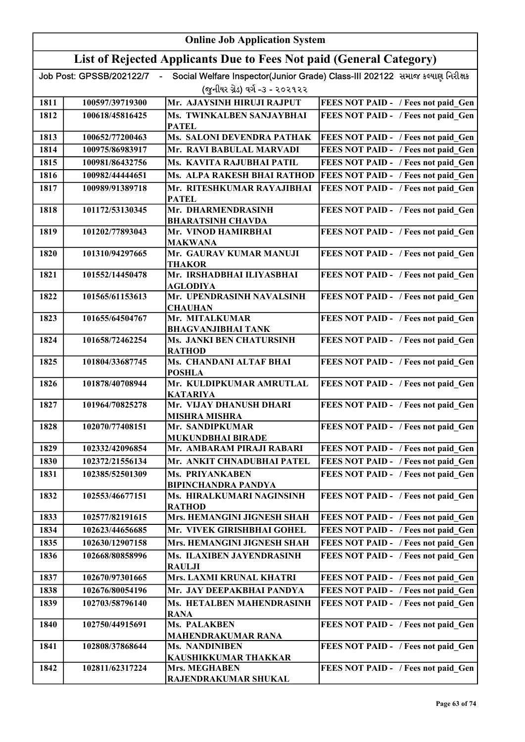# Online Job Application System

## List of Rejected Applicants Due to Fees Not paid (General Category)

Job Post: GPSSB/202122/7 - Social Welfare Inspector(Junior Grade) Class-III 202122 સમાજ કલ્યાણ નિરીક્ષક (જુનીયર ગ્રેડ) વર્ગ -૩ - ૨૦૨૧૨૨

| | | | |
|---|---|---|---|
| 1811 | 100597/39719300 | Mr. AJAYSINH HIRUJI RAJPUT | FEES NOT PAID - / Fees not paid_Gen |
| 1812 | 100618/45816425 | Ms. TWINKALBEN SANJAYBHAI PATEL | FEES NOT PAID - / Fees not paid_Gen |
| 1813 | 100652/77200463 | Ms. SALONI DEVENDRA PATHAK | FEES NOT PAID - / Fees not paid_Gen |
| 1814 | 100975/86983917 | Mr. RAVI BABULAL MARVADI | FEES NOT PAID - / Fees not paid_Gen |
| 1815 | 100981/86432756 | Ms. KAVITA RAJUBHAI PATIL | FEES NOT PAID - / Fees not paid_Gen |
| 1816 | 100982/44444651 | Ms. ALPA RAKESH BHAI RATHOD | FEES NOT PAID - / Fees not paid_Gen |
| 1817 | 100989/91389718 | Mr. RITESHKUMAR RAYAJIBHAI PATEL | FEES NOT PAID - / Fees not paid_Gen |
| 1818 | 101172/53130345 | Mr. DHARMENDRASINH BHARATSINH CHAVDA | FEES NOT PAID - / Fees not paid_Gen |
| 1819 | 101202/77893043 | Mr. VINOD HAMIRBHAI MAKWANA | FEES NOT PAID - / Fees not paid_Gen |
| 1820 | 101310/94297665 | Mr. GAURAV KUMAR MANUJI THAKOR | FEES NOT PAID - / Fees not paid_Gen |
| 1821 | 101552/14450478 | Mr. IRSHADBHAI ILIYASBHAI AGLODIYA | FEES NOT PAID - / Fees not paid_Gen |
| 1822 | 101565/61153613 | Mr. UPENDRASINH NAVALSINH CHAUHAN | FEES NOT PAID - / Fees not paid_Gen |
| 1823 | 101655/64504767 | Mr. MITALKUMAR BHAGVANJIBHAI TANK | FEES NOT PAID - / Fees not paid_Gen |
| 1824 | 101658/72462254 | Ms. JANKI BEN CHATURSINH RATHOD | FEES NOT PAID - / Fees not paid_Gen |
| 1825 | 101804/33687745 | Ms. CHANDANI ALTAF BHAI POSHLA | FEES NOT PAID - / Fees not paid_Gen |
| 1826 | 101878/40708944 | Mr. KULDIPKUMAR AMRUTLAL KATARIYA | FEES NOT PAID - / Fees not paid_Gen |
| 1827 | 101964/70825278 | Mr. VIJAY DHANUSH DHARI MISHRA MISHRA | FEES NOT PAID - / Fees not paid_Gen |
| 1828 | 102070/77408151 | Mr. SANDIPKUMAR MUKUNDBHAI BIRADE | FEES NOT PAID - / Fees not paid_Gen |
| 1829 | 102332/42096854 | Mr. AMBARAM PIRAJI RABARI | FEES NOT PAID - / Fees not paid_Gen |
| 1830 | 102372/21556134 | Mr. ANKIT CHNADUBHAI PATEL | FEES NOT PAID - / Fees not paid_Gen |
| 1831 | 102385/52501309 | Ms. PRIYANKABEN BIPINCHANDRA PANDYA | FEES NOT PAID - / Fees not paid_Gen |
| 1832 | 102553/46677151 | Ms. HIRALKUMARI NAGINSINH RATHOD | FEES NOT PAID - / Fees not paid_Gen |
| 1833 | 102577/82191615 | Mrs. HEMANGINI JIGNESH SHAH | FEES NOT PAID - / Fees not paid_Gen |
| 1834 | 102623/44656685 | Mr. VIVEK GIRISHBHAI GOHEL | FEES NOT PAID - / Fees not paid_Gen |
| 1835 | 102630/12907158 | Mrs. HEMANGINI JIGNESH SHAH | FEES NOT PAID - / Fees not paid_Gen |
| 1836 | 102668/80858996 | Ms. ILAXIBEN JAYENDRASINH RAULJI | FEES NOT PAID - / Fees not paid_Gen |
| 1837 | 102670/97301665 | Mrs. LAXMI KRUNAL KHATRI | FEES NOT PAID - / Fees not paid_Gen |
| 1838 | 102676/80054196 | Mr. JAY DEEPAKBHAI PANDYA | FEES NOT PAID - / Fees not paid_Gen |
| 1839 | 102703/58796140 | Ms. HETALBEN MAHENDRASINH RANA | FEES NOT PAID - / Fees not paid_Gen |
| 1840 | 102750/44915691 | Ms. PALAKBEN MAHENDRAKUMAR RANA | FEES NOT PAID - / Fees not paid_Gen |
| 1841 | 102808/37868644 | Ms. NANDINIBEN KAUSHIKKUMAR THAKKAR | FEES NOT PAID - / Fees not paid_Gen |
| 1842 | 102811/62317224 | Mrs. MEGHABEN RAJENDRAKUMAR SHUKAL | FEES NOT PAID - / Fees not paid_Gen |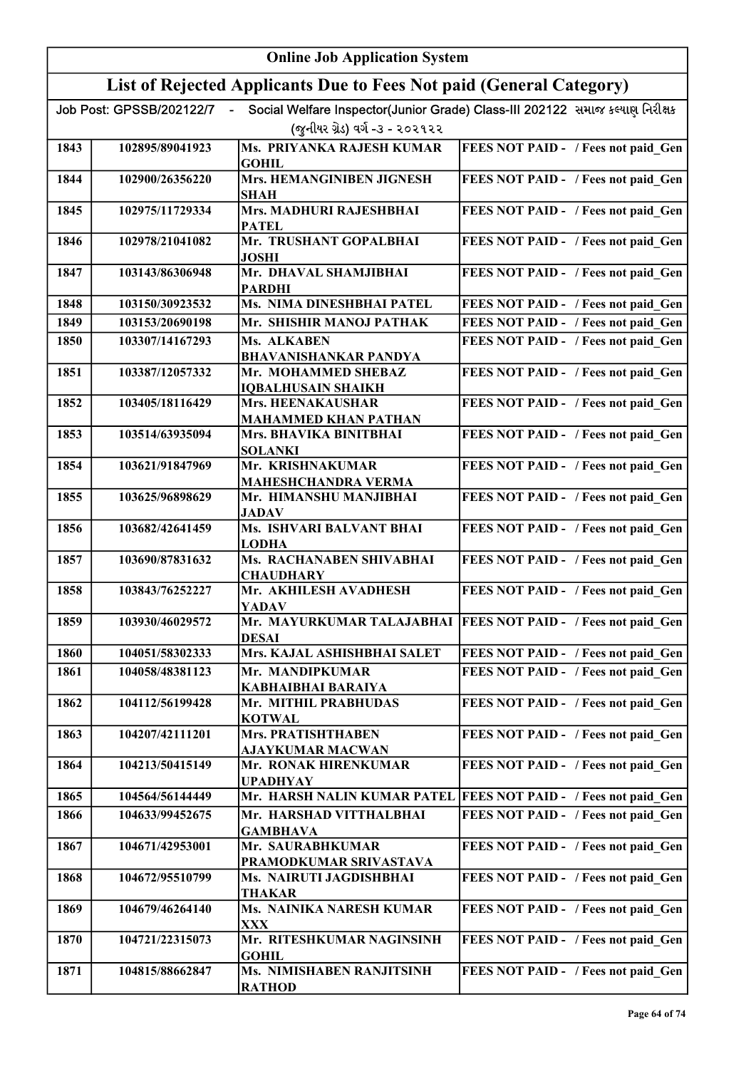# Online Job Application System

## List of Rejected Applicants Due to Fees Not paid (General Category)

Job Post: GPSSB/202122/7 - Social Welfare Inspector(Junior Grade) Class-III 202122 સમાજ કલ્યાણ નિરીક્ષક (જુનીયર ગ્રેડ) વર્ગ -૩ - ૨૦૨૧૨૨

| | | | |
|---|---|---|---|
| 1843 | 102895/89041923 | Ms. PRIYANKA RAJESH KUMAR GOHIL | FEES NOT PAID - / Fees not paid_Gen |
| 1844 | 102900/26356220 | Mrs. HEMANGINIBEN JIGNESH SHAH | FEES NOT PAID - / Fees not paid_Gen |
| 1845 | 102975/11729334 | Mrs. MADHURI RAJESHBHAI PATEL | FEES NOT PAID - / Fees not paid_Gen |
| 1846 | 102978/21041082 | Mr. TRUSHANT GOPALBHAI JOSHI | FEES NOT PAID - / Fees not paid_Gen |
| 1847 | 103143/86306948 | Mr. DHAVAL SHAMJIBHAI PARDHI | FEES NOT PAID - / Fees not paid_Gen |
| 1848 | 103150/30923532 | Ms. NIMA DINESHBHAI PATEL | FEES NOT PAID - / Fees not paid_Gen |
| 1849 | 103153/20690198 | Mr. SHISHIR MANOJ PATHAK | FEES NOT PAID - / Fees not paid_Gen |
| 1850 | 103307/14167293 | Ms. ALKABEN BHAVANISHANKAR PANDYA | FEES NOT PAID - / Fees not paid_Gen |
| 1851 | 103387/12057332 | Mr. MOHAMMED SHEBAZ IQBALHUSAIN SHAIKH | FEES NOT PAID - / Fees not paid_Gen |
| 1852 | 103405/18116429 | Mrs. HEENAKAUSHAR MAHAMMED KHAN PATHAN | FEES NOT PAID - / Fees not paid_Gen |
| 1853 | 103514/63935094 | Mrs. BHAVIKA BINITBHAI SOLANKI | FEES NOT PAID - / Fees not paid_Gen |
| 1854 | 103621/91847969 | Mr. KRISHNAKUMAR MAHESHCHANDRA VERMA | FEES NOT PAID - / Fees not paid_Gen |
| 1855 | 103625/96898629 | Mr. HIMANSHU MANJIBHAI JADAV | FEES NOT PAID - / Fees not paid_Gen |
| 1856 | 103682/42641459 | Ms. ISHVARI BALVANT BHAI LODHA | FEES NOT PAID - / Fees not paid_Gen |
| 1857 | 103690/87831632 | Ms. RACHANABEN SHIVABHAI CHAUDHARY | FEES NOT PAID - / Fees not paid_Gen |
| 1858 | 103843/76252227 | Mr. AKHILESH AVADHESH YADAV | FEES NOT PAID - / Fees not paid_Gen |
| 1859 | 103930/46029572 | Mr. MAYURKUMAR TALAJABHAI DESAI | FEES NOT PAID - / Fees not paid_Gen |
| 1860 | 104051/58302333 | Mrs. KAJAL ASHISHBHAI SALET | FEES NOT PAID - / Fees not paid_Gen |
| 1861 | 104058/48381123 | Mr. MANDIPKUMAR KABHAIBHAI BARAIYA | FEES NOT PAID - / Fees not paid_Gen |
| 1862 | 104112/56199428 | Mr. MITHIL PRABHUDAS KOTWAL | FEES NOT PAID - / Fees not paid_Gen |
| 1863 | 104207/42111201 | Mrs. PRATISHTHABEN AJAYKUMAR MACWAN | FEES NOT PAID - / Fees not paid_Gen |
| 1864 | 104213/50415149 | Mr. RONAK HIRENKUMAR UPADHYAY | FEES NOT PAID - / Fees not paid_Gen |
| 1865 | 104564/56144449 | Mr. HARSH NALIN KUMAR PATEL | FEES NOT PAID - / Fees not paid_Gen |
| 1866 | 104633/99452675 | Mr. HARSHAD VITTHALBHAI GAMBHAVA | FEES NOT PAID - / Fees not paid_Gen |
| 1867 | 104671/42953001 | Mr. SAURABHKUMAR PRAMODKUMAR SRIVASTAVA | FEES NOT PAID - / Fees not paid_Gen |
| 1868 | 104672/95510799 | Ms. NAIRUTI JAGDISHBHAI THAKAR | FEES NOT PAID - / Fees not paid_Gen |
| 1869 | 104679/46264140 | Ms. NAINIKA NARESH KUMAR XXX | FEES NOT PAID - / Fees not paid_Gen |
| 1870 | 104721/22315073 | Mr. RITESHKUMAR NAGINSINH GOHIL | FEES NOT PAID - / Fees not paid_Gen |
| 1871 | 104815/88662847 | Ms. NIMISHABEN RANJITSINH RATHOD | FEES NOT PAID - / Fees not paid_Gen |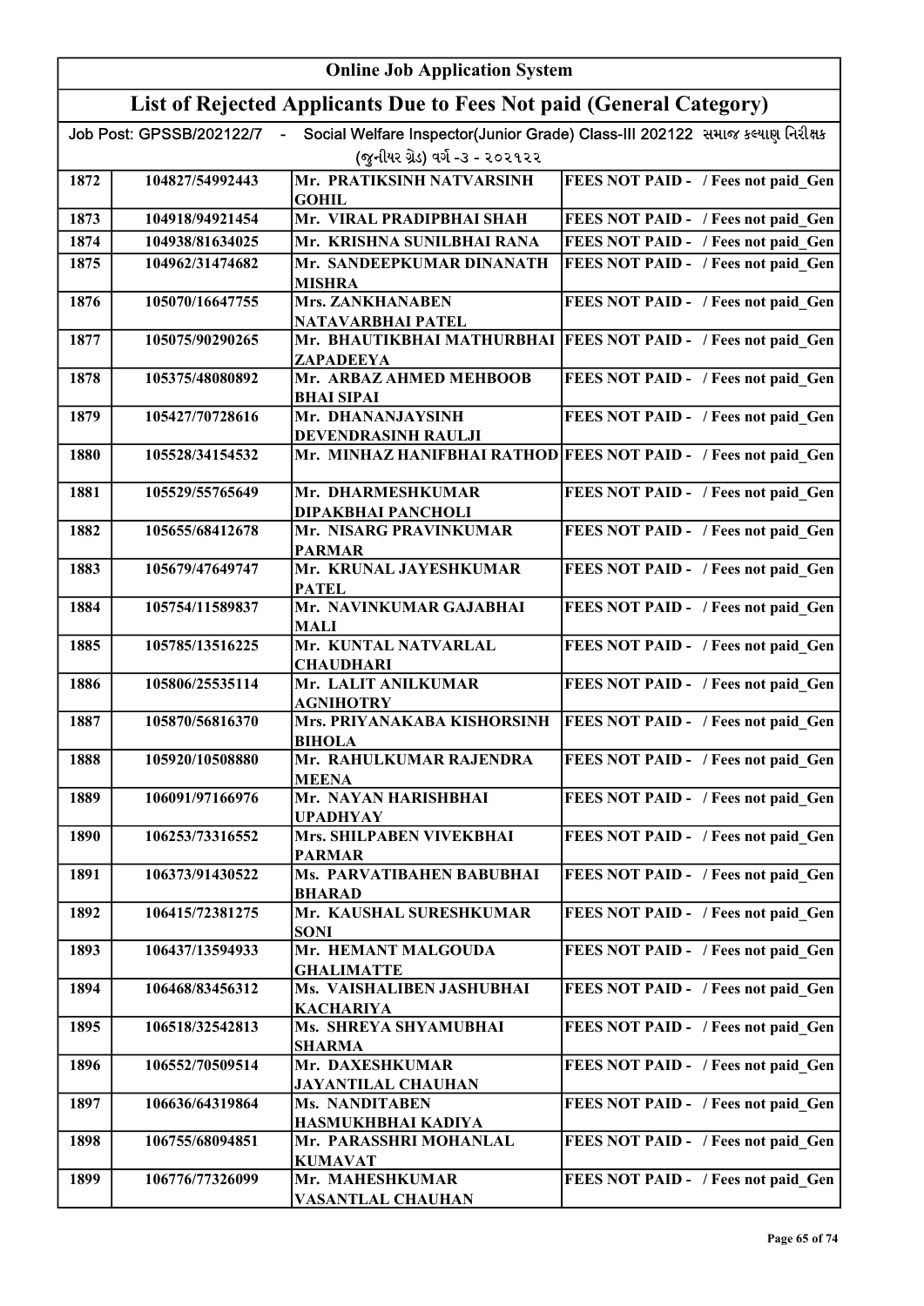| Online Job Application System | | | |
|---|---|---|---|
| List of Rejected Applicants Due to Fees Not paid (General Category) | | | |
| Job Post: GPSSB/202122/7 - Social Welfare Inspector(Junior Grade) Class-III 202122 સમાજ કલ્યાણ નિરીક્ષક (જુનીયર ગ્રેડ) વર્ગ -૩ - ૨૦૨૧૨૨ | | | |
| 1872 | 104827/54992443 | Mr. PRATIKSINH NATVARSINH GOHIL | FEES NOT PAID - / Fees not paid_Gen |
| 1873 | 104918/94921454 | Mr. VIRAL PRADIPBHAI SHAH | FEES NOT PAID - / Fees not paid_Gen |
| 1874 | 104938/81634025 | Mr. KRISHNA SUNILBHAI RANA | FEES NOT PAID - / Fees not paid_Gen |
| 1875 | 104962/31474682 | Mr. SANDEEPKUMAR DINANATH MISHRA | FEES NOT PAID - / Fees not paid_Gen |
| 1876 | 105070/16647755 | Mrs. ZANKHANABEN NATAVARBHAI PATEL | FEES NOT PAID - / Fees not paid_Gen |
| 1877 | 105075/90290265 | Mr. BHAUTIKBHAI MATHURBHAI ZAPADEEYA | FEES NOT PAID - / Fees not paid_Gen |
| 1878 | 105375/48080892 | Mr. ARBAZ AHMED MEHBOOB BHAI SIPAI | FEES NOT PAID - / Fees not paid_Gen |
| 1879 | 105427/70728616 | Mr. DHANANJAYSINH DEVENDRASINH RAULJI | FEES NOT PAID - / Fees not paid_Gen |
| 1880 | 105528/34154532 | Mr. MINHAZ HANIFBHAI RATHOD | FEES NOT PAID - / Fees not paid_Gen |
| 1881 | 105529/55765649 | Mr. DHARMESHKUMAR DIPAKBHAI PANCHOLI | FEES NOT PAID - / Fees not paid_Gen |
| 1882 | 105655/68412678 | Mr. NISARG PRAVINKUMAR PARMAR | FEES NOT PAID - / Fees not paid_Gen |
| 1883 | 105679/47649747 | Mr. KRUNAL JAYESHKUMAR PATEL | FEES NOT PAID - / Fees not paid_Gen |
| 1884 | 105754/11589837 | Mr. NAVINKUMAR GAJABHAI MALI | FEES NOT PAID - / Fees not paid_Gen |
| 1885 | 105785/13516225 | Mr. KUNTAL NATVARLAL CHAUDHARI | FEES NOT PAID - / Fees not paid_Gen |
| 1886 | 105806/25535114 | Mr. LALIT ANILKUMAR AGNIHOTRY | FEES NOT PAID - / Fees not paid_Gen |
| 1887 | 105870/56816370 | Mrs. PRIYANAKABA KISHORSINH BIHOLA | FEES NOT PAID - / Fees not paid_Gen |
| 1888 | 105920/10508880 | Mr. RAHULKUMAR RAJENDRA MEENA | FEES NOT PAID - / Fees not paid_Gen |
| 1889 | 106091/97166976 | Mr. NAYAN HARISHBHAI UPADHYAY | FEES NOT PAID - / Fees not paid_Gen |
| 1890 | 106253/73316552 | Mrs. SHILPABEN VIVEKBHAI PARMAR | FEES NOT PAID - / Fees not paid_Gen |
| 1891 | 106373/91430522 | Ms. PARVATIBAHEN BABUBHAI BHARAD | FEES NOT PAID - / Fees not paid_Gen |
| 1892 | 106415/72381275 | Mr. KAUSHAL SURESHKUMAR SONI | FEES NOT PAID - / Fees not paid_Gen |
| 1893 | 106437/13594933 | Mr. HEMANT MALGOUDA GHALIMATTE | FEES NOT PAID - / Fees not paid_Gen |
| 1894 | 106468/83456312 | Ms. VAISHALIBEN JASHUBHAI KACHARIYA | FEES NOT PAID - / Fees not paid_Gen |
| 1895 | 106518/32542813 | Ms. SHREYA SHYAMUBHAI SHARMA | FEES NOT PAID - / Fees not paid_Gen |
| 1896 | 106552/70509514 | Mr. DAXESHKUMAR JAYANTILAL CHAUHAN | FEES NOT PAID - / Fees not paid_Gen |
| 1897 | 106636/64319864 | Ms. NANDITABEN HASMUKHBHAI KADIYA | FEES NOT PAID - / Fees not paid_Gen |
| 1898 | 106755/68094851 | Mr. PARASSHRI MOHANLAL KUMAVAT | FEES NOT PAID - / Fees not paid_Gen |
| 1899 | 106776/77326099 | Mr. MAHESHKUMAR VASANTLAL CHAUHAN | FEES NOT PAID - / Fees not paid_Gen |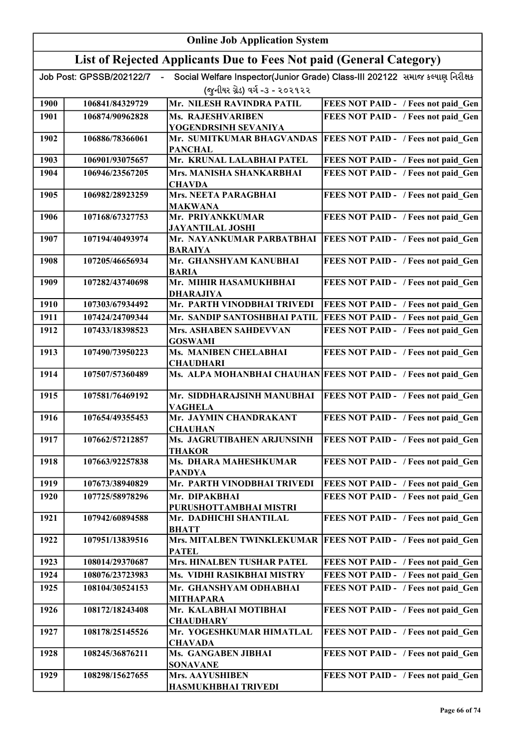# Online Job Application System

## List of Rejected Applicants Due to Fees Not paid (General Category)

Job Post: GPSSB/202122/7 - Social Welfare Inspector(Junior Grade) Class-III 202122 સમાજ કલ્યાણ નિરીક્ષક (જુનીયર ગ્રેડ) વર્ગ -૩ - ૨૦૨૧૨૨

| | | | |
|---|---|---|---|
| 1900 | 106841/84329729 | Mr. NILESH RAVINDRA PATIL | FEES NOT PAID - / Fees not paid_Gen |
| 1901 | 106874/90962828 | Ms. RAJESHVARIBEN YOGENDRSINH SEVANIYA | FEES NOT PAID - / Fees not paid_Gen |
| 1902 | 106886/78366061 | Mr. SUMITKUMAR BHAGVANDAS PANCHAL | FEES NOT PAID - / Fees not paid_Gen |
| 1903 | 106901/93075657 | Mr. KRUNAL LALABHAI PATEL | FEES NOT PAID - / Fees not paid_Gen |
| 1904 | 106946/23567205 | Mrs. MANISHA SHANKARBHAI CHAVDA | FEES NOT PAID - / Fees not paid_Gen |
| 1905 | 106982/28923259 | Mrs. NEETA PARAGBHAI MAKWANA | FEES NOT PAID - / Fees not paid_Gen |
| 1906 | 107168/67327753 | Mr. PRIYANKKUMAR JAYANTILAL JOSHI | FEES NOT PAID - / Fees not paid_Gen |
| 1907 | 107194/40493974 | Mr. NAYANKUMAR PARBATBHAI BARAIYA | FEES NOT PAID - / Fees not paid_Gen |
| 1908 | 107205/46656934 | Mr. GHANSHYAM KANUBHAI BARIA | FEES NOT PAID - / Fees not paid_Gen |
| 1909 | 107282/43740698 | Mr. MIHIR HASAMUKHBHAI DHARAJIYA | FEES NOT PAID - / Fees not paid_Gen |
| 1910 | 107303/67934492 | Mr. PARTH VINODBHAI TRIVEDI | FEES NOT PAID - / Fees not paid_Gen |
| 1911 | 107424/24709344 | Mr. SANDIP SANTOSHBHAI PATIL | FEES NOT PAID - / Fees not paid_Gen |
| 1912 | 107433/18398523 | Mrs. ASHABEN SAHDEVVAN GOSWAMI | FEES NOT PAID - / Fees not paid_Gen |
| 1913 | 107490/73950223 | Ms. MANIBEN CHELABHAI CHAUDHARI | FEES NOT PAID - / Fees not paid_Gen |
| 1914 | 107507/57360489 | Ms. ALPA MOHANBHAI CHAUHAN | FEES NOT PAID - / Fees not paid_Gen |
| 1915 | 107581/76469192 | Mr. SIDDHARAJSINH MANUBHAI VAGHELA | FEES NOT PAID - / Fees not paid_Gen |
| 1916 | 107654/49355453 | Mr. JAYMIN CHANDRAKANT CHAUHAN | FEES NOT PAID - / Fees not paid_Gen |
| 1917 | 107662/57212857 | Ms. JAGRUTIBAHEN ARJUNSINH THAKOR | FEES NOT PAID - / Fees not paid_Gen |
| 1918 | 107663/92257838 | Ms. DHARA MAHESHKUMAR PANDYA | FEES NOT PAID - / Fees not paid_Gen |
| 1919 | 107673/38940829 | Mr. PARTH VINODBHAI TRIVEDI | FEES NOT PAID - / Fees not paid_Gen |
| 1920 | 107725/58978296 | Mr. DIPAKBHAI PURUSHOTTAMBHAI MISTRI | FEES NOT PAID - / Fees not paid_Gen |
| 1921 | 107942/60894588 | Mr. DADHICHI SHANTILAL BHATT | FEES NOT PAID - / Fees not paid_Gen |
| 1922 | 107951/13839516 | Mrs. MITALBEN TWINKLEKUMAR PATEL | FEES NOT PAID - / Fees not paid_Gen |
| 1923 | 108014/29370687 | Mrs. HINALBEN TUSHAR PATEL | FEES NOT PAID - / Fees not paid_Gen |
| 1924 | 108076/23723983 | Ms. VIDHI RASIKBHAI MISTRY | FEES NOT PAID - / Fees not paid_Gen |
| 1925 | 108104/30524153 | Mr. GHANSHYAM ODHABHAI MITHAPARA | FEES NOT PAID - / Fees not paid_Gen |
| 1926 | 108172/18243408 | Mr. KALABHAI MOTIBHAI CHAUDHARY | FEES NOT PAID - / Fees not paid_Gen |
| 1927 | 108178/25145526 | Mr. YOGESHKUMAR HIMATLAL CHAVADA | FEES NOT PAID - / Fees not paid_Gen |
| 1928 | 108245/36876211 | Ms. GANGABEN JIBHAI SONAVANE | FEES NOT PAID - / Fees not paid_Gen |
| 1929 | 108298/15627655 | Mrs. AAYUSHIBEN HASMUKHBHAI TRIVEDI | FEES NOT PAID - / Fees not paid_Gen |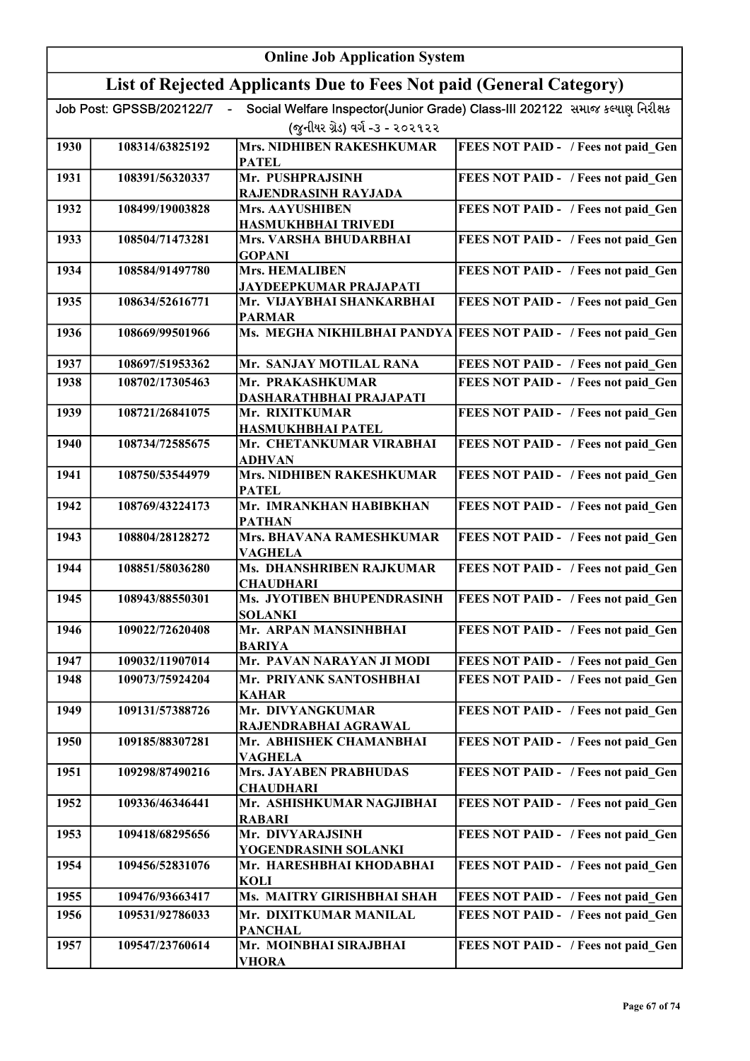# Online Job Application System

## List of Rejected Applicants Due to Fees Not paid (General Category)

Job Post: GPSSB/202122/7 - Social Welfare Inspector(Junior Grade) Class-III 202122 સમાજ કલ્યાણ નિરીક્ષક (જુનીયર ગ્રેડ) વર્ગ -૩ - ૨૦૨૧૨૨

| | | | |
|---|---|---|---|
| 1930 | 108314/63825192 | Mrs. NIDHIBEN RAKESHKUMAR PATEL | FEES NOT PAID - / Fees not paid_Gen |
| 1931 | 108391/56320337 | Mr. PUSHPRAJSINH RAJENDRASINH RAYJADA | FEES NOT PAID - / Fees not paid_Gen |
| 1932 | 108499/19003828 | Mrs. AAYUSHIBEN HASMUKHBHAI TRIVEDI | FEES NOT PAID - / Fees not paid_Gen |
| 1933 | 108504/71473281 | Mrs. VARSHA BHUDARBHAI GOPANI | FEES NOT PAID - / Fees not paid_Gen |
| 1934 | 108584/91497780 | Mrs. HEMALIBEN JAYDEEPKUMAR PRAJAPATI | FEES NOT PAID - / Fees not paid_Gen |
| 1935 | 108634/52616771 | Mr. VIJAYBHAI SHANKARBHAI PARMAR | FEES NOT PAID - / Fees not paid_Gen |
| 1936 | 108669/99501966 | Ms. MEGHA NIKHILBHAI PANDYA | FEES NOT PAID - / Fees not paid_Gen |
| 1937 | 108697/51953362 | Mr. SANJAY MOTILAL RANA | FEES NOT PAID - / Fees not paid_Gen |
| 1938 | 108702/17305463 | Mr. PRAKASHKUMAR DASHARATHBHAI PRAJAPATI | FEES NOT PAID - / Fees not paid_Gen |
| 1939 | 108721/26841075 | Mr. RIXITKUMAR HASMUKHBHAI PATEL | FEES NOT PAID - / Fees not paid_Gen |
| 1940 | 108734/72585675 | Mr. CHETANKUMAR VIRABHAI ADHVAN | FEES NOT PAID - / Fees not paid_Gen |
| 1941 | 108750/53544979 | Mrs. NIDHIBEN RAKESHKUMAR PATEL | FEES NOT PAID - / Fees not paid_Gen |
| 1942 | 108769/43224173 | Mr. IMRANKHAN HABIBKHAN PATHAN | FEES NOT PAID - / Fees not paid_Gen |
| 1943 | 108804/28128272 | Mrs. BHAVANA RAMESHKUMAR VAGHELA | FEES NOT PAID - / Fees not paid_Gen |
| 1944 | 108851/58036280 | Ms. DHANSHRIBEN RAJKUMAR CHAUDHARI | FEES NOT PAID - / Fees not paid_Gen |
| 1945 | 108943/88550301 | Ms. JYOTIBEN BHUPENDRASINH SOLANKI | FEES NOT PAID - / Fees not paid_Gen |
| 1946 | 109022/72620408 | Mr. ARPAN MANSINHBHAI BARIYA | FEES NOT PAID - / Fees not paid_Gen |
| 1947 | 109032/11907014 | Mr. PAVAN NARAYAN JI MODI | FEES NOT PAID - / Fees not paid_Gen |
| 1948 | 109073/75924204 | Mr. PRIYANK SANTOSHBHAI KAHAR | FEES NOT PAID - / Fees not paid_Gen |
| 1949 | 109131/57388726 | Mr. DIVYANGKUMAR RAJENDRABHAI AGRAWAL | FEES NOT PAID - / Fees not paid_Gen |
| 1950 | 109185/88307281 | Mr. ABHISHEK CHAMANBHAI VAGHELA | FEES NOT PAID - / Fees not paid_Gen |
| 1951 | 109298/87490216 | Mrs. JAYABEN PRABHUDAS CHAUDHARI | FEES NOT PAID - / Fees not paid_Gen |
| 1952 | 109336/46346441 | Mr. ASHISHKUMAR NAGJIBHAI RABARI | FEES NOT PAID - / Fees not paid_Gen |
| 1953 | 109418/68295656 | Mr. DIVYARAJSINH YOGENDRASINH SOLANKI | FEES NOT PAID - / Fees not paid_Gen |
| 1954 | 109456/52831076 | Mr. HARESHBHAI KHODABHAI KOLI | FEES NOT PAID - / Fees not paid_Gen |
| 1955 | 109476/93663417 | Ms. MAITRY GIRISHBHAI SHAH | FEES NOT PAID - / Fees not paid_Gen |
| 1956 | 109531/92786033 | Mr. DIXITKUMAR MANILAL PANCHAL | FEES NOT PAID - / Fees not paid_Gen |
| 1957 | 109547/23760614 | Mr. MOINBHAI SIRAJBHAI VHORA | FEES NOT PAID - / Fees not paid_Gen |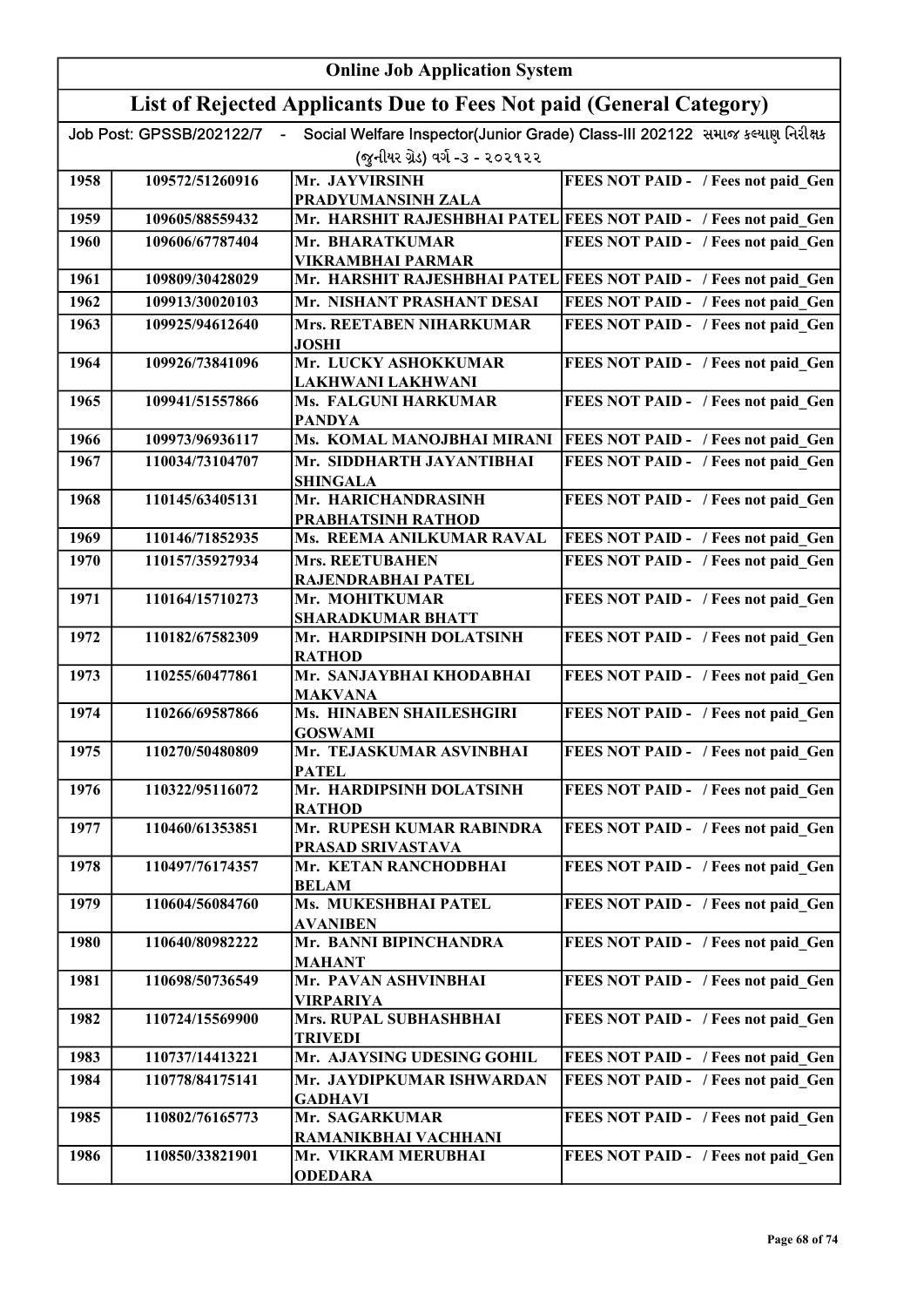# Online Job Application System

## List of Rejected Applicants Due to Fees Not paid (General Category)

Job Post: GPSSB/202122/7 - Social Welfare Inspector(Junior Grade) Class-III 202122 સમાજ કલ્યાણ નિરીક્ષક (જુનીયર ગ્રેડ) વર્ગ -૩ - ૨૦૨૧૨૨

| | | | |
|---|---|---|---|
| 1958 | 109572/51260916 | Mr. JAYVIRSINH PRADYUMANSINH ZALA | FEES NOT PAID - / Fees not paid_Gen |
| 1959 | 109605/88559432 | Mr. HARSHIT RAJESHBHAI PATEL | FEES NOT PAID - / Fees not paid_Gen |
| 1960 | 109606/67787404 | Mr. BHARATKUMAR VIKRAMBHAI PARMAR | FEES NOT PAID - / Fees not paid_Gen |
| 1961 | 109809/30428029 | Mr. HARSHIT RAJESHBHAI PATEL | FEES NOT PAID - / Fees not paid_Gen |
| 1962 | 109913/30020103 | Mr. NISHANT PRASHANT DESAI | FEES NOT PAID - / Fees not paid_Gen |
| 1963 | 109925/94612640 | Mrs. REETABEN NIHARKUMAR JOSHI | FEES NOT PAID - / Fees not paid_Gen |
| 1964 | 109926/73841096 | Mr. LUCKY ASHOKKUMAR LAKHWANI LAKHWANI | FEES NOT PAID - / Fees not paid_Gen |
| 1965 | 109941/51557866 | Ms. FALGUNI HARKUMAR PANDYA | FEES NOT PAID - / Fees not paid_Gen |
| 1966 | 109973/96936117 | Ms. KOMAL MANOJBHAI MIRANI | FEES NOT PAID - / Fees not paid_Gen |
| 1967 | 110034/73104707 | Mr. SIDDHARTH JAYANTIBHAI SHINGALA | FEES NOT PAID - / Fees not paid_Gen |
| 1968 | 110145/63405131 | Mr. HARICHANDRASINH PRABHATSINH RATHOD | FEES NOT PAID - / Fees not paid_Gen |
| 1969 | 110146/71852935 | Ms. REEMA ANILKUMAR RAVAL | FEES NOT PAID - / Fees not paid_Gen |
| 1970 | 110157/35927934 | Mrs. REETUBAHEN RAJENDRABHAI PATEL | FEES NOT PAID - / Fees not paid_Gen |
| 1971 | 110164/15710273 | Mr. MOHITKUMAR SHARADKUMAR BHATT | FEES NOT PAID - / Fees not paid_Gen |
| 1972 | 110182/67582309 | Mr. HARDIPSINH DOLATSINH RATHOD | FEES NOT PAID - / Fees not paid_Gen |
| 1973 | 110255/60477861 | Mr. SANJAYBHAI KHODABHAI MAKVANA | FEES NOT PAID - / Fees not paid_Gen |
| 1974 | 110266/69587866 | Ms. HINABEN SHAILESHGIRI GOSWAMI | FEES NOT PAID - / Fees not paid_Gen |
| 1975 | 110270/50480809 | Mr. TEJASKUMAR ASVINBHAI PATEL | FEES NOT PAID - / Fees not paid_Gen |
| 1976 | 110322/95116072 | Mr. HARDIPSINH DOLATSINH RATHOD | FEES NOT PAID - / Fees not paid_Gen |
| 1977 | 110460/61353851 | Mr. RUPESH KUMAR RABINDRA PRASAD SRIVASTAVA | FEES NOT PAID - / Fees not paid_Gen |
| 1978 | 110497/76174357 | Mr. KETAN RANCHODBHAI BELAM | FEES NOT PAID - / Fees not paid_Gen |
| 1979 | 110604/56084760 | Ms. MUKESHBHAI PATEL AVANIBEN | FEES NOT PAID - / Fees not paid_Gen |
| 1980 | 110640/80982222 | Mr. BANNI BIPINCHANDRA MAHANT | FEES NOT PAID - / Fees not paid_Gen |
| 1981 | 110698/50736549 | Mr. PAVAN ASHVINBHAI VIRPARIYA | FEES NOT PAID - / Fees not paid_Gen |
| 1982 | 110724/15569900 | Mrs. RUPAL SUBHASHBHAI TRIVEDI | FEES NOT PAID - / Fees not paid_Gen |
| 1983 | 110737/14413221 | Mr. AJAYSING UDESING GOHIL | FEES NOT PAID - / Fees not paid_Gen |
| 1984 | 110778/84175141 | Mr. JAYDIPKUMAR ISHWARDAN GADHAVI | FEES NOT PAID - / Fees not paid_Gen |
| 1985 | 110802/76165773 | Mr. SAGARKUMAR RAMANIKBHAI VACHHANI | FEES NOT PAID - / Fees not paid_Gen |
| 1986 | 110850/33821901 | Mr. VIKRAM MERUBHAI ODEDARA | FEES NOT PAID - / Fees not paid_Gen |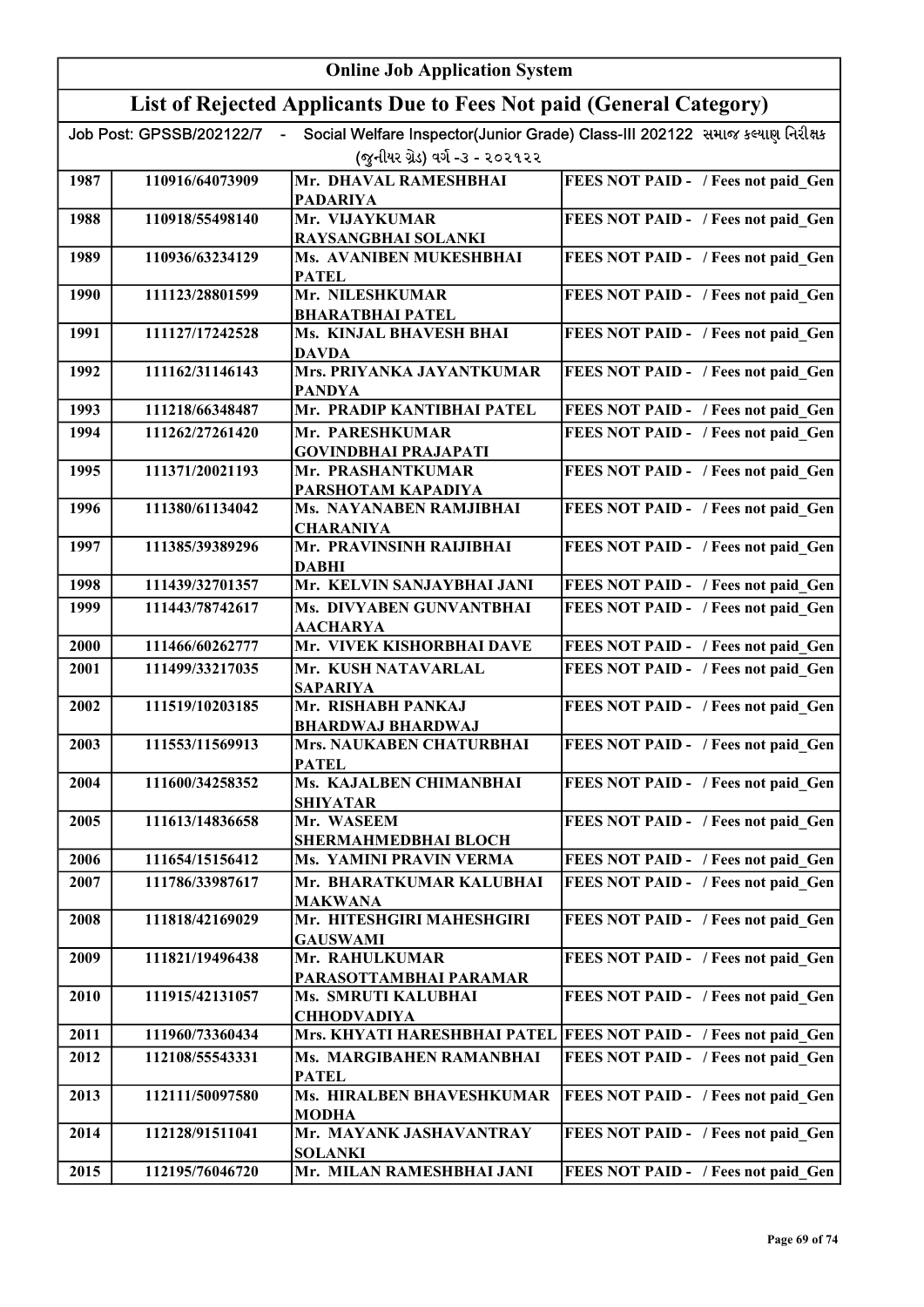# Online Job Application System

## List of Rejected Applicants Due to Fees Not paid (General Category)

Job Post: GPSSB/202122/7 - Social Welfare Inspector(Junior Grade) Class-III 202122 સમાજ કલ્યાણ નિરીક્ષક (જુનીયર ગ્રેડ) વર્ગ -૩ - ૨૦૨૧૨૨

| | | | |
|---|---|---|---|
| 1987 | 110916/64073909 | Mr. DHAVAL RAMESHBHAI PADARIYA | FEES NOT PAID - / Fees not paid_Gen |
| 1988 | 110918/55498140 | Mr. VIJAYKUMAR RAYSANGBHAI SOLANKI | FEES NOT PAID - / Fees not paid_Gen |
| 1989 | 110936/63234129 | Ms. AVANIBEN MUKESHBHAI PATEL | FEES NOT PAID - / Fees not paid_Gen |
| 1990 | 111123/28801599 | Mr. NILESHKUMAR BHARATBHAI PATEL | FEES NOT PAID - / Fees not paid_Gen |
| 1991 | 111127/17242528 | Ms. KINJAL BHAVESH BHAI DAVDA | FEES NOT PAID - / Fees not paid_Gen |
| 1992 | 111162/31146143 | Mrs. PRIYANKA JAYANTKUMAR PANDYA | FEES NOT PAID - / Fees not paid_Gen |
| 1993 | 111218/66348487 | Mr. PRADIP KANTIBHAI PATEL | FEES NOT PAID - / Fees not paid_Gen |
| 1994 | 111262/27261420 | Mr. PARESHKUMAR GOVINDBHAI PRAJAPATI | FEES NOT PAID - / Fees not paid_Gen |
| 1995 | 111371/20021193 | Mr. PRASHANTKUMAR PARSHOTAM KAPADIYA | FEES NOT PAID - / Fees not paid_Gen |
| 1996 | 111380/61134042 | Ms. NAYANABEN RAMJIBHAI CHARANIYA | FEES NOT PAID - / Fees not paid_Gen |
| 1997 | 111385/39389296 | Mr. PRAVINSINH RAIJIBHAI DABHI | FEES NOT PAID - / Fees not paid_Gen |
| 1998 | 111439/32701357 | Mr. KELVIN SANJAYBHAI JANI | FEES NOT PAID - / Fees not paid_Gen |
| 1999 | 111443/78742617 | Ms. DIVYABEN GUNVANTBHAI AACHARYA | FEES NOT PAID - / Fees not paid_Gen |
| 2000 | 111466/60262777 | Mr. VIVEK KISHORBHAI DAVE | FEES NOT PAID - / Fees not paid_Gen |
| 2001 | 111499/33217035 | Mr. KUSH NATAVARLAL SAPARIYA | FEES NOT PAID - / Fees not paid_Gen |
| 2002 | 111519/10203185 | Mr. RISHABH PANKAJ BHARDWAJ BHARDWAJ | FEES NOT PAID - / Fees not paid_Gen |
| 2003 | 111553/11569913 | Mrs. NAUKABEN CHATURBHAI PATEL | FEES NOT PAID - / Fees not paid_Gen |
| 2004 | 111600/34258352 | Ms. KAJALBEN CHIMANBHAI SHIYATAR | FEES NOT PAID - / Fees not paid_Gen |
| 2005 | 111613/14836658 | Mr. WASEEM SHERMAHMEDBHAI BLOCH | FEES NOT PAID - / Fees not paid_Gen |
| 2006 | 111654/15156412 | Ms. YAMINI PRAVIN VERMA | FEES NOT PAID - / Fees not paid_Gen |
| 2007 | 111786/33987617 | Mr. BHARATKUMAR KALUBHAI MAKWANA | FEES NOT PAID - / Fees not paid_Gen |
| 2008 | 111818/42169029 | Mr. HITESHGIRI MAHESHGIRI GAUSWAMI | FEES NOT PAID - / Fees not paid_Gen |
| 2009 | 111821/19496438 | Mr. RAHULKUMAR PARASOTTAMBHAI PARAMAR | FEES NOT PAID - / Fees not paid_Gen |
| 2010 | 111915/42131057 | Ms. SMRUTI KALUBHAI CHHODVADIYA | FEES NOT PAID - / Fees not paid_Gen |
| 2011 | 111960/73360434 | Mrs. KHYATI HARESHBHAI PATEL | FEES NOT PAID - / Fees not paid_Gen |
| 2012 | 112108/55543331 | Ms. MARGIBAHEN RAMANBHAI PATEL | FEES NOT PAID - / Fees not paid_Gen |
| 2013 | 112111/50097580 | Ms. HIRALBEN BHAVESHKUMAR MODHA | FEES NOT PAID - / Fees not paid_Gen |
| 2014 | 112128/91511041 | Mr. MAYANK JASHAVANTRAY SOLANKI | FEES NOT PAID - / Fees not paid_Gen |
| 2015 | 112195/76046720 | Mr. MILAN RAMESHBHAI JANI | FEES NOT PAID - / Fees not paid_Gen |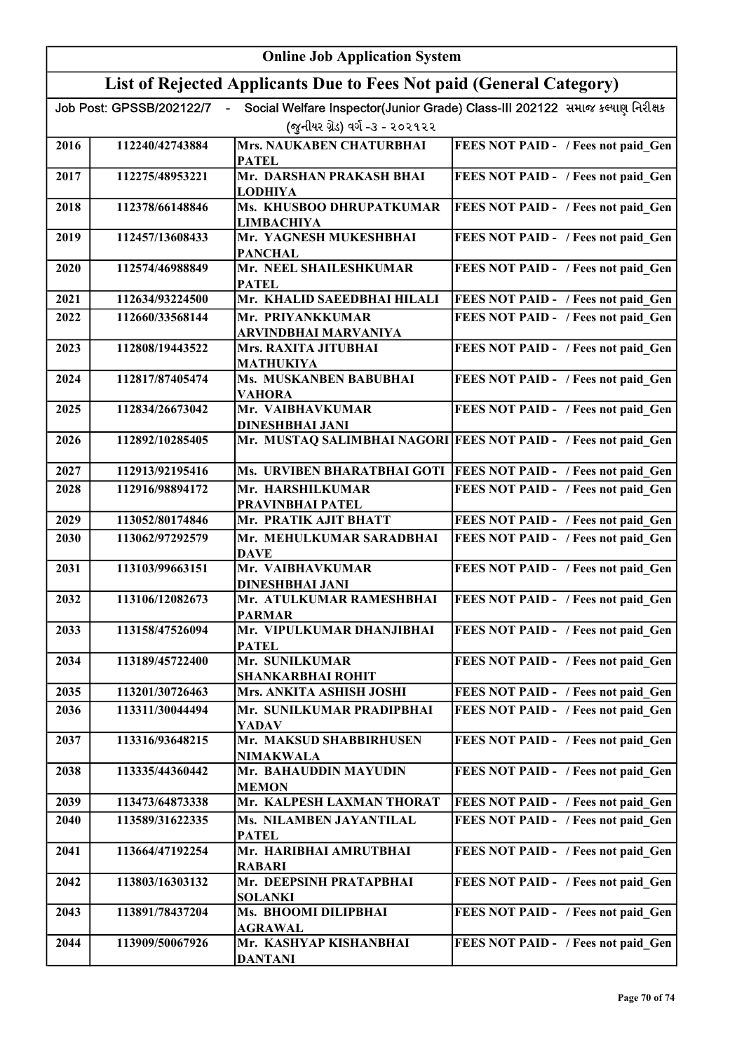# Online Job Application System

## List of Rejected Applicants Due to Fees Not paid (General Category)

Job Post: GPSSB/202122/7 - Social Welfare Inspector(Junior Grade) Class-III 202122 સમાજ કલ્યાણ નિરીક્ષક (જુનીયર ગ્રેડ) વર્ગ -૩ - ૨૦૨૧૨૨

| | | | |
|---|---|---|---|
| 2016 | 112240/42743884 | Mrs. NAUKABEN CHATURBHAI PATEL | FEES NOT PAID - / Fees not paid_Gen |
| 2017 | 112275/48953221 | Mr. DARSHAN PRAKASH BHAI LODHIYA | FEES NOT PAID - / Fees not paid_Gen |
| 2018 | 112378/66148846 | Ms. KHUSBOO DHRUPATKUMAR LIMBACHIYA | FEES NOT PAID - / Fees not paid_Gen |
| 2019 | 112457/13608433 | Mr. YAGNESH MUKESHBHAI PANCHAL | FEES NOT PAID - / Fees not paid_Gen |
| 2020 | 112574/46988849 | Mr. NEEL SHAILESHKUMAR PATEL | FEES NOT PAID - / Fees not paid_Gen |
| 2021 | 112634/93224500 | Mr. KHALID SAEEDBHAI HILALI | FEES NOT PAID - / Fees not paid_Gen |
| 2022 | 112660/33568144 | Mr. PRIYANKKUMAR ARVINDBHAI MARVANIYA | FEES NOT PAID - / Fees not paid_Gen |
| 2023 | 112808/19443522 | Mrs. RAXITA JITUBHAI MATHUKIYA | FEES NOT PAID - / Fees not paid_Gen |
| 2024 | 112817/87405474 | Ms. MUSKANBEN BABUBHAI VAHORA | FEES NOT PAID - / Fees not paid_Gen |
| 2025 | 112834/26673042 | Mr. VAIBHAVKUMAR DINESHBHAI JANI | FEES NOT PAID - / Fees not paid_Gen |
| 2026 | 112892/10285405 | Mr. MUSTAQ SALIMBHAI NAGORI | FEES NOT PAID - / Fees not paid_Gen |
| 2027 | 112913/92195416 | Ms. URVIBEN BHARATBHAI GOTI | FEES NOT PAID - / Fees not paid_Gen |
| 2028 | 112916/98894172 | Mr. HARSHILKUMAR PRAVINBHAI PATEL | FEES NOT PAID - / Fees not paid_Gen |
| 2029 | 113052/80174846 | Mr. PRATIK AJIT BHATT | FEES NOT PAID - / Fees not paid_Gen |
| 2030 | 113062/97292579 | Mr. MEHULKUMAR SARADBHAI DAVE | FEES NOT PAID - / Fees not paid_Gen |
| 2031 | 113103/99663151 | Mr. VAIBHAVKUMAR DINESHBHAI JANI | FEES NOT PAID - / Fees not paid_Gen |
| 2032 | 113106/12082673 | Mr. ATULKUMAR RAMESHBHAI PARMAR | FEES NOT PAID - / Fees not paid_Gen |
| 2033 | 113158/47526094 | Mr. VIPULKUMAR DHANJIBHAI PATEL | FEES NOT PAID - / Fees not paid_Gen |
| 2034 | 113189/45722400 | Mr. SUNILKUMAR SHANKARBHAI ROHIT | FEES NOT PAID - / Fees not paid_Gen |
| 2035 | 113201/30726463 | Mrs. ANKITA ASHISH JOSHI | FEES NOT PAID - / Fees not paid_Gen |
| 2036 | 113311/30044494 | Mr. SUNILKUMAR PRADIPBHAI YADAV | FEES NOT PAID - / Fees not paid_Gen |
| 2037 | 113316/93648215 | Mr. MAKSUD SHABBIRHUSEN NIMAKWALA | FEES NOT PAID - / Fees not paid_Gen |
| 2038 | 113335/44360442 | Mr. BAHAUDDIN MAYUDIN MEMON | FEES NOT PAID - / Fees not paid_Gen |
| 2039 | 113473/64873338 | Mr. KALPESH LAXMAN THORAT | FEES NOT PAID - / Fees not paid_Gen |
| 2040 | 113589/31622335 | Ms. NILAMBEN JAYANTILAL PATEL | FEES NOT PAID - / Fees not paid_Gen |
| 2041 | 113664/47192254 | Mr. HARIBHAI AMRUTBHAI RABARI | FEES NOT PAID - / Fees not paid_Gen |
| 2042 | 113803/16303132 | Mr. DEEPSINH PRATAPBHAI SOLANKI | FEES NOT PAID - / Fees not paid_Gen |
| 2043 | 113891/78437204 | Ms. BHOOMI DILIPBHAI AGRAWAL | FEES NOT PAID - / Fees not paid_Gen |
| 2044 | 113909/50067926 | Mr. KASHYAP KISHANBHAI DANTANI | FEES NOT PAID - / Fees not paid_Gen |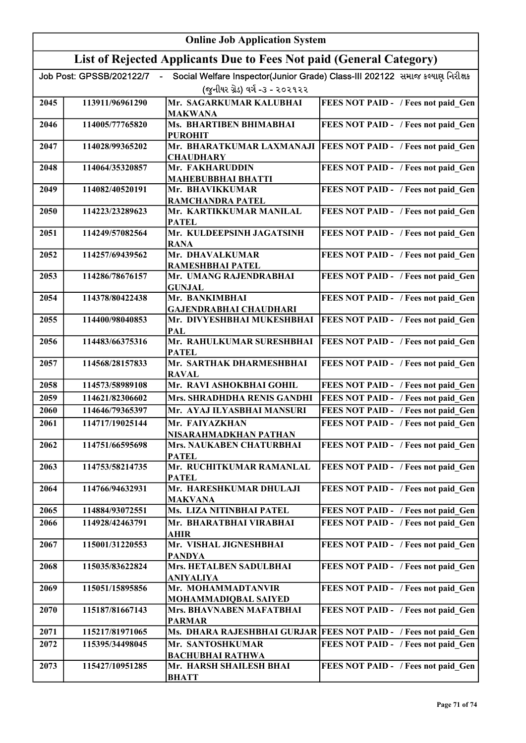# Online Job Application System

## List of Rejected Applicants Due to Fees Not paid (General Category)

Job Post: GPSSB/202122/7 - Social Welfare Inspector(Junior Grade) Class-III 202122 સમાજ કલ્યાણ નિરીક્ષક (જુનીયર ગ્રેડ) વર્ગ -૩ - ૨૦૨૧૨૨

| | | | |
|---|---|---|---|
| 2045 | 113911/96961290 | Mr. SAGARKUMAR KALUBHAI MAKWANA | FEES NOT PAID - / Fees not paid_Gen |
| 2046 | 114005/77765820 | Ms. BHARTIBEN BHIMABHAI PUROHIT | FEES NOT PAID - / Fees not paid_Gen |
| 2047 | 114028/99365202 | Mr. BHARATKUMAR LAXMANAJI CHAUDHARY | FEES NOT PAID - / Fees not paid_Gen |
| 2048 | 114064/35320857 | Mr. FAKHARUDDIN MAHEBUBBHAI BHATTI | FEES NOT PAID - / Fees not paid_Gen |
| 2049 | 114082/40520191 | Mr. BHAVIKKUMAR RAMCHANDRA PATEL | FEES NOT PAID - / Fees not paid_Gen |
| 2050 | 114223/23289623 | Mr. KARTIKKUMAR MANILAL PATEL | FEES NOT PAID - / Fees not paid_Gen |
| 2051 | 114249/57082564 | Mr. KULDEEPSINH JAGATSINH RANA | FEES NOT PAID - / Fees not paid_Gen |
| 2052 | 114257/69439562 | Mr. DHAVALKUMAR RAMESHBHAI PATEL | FEES NOT PAID - / Fees not paid_Gen |
| 2053 | 114286/78676157 | Mr. UMANG RAJENDRABHAI GUNJAL | FEES NOT PAID - / Fees not paid_Gen |
| 2054 | 114378/80422438 | Mr. BANKIMBHAI GAJENDRABHAI CHAUDHARI | FEES NOT PAID - / Fees not paid_Gen |
| 2055 | 114400/98040853 | Mr. DIVYESHBHAI MUKESHBHAI PAL | FEES NOT PAID - / Fees not paid_Gen |
| 2056 | 114483/66375316 | Mr. RAHULKUMAR SURESHBHAI PATEL | FEES NOT PAID - / Fees not paid_Gen |
| 2057 | 114568/28157833 | Mr. SARTHAK DHARMESHBHAI RAVAL | FEES NOT PAID - / Fees not paid_Gen |
| 2058 | 114573/58989108 | Mr. RAVI ASHOKBHAI GOHIL | FEES NOT PAID - / Fees not paid_Gen |
| 2059 | 114621/82306602 | Mrs. SHRADHDHA RENIS GANDHI | FEES NOT PAID - / Fees not paid_Gen |
| 2060 | 114646/79365397 | Mr. AYAJ ILYASBHAI MANSURI | FEES NOT PAID - / Fees not paid_Gen |
| 2061 | 114717/19025144 | Mr. FAIYAZKHAN NISARAHMADKHAN PATHAN | FEES NOT PAID - / Fees not paid_Gen |
| 2062 | 114751/66595698 | Mrs. NAUKABEN CHATURBHAI PATEL | FEES NOT PAID - / Fees not paid_Gen |
| 2063 | 114753/58214735 | Mr. RUCHITKUMAR RAMANLAL PATEL | FEES NOT PAID - / Fees not paid_Gen |
| 2064 | 114766/94632931 | Mr. HARESHKUMAR DHULAJI MAKVANA | FEES NOT PAID - / Fees not paid_Gen |
| 2065 | 114884/93072551 | Ms. LIZA NITINBHAI PATEL | FEES NOT PAID - / Fees not paid_Gen |
| 2066 | 114928/42463791 | Mr. BHARATBHAI VIRABHAI AHIR | FEES NOT PAID - / Fees not paid_Gen |
| 2067 | 115001/31220553 | Mr. VISHAL JIGNESHBHAI PANDYA | FEES NOT PAID - / Fees not paid_Gen |
| 2068 | 115035/83622824 | Mrs. HETALBEN SADULBHAI ANIYALIYA | FEES NOT PAID - / Fees not paid_Gen |
| 2069 | 115051/15895856 | Mr. MOHAMMADTANVIR MOHAMMADIQBAL SAIYED | FEES NOT PAID - / Fees not paid_Gen |
| 2070 | 115187/81667143 | Mrs. BHAVNABEN MAFATBHAI PARMAR | FEES NOT PAID - / Fees not paid_Gen |
| 2071 | 115217/81971065 | Ms. DHARA RAJESHBHAI GURJAR | FEES NOT PAID - / Fees not paid_Gen |
| 2072 | 115395/34498045 | Mr. SANTOSHKUMAR BACHUBHAI RATHWA | FEES NOT PAID - / Fees not paid_Gen |
| 2073 | 115427/10951285 | Mr. HARSH SHAILESH BHAI BHATT | FEES NOT PAID - / Fees not paid_Gen |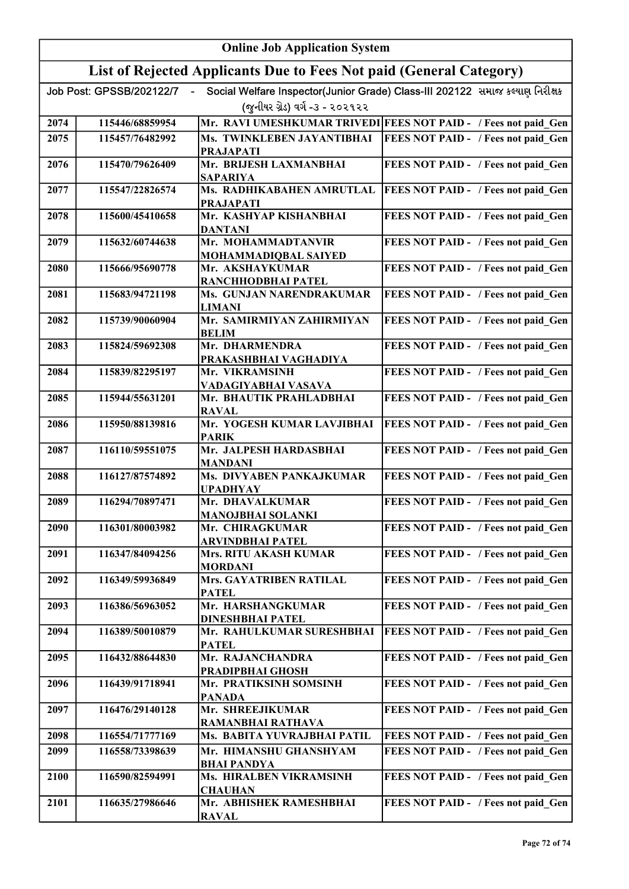# Online Job Application System

## List of Rejected Applicants Due to Fees Not paid (General Category)

Job Post: GPSSB/202122/7 - Social Welfare Inspector(Junior Grade) Class-III 202122 સમાજ કલ્યાણ નિરીક્ષક (જુનીયર ગ્રેડ) વર્ગ -૩ - ૨૦૨૧૨૨

| | | | |
|---|---|---|---|
| 2074 | 115446/68859954 | Mr. RAVI UMESHKUMAR TRIVEDI | FEES NOT PAID - / Fees not paid_Gen |
| 2075 | 115457/76482992 | Ms. TWINKLEBEN JAYANTIBHAI PRAJAPATI | FEES NOT PAID - / Fees not paid_Gen |
| 2076 | 115470/79626409 | Mr. BRIJESH LAXMANBHAI SAPARIYA | FEES NOT PAID - / Fees not paid_Gen |
| 2077 | 115547/22826574 | Ms. RADHIKABAHEN AMRUTLAL PRAJAPATI | FEES NOT PAID - / Fees not paid_Gen |
| 2078 | 115600/45410658 | Mr. KASHYAP KISHANBHAI DANTANI | FEES NOT PAID - / Fees not paid_Gen |
| 2079 | 115632/60744638 | Mr. MOHAMMADTANVIR MOHAMMADIQBAL SAIYED | FEES NOT PAID - / Fees not paid_Gen |
| 2080 | 115666/95690778 | Mr. AKSHAYKUMAR RANCHHODBHAI PATEL | FEES NOT PAID - / Fees not paid_Gen |
| 2081 | 115683/94721198 | Ms. GUNJAN NARENDRAKUMAR LIMANI | FEES NOT PAID - / Fees not paid_Gen |
| 2082 | 115739/90060904 | Mr. SAMIRMIYAN ZAHIRMIYAN BELIM | FEES NOT PAID - / Fees not paid_Gen |
| 2083 | 115824/59692308 | Mr. DHARMENDRA PRAKASHBHAI VAGHADIYA | FEES NOT PAID - / Fees not paid_Gen |
| 2084 | 115839/82295197 | Mr. VIKRAMSINH VADAGIYABHAI VASAVA | FEES NOT PAID - / Fees not paid_Gen |
| 2085 | 115944/55631201 | Mr. BHAUTIK PRAHLADBHAI RAVAL | FEES NOT PAID - / Fees not paid_Gen |
| 2086 | 115950/88139816 | Mr. YOGESH KUMAR LAVJIBHAI PARIK | FEES NOT PAID - / Fees not paid_Gen |
| 2087 | 116110/59551075 | Mr. JALPESH HARDASBHAI MANDANI | FEES NOT PAID - / Fees not paid_Gen |
| 2088 | 116127/87574892 | Ms. DIVYABEN PANKAJKUMAR UPADHYAY | FEES NOT PAID - / Fees not paid_Gen |
| 2089 | 116294/70897471 | Mr. DHAVALKUMAR MANOJBHAI SOLANKI | FEES NOT PAID - / Fees not paid_Gen |
| 2090 | 116301/80003982 | Mr. CHIRAGKUMAR ARVINDBHAI PATEL | FEES NOT PAID - / Fees not paid_Gen |
| 2091 | 116347/84094256 | Mrs. RITU AKASH KUMAR MORDANI | FEES NOT PAID - / Fees not paid_Gen |
| 2092 | 116349/59936849 | Mrs. GAYATRIBEN RATILAL PATEL | FEES NOT PAID - / Fees not paid_Gen |
| 2093 | 116386/56963052 | Mr. HARSHANGKUMAR DINESHBHAI PATEL | FEES NOT PAID - / Fees not paid_Gen |
| 2094 | 116389/50010879 | Mr. RAHULKUMAR SURESHBHAI PATEL | FEES NOT PAID - / Fees not paid_Gen |
| 2095 | 116432/88644830 | Mr. RAJANCHANDRA PRADIPBHAI GHOSH | FEES NOT PAID - / Fees not paid_Gen |
| 2096 | 116439/91718941 | Mr. PRATIKSINH SOMSINH PANADA | FEES NOT PAID - / Fees not paid_Gen |
| 2097 | 116476/29140128 | Mr. SHREEJIKUMAR RAMANBHAI RATHAVA | FEES NOT PAID - / Fees not paid_Gen |
| 2098 | 116554/71777169 | Ms. BABITA YUVRAJBHAI PATIL | FEES NOT PAID - / Fees not paid_Gen |
| 2099 | 116558/73398639 | Mr. HIMANSHU GHANSHYAM BHAI PANDYA | FEES NOT PAID - / Fees not paid_Gen |
| 2100 | 116590/82594991 | Ms. HIRALBEN VIKRAMSINH CHAUHAN | FEES NOT PAID - / Fees not paid_Gen |
| 2101 | 116635/27986646 | Mr. ABHISHEK RAMESHBHAI RAVAL | FEES NOT PAID - / Fees not paid_Gen |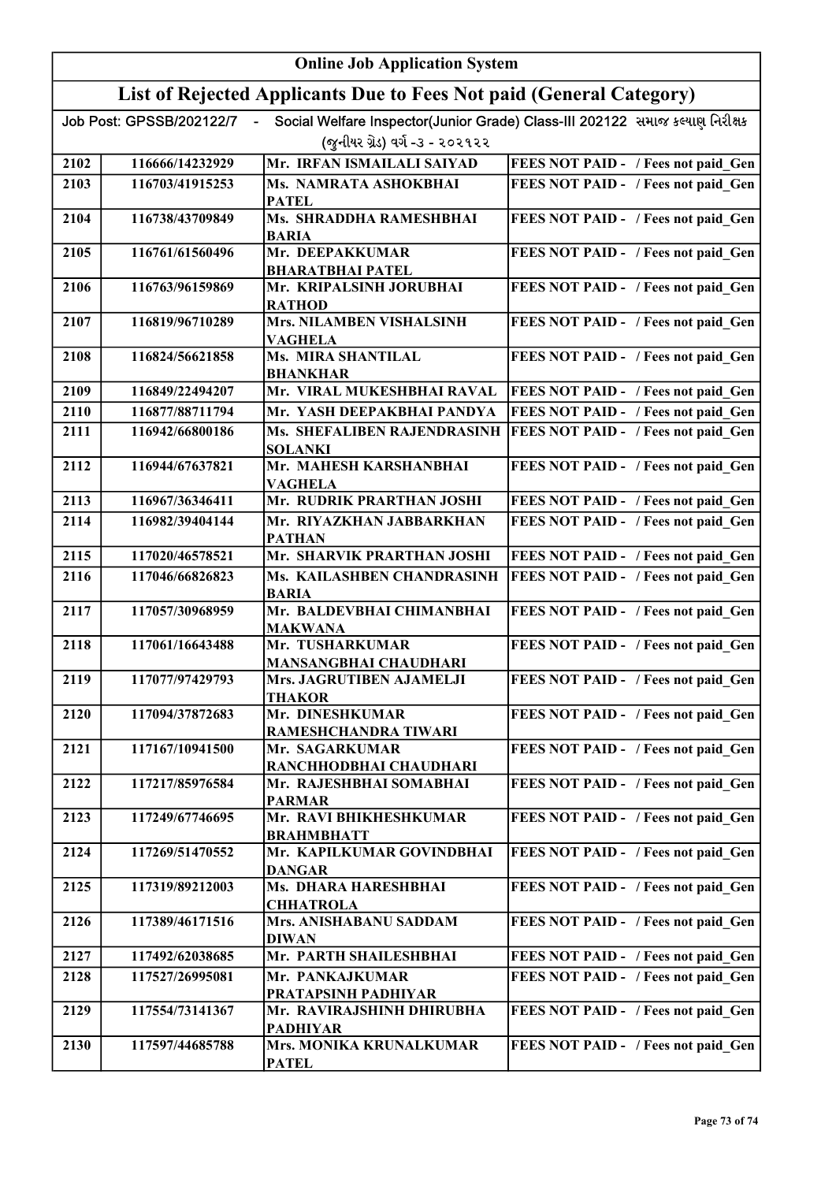# Online Job Application System

## List of Rejected Applicants Due to Fees Not paid (General Category)

Job Post: GPSSB/202122/7 - Social Welfare Inspector(Junior Grade) Class-III 202122 સમાજ કલ્યાણ નિરીક્ષક (જુનીયર ગ્રેડ) વર્ગ -૩ - ૨૦૨૧૨૨

| | | | |
|---|---|---|---|
| 2102 | 116666/14232929 | Mr. IRFAN ISMAILALI SAIYAD | FEES NOT PAID - / Fees not paid_Gen |
| 2103 | 116703/41915253 | Ms. NAMRATA ASHOKBHAI PATEL | FEES NOT PAID - / Fees not paid_Gen |
| 2104 | 116738/43709849 | Ms. SHRADDHA RAMESHBHAI BARIA | FEES NOT PAID - / Fees not paid_Gen |
| 2105 | 116761/61560496 | Mr. DEEPAKKUMAR BHARATBHAI PATEL | FEES NOT PAID - / Fees not paid_Gen |
| 2106 | 116763/96159869 | Mr. KRIPALSINH JORUBHAI RATHOD | FEES NOT PAID - / Fees not paid_Gen |
| 2107 | 116819/96710289 | Mrs. NILAMBEN VISHALSINH VAGHELA | FEES NOT PAID - / Fees not paid_Gen |
| 2108 | 116824/56621858 | Ms. MIRA SHANTILAL BHANKHAR | FEES NOT PAID - / Fees not paid_Gen |
| 2109 | 116849/22494207 | Mr. VIRAL MUKESHBHAI RAVAL | FEES NOT PAID - / Fees not paid_Gen |
| 2110 | 116877/88711794 | Mr. YASH DEEPAKBHAI PANDYA | FEES NOT PAID - / Fees not paid_Gen |
| 2111 | 116942/66800186 | Ms. SHEFALIBEN RAJENDRASINH SOLANKI | FEES NOT PAID - / Fees not paid_Gen |
| 2112 | 116944/67637821 | Mr. MAHESH KARSHANBHAI VAGHELA | FEES NOT PAID - / Fees not paid_Gen |
| 2113 | 116967/36346411 | Mr. RUDRIK PRARTHAN JOSHI | FEES NOT PAID - / Fees not paid_Gen |
| 2114 | 116982/39404144 | Mr. RIYAZKHAN JABBARKHAN PATHAN | FEES NOT PAID - / Fees not paid_Gen |
| 2115 | 117020/46578521 | Mr. SHARVIK PRARTHAN JOSHI | FEES NOT PAID - / Fees not paid_Gen |
| 2116 | 117046/66826823 | Ms. KAILASHBEN CHANDRASINH BARIA | FEES NOT PAID - / Fees not paid_Gen |
| 2117 | 117057/30968959 | Mr. BALDEVBHAI CHIMANBHAI MAKWANA | FEES NOT PAID - / Fees not paid_Gen |
| 2118 | 117061/16643488 | Mr. TUSHARKUMAR MANSANGBHAI CHAUDHARI | FEES NOT PAID - / Fees not paid_Gen |
| 2119 | 117077/97429793 | Mrs. JAGRUTIBEN AJAMELJI THAKOR | FEES NOT PAID - / Fees not paid_Gen |
| 2120 | 117094/37872683 | Mr. DINESHKUMAR RAMESHCHANDRA TIWARI | FEES NOT PAID - / Fees not paid_Gen |
| 2121 | 117167/10941500 | Mr. SAGARKUMAR RANCHHODBHAI CHAUDHARI | FEES NOT PAID - / Fees not paid_Gen |
| 2122 | 117217/85976584 | Mr. RAJESHBHAI SOMABHAI PARMAR | FEES NOT PAID - / Fees not paid_Gen |
| 2123 | 117249/67746695 | Mr. RAVI BHIKHESHKUMAR BRAHMBHATT | FEES NOT PAID - / Fees not paid_Gen |
| 2124 | 117269/51470552 | Mr. KAPILKUMAR GOVINDBHAI DANGAR | FEES NOT PAID - / Fees not paid_Gen |
| 2125 | 117319/89212003 | Ms. DHARA HARESHBHAI CHHATROLA | FEES NOT PAID - / Fees not paid_Gen |
| 2126 | 117389/46171516 | Mrs. ANISHABANU SADDAM DIWAN | FEES NOT PAID - / Fees not paid_Gen |
| 2127 | 117492/62038685 | Mr. PARTH SHAILESHBHAI | FEES NOT PAID - / Fees not paid_Gen |
| 2128 | 117527/26995081 | Mr. PANKAJKUMAR PRATAPSINH PADHIYAR | FEES NOT PAID - / Fees not paid_Gen |
| 2129 | 117554/73141367 | Mr. RAVIRAJSHINH DHIRUBHA PADHIYAR | FEES NOT PAID - / Fees not paid_Gen |
| 2130 | 117597/44685788 | Mrs. MONIKA KRUNALKUMAR PATEL | FEES NOT PAID - / Fees not paid_Gen |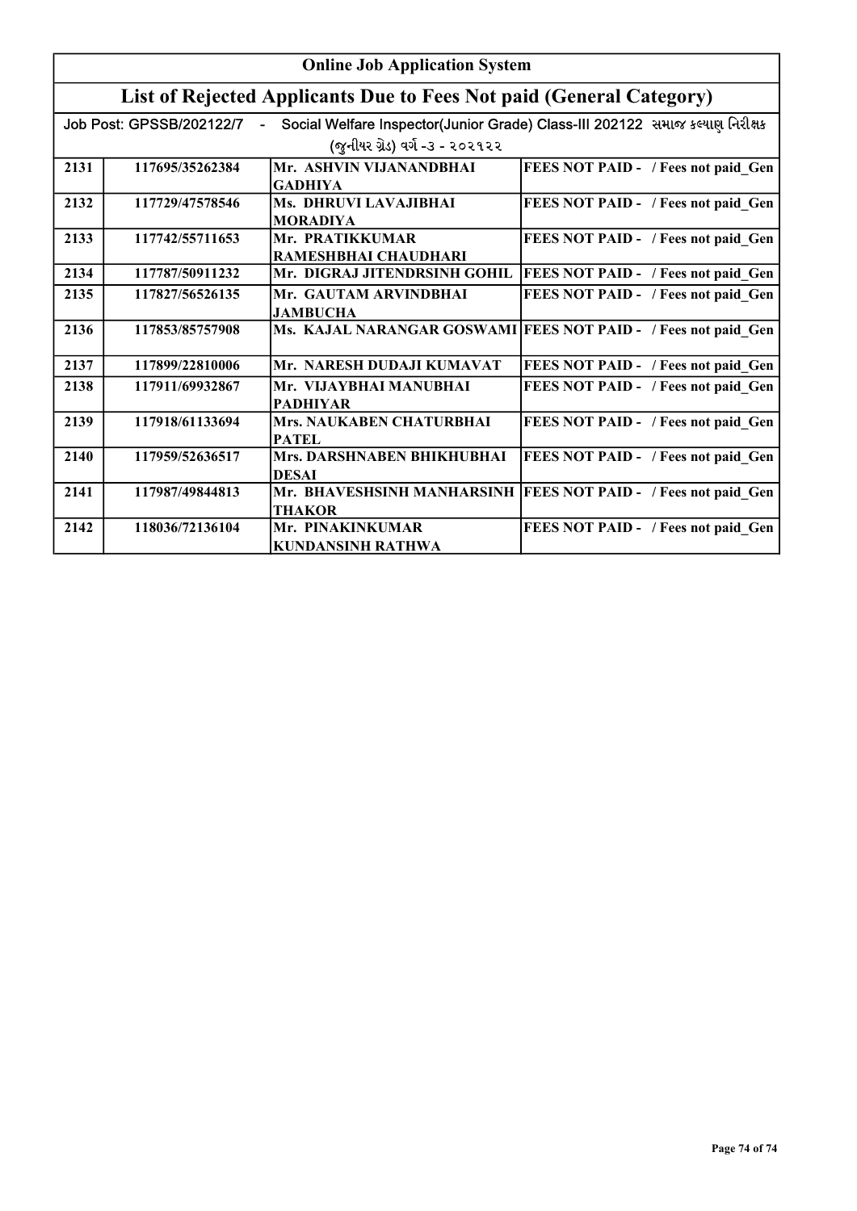# Online Job Application System

## List of Rejected Applicants Due to Fees Not paid (General Category)

Job Post: GPSSB/202122/7 - Social Welfare Inspector(Junior Grade) Class-III 202122 સમાજ કલ્યાણ નિરીક્ષક (જુનીયર ગ્રેડ) વર્ગ -૩ - ૨૦૨૧૨૨

| | | | |
|---|---|---|---|
| 2131 | 117695/35262384 | Mr. ASHVIN VIJANANDBHAI GADHIYA | FEES NOT PAID - / Fees not paid_Gen |
| 2132 | 117729/47578546 | Ms. DHRUVI LAVAJIBHAI MORADIYA | FEES NOT PAID - / Fees not paid_Gen |
| 2133 | 117742/55711653 | Mr. PRATIKKUMAR RAMESHBHAI CHAUDHARI | FEES NOT PAID - / Fees not paid_Gen |
| 2134 | 117787/50911232 | Mr. DIGRAJ JITENDRSINH GOHIL | FEES NOT PAID - / Fees not paid_Gen |
| 2135 | 117827/56526135 | Mr. GAUTAM ARVINDBHAI JAMBUCHA | FEES NOT PAID - / Fees not paid_Gen |
| 2136 | 117853/85757908 | Ms. KAJAL NARANGAR GOSWAMI | FEES NOT PAID - / Fees not paid_Gen |
| 2137 | 117899/22810006 | Mr. NARESH DUDAJI KUMAVAT | FEES NOT PAID - / Fees not paid_Gen |
| 2138 | 117911/69932867 | Mr. VIJAYBHAI MANUBHAI PADHIYAR | FEES NOT PAID - / Fees not paid_Gen |
| 2139 | 117918/61133694 | Mrs. NAUKABEN CHATURBHAI PATEL | FEES NOT PAID - / Fees not paid_Gen |
| 2140 | 117959/52636517 | Mrs. DARSHNABEN BHIKHUBHAI DESAI | FEES NOT PAID - / Fees not paid_Gen |
| 2141 | 117987/49844813 | Mr. BHAVESHSINH MANHARSINH THAKOR | FEES NOT PAID - / Fees not paid_Gen |
| 2142 | 118036/72136104 | Mr. PINAKINKUMAR KUNDANSINH RATHWA | FEES NOT PAID - / Fees not paid_Gen |